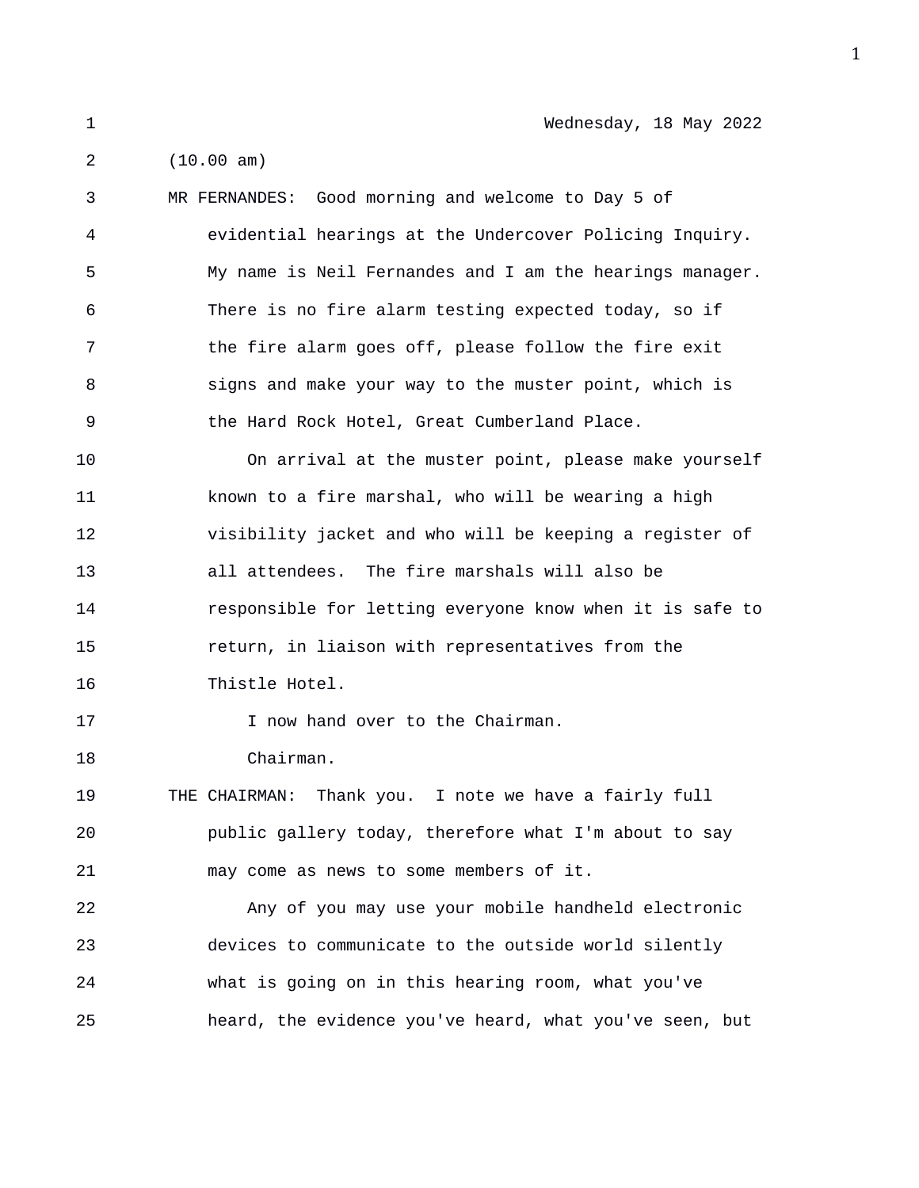Wednesday, 18 May 2022

(10.00 am)

MR FERNANDES: Good morning and welcome to Day 5 of evidential hearings at the Undercover Policing Inquiry. My name is Neil Fernandes and I am the hearings manager. There is no fire alarm testing expected today, so if the fire alarm goes off, please follow the fire exit signs and make your way to the muster point, which is the Hard Rock Hotel, Great Cumberland Place.

On arrival at the muster point, please make yourself known to a fire marshal, who will be wearing a high visibility jacket and who will be keeping a register of all attendees. The fire marshals will also be responsible for letting everyone know when it is safe to return, in liaison with representatives from the Thistle Hotel.

I now hand over to the Chairman.

Chairman.

THE CHAIRMAN: Thank you. I note we have a fairly full public gallery today, therefore what I'm about to say may come as news to some members of it.

Any of you may use your mobile handheld electronic devices to communicate to the outside world silently what is going on in this hearing room, what you've heard, the evidence you've heard, what you've seen, but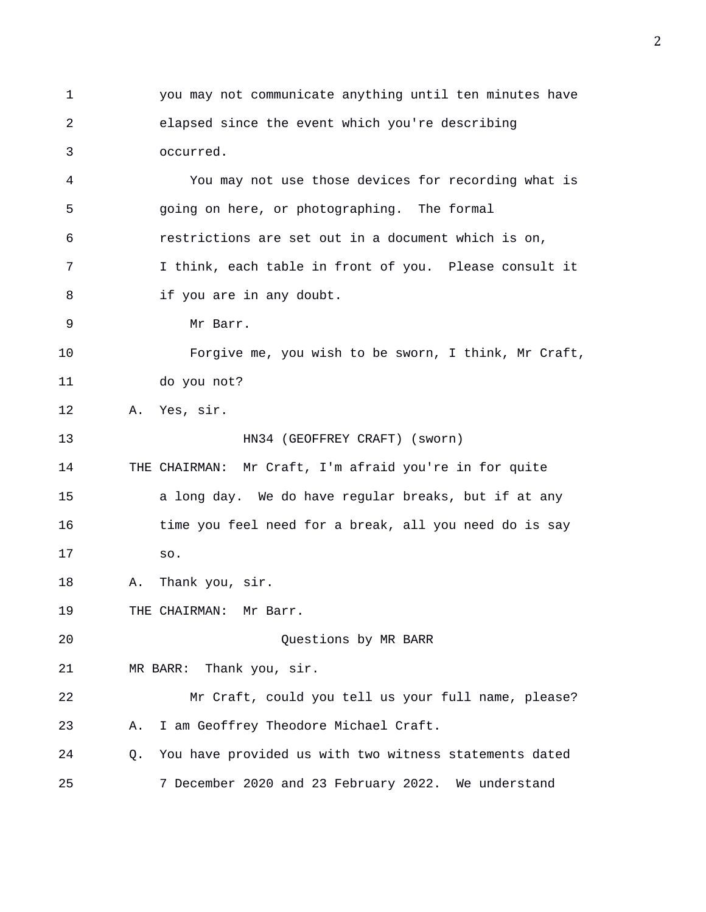you may not communicate anything until ten minutes have elapsed since the event which you're describing occurred.

You may not use those devices for recording what is going on here, or photographing. The formal restrictions are set out in a document which is on, I think, each table in front of you. Please consult it if you are in any doubt.

Mr Barr.

Forgive me, you wish to be sworn, I think, Mr Craft, do you not?

A. Yes, sir.

HN34 (GEOFFREY CRAFT) (sworn)

THE CHAIRMAN: Mr Craft, I'm afraid you're in for quite a long day. We do have regular breaks, but if at any time you feel need for a break, all you need do is say so.

A. Thank you, sir.

THE CHAIRMAN: Mr Barr.

Questions by MR BARR

MR BARR: Thank you, sir.

Mr Craft, could you tell us your full name, please?

A. I am Geoffrey Theodore Michael Craft.

Q. You have provided us with two witness statements dated 7 December 2020 and 23 February 2022. We understand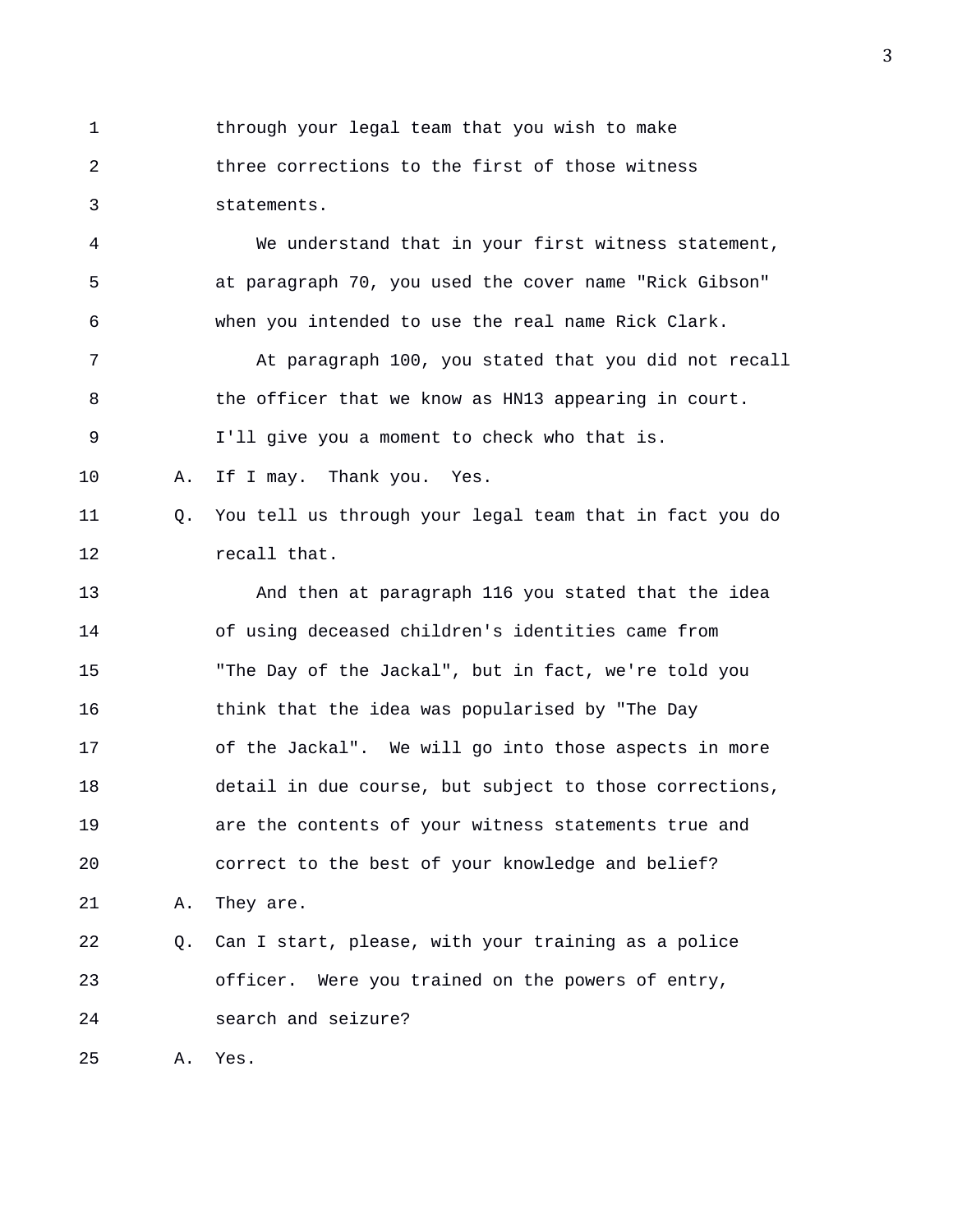1 through your legal team that you wish to make
2 three corrections to the first of those witness
3 statements.
4 We understand that in your first witness statement,
5 at paragraph 70, you used the cover name "Rick Gibson"
6 when you intended to use the real name Rick Clark.
7 At paragraph 100, you stated that you did not recall
8 the officer that we know as HN13 appearing in court.
9 I'll give you a moment to check who that is.
10 A. If I may. Thank you. Yes.
11 Q. You tell us through your legal team that in fact you do
12 recall that.
13 And then at paragraph 116 you stated that the idea
14 of using deceased children's identities came from
15 "The Day of the Jackal", but in fact, we're told you
16 think that the idea was popularised by "The Day
17 of the Jackal". We will go into those aspects in more
18 detail in due course, but subject to those corrections,
19 are the contents of your witness statements true and
20 correct to the best of your knowledge and belief?
21 A. They are.
22 Q. Can I start, please, with your training as a police
23 officer. Were you trained on the powers of entry,
24 search and seizure?
25 A. Yes.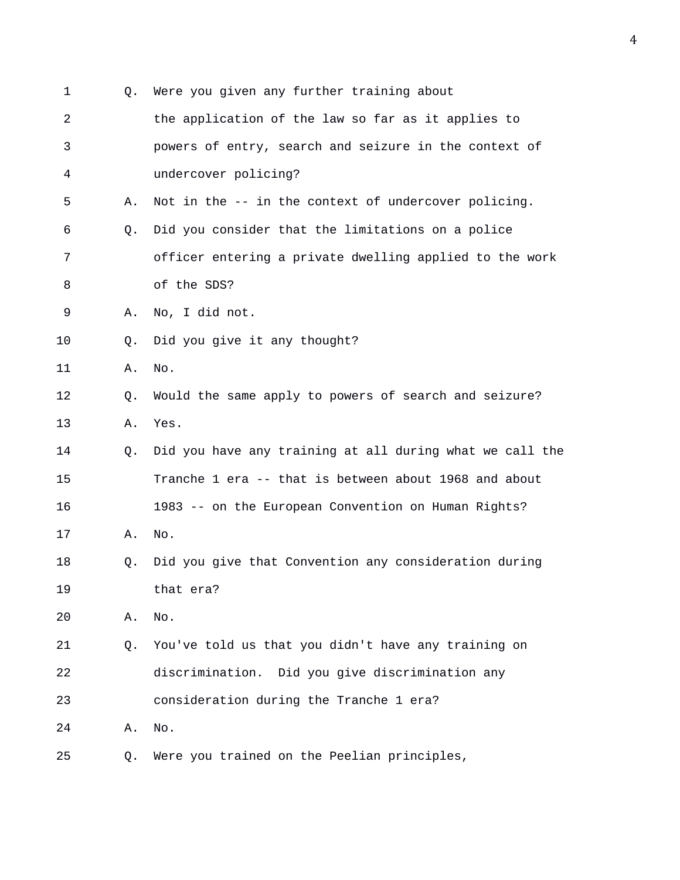Q. Were you given any further training about the application of the law so far as it applies to powers of entry, search and seizure in the context of undercover policing?

A. Not in the -- in the context of undercover policing.

Q. Did you consider that the limitations on a police officer entering a private dwelling applied to the work of the SDS?

A. No, I did not.

Q. Did you give it any thought?

A. No.

Q. Would the same apply to powers of search and seizure?

A. Yes.

Q. Did you have any training at all during what we call the Tranche 1 era -- that is between about 1968 and about 1983 -- on the European Convention on Human Rights?

A. No.

Q. Did you give that Convention any consideration during that era?

A. No.

Q. You've told us that you didn't have any training on discrimination. Did you give discrimination any consideration during the Tranche 1 era?

A. No.

Q. Were you trained on the Peelian principles,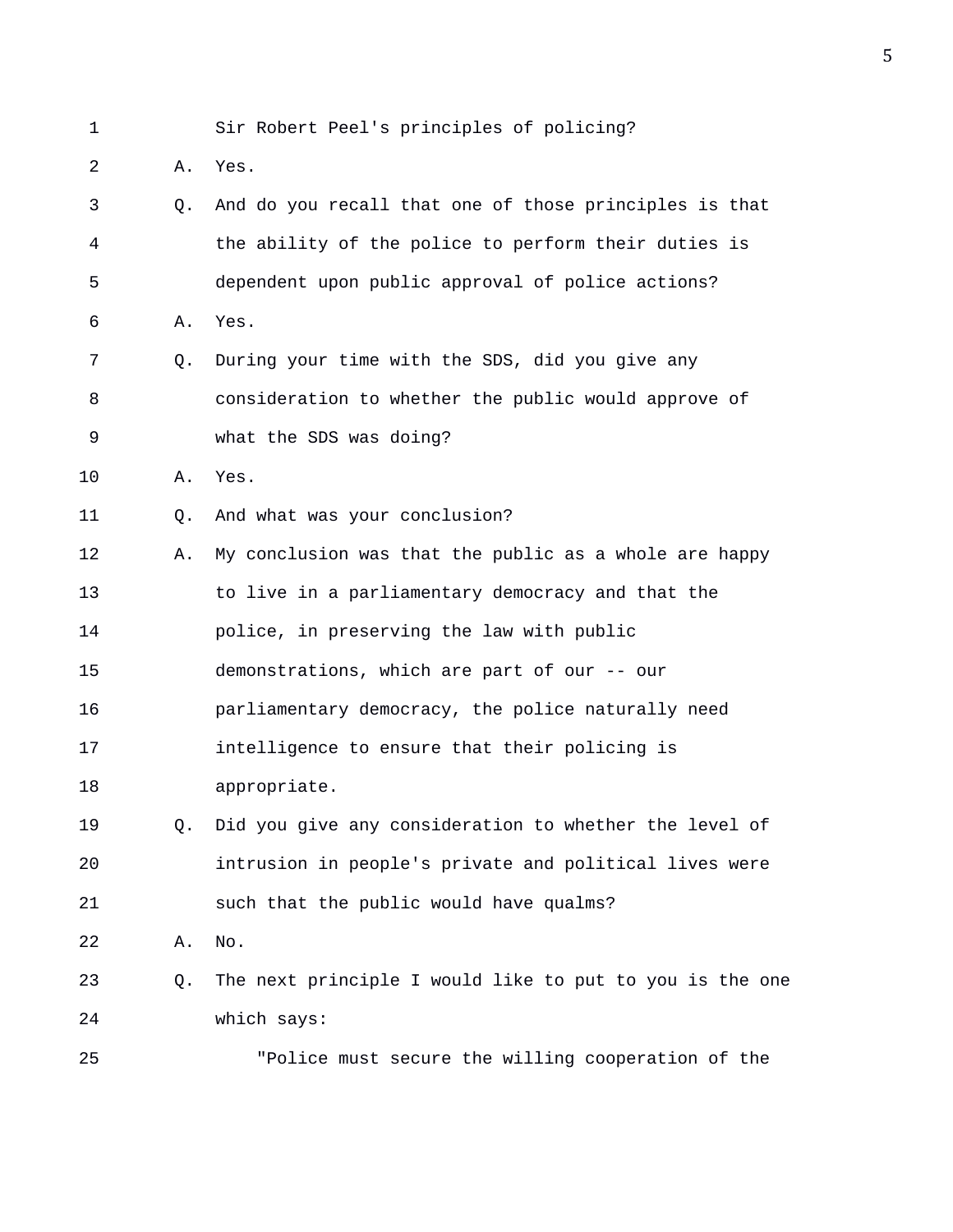Sir Robert Peel's principles of policing?

A. Yes.

Q. And do you recall that one of those principles is that the ability of the police to perform their duties is dependent upon public approval of police actions?

A. Yes.

Q. During your time with the SDS, did you give any consideration to whether the public would approve of what the SDS was doing?

A. Yes.

Q. And what was your conclusion?

A. My conclusion was that the public as a whole are happy to live in a parliamentary democracy and that the police, in preserving the law with public demonstrations, which are part of our -- our parliamentary democracy, the police naturally need intelligence to ensure that their policing is appropriate.

Q. Did you give any consideration to whether the level of intrusion in people's private and political lives were such that the public would have qualms?

A. No.

Q. The next principle I would like to put to you is the one which says:

"Police must secure the willing cooperation of the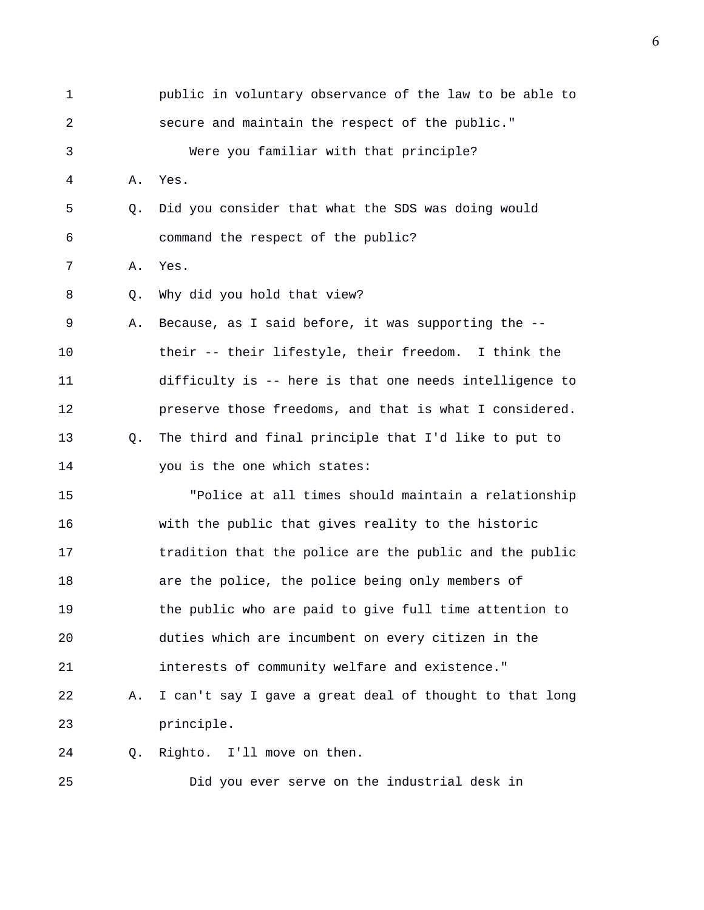public in voluntary observance of the law to be able to secure and maintain the respect of the public."

Were you familiar with that principle?

A. Yes.

Q. Did you consider that what the SDS was doing would command the respect of the public?

A. Yes.

Q. Why did you hold that view?

A. Because, as I said before, it was supporting the -- their -- their lifestyle, their freedom. I think the difficulty is -- here is that one needs intelligence to preserve those freedoms, and that is what I considered.

Q. The third and final principle that I'd like to put to you is the one which states:

"Police at all times should maintain a relationship with the public that gives reality to the historic tradition that the police are the public and the public are the police, the police being only members of the public who are paid to give full time attention to duties which are incumbent on every citizen in the interests of community welfare and existence."

A. I can't say I gave a great deal of thought to that long principle.

Q. Righto. I'll move on then.

Did you ever serve on the industrial desk in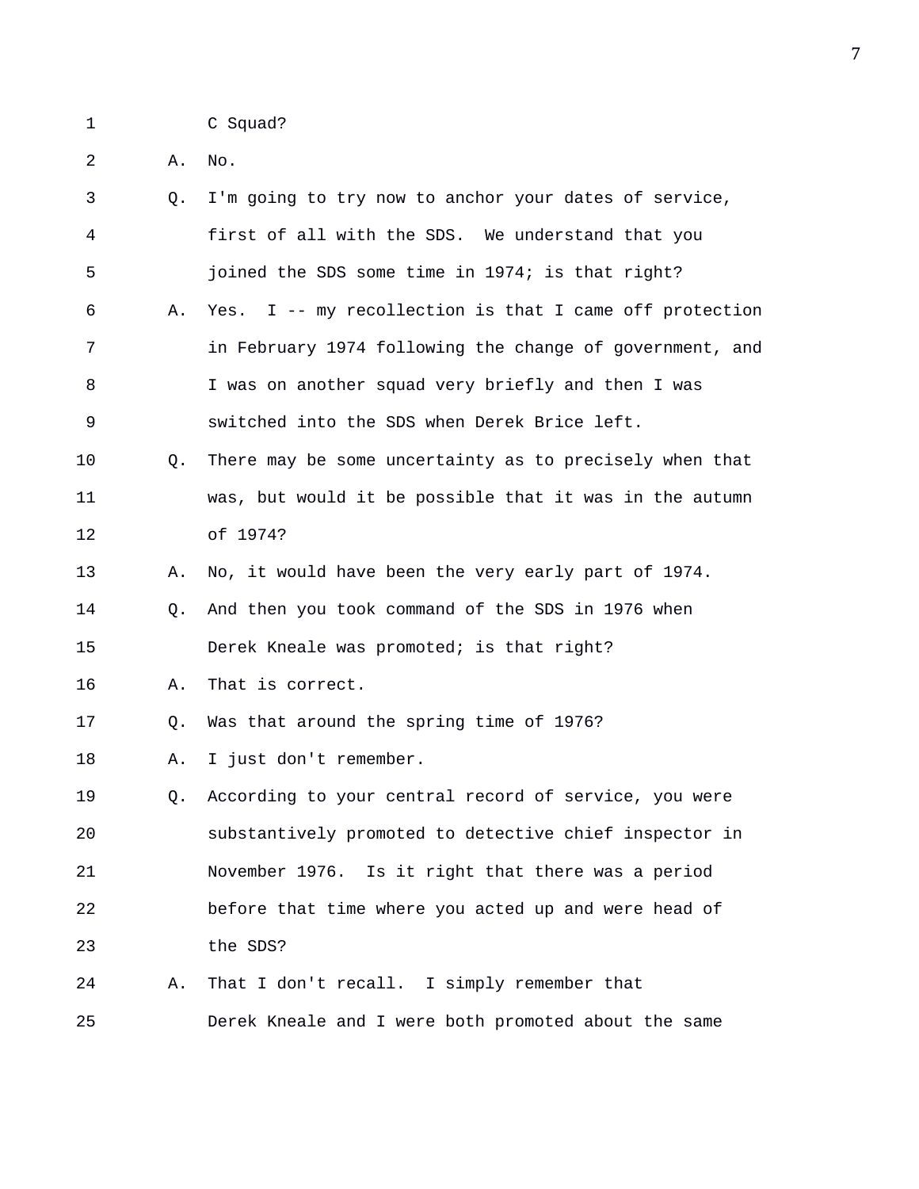1 C Squad?

2 A. No.

3 Q. I'm going to try now to anchor your dates of service,

4 first of all with the SDS. We understand that you

5 joined the SDS some time in 1974; is that right?

6 A. Yes. I -- my recollection is that I came off protection

7 in February 1974 following the change of government, and

8 I was on another squad very briefly and then I was

9 switched into the SDS when Derek Brice left.

10 Q. There may be some uncertainty as to precisely when that

11 was, but would it be possible that it was in the autumn

12 of 1974?

13 A. No, it would have been the very early part of 1974.

14 Q. And then you took command of the SDS in 1976 when

15 Derek Kneale was promoted; is that right?

16 A. That is correct.

17 Q. Was that around the spring time of 1976?

18 A. I just don't remember.

19 Q. According to your central record of service, you were

20 substantively promoted to detective chief inspector in

21 November 1976. Is it right that there was a period

22 before that time where you acted up and were head of

23 the SDS?

24 A. That I don't recall. I simply remember that

25 Derek Kneale and I were both promoted about the same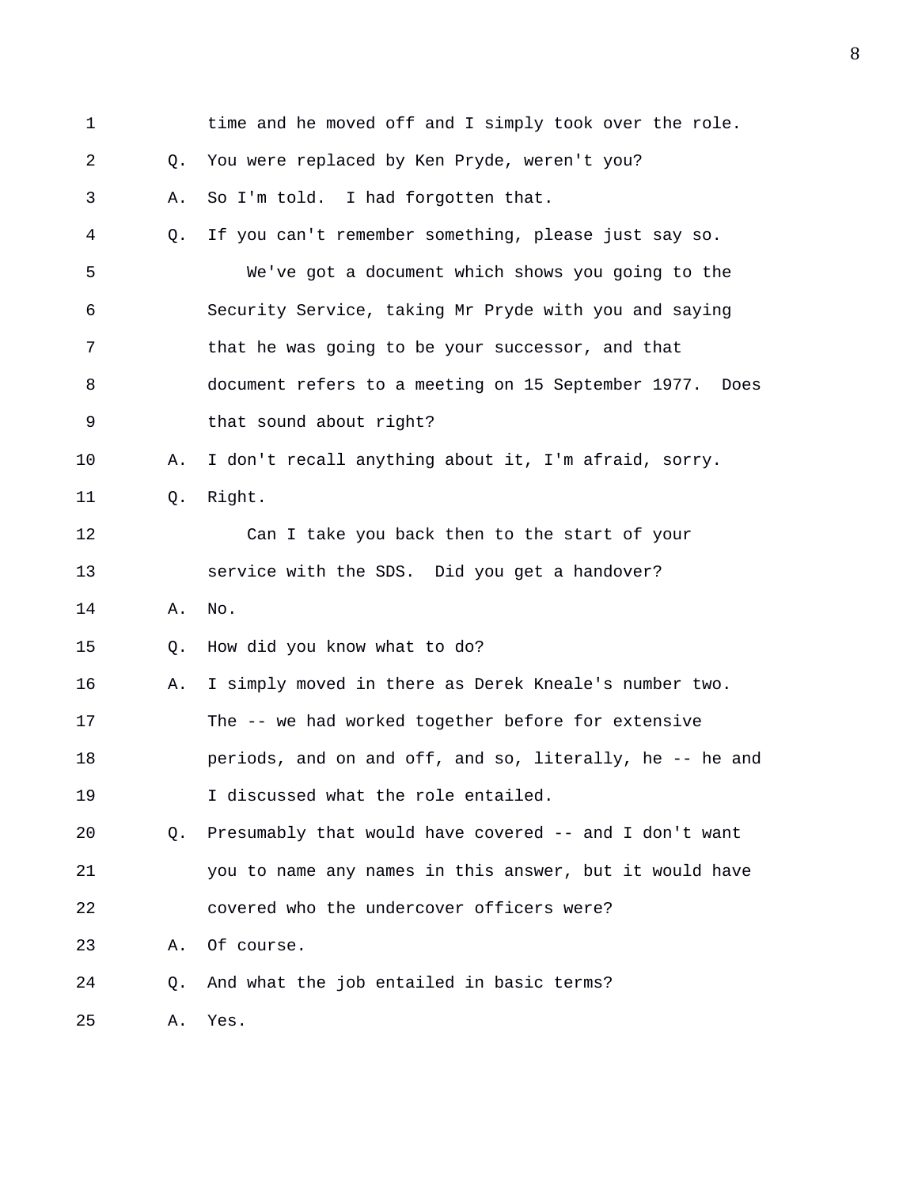time and he moved off and I simply took over the role.

Q. You were replaced by Ken Pryde, weren't you?

A. So I'm told. I had forgotten that.

Q. If you can't remember something, please just say so.

We've got a document which shows you going to the Security Service, taking Mr Pryde with you and saying that he was going to be your successor, and that document refers to a meeting on 15 September 1977. Does that sound about right?

A. I don't recall anything about it, I'm afraid, sorry.

Q. Right.

Can I take you back then to the start of your service with the SDS. Did you get a handover?

A. No.

Q. How did you know what to do?

A. I simply moved in there as Derek Kneale's number two. The -- we had worked together before for extensive periods, and on and off, and so, literally, he -- he and I discussed what the role entailed.

Q. Presumably that would have covered -- and I don't want you to name any names in this answer, but it would have covered who the undercover officers were?

A. Of course.

Q. And what the job entailed in basic terms?

A. Yes.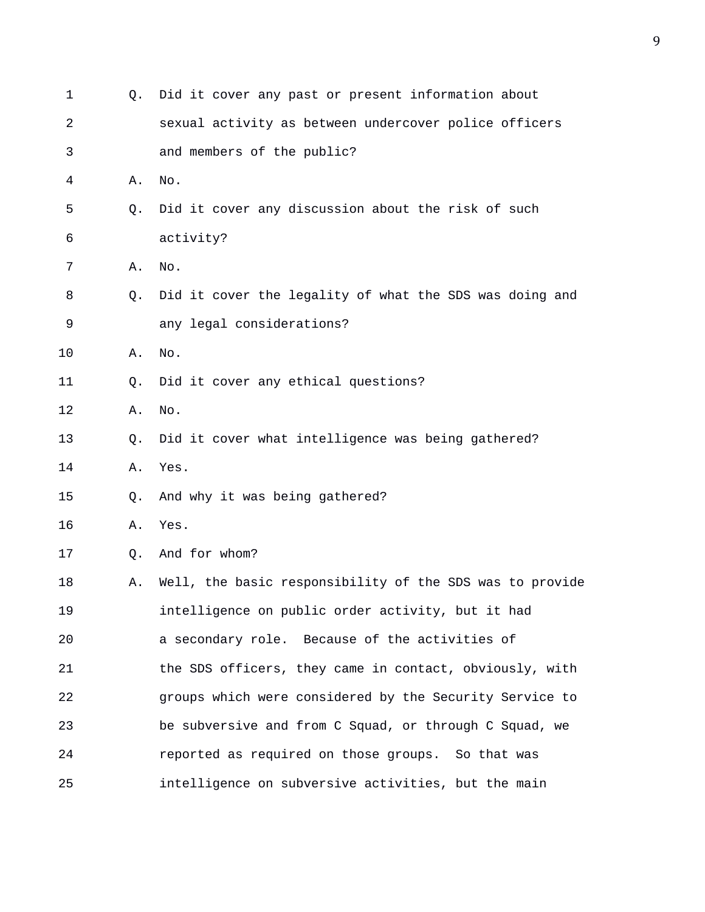Q. Did it cover any past or present information about sexual activity as between undercover police officers and members of the public?

A. No.

Q. Did it cover any discussion about the risk of such activity?

A. No.

Q. Did it cover the legality of what the SDS was doing and any legal considerations?

A. No.

Q. Did it cover any ethical questions?

A. No.

Q. Did it cover what intelligence was being gathered?

A. Yes.

Q. And why it was being gathered?

A. Yes.

Q. And for whom?

A. Well, the basic responsibility of the SDS was to provide intelligence on public order activity, but it had a secondary role. Because of the activities of the SDS officers, they came in contact, obviously, with groups which were considered by the Security Service to be subversive and from C Squad, or through C Squad, we reported as required on those groups. So that was intelligence on subversive activities, but the main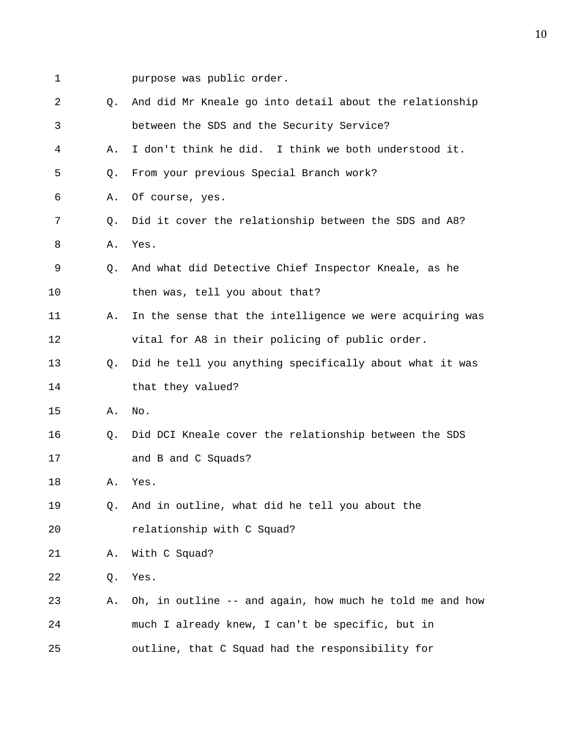purpose was public order.

Q. And did Mr Kneale go into detail about the relationship between the SDS and the Security Service?

A. I don't think he did. I think we both understood it.

Q. From your previous Special Branch work?

A. Of course, yes.

Q. Did it cover the relationship between the SDS and A8?

A. Yes.

Q. And what did Detective Chief Inspector Kneale, as he then was, tell you about that?

A. In the sense that the intelligence we were acquiring was vital for A8 in their policing of public order.

Q. Did he tell you anything specifically about what it was that they valued?

A. No.

Q. Did DCI Kneale cover the relationship between the SDS and B and C Squads?

A. Yes.

Q. And in outline, what did he tell you about the relationship with C Squad?

A. With C Squad?

Q. Yes.

A. Oh, in outline -- and again, how much he told me and how much I already knew, I can't be specific, but in outline, that C Squad had the responsibility for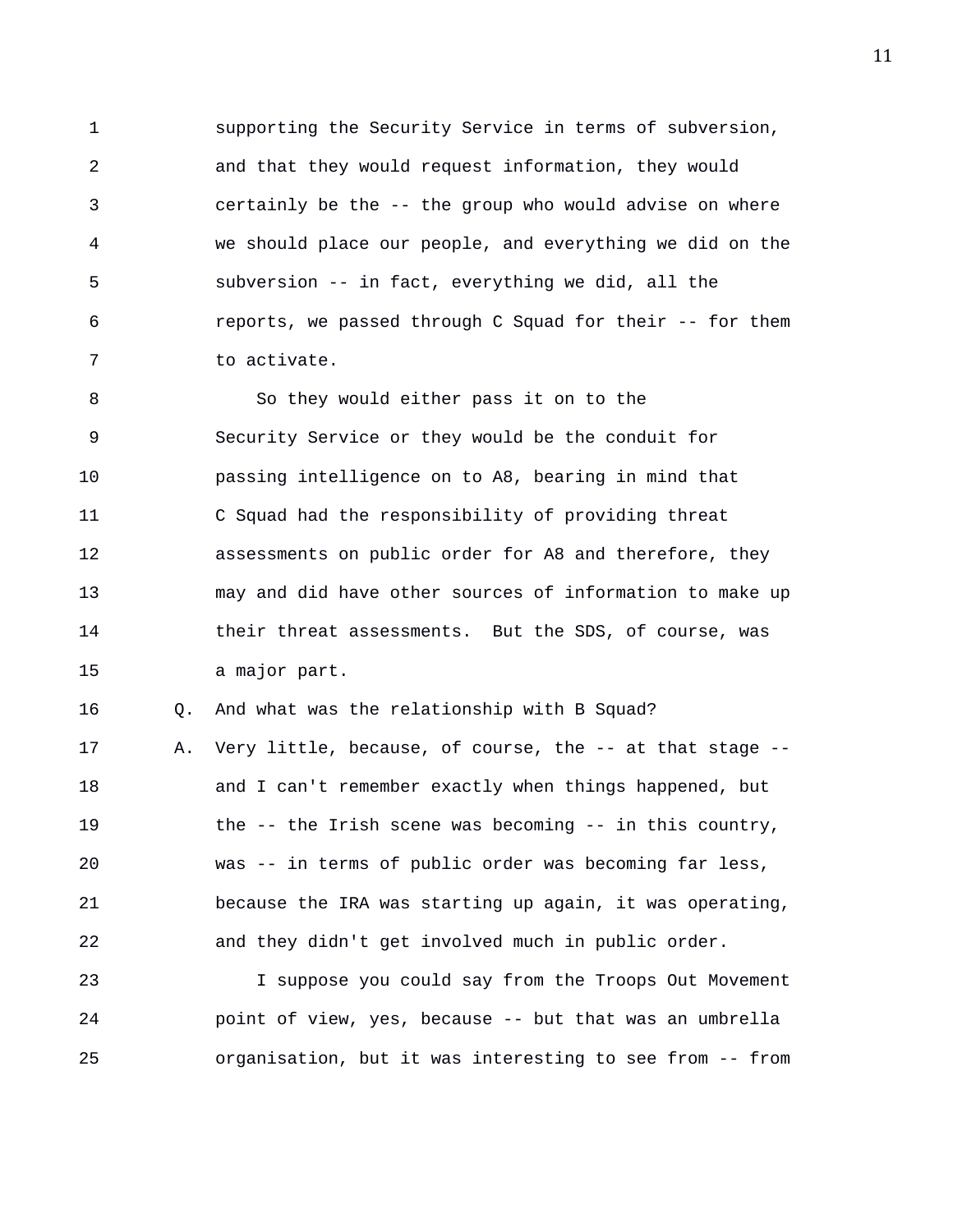supporting the Security Service in terms of subversion, and that they would request information, they would certainly be the -- the group who would advise on where we should place our people, and everything we did on the subversion -- in fact, everything we did, all the reports, we passed through C Squad for their -- for them to activate.

So they would either pass it on to the Security Service or they would be the conduit for passing intelligence on to A8, bearing in mind that C Squad had the responsibility of providing threat assessments on public order for A8 and therefore, they may and did have other sources of information to make up their threat assessments. But the SDS, of course, was a major part.

Q. And what was the relationship with B Squad?

A. Very little, because, of course, the -- at that stage -- and I can't remember exactly when things happened, but the -- the Irish scene was becoming -- in this country, was -- in terms of public order was becoming far less, because the IRA was starting up again, it was operating, and they didn't get involved much in public order.

I suppose you could say from the Troops Out Movement point of view, yes, because -- but that was an umbrella organisation, but it was interesting to see from -- from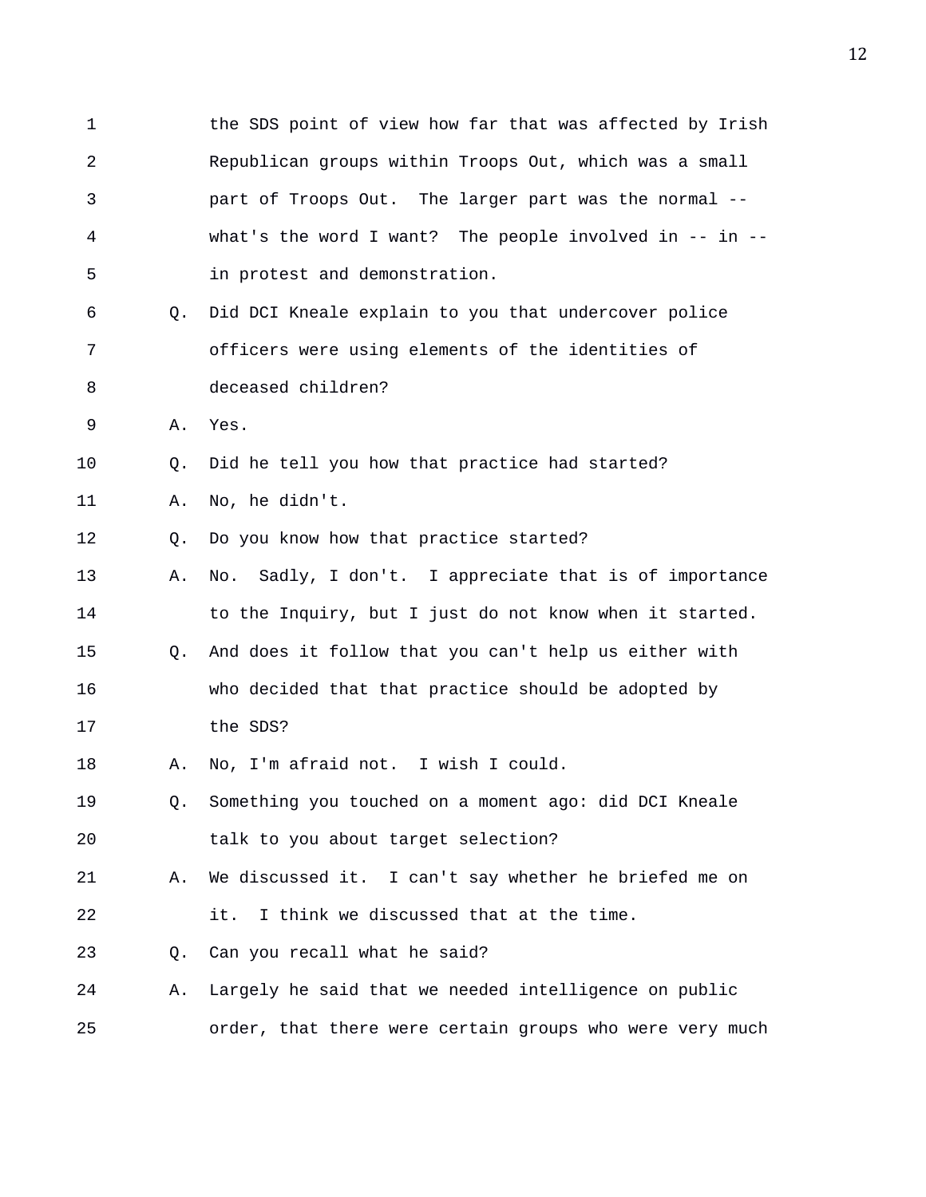1 the SDS point of view how far that was affected by Irish
2 Republican groups within Troops Out, which was a small
3 part of Troops Out. The larger part was the normal --
4 what's the word I want? The people involved in -- in --
5 in protest and demonstration.
6 Q. Did DCI Kneale explain to you that undercover police
7 officers were using elements of the identities of
8 deceased children?
9 A. Yes.
10 Q. Did he tell you how that practice had started?
11 A. No, he didn't.
12 Q. Do you know how that practice started?
13 A. No. Sadly, I don't. I appreciate that is of importance
14 to the Inquiry, but I just do not know when it started.
15 Q. And does it follow that you can't help us either with
16 who decided that that practice should be adopted by
17 the SDS?
18 A. No, I'm afraid not. I wish I could.
19 Q. Something you touched on a moment ago: did DCI Kneale
20 talk to you about target selection?
21 A. We discussed it. I can't say whether he briefed me on
22 it. I think we discussed that at the time.
23 Q. Can you recall what he said?
24 A. Largely he said that we needed intelligence on public
25 order, that there were certain groups who were very much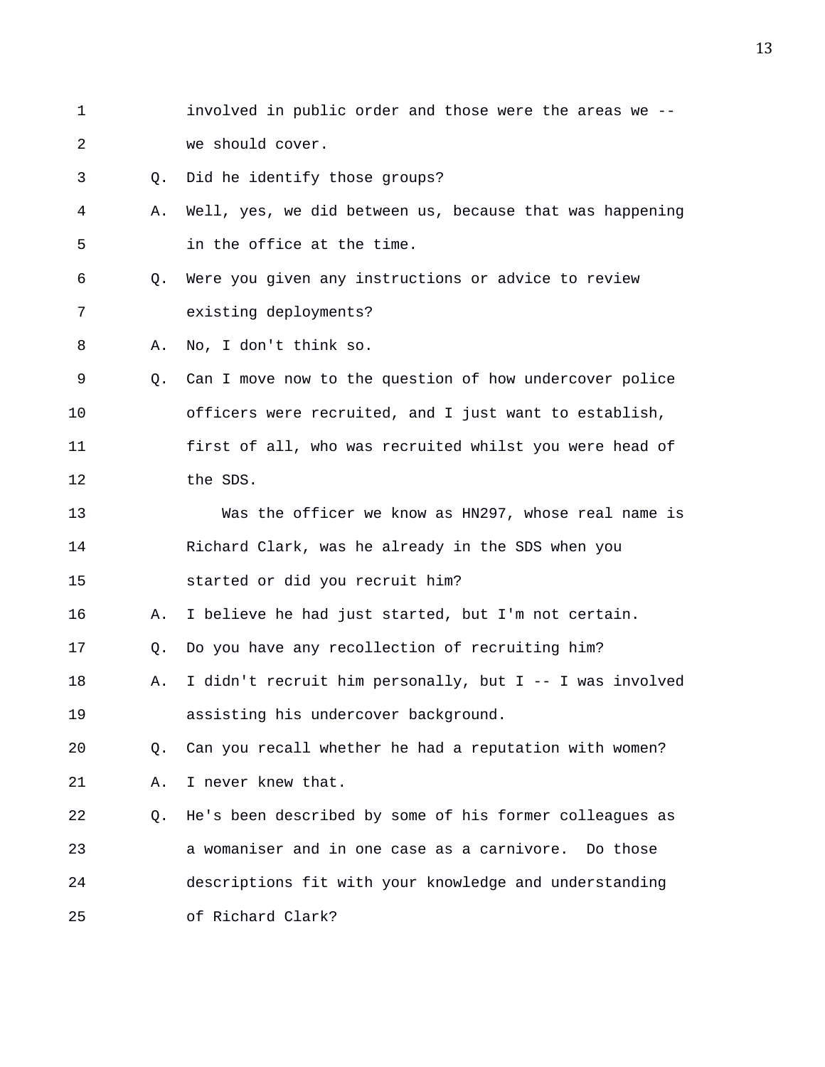1 involved in public order and those were the areas we --
2 we should cover.
3 Q. Did he identify those groups?
4 A. Well, yes, we did between us, because that was happening
5 in the office at the time.
6 Q. Were you given any instructions or advice to review
7 existing deployments?
8 A. No, I don't think so.
9 Q. Can I move now to the question of how undercover police
10 officers were recruited, and I just want to establish,
11 first of all, who was recruited whilst you were head of
12 the SDS.
13 Was the officer we know as HN297, whose real name is
14 Richard Clark, was he already in the SDS when you
15 started or did you recruit him?
16 A. I believe he had just started, but I'm not certain.
17 Q. Do you have any recollection of recruiting him?
18 A. I didn't recruit him personally, but I -- I was involved
19 assisting his undercover background.
20 Q. Can you recall whether he had a reputation with women?
21 A. I never knew that.
22 Q. He's been described by some of his former colleagues as
23 a womaniser and in one case as a carnivore. Do those
24 descriptions fit with your knowledge and understanding
25 of Richard Clark?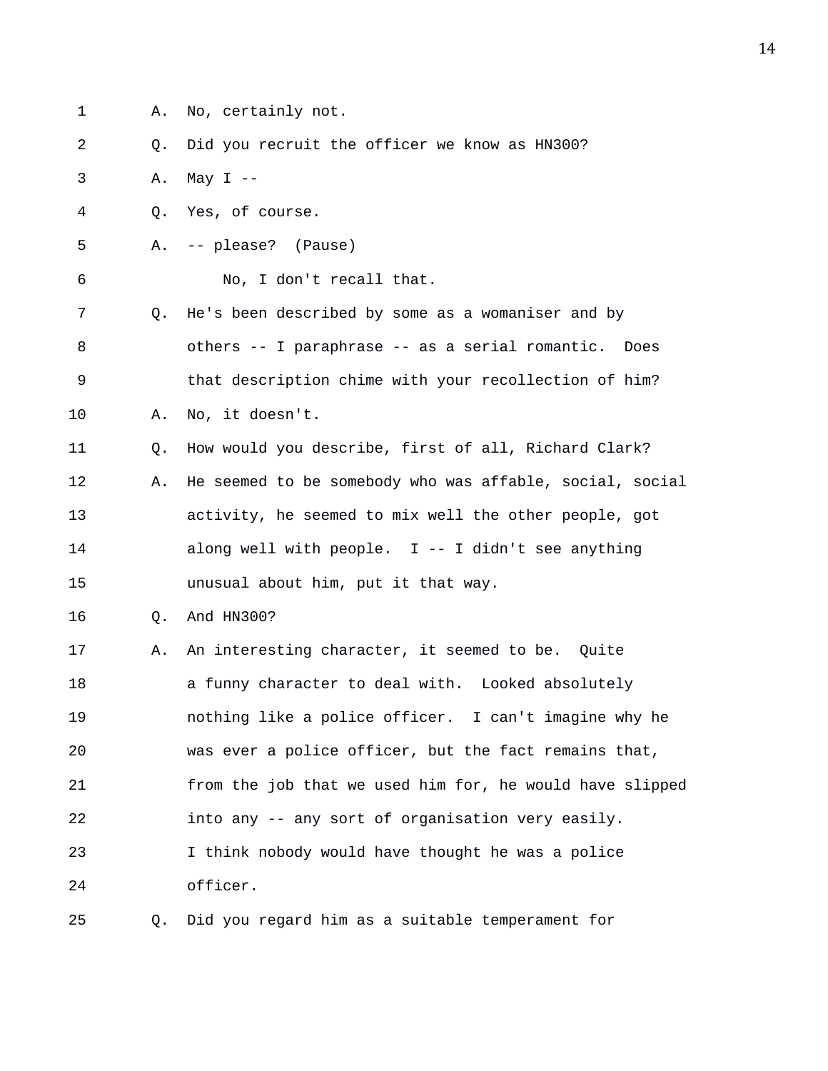1 A. No, certainly not.

2 Q. Did you recruit the officer we know as HN300?

3 A. May I --

4 Q. Yes, of course.

5 A. -- please? (Pause)

6 No, I don't recall that.

7 Q. He's been described by some as a womaniser and by

8 others -- I paraphrase -- as a serial romantic. Does

9 that description chime with your recollection of him?

10 A. No, it doesn't.

11 Q. How would you describe, first of all, Richard Clark?

12 A. He seemed to be somebody who was affable, social, social

13 activity, he seemed to mix well the other people, got

14 along well with people. I -- I didn't see anything

15 unusual about him, put it that way.

16 Q. And HN300?

17 A. An interesting character, it seemed to be. Quite

18 a funny character to deal with. Looked absolutely

19 nothing like a police officer. I can't imagine why he

20 was ever a police officer, but the fact remains that,

21 from the job that we used him for, he would have slipped

22 into any -- any sort of organisation very easily.

23 I think nobody would have thought he was a police

24 officer.

25 Q. Did you regard him as a suitable temperament for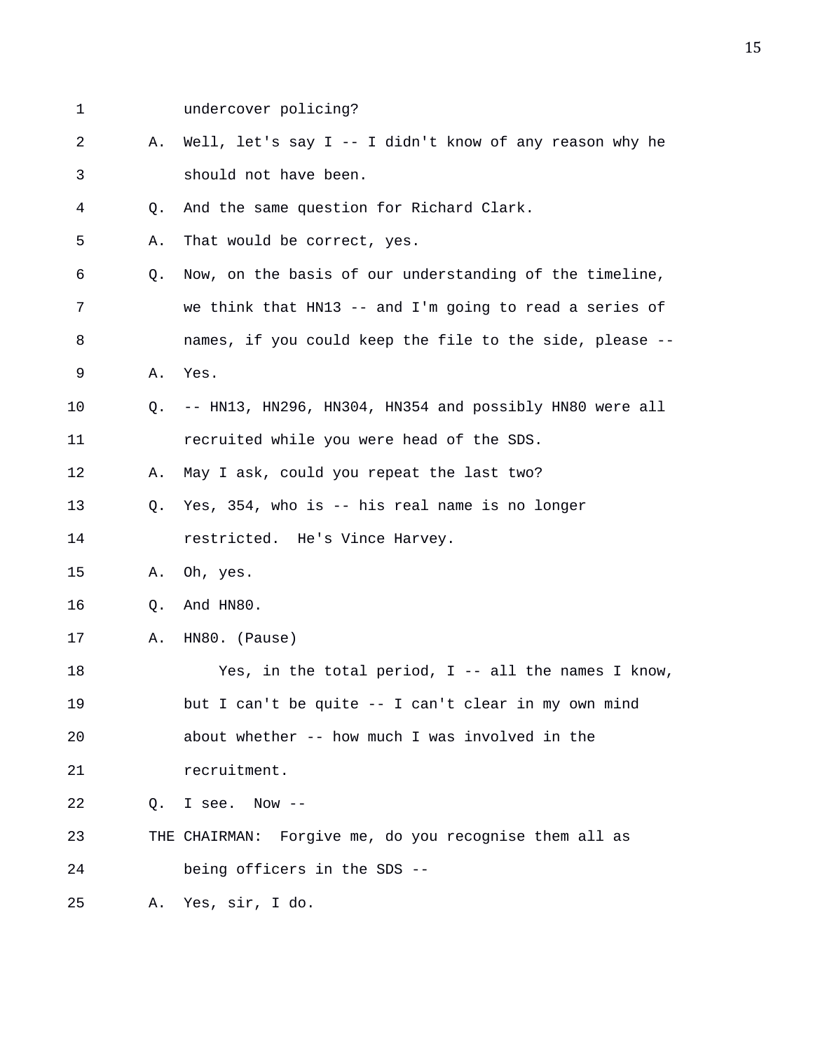1 undercover policing?

2 A. Well, let's say I -- I didn't know of any reason why he

3 should not have been.

4 Q. And the same question for Richard Clark.

5 A. That would be correct, yes.

6 Q. Now, on the basis of our understanding of the timeline,

7 we think that HN13 -- and I'm going to read a series of

8 names, if you could keep the file to the side, please --

9 A. Yes.

10 Q. -- HN13, HN296, HN304, HN354 and possibly HN80 were all

11 recruited while you were head of the SDS.

12 A. May I ask, could you repeat the last two?

13 Q. Yes, 354, who is -- his real name is no longer

14 restricted. He's Vince Harvey.

15 A. Oh, yes.

16 Q. And HN80.

17 A. HN80. (Pause)

18 Yes, in the total period, I -- all the names I know,

19 but I can't be quite -- I can't clear in my own mind

20 about whether -- how much I was involved in the

21 recruitment.

22 Q. I see. Now --

23 THE CHAIRMAN: Forgive me, do you recognise them all as

24 being officers in the SDS --

25 A. Yes, sir, I do.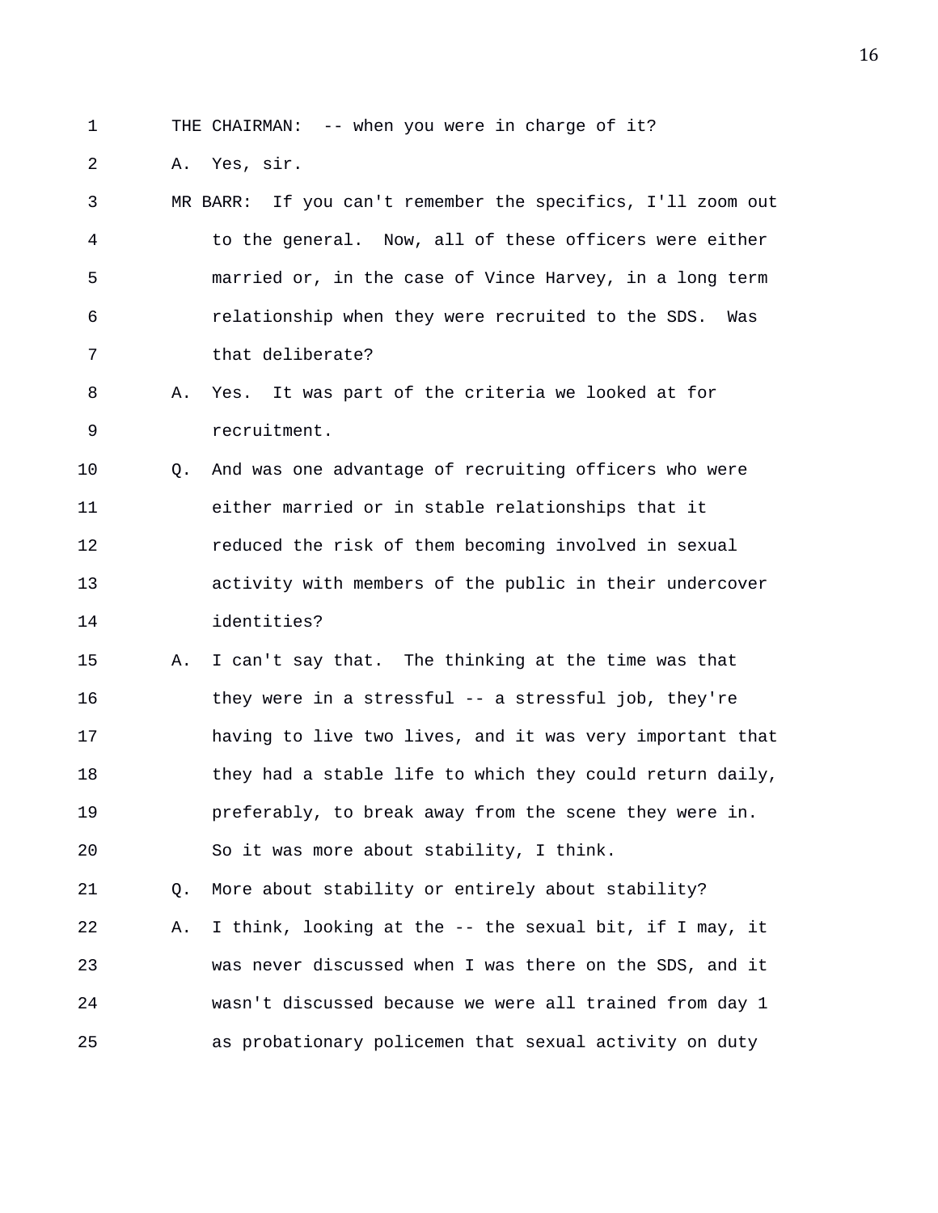THE CHAIRMAN: -- when you were in charge of it?

A. Yes, sir.

MR BARR: If you can't remember the specifics, I'll zoom out to the general. Now, all of these officers were either married or, in the case of Vince Harvey, in a long term relationship when they were recruited to the SDS. Was that deliberate?

A. Yes. It was part of the criteria we looked at for recruitment.

Q. And was one advantage of recruiting officers who were either married or in stable relationships that it reduced the risk of them becoming involved in sexual activity with members of the public in their undercover identities?

A. I can't say that. The thinking at the time was that they were in a stressful -- a stressful job, they're having to live two lives, and it was very important that they had a stable life to which they could return daily, preferably, to break away from the scene they were in. So it was more about stability, I think.

Q. More about stability or entirely about stability?

A. I think, looking at the -- the sexual bit, if I may, it was never discussed when I was there on the SDS, and it wasn't discussed because we were all trained from day 1 as probationary policemen that sexual activity on duty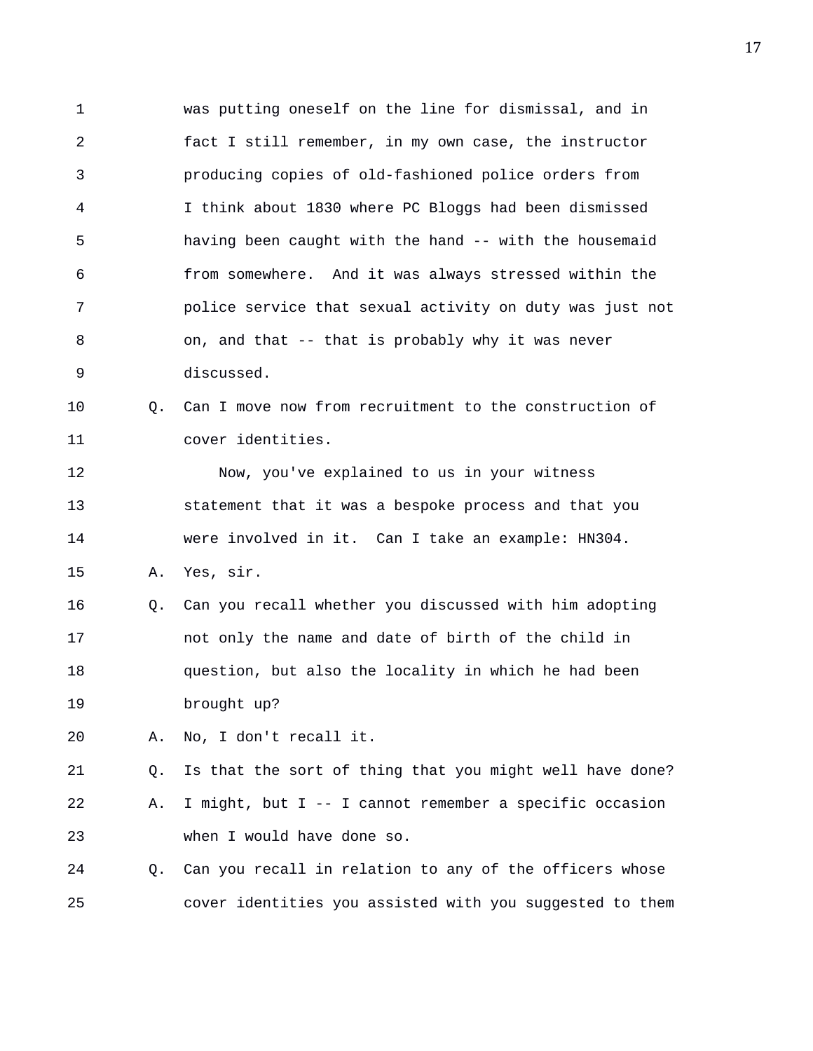was putting oneself on the line for dismissal, and in fact I still remember, in my own case, the instructor producing copies of old-fashioned police orders from I think about 1830 where PC Bloggs had been dismissed having been caught with the hand -- with the housemaid from somewhere. And it was always stressed within the police service that sexual activity on duty was just not on, and that -- that is probably why it was never discussed.

Q. Can I move now from recruitment to the construction of cover identities.

Now, you've explained to us in your witness statement that it was a bespoke process and that you were involved in it. Can I take an example: HN304.

A. Yes, sir.

Q. Can you recall whether you discussed with him adopting not only the name and date of birth of the child in question, but also the locality in which he had been brought up?

A. No, I don't recall it.

Q. Is that the sort of thing that you might well have done?

A. I might, but I -- I cannot remember a specific occasion when I would have done so.

Q. Can you recall in relation to any of the officers whose cover identities you assisted with you suggested to them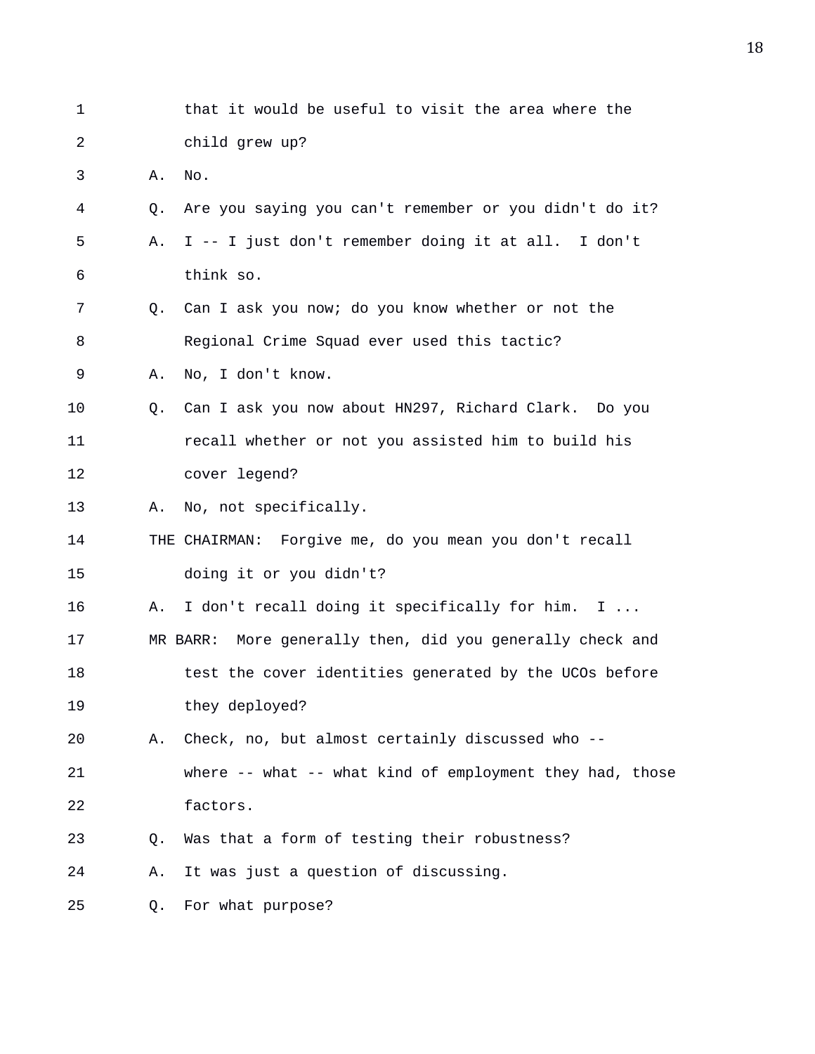that it would be useful to visit the area where the child grew up?

A. No.

Q. Are you saying you can't remember or you didn't do it?

A. I -- I just don't remember doing it at all. I don't think so.

Q. Can I ask you now; do you know whether or not the Regional Crime Squad ever used this tactic?

A. No, I don't know.

Q. Can I ask you now about HN297, Richard Clark. Do you recall whether or not you assisted him to build his cover legend?

A. No, not specifically.

THE CHAIRMAN: Forgive me, do you mean you don't recall doing it or you didn't?

A. I don't recall doing it specifically for him. I ...

MR BARR: More generally then, did you generally check and test the cover identities generated by the UCOs before they deployed?

A. Check, no, but almost certainly discussed who -- where -- what -- what kind of employment they had, those factors.

Q. Was that a form of testing their robustness?

A. It was just a question of discussing.

Q. For what purpose?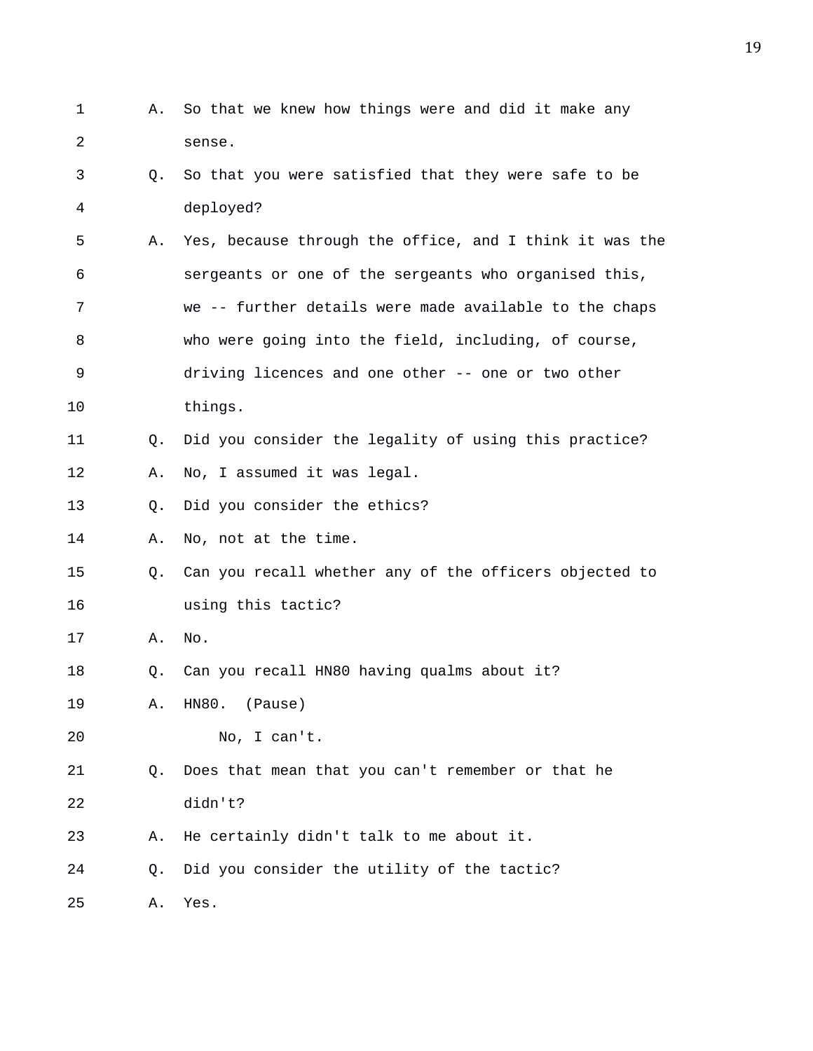A. So that we knew how things were and did it make any sense.

Q. So that you were satisfied that they were safe to be deployed?

A. Yes, because through the office, and I think it was the sergeants or one of the sergeants who organised this, we -- further details were made available to the chaps who were going into the field, including, of course, driving licences and one other -- one or two other things.

Q. Did you consider the legality of using this practice?

A. No, I assumed it was legal.

Q. Did you consider the ethics?

A. No, not at the time.

Q. Can you recall whether any of the officers objected to using this tactic?

A. No.

Q. Can you recall HN80 having qualms about it?

A. HN80. (Pause)

No, I can't.

Q. Does that mean that you can't remember or that he didn't?

A. He certainly didn't talk to me about it.

Q. Did you consider the utility of the tactic?

A. Yes.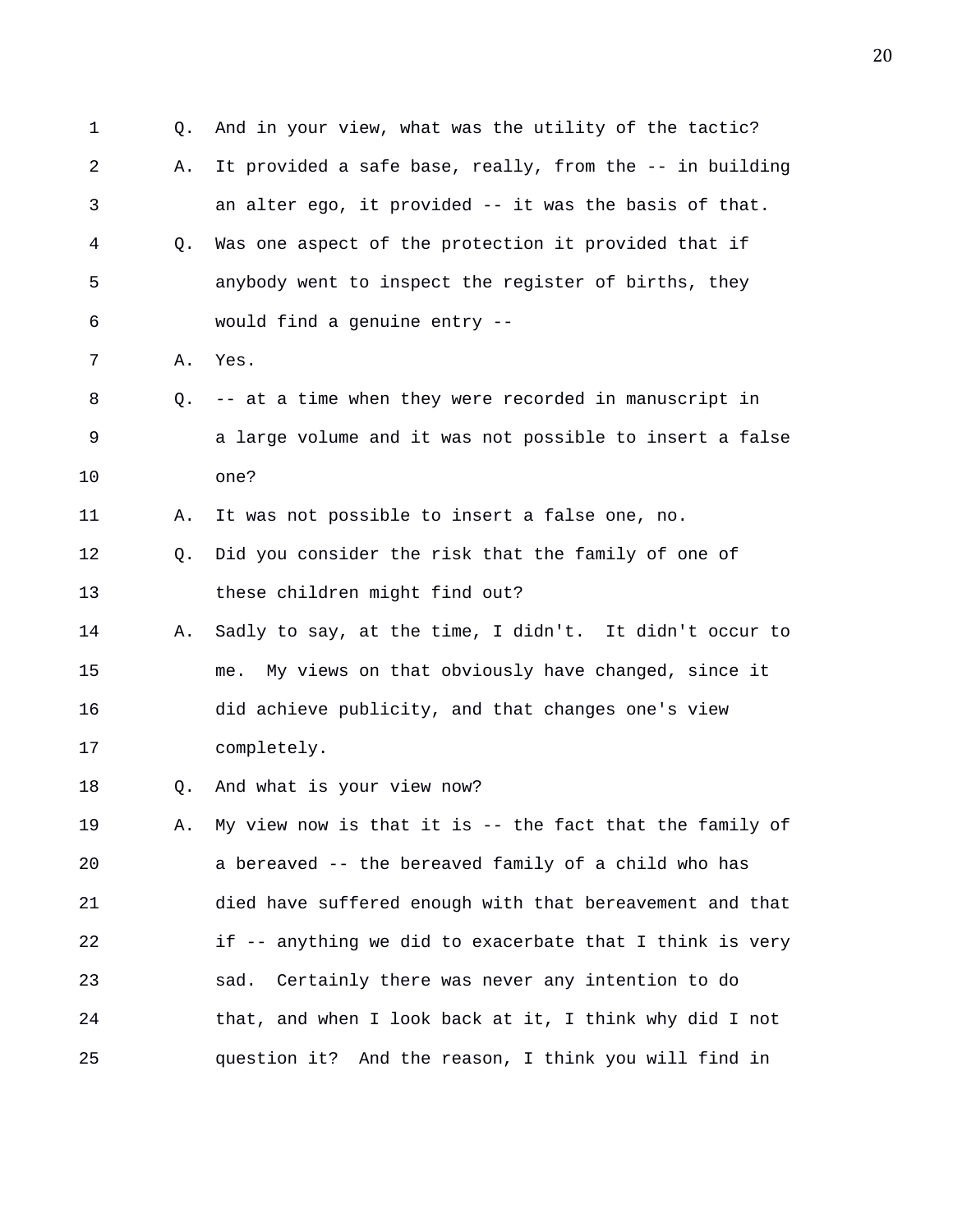Q. And in your view, what was the utility of the tactic?

A. It provided a safe base, really, from the -- in building an alter ego, it provided -- it was the basis of that.

Q. Was one aspect of the protection it provided that if anybody went to inspect the register of births, they would find a genuine entry --

A. Yes.

Q. -- at a time when they were recorded in manuscript in a large volume and it was not possible to insert a false one?

A. It was not possible to insert a false one, no.

Q. Did you consider the risk that the family of one of these children might find out?

A. Sadly to say, at the time, I didn't. It didn't occur to me. My views on that obviously have changed, since it did achieve publicity, and that changes one's view completely.

Q. And what is your view now?

A. My view now is that it is -- the fact that the family of a bereaved -- the bereaved family of a child who has died have suffered enough with that bereavement and that if -- anything we did to exacerbate that I think is very sad. Certainly there was never any intention to do that, and when I look back at it, I think why did I not question it? And the reason, I think you will find in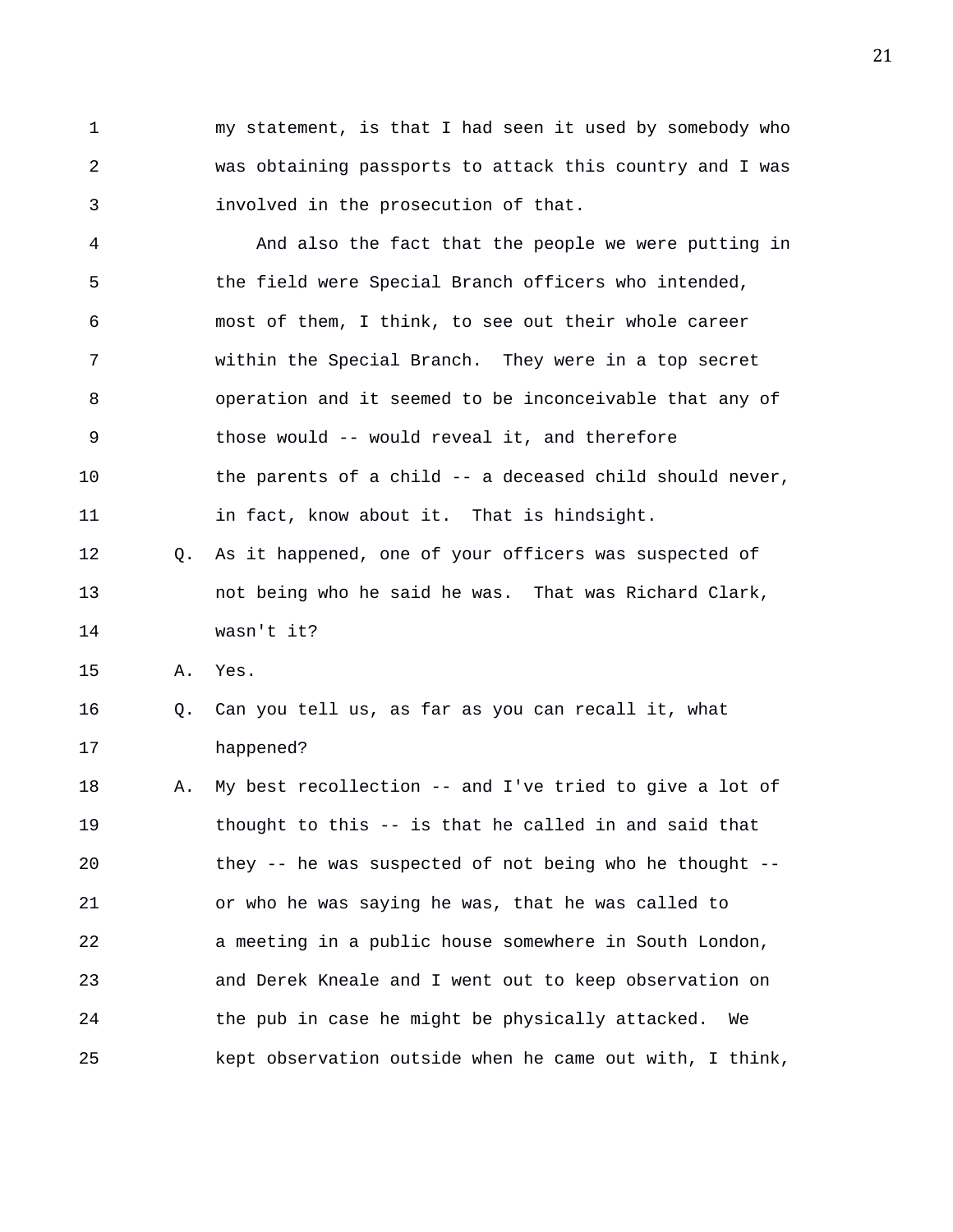my statement, is that I had seen it used by somebody who was obtaining passports to attack this country and I was involved in the prosecution of that.

And also the fact that the people we were putting in the field were Special Branch officers who intended, most of them, I think, to see out their whole career within the Special Branch. They were in a top secret operation and it seemed to be inconceivable that any of those would -- would reveal it, and therefore the parents of a child -- a deceased child should never, in fact, know about it. That is hindsight.

Q. As it happened, one of your officers was suspected of not being who he said he was. That was Richard Clark, wasn't it?

A. Yes.

Q. Can you tell us, as far as you can recall it, what happened?

A. My best recollection -- and I've tried to give a lot of thought to this -- is that he called in and said that they -- he was suspected of not being who he thought -- or who he was saying he was, that he was called to a meeting in a public house somewhere in South London, and Derek Kneale and I went out to keep observation on the pub in case he might be physically attacked. We kept observation outside when he came out with, I think,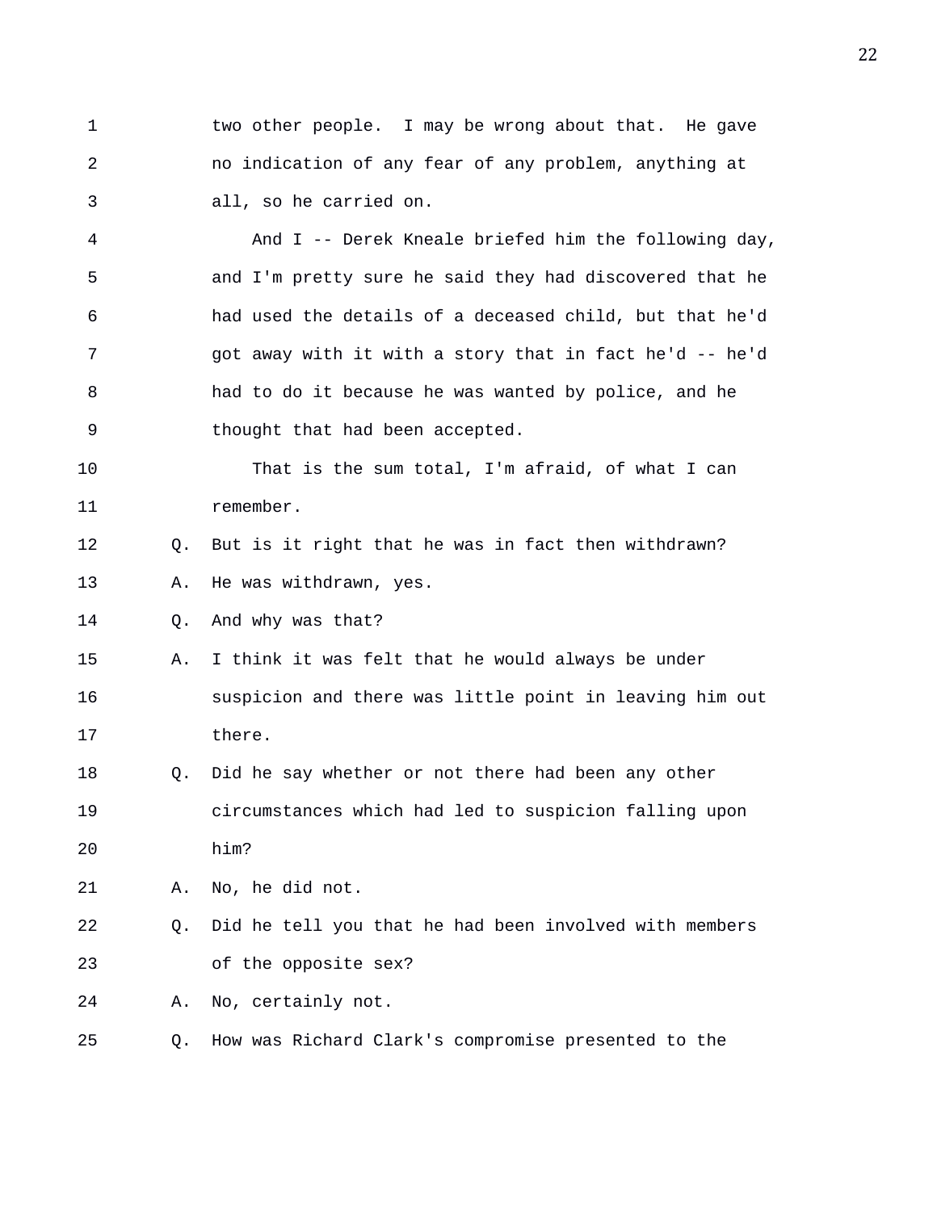two other people. I may be wrong about that. He gave no indication of any fear of any problem, anything at all, so he carried on.

And I -- Derek Kneale briefed him the following day, and I'm pretty sure he said they had discovered that he had used the details of a deceased child, but that he'd got away with it with a story that in fact he'd -- he'd had to do it because he was wanted by police, and he thought that had been accepted.

That is the sum total, I'm afraid, of what I can remember.

Q. But is it right that he was in fact then withdrawn?

A. He was withdrawn, yes.

Q. And why was that?

A. I think it was felt that he would always be under suspicion and there was little point in leaving him out there.

Q. Did he say whether or not there had been any other circumstances which had led to suspicion falling upon him?

A. No, he did not.

Q. Did he tell you that he had been involved with members of the opposite sex?

A. No, certainly not.

Q. How was Richard Clark's compromise presented to the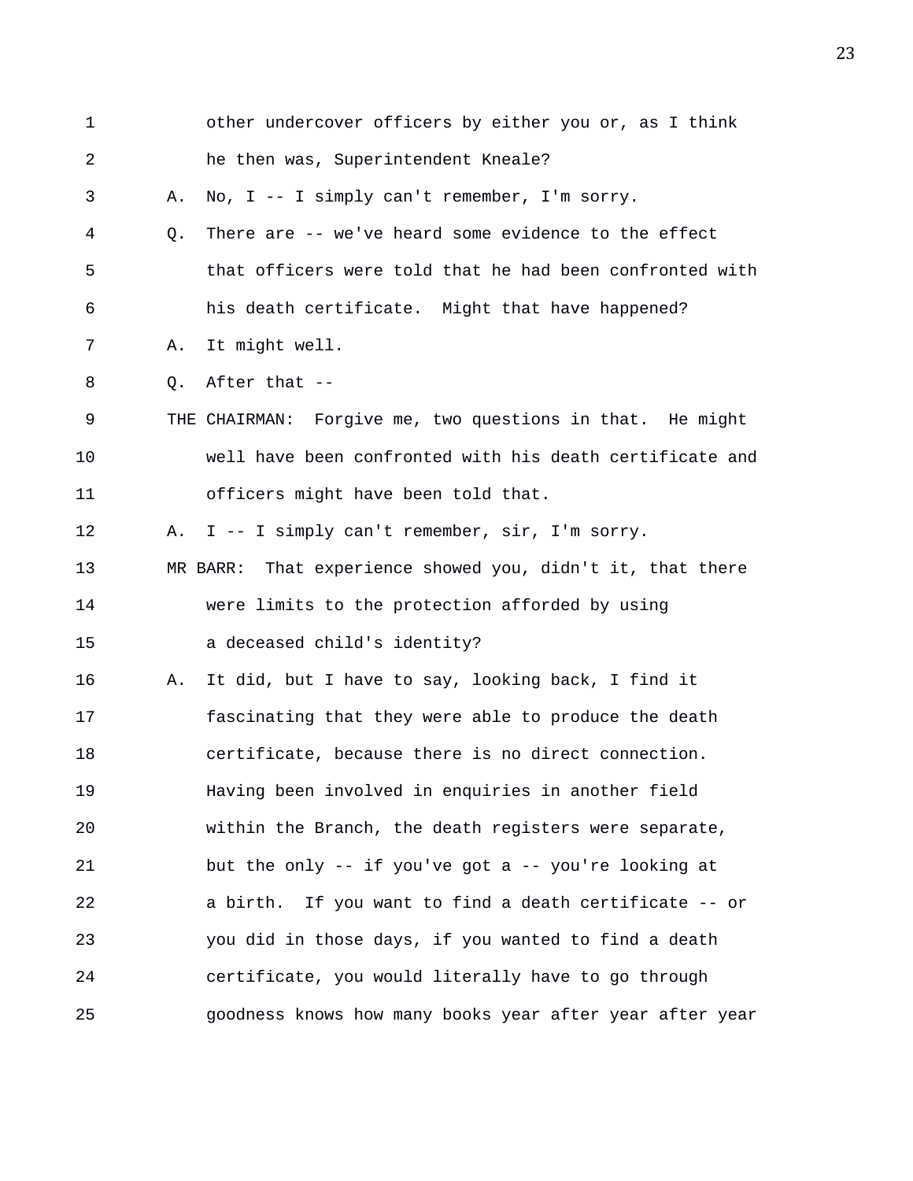1 other undercover officers by either you or, as I think
2 he then was, Superintendent Kneale?
3 A. No, I -- I simply can't remember, I'm sorry.
4 Q. There are -- we've heard some evidence to the effect
5 that officers were told that he had been confronted with
6 his death certificate. Might that have happened?
7 A. It might well.
8 Q. After that --
9 THE CHAIRMAN: Forgive me, two questions in that. He might
10 well have been confronted with his death certificate and
11 officers might have been told that.
12 A. I -- I simply can't remember, sir, I'm sorry.
13 MR BARR: That experience showed you, didn't it, that there
14 were limits to the protection afforded by using
15 a deceased child's identity?
16 A. It did, but I have to say, looking back, I find it
17 fascinating that they were able to produce the death
18 certificate, because there is no direct connection.
19 Having been involved in enquiries in another field
20 within the Branch, the death registers were separate,
21 but the only -- if you've got a -- you're looking at
22 a birth. If you want to find a death certificate -- or
23 you did in those days, if you wanted to find a death
24 certificate, you would literally have to go through
25 goodness knows how many books year after year after year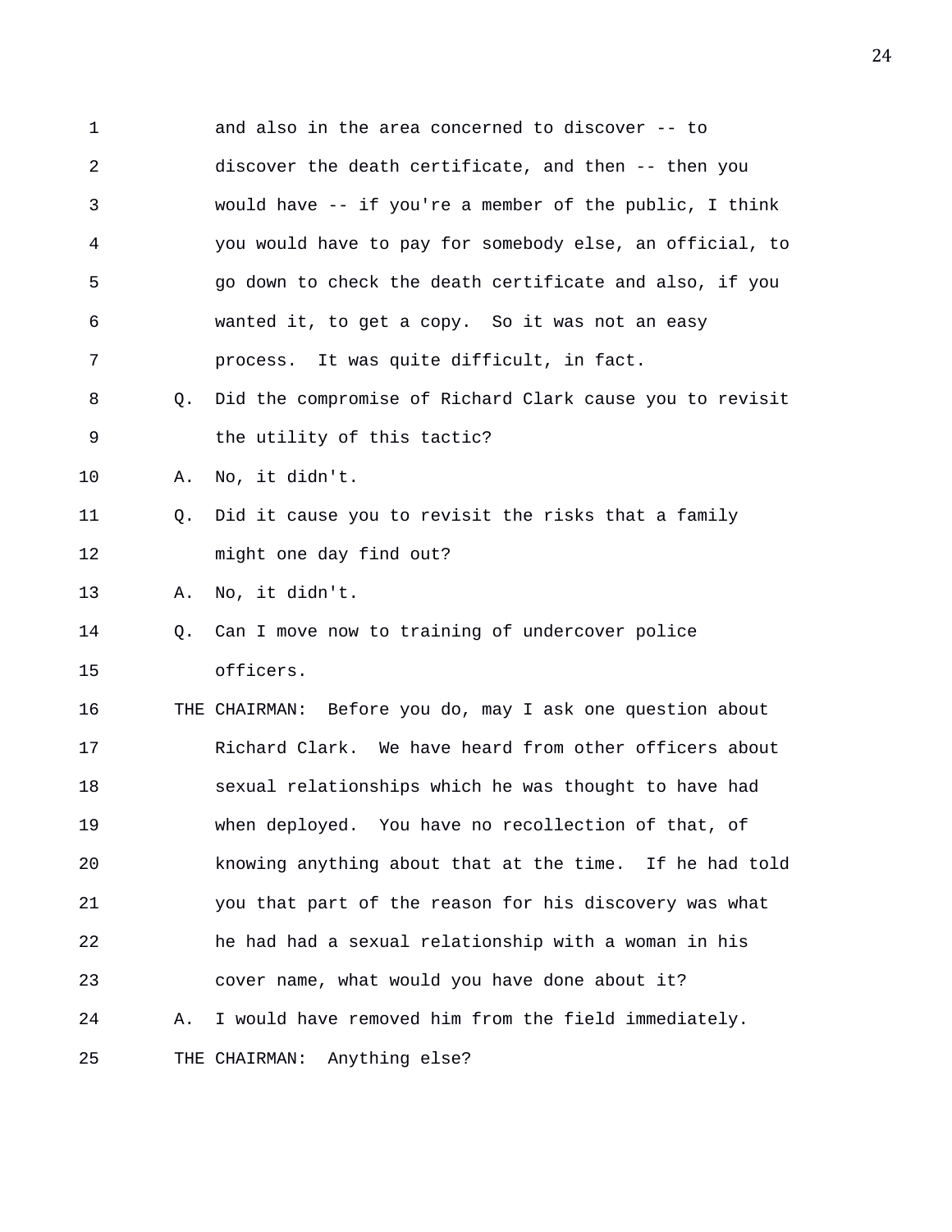1 and also in the area concerned to discover -- to
2 discover the death certificate, and then -- then you
3 would have -- if you're a member of the public, I think
4 you would have to pay for somebody else, an official, to
5 go down to check the death certificate and also, if you
6 wanted it, to get a copy. So it was not an easy
7 process. It was quite difficult, in fact.
8 Q. Did the compromise of Richard Clark cause you to revisit
9 the utility of this tactic?
10 A. No, it didn't.
11 Q. Did it cause you to revisit the risks that a family
12 might one day find out?
13 A. No, it didn't.
14 Q. Can I move now to training of undercover police
15 officers.
16 THE CHAIRMAN: Before you do, may I ask one question about
17 Richard Clark. We have heard from other officers about
18 sexual relationships which he was thought to have had
19 when deployed. You have no recollection of that, of
20 knowing anything about that at the time. If he had told
21 you that part of the reason for his discovery was what
22 he had had a sexual relationship with a woman in his
23 cover name, what would you have done about it?
24 A. I would have removed him from the field immediately.
25 THE CHAIRMAN: Anything else?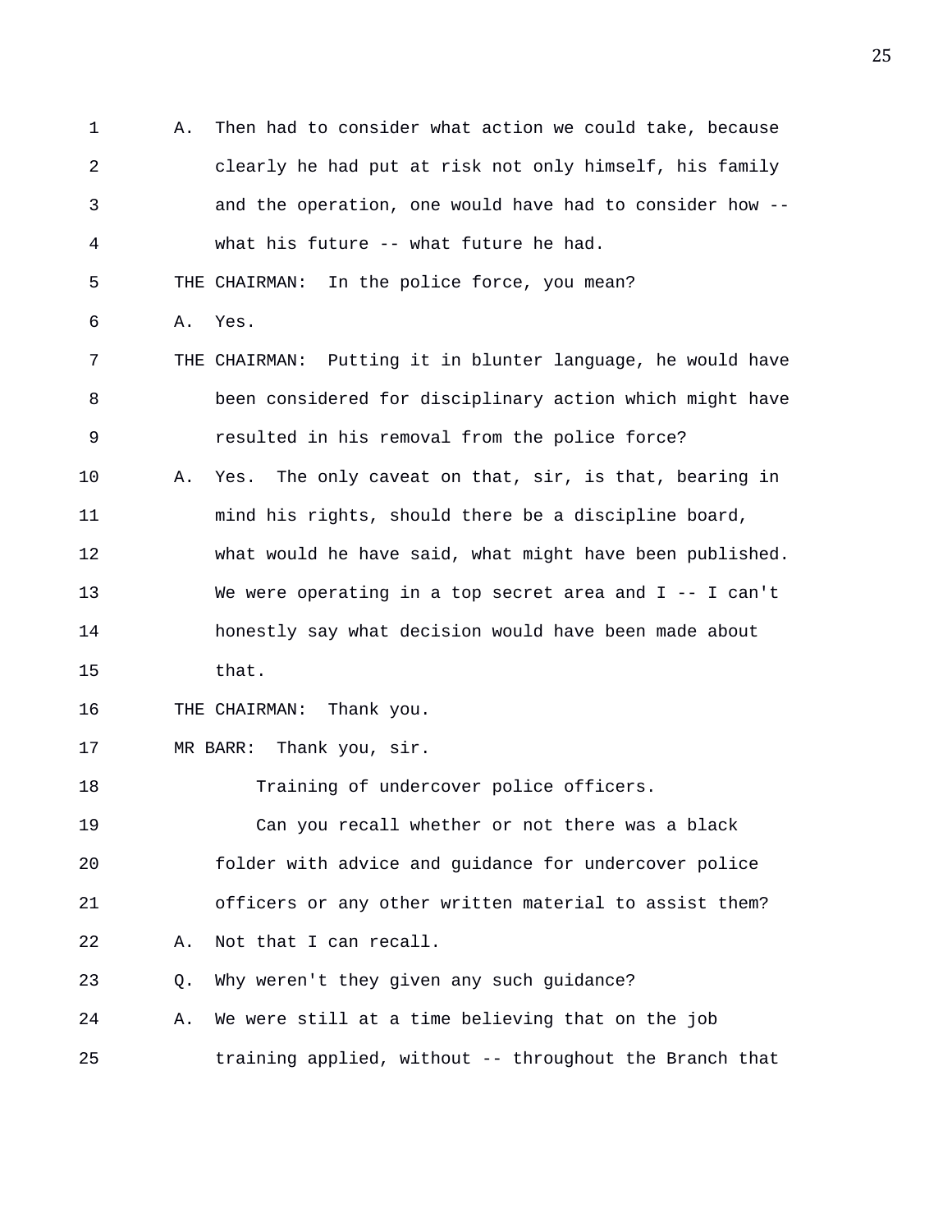A. Then had to consider what action we could take, because clearly he had put at risk not only himself, his family and the operation, one would have had to consider how -- what his future -- what future he had.

THE CHAIRMAN: In the police force, you mean?

A. Yes.

THE CHAIRMAN: Putting it in blunter language, he would have been considered for disciplinary action which might have resulted in his removal from the police force?

A. Yes. The only caveat on that, sir, is that, bearing in mind his rights, should there be a discipline board, what would he have said, what might have been published. We were operating in a top secret area and I -- I can't honestly say what decision would have been made about that.

THE CHAIRMAN: Thank you.

MR BARR: Thank you, sir.

Training of undercover police officers.

Can you recall whether or not there was a black folder with advice and guidance for undercover police officers or any other written material to assist them?

A. Not that I can recall.

Q. Why weren't they given any such guidance?

A. We were still at a time believing that on the job training applied, without -- throughout the Branch that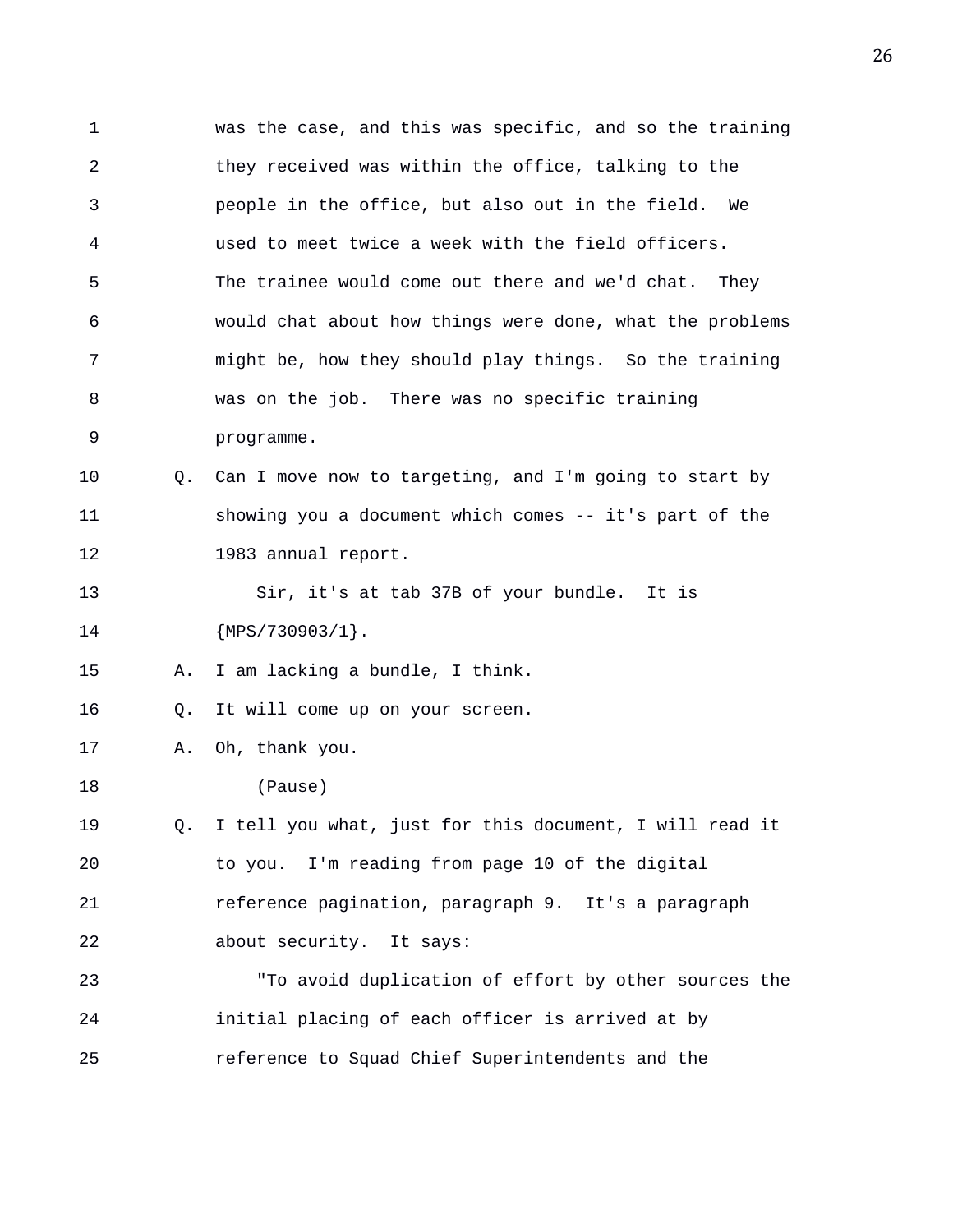was the case, and this was specific, and so the training they received was within the office, talking to the people in the office, but also out in the field. We used to meet twice a week with the field officers. The trainee would come out there and we'd chat. They would chat about how things were done, what the problems might be, how they should play things. So the training was on the job. There was no specific training programme.

Q. Can I move now to targeting, and I'm going to start by showing you a document which comes -- it's part of the 1983 annual report.

Sir, it's at tab 37B of your bundle. It is {MPS/730903/1}.

A. I am lacking a bundle, I think.

Q. It will come up on your screen.

A. Oh, thank you.

(Pause)

Q. I tell you what, just for this document, I will read it to you. I'm reading from page 10 of the digital reference pagination, paragraph 9. It's a paragraph about security. It says:

"To avoid duplication of effort by other sources the initial placing of each officer is arrived at by reference to Squad Chief Superintendents and the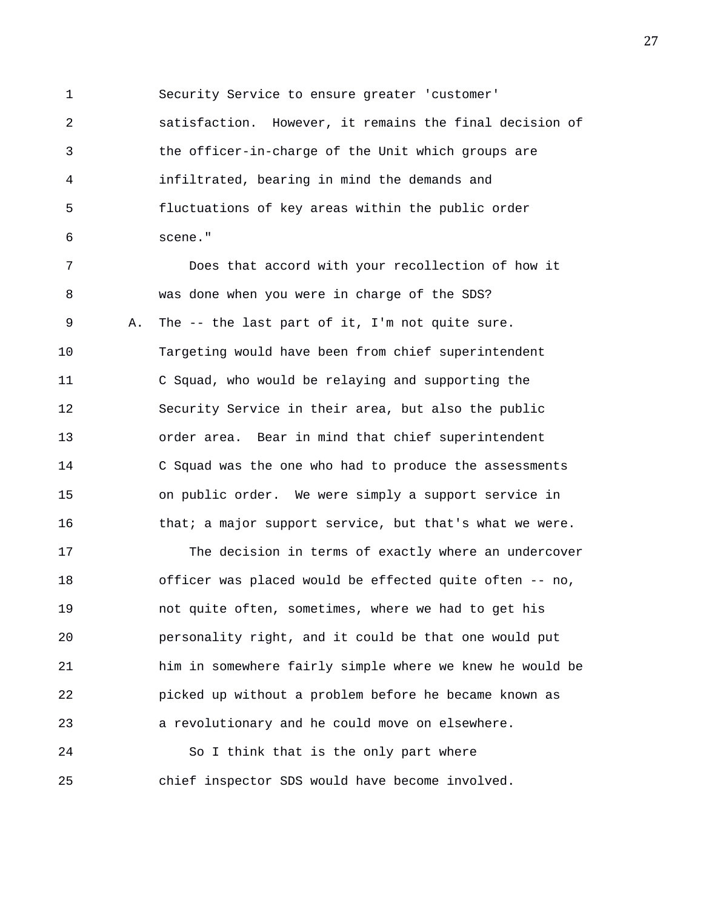Security Service to ensure greater 'customer' satisfaction. However, it remains the final decision of the officer-in-charge of the Unit which groups are infiltrated, bearing in mind the demands and fluctuations of key areas within the public order scene."

Does that accord with your recollection of how it was done when you were in charge of the SDS?

A. The -- the last part of it, I'm not quite sure. Targeting would have been from chief superintendent C Squad, who would be relaying and supporting the Security Service in their area, but also the public order area. Bear in mind that chief superintendent C Squad was the one who had to produce the assessments on public order. We were simply a support service in that; a major support service, but that's what we were.

The decision in terms of exactly where an undercover officer was placed would be effected quite often -- no, not quite often, sometimes, where we had to get his personality right, and it could be that one would put him in somewhere fairly simple where we knew he would be picked up without a problem before he became known as a revolutionary and he could move on elsewhere.

So I think that is the only part where chief inspector SDS would have become involved.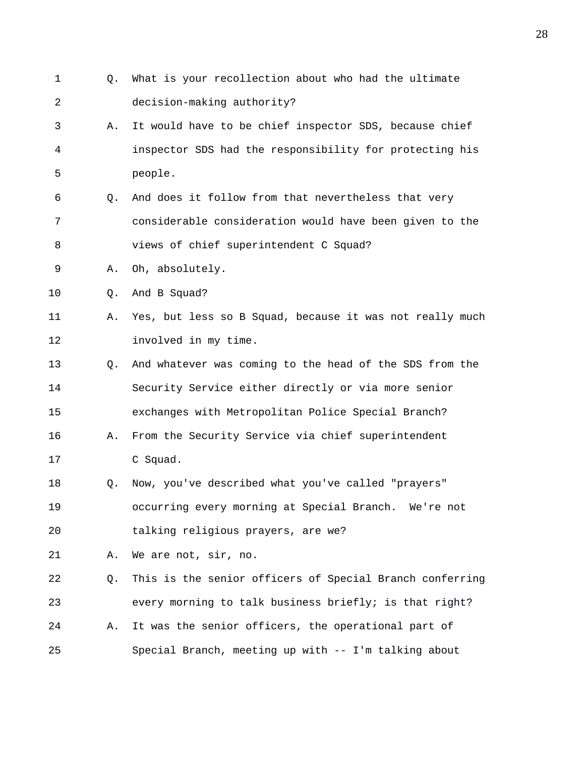1 Q. What is your recollection about who had the ultimate
2 decision-making authority?
3 A. It would have to be chief inspector SDS, because chief
4 inspector SDS had the responsibility for protecting his
5 people.
6 Q. And does it follow from that nevertheless that very
7 considerable consideration would have been given to the
8 views of chief superintendent C Squad?
9 A. Oh, absolutely.
10 Q. And B Squad?
11 A. Yes, but less so B Squad, because it was not really much
12 involved in my time.
13 Q. And whatever was coming to the head of the SDS from the
14 Security Service either directly or via more senior
15 exchanges with Metropolitan Police Special Branch?
16 A. From the Security Service via chief superintendent
17 C Squad.
18 Q. Now, you've described what you've called "prayers"
19 occurring every morning at Special Branch. We're not
20 talking religious prayers, are we?
21 A. We are not, sir, no.
22 Q. This is the senior officers of Special Branch conferring
23 every morning to talk business briefly; is that right?
24 A. It was the senior officers, the operational part of
25 Special Branch, meeting up with -- I'm talking about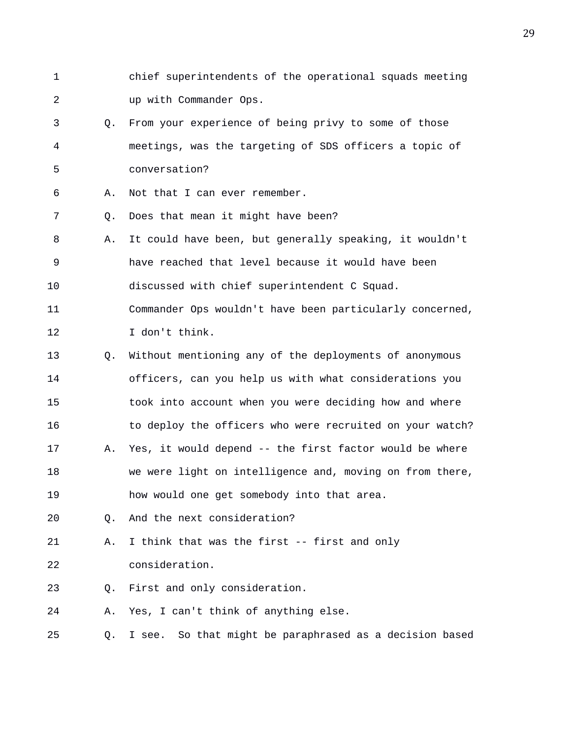1 chief superintendents of the operational squads meeting
2 up with Commander Ops.
3 Q. From your experience of being privy to some of those
4 meetings, was the targeting of SDS officers a topic of
5 conversation?
6 A. Not that I can ever remember.
7 Q. Does that mean it might have been?
8 A. It could have been, but generally speaking, it wouldn't
9 have reached that level because it would have been
10 discussed with chief superintendent C Squad.
11 Commander Ops wouldn't have been particularly concerned,
12 I don't think.
13 Q. Without mentioning any of the deployments of anonymous
14 officers, can you help us with what considerations you
15 took into account when you were deciding how and where
16 to deploy the officers who were recruited on your watch?
17 A. Yes, it would depend -- the first factor would be where
18 we were light on intelligence and, moving on from there,
19 how would one get somebody into that area.
20 Q. And the next consideration?
21 A. I think that was the first -- first and only
22 consideration.
23 Q. First and only consideration.
24 A. Yes, I can't think of anything else.
25 Q. I see. So that might be paraphrased as a decision based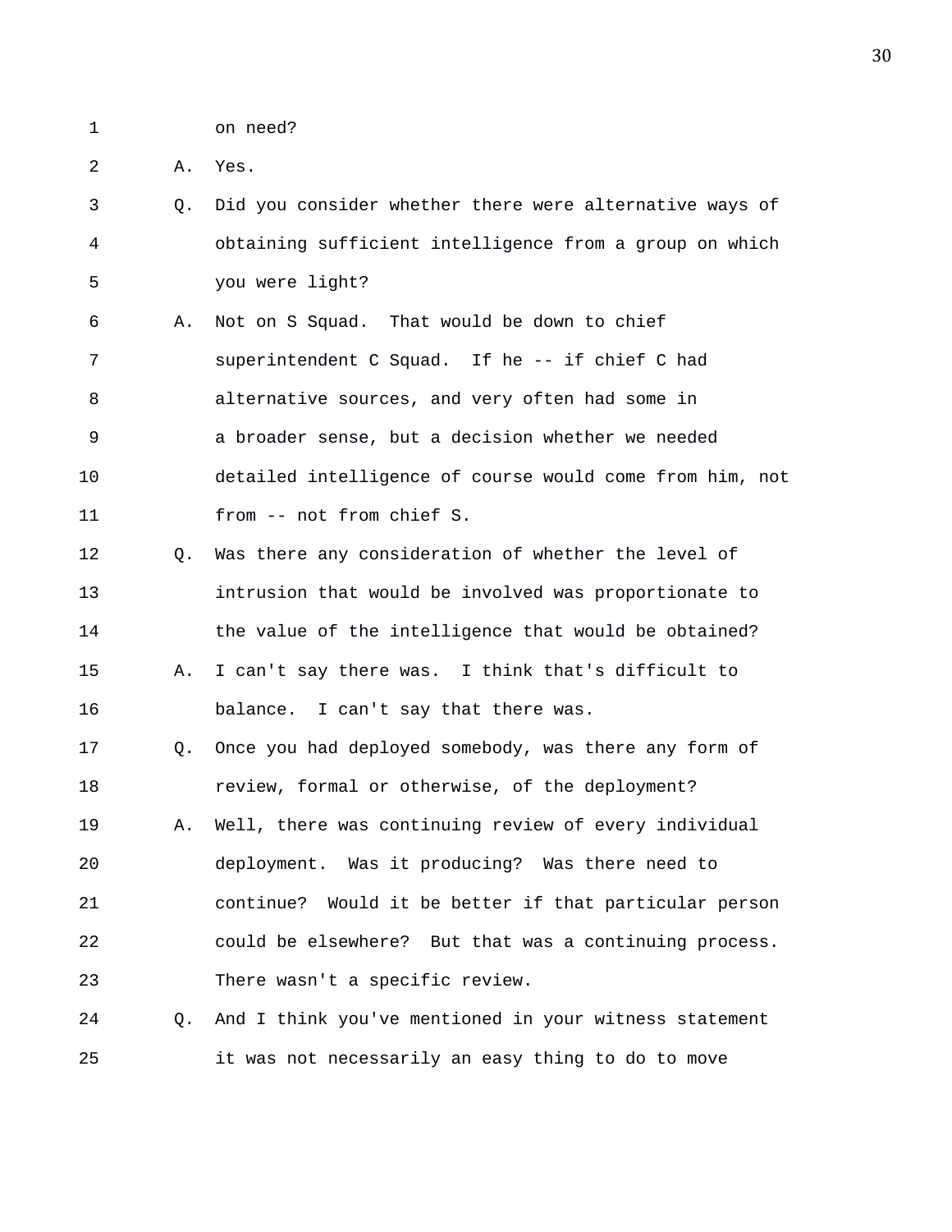1 on need?

2 A. Yes.

3 Q. Did you consider whether there were alternative ways of

4 obtaining sufficient intelligence from a group on which

5 you were light?

6 A. Not on S Squad. That would be down to chief

7 superintendent C Squad. If he -- if chief C had

8 alternative sources, and very often had some in

9 a broader sense, but a decision whether we needed

10 detailed intelligence of course would come from him, not

11 from -- not from chief S.

12 Q. Was there any consideration of whether the level of

13 intrusion that would be involved was proportionate to

14 the value of the intelligence that would be obtained?

15 A. I can't say there was. I think that's difficult to

16 balance. I can't say that there was.

17 Q. Once you had deployed somebody, was there any form of

18 review, formal or otherwise, of the deployment?

19 A. Well, there was continuing review of every individual

20 deployment. Was it producing? Was there need to

21 continue? Would it be better if that particular person

22 could be elsewhere? But that was a continuing process.

23 There wasn't a specific review.

24 Q. And I think you've mentioned in your witness statement

25 it was not necessarily an easy thing to do to move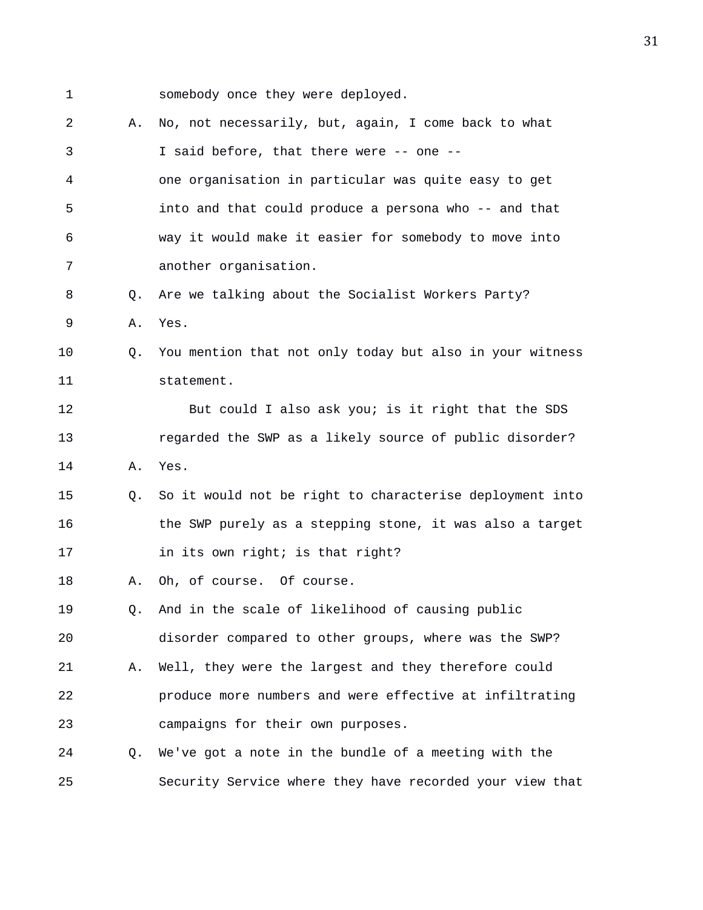1 somebody once they were deployed.

2 A. No, not necessarily, but, again, I come back to what

3 I said before, that there were -- one --

4 one organisation in particular was quite easy to get

5 into and that could produce a persona who -- and that

6 way it would make it easier for somebody to move into

7 another organisation.

8 Q. Are we talking about the Socialist Workers Party?

9 A. Yes.

10 Q. You mention that not only today but also in your witness

11 statement.

12 But could I also ask you; is it right that the SDS

13 regarded the SWP as a likely source of public disorder?

14 A. Yes.

15 Q. So it would not be right to characterise deployment into

16 the SWP purely as a stepping stone, it was also a target

17 in its own right; is that right?

18 A. Oh, of course. Of course.

19 Q. And in the scale of likelihood of causing public

20 disorder compared to other groups, where was the SWP?

21 A. Well, they were the largest and they therefore could

22 produce more numbers and were effective at infiltrating

23 campaigns for their own purposes.

24 Q. We've got a note in the bundle of a meeting with the

25 Security Service where they have recorded your view that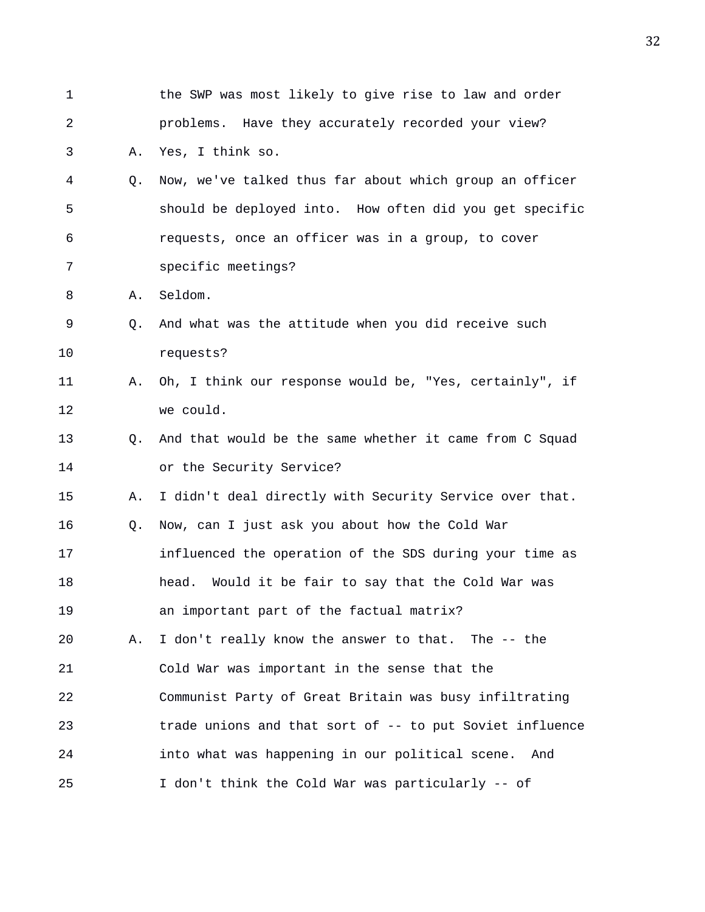1 the SWP was most likely to give rise to law and order
2 problems. Have they accurately recorded your view?
3 A. Yes, I think so.
4 Q. Now, we've talked thus far about which group an officer
5 should be deployed into. How often did you get specific
6 requests, once an officer was in a group, to cover
7 specific meetings?
8 A. Seldom.
9 Q. And what was the attitude when you did receive such
10 requests?
11 A. Oh, I think our response would be, "Yes, certainly", if
12 we could.
13 Q. And that would be the same whether it came from C Squad
14 or the Security Service?
15 A. I didn't deal directly with Security Service over that.
16 Q. Now, can I just ask you about how the Cold War
17 influenced the operation of the SDS during your time as
18 head. Would it be fair to say that the Cold War was
19 an important part of the factual matrix?
20 A. I don't really know the answer to that. The -- the
21 Cold War was important in the sense that the
22 Communist Party of Great Britain was busy infiltrating
23 trade unions and that sort of -- to put Soviet influence
24 into what was happening in our political scene. And
25 I don't think the Cold War was particularly -- of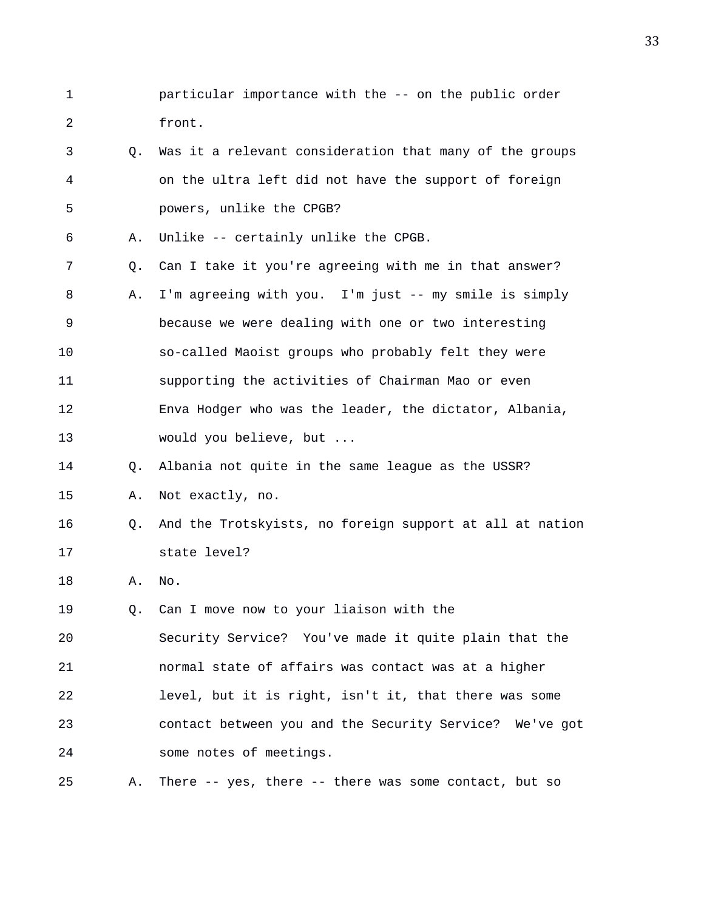particular importance with the -- on the public order front.

Q. Was it a relevant consideration that many of the groups on the ultra left did not have the support of foreign powers, unlike the CPGB?

A. Unlike -- certainly unlike the CPGB.

Q. Can I take it you're agreeing with me in that answer?

A. I'm agreeing with you. I'm just -- my smile is simply because we were dealing with one or two interesting so-called Maoist groups who probably felt they were supporting the activities of Chairman Mao or even Enva Hodger who was the leader, the dictator, Albania, would you believe, but ...

Q. Albania not quite in the same league as the USSR?

A. Not exactly, no.

Q. And the Trotskyists, no foreign support at all at nation state level?

A. No.

Q. Can I move now to your liaison with the Security Service? You've made it quite plain that the normal state of affairs was contact was at a higher level, but it is right, isn't it, that there was some contact between you and the Security Service? We've got some notes of meetings.

A. There -- yes, there -- there was some contact, but so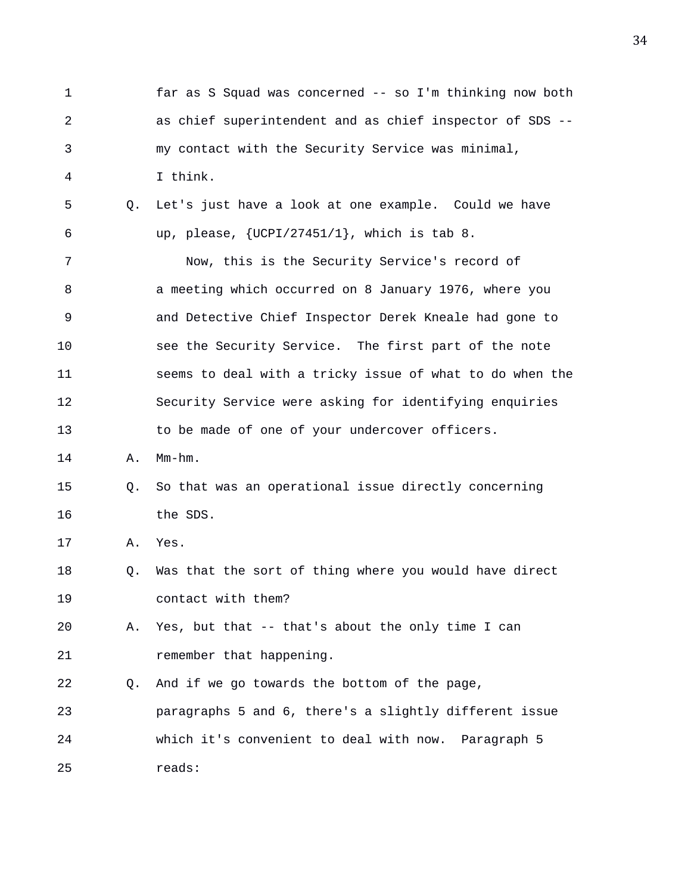1 far as S Squad was concerned -- so I'm thinking now both
2 as chief superintendent and as chief inspector of SDS --
3 my contact with the Security Service was minimal,
4 I think.

5 Q. Let's just have a look at one example. Could we have
6 up, please, {UCPI/27451/1}, which is tab 8.

7 Now, this is the Security Service's record of
8 a meeting which occurred on 8 January 1976, where you
9 and Detective Chief Inspector Derek Kneale had gone to
10 see the Security Service. The first part of the note
11 seems to deal with a tricky issue of what to do when the
12 Security Service were asking for identifying enquiries
13 to be made of one of your undercover officers.

14 A. Mm-hm.

15 Q. So that was an operational issue directly concerning
16 the SDS.

17 A. Yes.

18 Q. Was that the sort of thing where you would have direct
19 contact with them?

20 A. Yes, but that -- that's about the only time I can
21 remember that happening.

22 Q. And if we go towards the bottom of the page,
23 paragraphs 5 and 6, there's a slightly different issue
24 which it's convenient to deal with now. Paragraph 5
25 reads: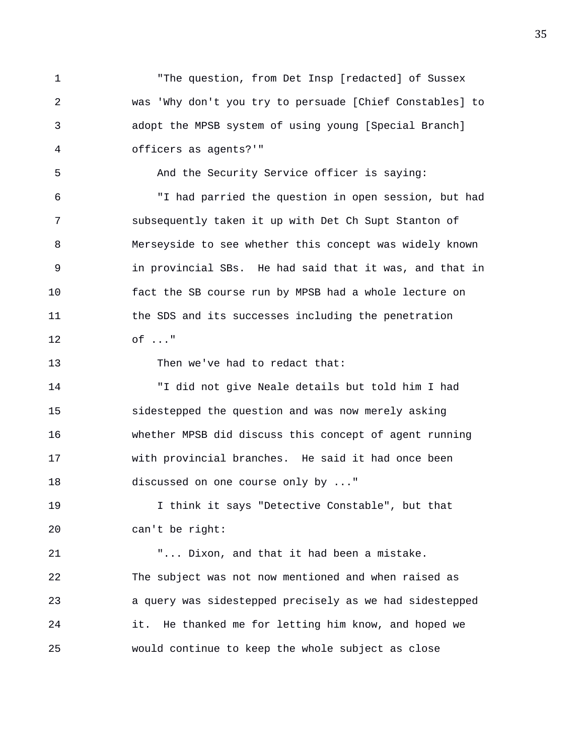"The question, from Det Insp [redacted] of Sussex was 'Why don't you try to persuade [Chief Constables] to adopt the MPSB system of using young [Special Branch] officers as agents?'"

And the Security Service officer is saying:

"I had parried the question in open session, but had subsequently taken it up with Det Ch Supt Stanton of Merseyside to see whether this concept was widely known in provincial SBs. He had said that it was, and that in fact the SB course run by MPSB had a whole lecture on the SDS and its successes including the penetration of ..."

Then we've had to redact that:

"I did not give Neale details but told him I had sidestepped the question and was now merely asking whether MPSB did discuss this concept of agent running with provincial branches. He said it had once been discussed on one course only by ..."

I think it says "Detective Constable", but that can't be right:

"... Dixon, and that it had been a mistake. The subject was not now mentioned and when raised as a query was sidestepped precisely as we had sidestepped it. He thanked me for letting him know, and hoped we would continue to keep the whole subject as close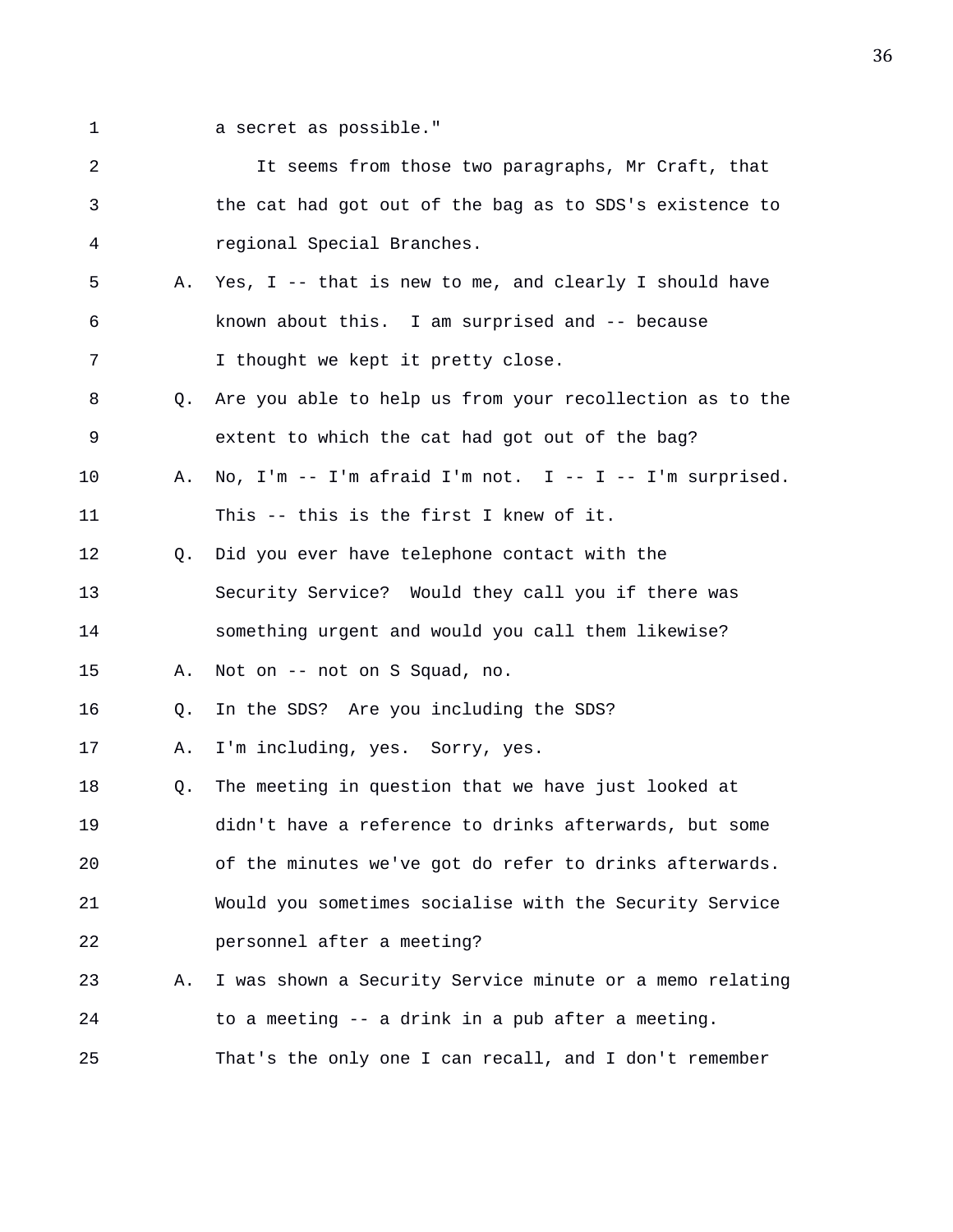1 a secret as possible."

2 It seems from those two paragraphs, Mr Craft, that

3 the cat had got out of the bag as to SDS's existence to

4 regional Special Branches.

5 A. Yes, I -- that is new to me, and clearly I should have

6 known about this. I am surprised and -- because

7 I thought we kept it pretty close.

8 Q. Are you able to help us from your recollection as to the

9 extent to which the cat had got out of the bag?

10 A. No, I'm -- I'm afraid I'm not. I -- I -- I'm surprised.

11 This -- this is the first I knew of it.

12 Q. Did you ever have telephone contact with the

13 Security Service? Would they call you if there was

14 something urgent and would you call them likewise?

15 A. Not on -- not on S Squad, no.

16 Q. In the SDS? Are you including the SDS?

17 A. I'm including, yes. Sorry, yes.

18 Q. The meeting in question that we have just looked at

19 didn't have a reference to drinks afterwards, but some

20 of the minutes we've got do refer to drinks afterwards.

21 Would you sometimes socialise with the Security Service

22 personnel after a meeting?

23 A. I was shown a Security Service minute or a memo relating

24 to a meeting -- a drink in a pub after a meeting.

25 That's the only one I can recall, and I don't remember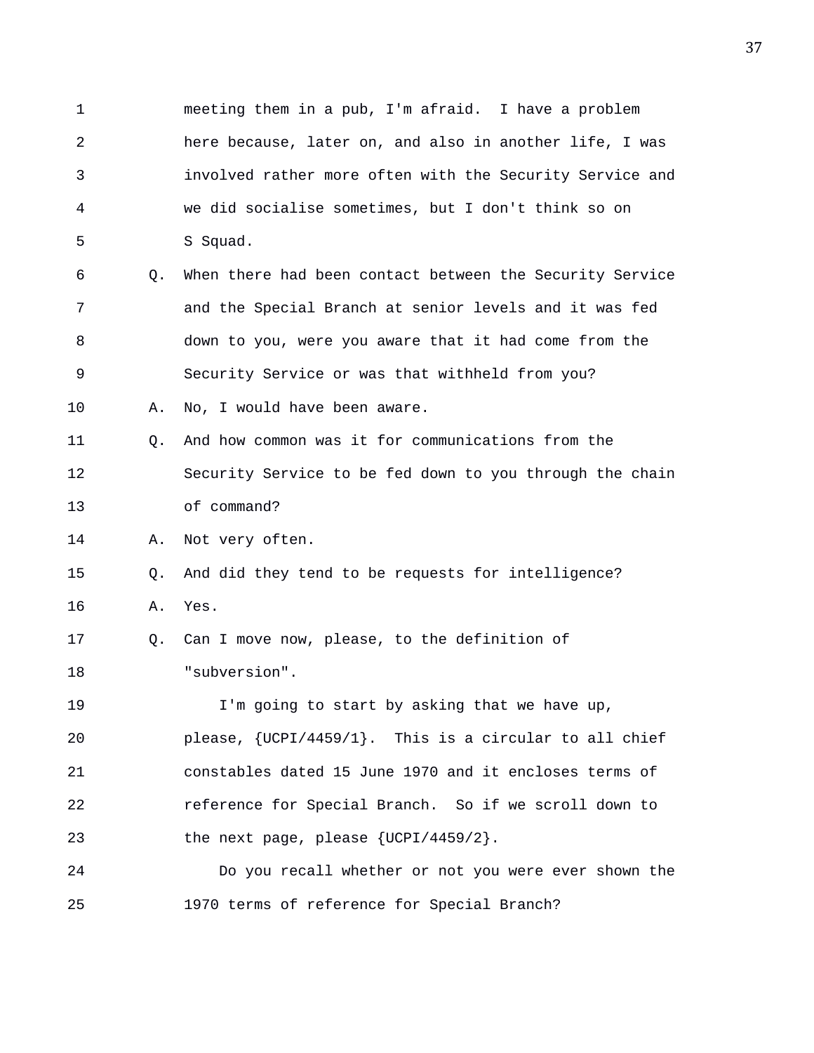meeting them in a pub, I'm afraid. I have a problem here because, later on, and also in another life, I was involved rather more often with the Security Service and we did socialise sometimes, but I don't think so on S Squad.

Q. When there had been contact between the Security Service and the Special Branch at senior levels and it was fed down to you, were you aware that it had come from the Security Service or was that withheld from you?

A. No, I would have been aware.

Q. And how common was it for communications from the Security Service to be fed down to you through the chain of command?

A. Not very often.

Q. And did they tend to be requests for intelligence?

A. Yes.

Q. Can I move now, please, to the definition of "subversion".

I'm going to start by asking that we have up, please, {UCPI/4459/1}. This is a circular to all chief constables dated 15 June 1970 and it encloses terms of reference for Special Branch. So if we scroll down to the next page, please {UCPI/4459/2}.

Do you recall whether or not you were ever shown the 1970 terms of reference for Special Branch?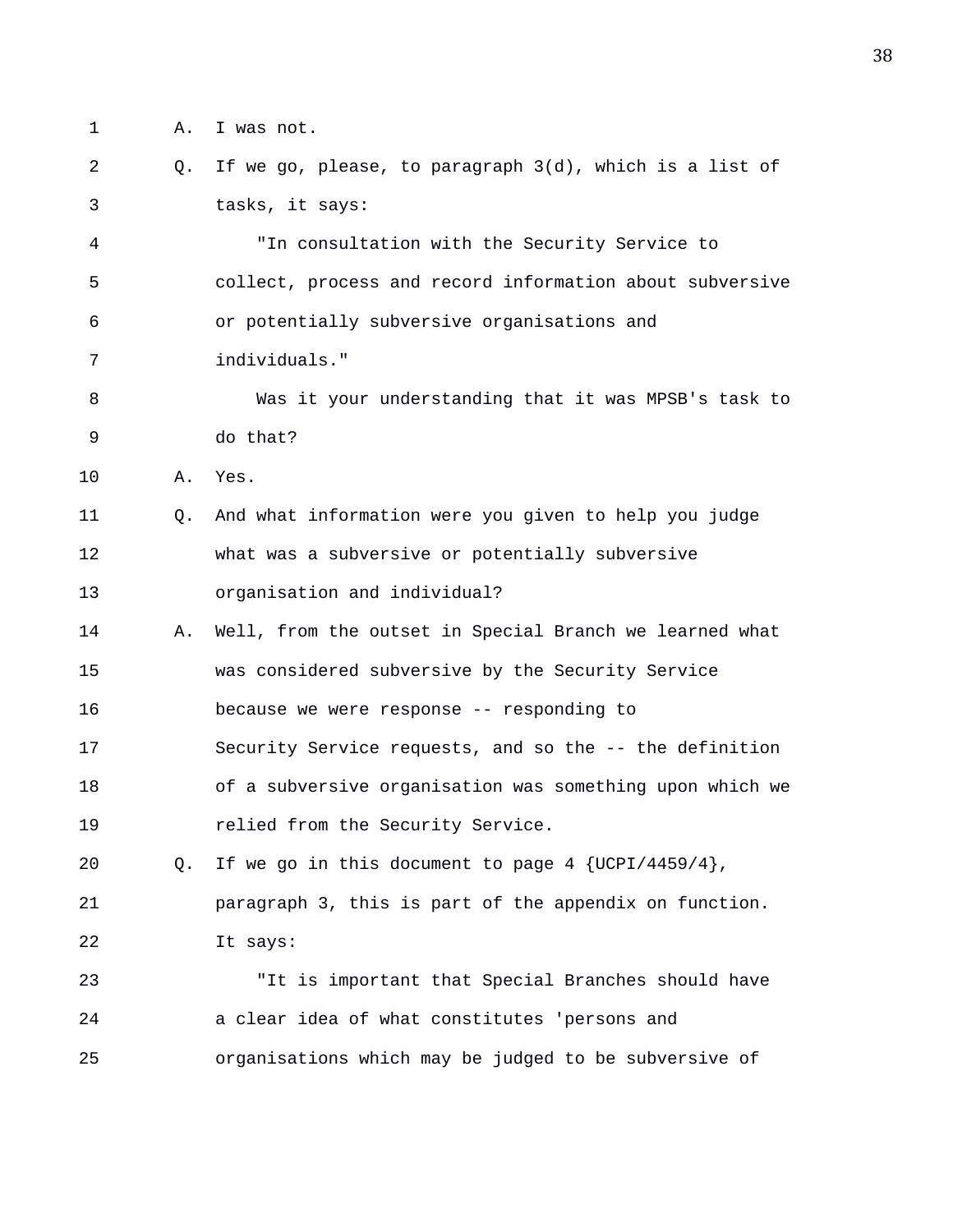A. I was not.

Q. If we go, please, to paragraph 3(d), which is a list of tasks, it says:

"In consultation with the Security Service to collect, process and record information about subversive or potentially subversive organisations and individuals."

Was it your understanding that it was MPSB's task to do that?

A. Yes.

Q. And what information were you given to help you judge what was a subversive or potentially subversive organisation and individual?

A. Well, from the outset in Special Branch we learned what was considered subversive by the Security Service because we were response -- responding to Security Service requests, and so the -- the definition of a subversive organisation was something upon which we relied from the Security Service.

Q. If we go in this document to page 4 {UCPI/4459/4}, paragraph 3, this is part of the appendix on function. It says:

"It is important that Special Branches should have a clear idea of what constitutes 'persons and organisations which may be judged to be subversive of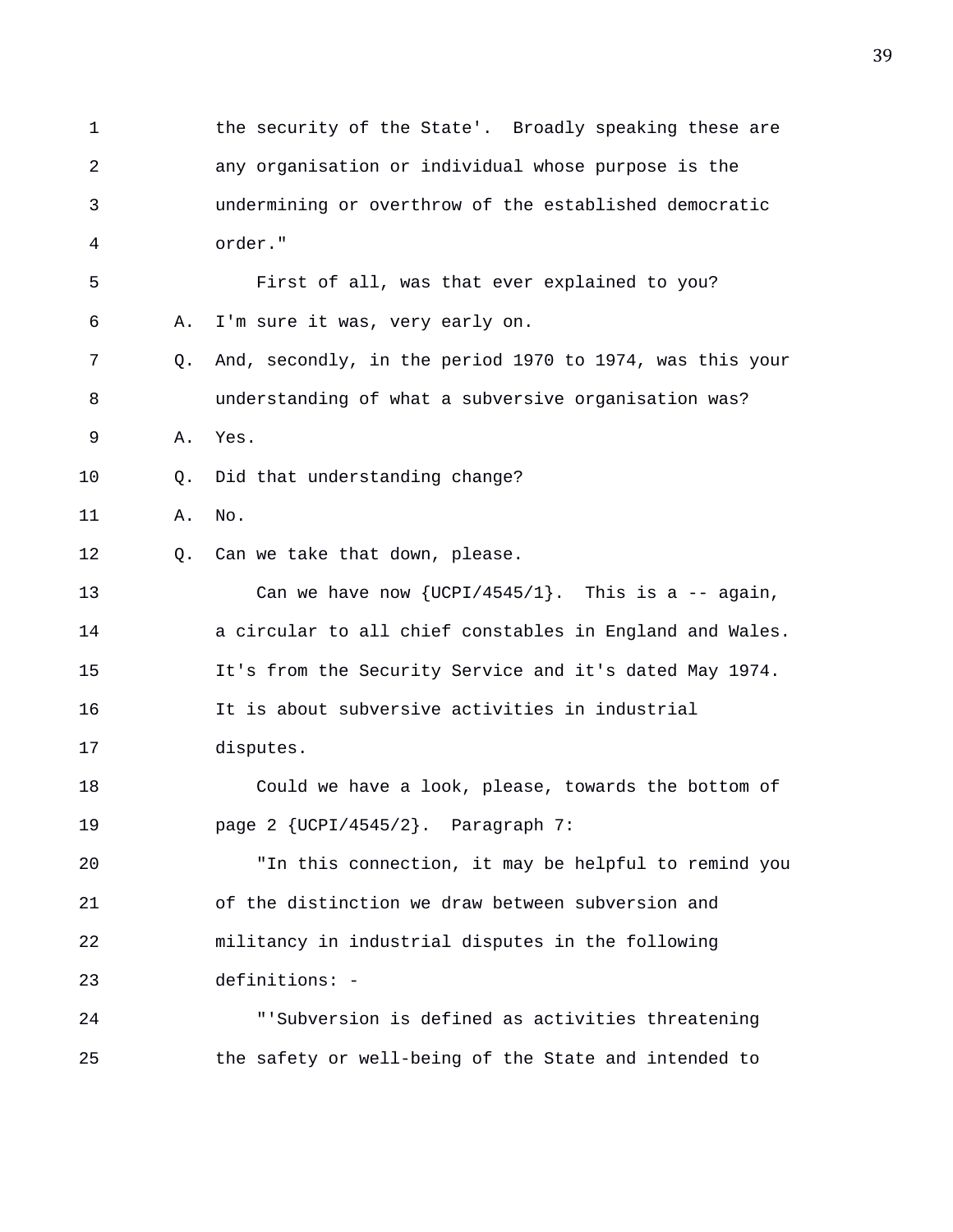the security of the State'. Broadly speaking these are any organisation or individual whose purpose is the undermining or overthrow of the established democratic order."

First of all, was that ever explained to you?

A. I'm sure it was, very early on.

Q. And, secondly, in the period 1970 to 1974, was this your understanding of what a subversive organisation was?

A. Yes.

Q. Did that understanding change?

A. No.

Q. Can we take that down, please.

Can we have now {UCPI/4545/1}. This is a -- again, a circular to all chief constables in England and Wales. It's from the Security Service and it's dated May 1974. It is about subversive activities in industrial disputes.

Could we have a look, please, towards the bottom of page 2 {UCPI/4545/2}. Paragraph 7:

"In this connection, it may be helpful to remind you of the distinction we draw between subversion and militancy in industrial disputes in the following definitions: -

"'Subversion is defined as activities threatening the safety or well-being of the State and intended to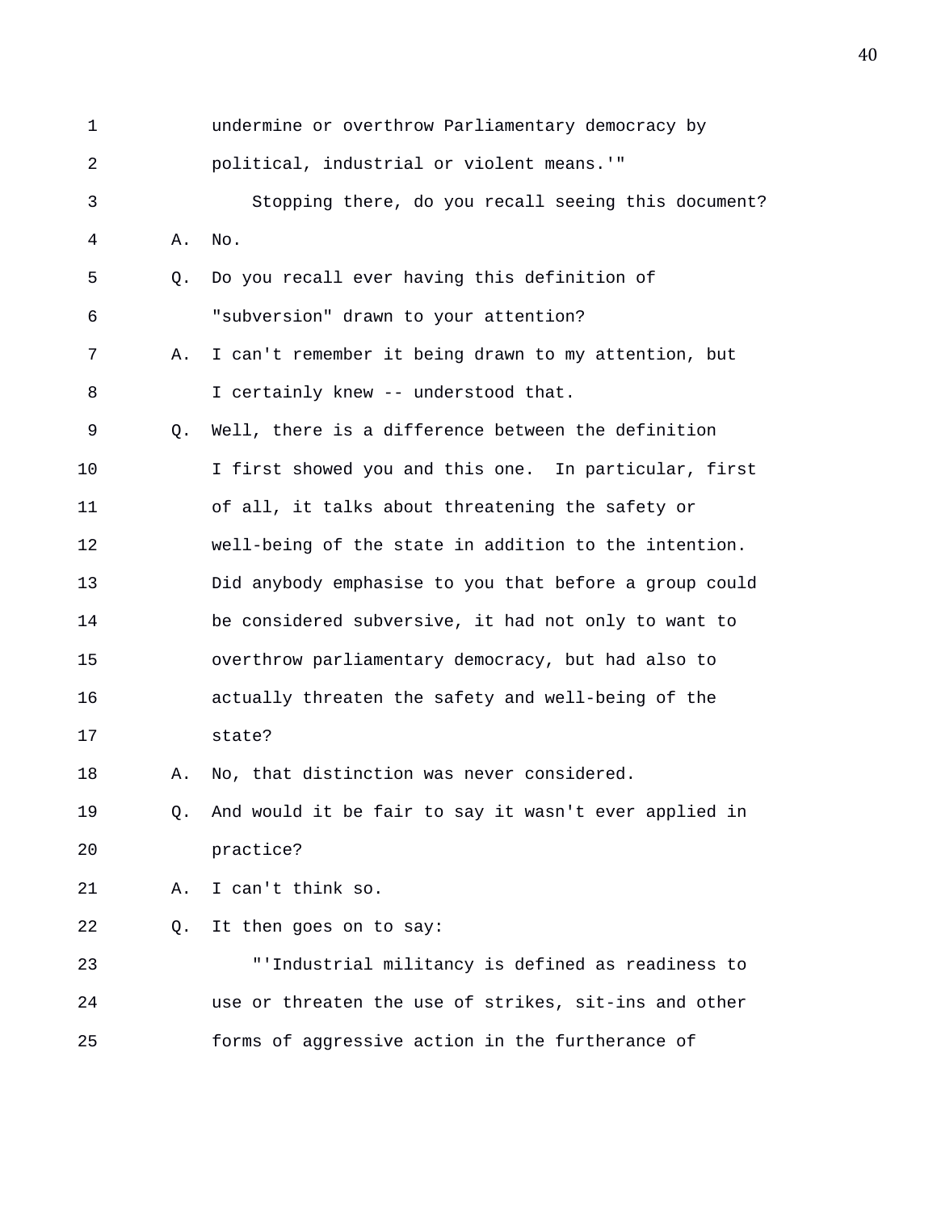undermine or overthrow Parliamentary democracy by political, industrial or violent means.'"

Stopping there, do you recall seeing this document?

A. No.

Q. Do you recall ever having this definition of "subversion" drawn to your attention?

A. I can't remember it being drawn to my attention, but I certainly knew -- understood that.

Q. Well, there is a difference between the definition I first showed you and this one. In particular, first of all, it talks about threatening the safety or well-being of the state in addition to the intention. Did anybody emphasise to you that before a group could be considered subversive, it had not only to want to overthrow parliamentary democracy, but had also to actually threaten the safety and well-being of the state?

A. No, that distinction was never considered.

Q. And would it be fair to say it wasn't ever applied in practice?

A. I can't think so.

Q. It then goes on to say:

"'Industrial militancy is defined as readiness to use or threaten the use of strikes, sit-ins and other forms of aggressive action in the furtherance of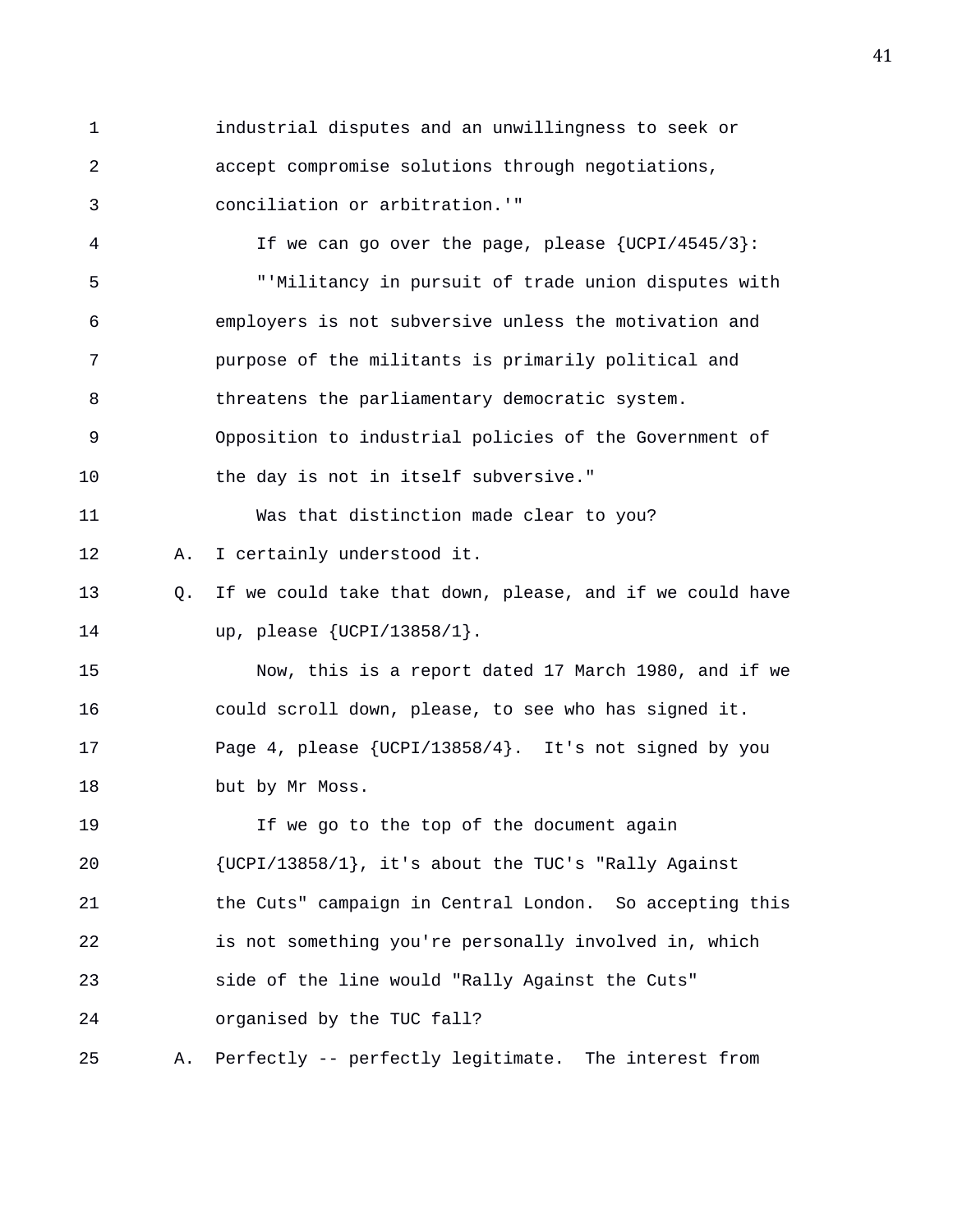industrial disputes and an unwillingness to seek or accept compromise solutions through negotiations, conciliation or arbitration.'"

If we can go over the page, please {UCPI/4545/3}:

"'Militancy in pursuit of trade union disputes with employers is not subversive unless the motivation and purpose of the militants is primarily political and threatens the parliamentary democratic system. Opposition to industrial policies of the Government of the day is not in itself subversive."

Was that distinction made clear to you?

A. I certainly understood it.

Q. If we could take that down, please, and if we could have up, please {UCPI/13858/1}.

Now, this is a report dated 17 March 1980, and if we could scroll down, please, to see who has signed it. Page 4, please {UCPI/13858/4}. It's not signed by you but by Mr Moss.

If we go to the top of the document again {UCPI/13858/1}, it's about the TUC's "Rally Against the Cuts" campaign in Central London. So accepting this is not something you're personally involved in, which side of the line would "Rally Against the Cuts" organised by the TUC fall?

A. Perfectly -- perfectly legitimate. The interest from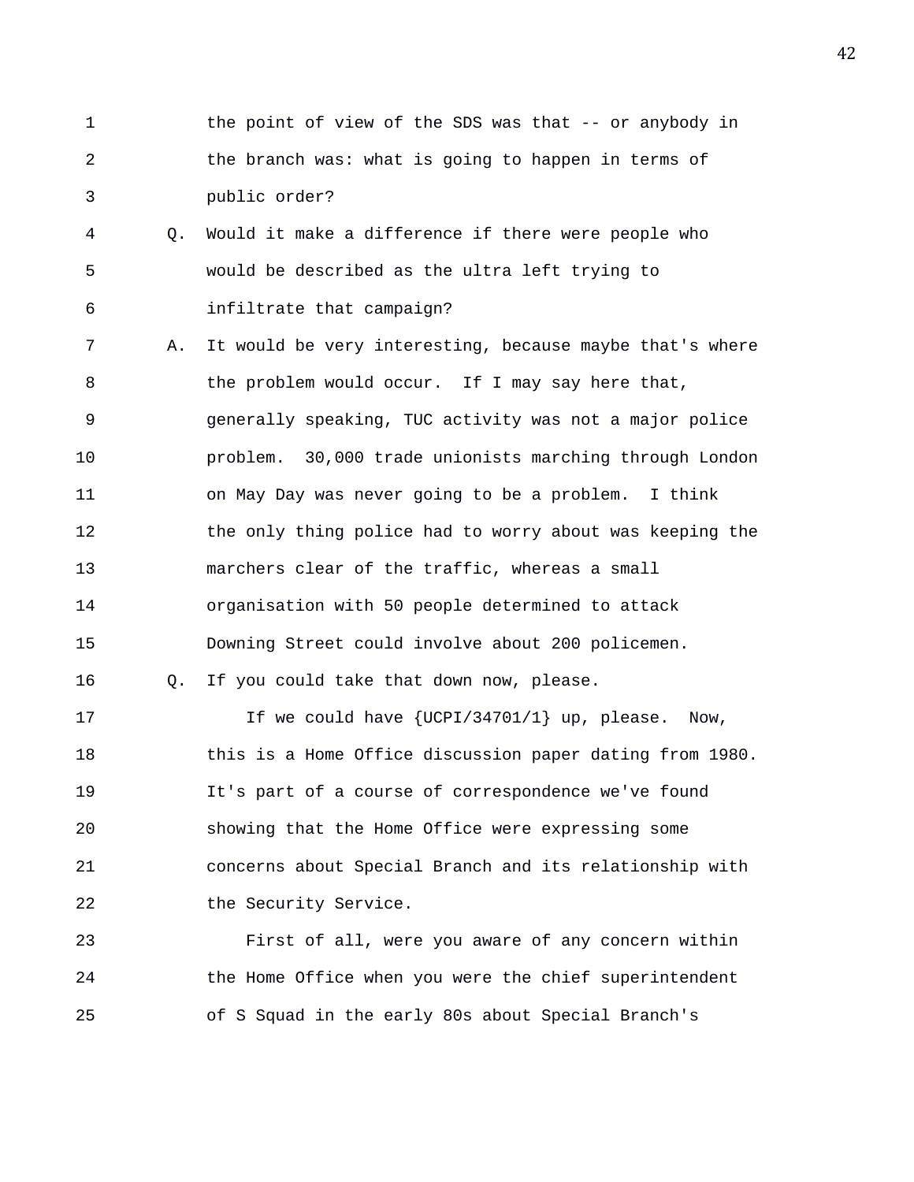the point of view of the SDS was that -- or anybody in the branch was: what is going to happen in terms of public order?

Q. Would it make a difference if there were people who would be described as the ultra left trying to infiltrate that campaign?

A. It would be very interesting, because maybe that's where the problem would occur. If I may say here that, generally speaking, TUC activity was not a major police problem. 30,000 trade unionists marching through London on May Day was never going to be a problem. I think the only thing police had to worry about was keeping the marchers clear of the traffic, whereas a small organisation with 50 people determined to attack Downing Street could involve about 200 policemen.

Q. If you could take that down now, please.

If we could have {UCPI/34701/1} up, please. Now, this is a Home Office discussion paper dating from 1980. It's part of a course of correspondence we've found showing that the Home Office were expressing some concerns about Special Branch and its relationship with the Security Service.

First of all, were you aware of any concern within the Home Office when you were the chief superintendent of S Squad in the early 80s about Special Branch's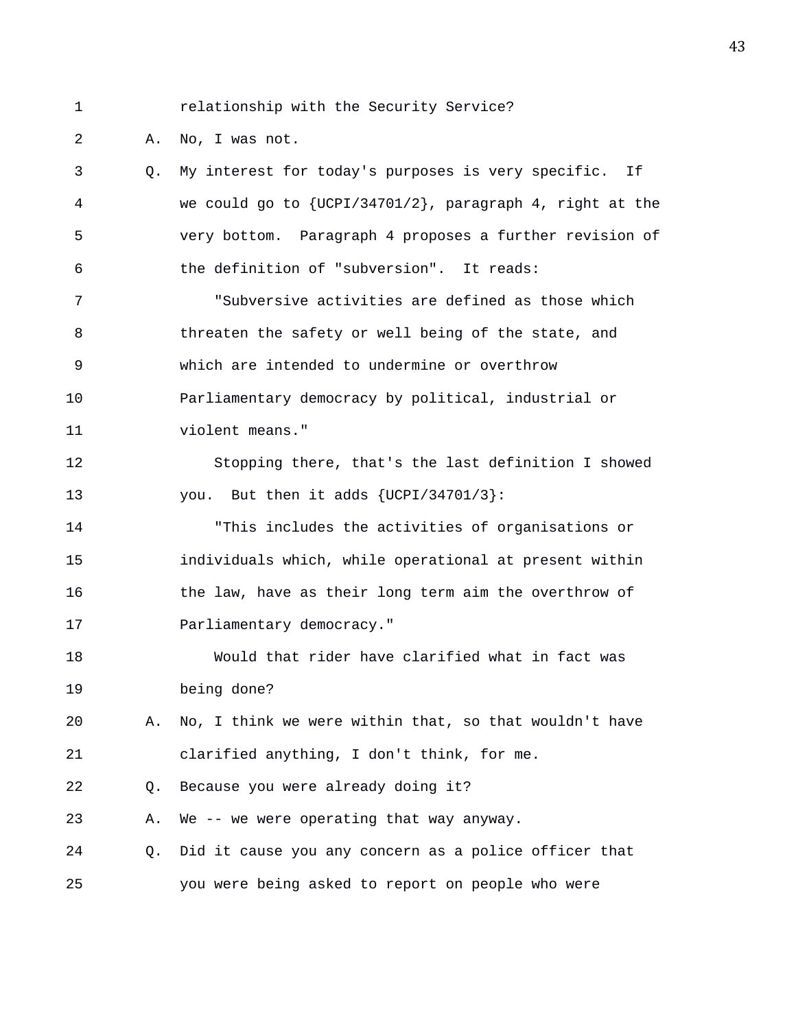relationship with the Security Service?

A. No, I was not.

Q. My interest for today's purposes is very specific. If we could go to {UCPI/34701/2}, paragraph 4, right at the very bottom. Paragraph 4 proposes a further revision of the definition of "subversion". It reads:

"Subversive activities are defined as those which threaten the safety or well being of the state, and which are intended to undermine or overthrow Parliamentary democracy by political, industrial or violent means."

Stopping there, that's the last definition I showed you. But then it adds {UCPI/34701/3}:

"This includes the activities of organisations or individuals which, while operational at present within the law, have as their long term aim the overthrow of Parliamentary democracy."

Would that rider have clarified what in fact was being done?

A. No, I think we were within that, so that wouldn't have clarified anything, I don't think, for me.

Q. Because you were already doing it?

A. We -- we were operating that way anyway.

Q. Did it cause you any concern as a police officer that you were being asked to report on people who were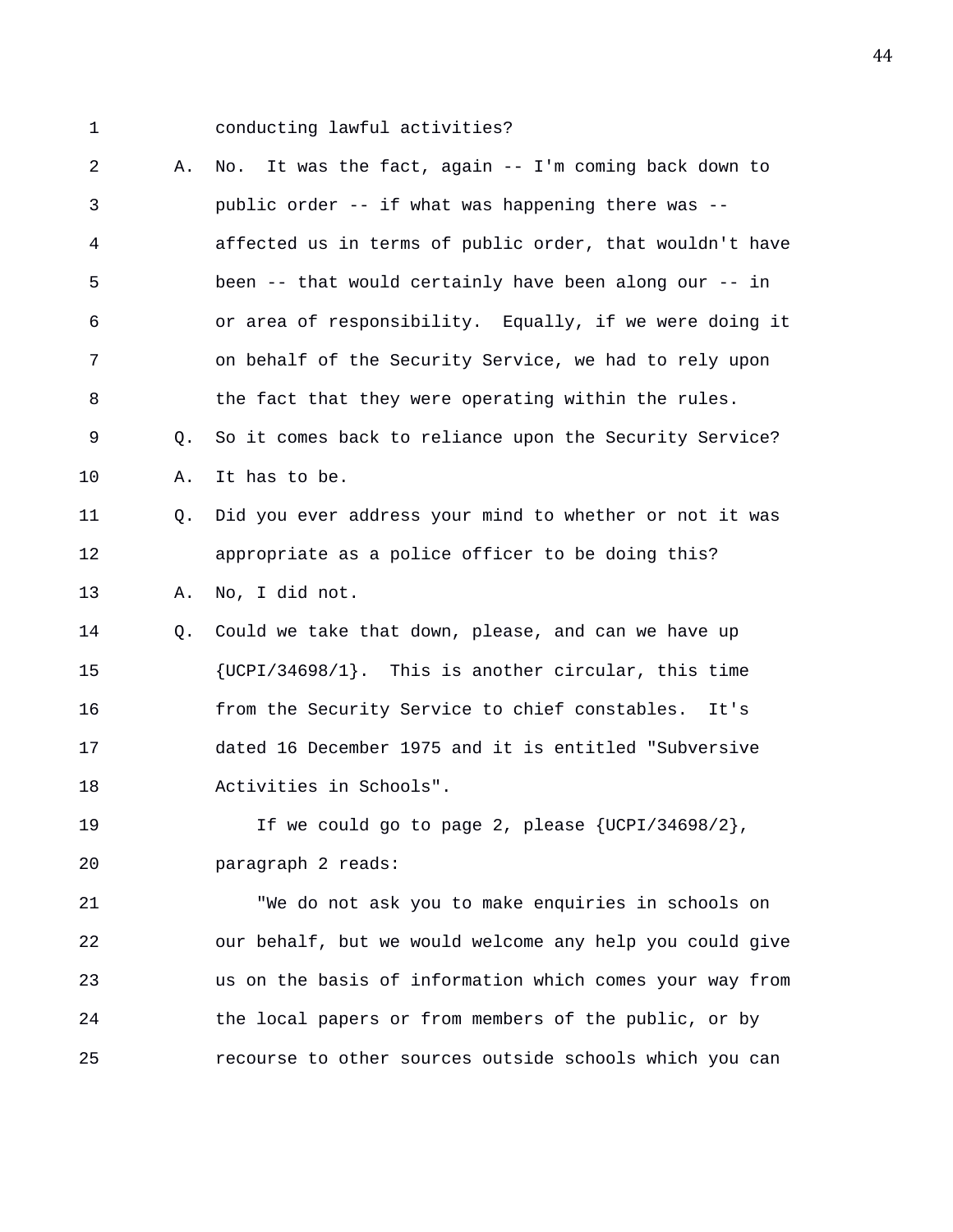conducting lawful activities?

A. No. It was the fact, again -- I'm coming back down to public order -- if what was happening there was -- affected us in terms of public order, that wouldn't have been -- that would certainly have been along our -- in or area of responsibility. Equally, if we were doing it on behalf of the Security Service, we had to rely upon the fact that they were operating within the rules.

Q. So it comes back to reliance upon the Security Service?

A. It has to be.

Q. Did you ever address your mind to whether or not it was appropriate as a police officer to be doing this?

A. No, I did not.

Q. Could we take that down, please, and can we have up {UCPI/34698/1}. This is another circular, this time from the Security Service to chief constables. It's dated 16 December 1975 and it is entitled "Subversive Activities in Schools".

If we could go to page 2, please {UCPI/34698/2}, paragraph 2 reads:

"We do not ask you to make enquiries in schools on our behalf, but we would welcome any help you could give us on the basis of information which comes your way from the local papers or from members of the public, or by recourse to other sources outside schools which you can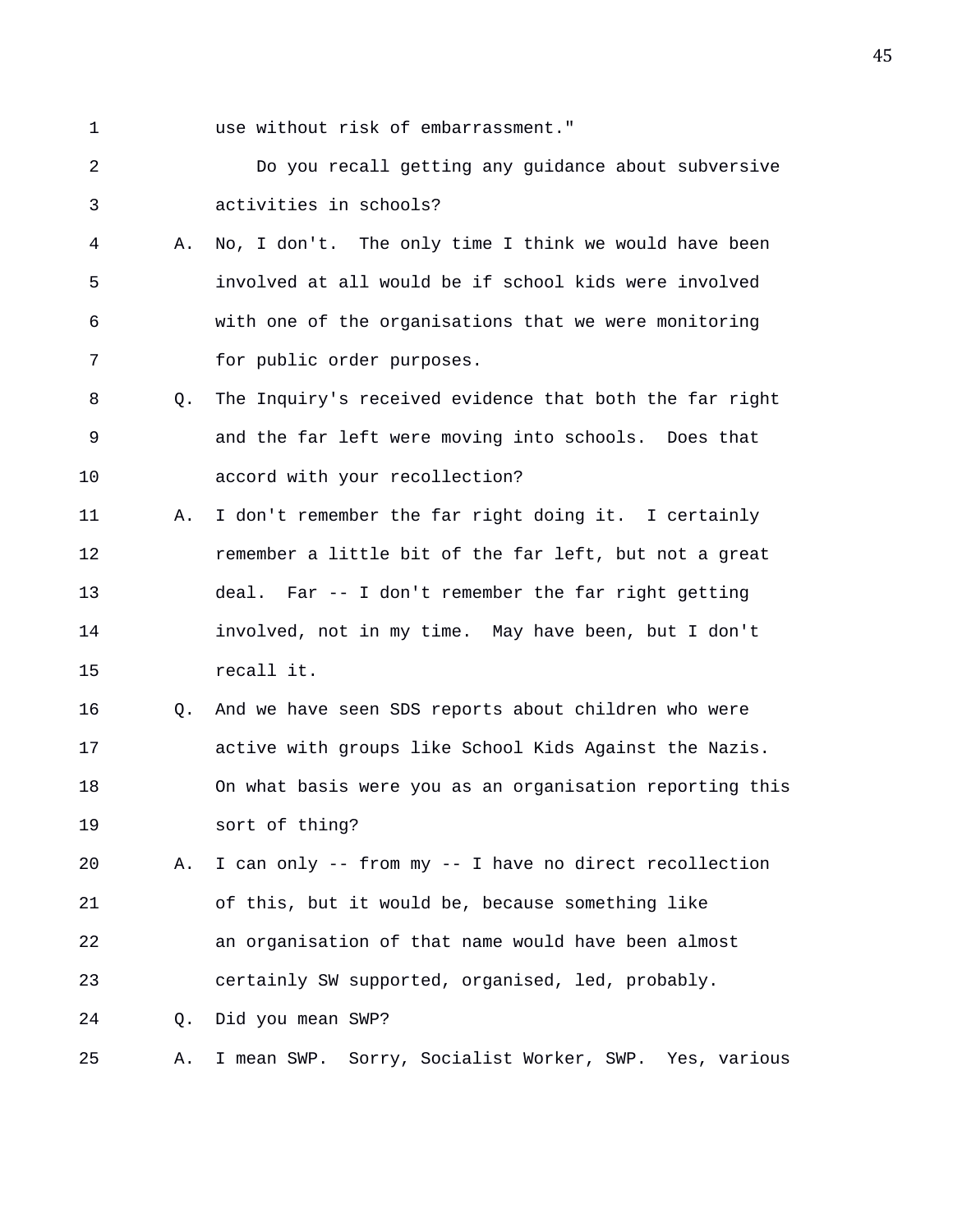use without risk of embarrassment."

Do you recall getting any guidance about subversive activities in schools?

A. No, I don't. The only time I think we would have been involved at all would be if school kids were involved with one of the organisations that we were monitoring for public order purposes.

Q. The Inquiry's received evidence that both the far right and the far left were moving into schools. Does that accord with your recollection?

A. I don't remember the far right doing it. I certainly remember a little bit of the far left, but not a great deal. Far -- I don't remember the far right getting involved, not in my time. May have been, but I don't recall it.

Q. And we have seen SDS reports about children who were active with groups like School Kids Against the Nazis. On what basis were you as an organisation reporting this sort of thing?

A. I can only -- from my -- I have no direct recollection of this, but it would be, because something like an organisation of that name would have been almost certainly SW supported, organised, led, probably.

Q. Did you mean SWP?

A. I mean SWP. Sorry, Socialist Worker, SWP. Yes, various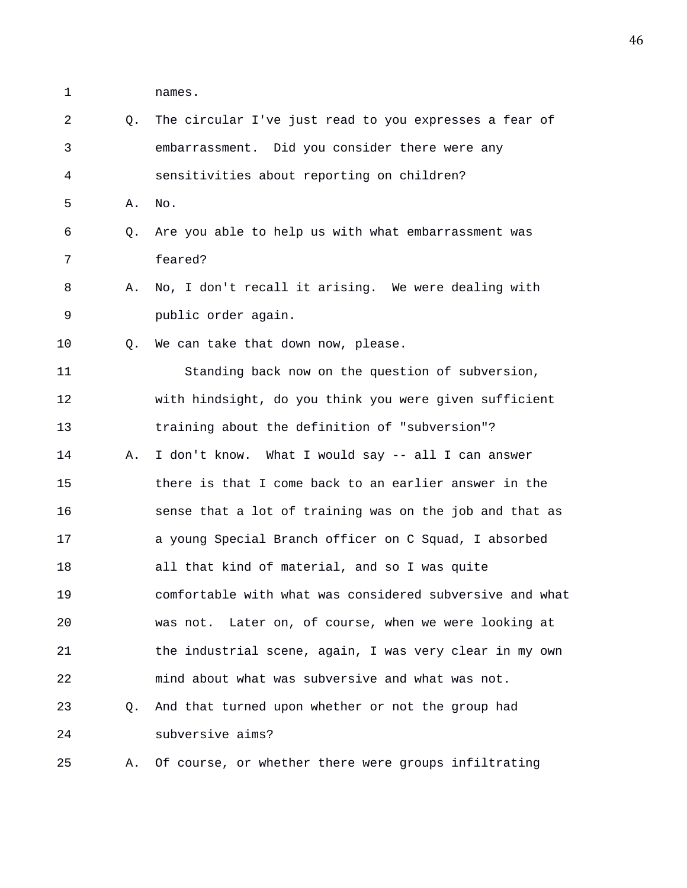1 names.

2 Q. The circular I've just read to you expresses a fear of

3 embarrassment. Did you consider there were any

4 sensitivities about reporting on children?

5 A. No.

6 Q. Are you able to help us with what embarrassment was

7 feared?

8 A. No, I don't recall it arising. We were dealing with

9 public order again.

10 Q. We can take that down now, please.

11 Standing back now on the question of subversion,

12 with hindsight, do you think you were given sufficient

13 training about the definition of "subversion"?

14 A. I don't know. What I would say -- all I can answer

15 there is that I come back to an earlier answer in the

16 sense that a lot of training was on the job and that as

17 a young Special Branch officer on C Squad, I absorbed

18 all that kind of material, and so I was quite

19 comfortable with what was considered subversive and what

20 was not. Later on, of course, when we were looking at

21 the industrial scene, again, I was very clear in my own

22 mind about what was subversive and what was not.

23 Q. And that turned upon whether or not the group had

24 subversive aims?

25 A. Of course, or whether there were groups infiltrating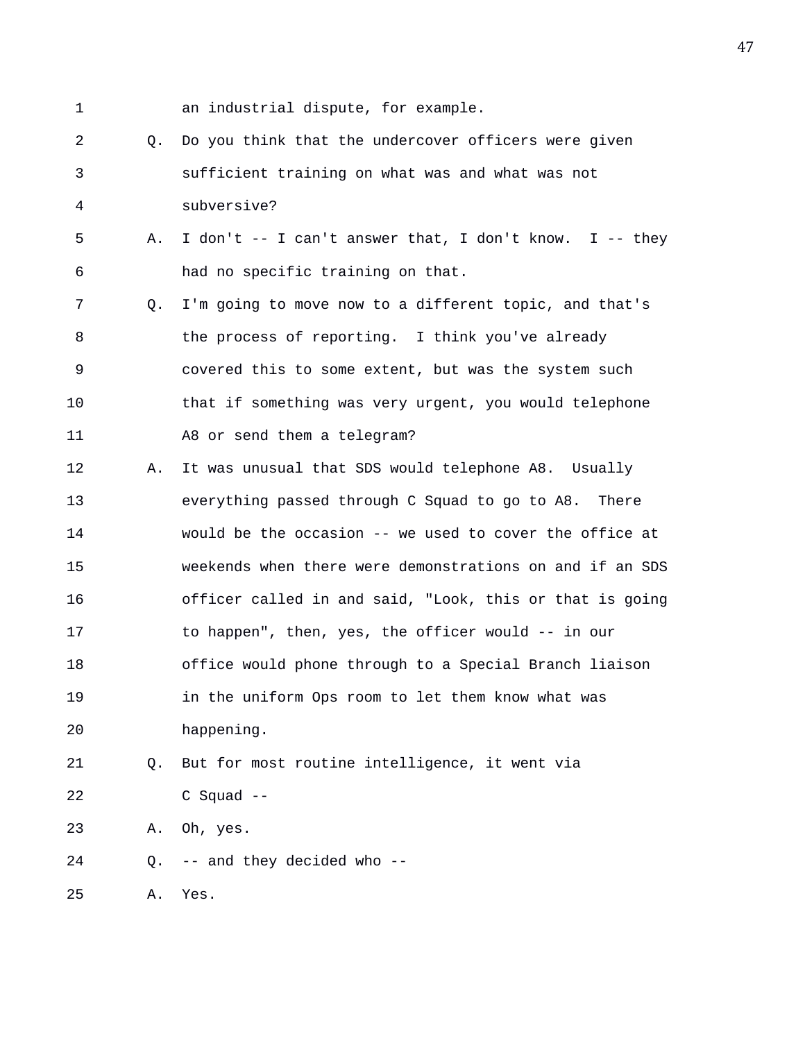1 an industrial dispute, for example.

2 Q. Do you think that the undercover officers were given

3 sufficient training on what was and what was not

4 subversive?

5 A. I don't -- I can't answer that, I don't know. I -- they

6 had no specific training on that.

7 Q. I'm going to move now to a different topic, and that's

8 the process of reporting. I think you've already

9 covered this to some extent, but was the system such

10 that if something was very urgent, you would telephone

11 A8 or send them a telegram?

12 A. It was unusual that SDS would telephone A8. Usually

13 everything passed through C Squad to go to A8. There

14 would be the occasion -- we used to cover the office at

15 weekends when there were demonstrations on and if an SDS

16 officer called in and said, "Look, this or that is going

17 to happen", then, yes, the officer would -- in our

18 office would phone through to a Special Branch liaison

19 in the uniform Ops room to let them know what was

20 happening.

21 Q. But for most routine intelligence, it went via

22 C Squad --

23 A. Oh, yes.

24 Q. -- and they decided who --

25 A. Yes.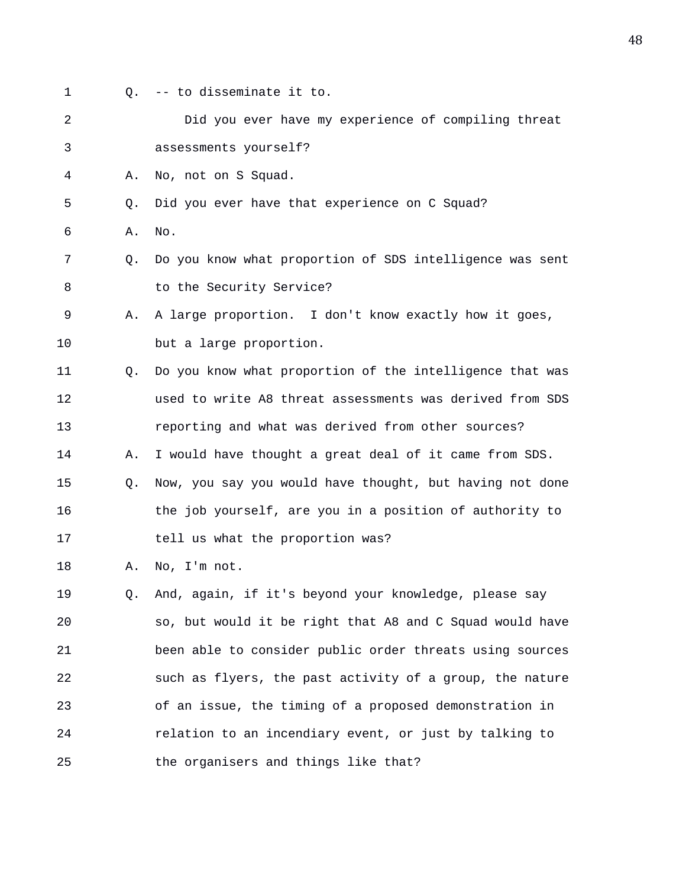Q. -- to disseminate it to.

Did you ever have my experience of compiling threat assessments yourself?

A. No, not on S Squad.

Q. Did you ever have that experience on C Squad?

A. No.

Q. Do you know what proportion of SDS intelligence was sent to the Security Service?

A. A large proportion. I don't know exactly how it goes, but a large proportion.

Q. Do you know what proportion of the intelligence that was used to write A8 threat assessments was derived from SDS reporting and what was derived from other sources?

A. I would have thought a great deal of it came from SDS.

Q. Now, you say you would have thought, but having not done the job yourself, are you in a position of authority to tell us what the proportion was?

A. No, I'm not.

Q. And, again, if it's beyond your knowledge, please say so, but would it be right that A8 and C Squad would have been able to consider public order threats using sources such as flyers, the past activity of a group, the nature of an issue, the timing of a proposed demonstration in relation to an incendiary event, or just by talking to the organisers and things like that?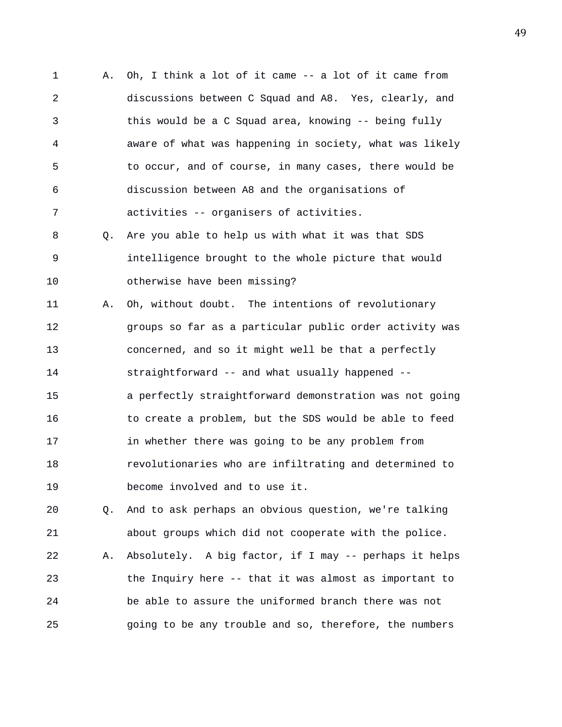1 A. Oh, I think a lot of it came -- a lot of it came from
2 discussions between C Squad and A8. Yes, clearly, and
3 this would be a C Squad area, knowing -- being fully
4 aware of what was happening in society, what was likely
5 to occur, and of course, in many cases, there would be
6 discussion between A8 and the organisations of
7 activities -- organisers of activities.
8 Q. Are you able to help us with what it was that SDS
9 intelligence brought to the whole picture that would
10 otherwise have been missing?
11 A. Oh, without doubt. The intentions of revolutionary
12 groups so far as a particular public order activity was
13 concerned, and so it might well be that a perfectly
14 straightforward -- and what usually happened --
15 a perfectly straightforward demonstration was not going
16 to create a problem, but the SDS would be able to feed
17 in whether there was going to be any problem from
18 revolutionaries who are infiltrating and determined to
19 become involved and to use it.
20 Q. And to ask perhaps an obvious question, we're talking
21 about groups which did not cooperate with the police.
22 A. Absolutely. A big factor, if I may -- perhaps it helps
23 the Inquiry here -- that it was almost as important to
24 be able to assure the uniformed branch there was not
25 going to be any trouble and so, therefore, the numbers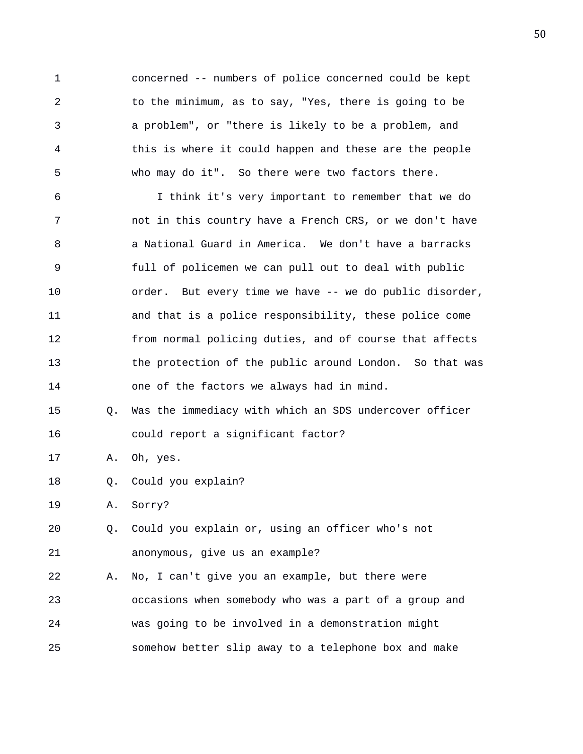1 concerned -- numbers of police concerned could be kept
2 to the minimum, as to say, "Yes, there is going to be
3 a problem", or "there is likely to be a problem, and
4 this is where it could happen and these are the people
5 who may do it". So there were two factors there.

6 I think it's very important to remember that we do
7 not in this country have a French CRS, or we don't have
8 a National Guard in America. We don't have a barracks
9 full of policemen we can pull out to deal with public
10 order. But every time we have -- we do public disorder,
11 and that is a police responsibility, these police come
12 from normal policing duties, and of course that affects
13 the protection of the public around London. So that was
14 one of the factors we always had in mind.

15 Q. Was the immediacy with which an SDS undercover officer
16 could report a significant factor?

17 A. Oh, yes.

18 Q. Could you explain?

19 A. Sorry?

20 Q. Could you explain or, using an officer who's not
21 anonymous, give us an example?

22 A. No, I can't give you an example, but there were
23 occasions when somebody who was a part of a group and
24 was going to be involved in a demonstration might
25 somehow better slip away to a telephone box and make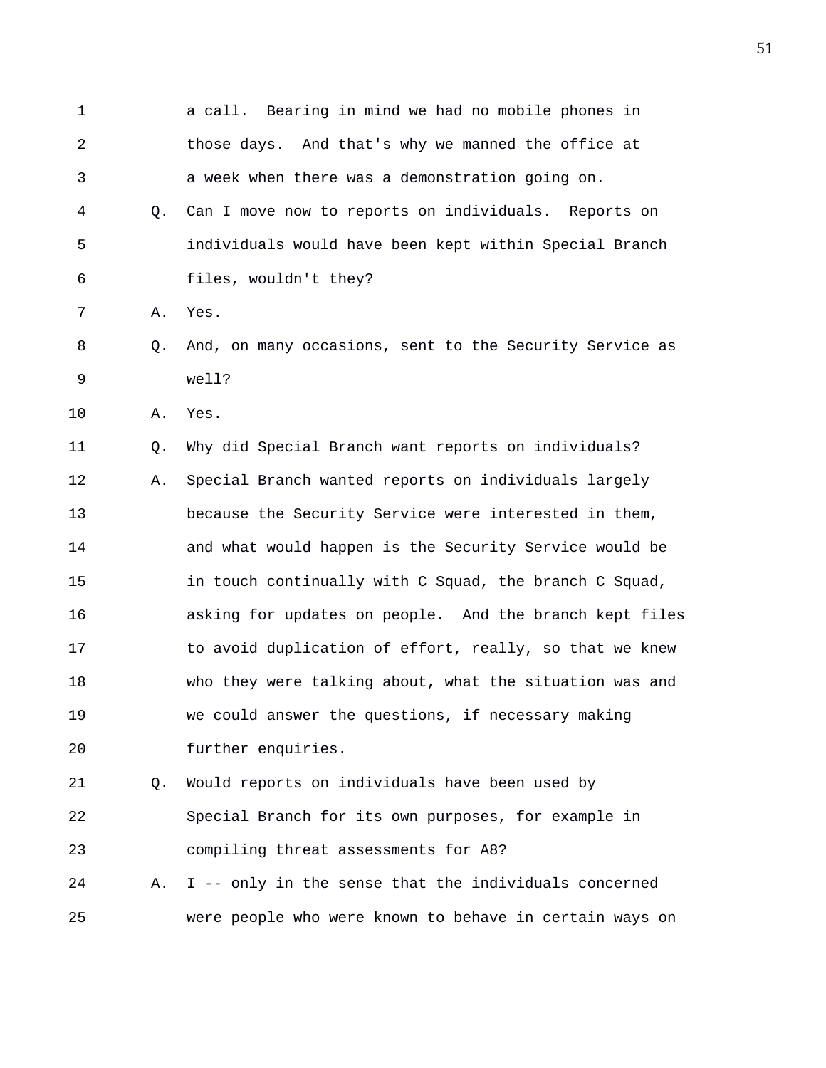1 a call. Bearing in mind we had no mobile phones in
2 those days. And that's why we manned the office at
3 a week when there was a demonstration going on.
4 Q. Can I move now to reports on individuals. Reports on
5 individuals would have been kept within Special Branch
6 files, wouldn't they?
7 A. Yes.
8 Q. And, on many occasions, sent to the Security Service as
9 well?
10 A. Yes.
11 Q. Why did Special Branch want reports on individuals?
12 A. Special Branch wanted reports on individuals largely
13 because the Security Service were interested in them,
14 and what would happen is the Security Service would be
15 in touch continually with C Squad, the branch C Squad,
16 asking for updates on people. And the branch kept files
17 to avoid duplication of effort, really, so that we knew
18 who they were talking about, what the situation was and
19 we could answer the questions, if necessary making
20 further enquiries.
21 Q. Would reports on individuals have been used by
22 Special Branch for its own purposes, for example in
23 compiling threat assessments for A8?
24 A. I -- only in the sense that the individuals concerned
25 were people who were known to behave in certain ways on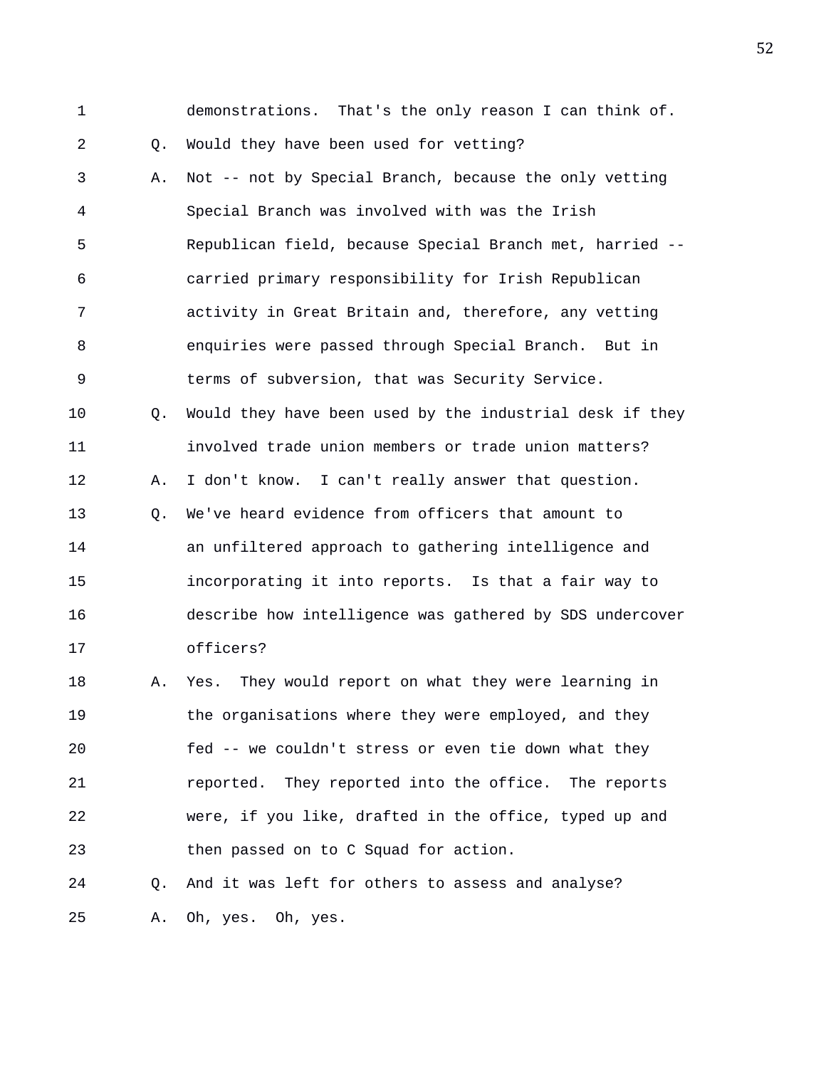1 demonstrations. That's the only reason I can think of.

2 Q. Would they have been used for vetting?

3 A. Not -- not by Special Branch, because the only vetting
4 Special Branch was involved with was the Irish
5 Republican field, because Special Branch met, harried --
6 carried primary responsibility for Irish Republican
7 activity in Great Britain and, therefore, any vetting
8 enquiries were passed through Special Branch. But in
9 terms of subversion, that was Security Service.

10 Q. Would they have been used by the industrial desk if they
11 involved trade union members or trade union matters?

12 A. I don't know. I can't really answer that question.

13 Q. We've heard evidence from officers that amount to
14 an unfiltered approach to gathering intelligence and
15 incorporating it into reports. Is that a fair way to
16 describe how intelligence was gathered by SDS undercover
17 officers?

18 A. Yes. They would report on what they were learning in
19 the organisations where they were employed, and they
20 fed -- we couldn't stress or even tie down what they
21 reported. They reported into the office. The reports
22 were, if you like, drafted in the office, typed up and
23 then passed on to C Squad for action.

24 Q. And it was left for others to assess and analyse?

25 A. Oh, yes. Oh, yes.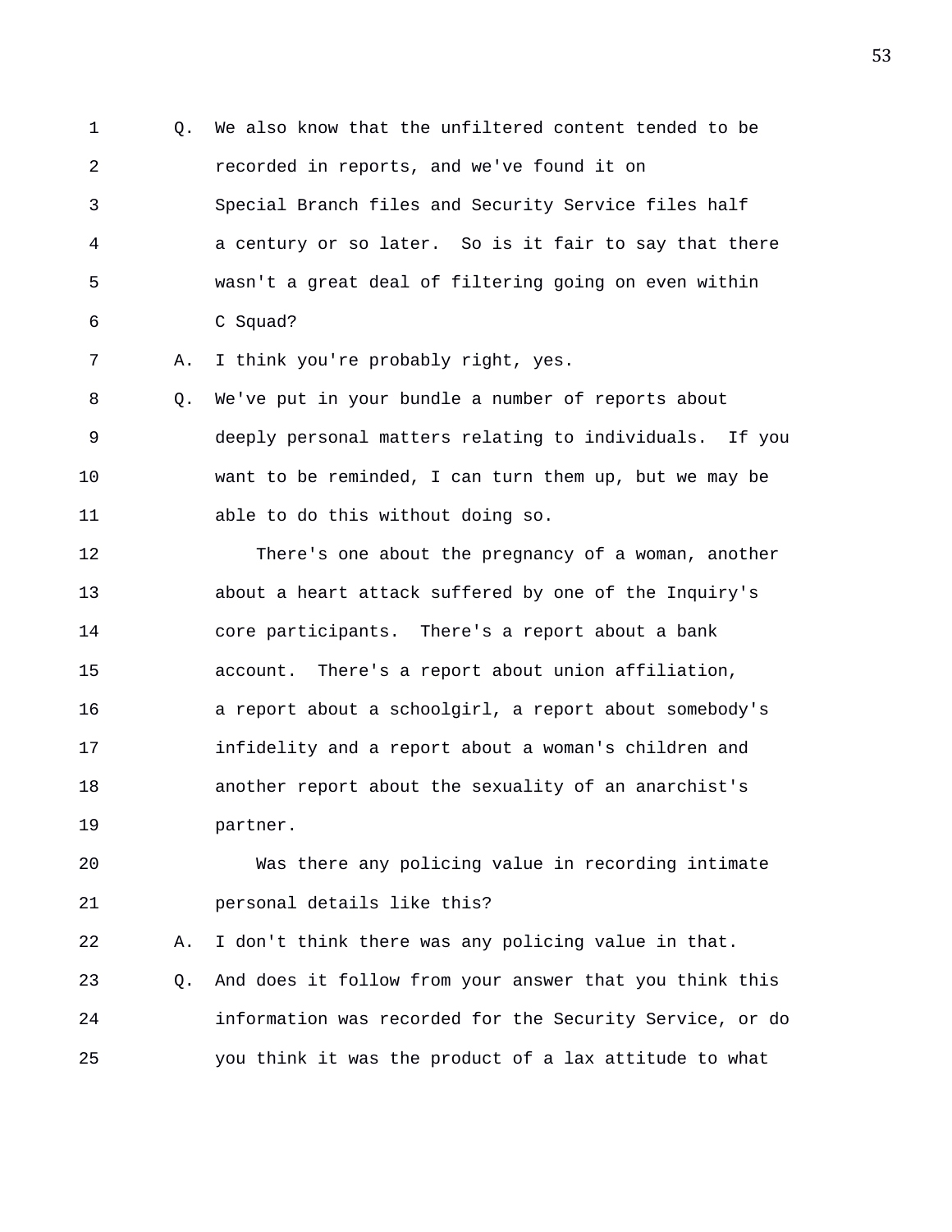Q. We also know that the unfiltered content tended to be recorded in reports, and we've found it on Special Branch files and Security Service files half a century or so later. So is it fair to say that there wasn't a great deal of filtering going on even within C Squad?

A. I think you're probably right, yes.

Q. We've put in your bundle a number of reports about deeply personal matters relating to individuals. If you want to be reminded, I can turn them up, but we may be able to do this without doing so.

There's one about the pregnancy of a woman, another about a heart attack suffered by one of the Inquiry's core participants. There's a report about a bank account. There's a report about union affiliation, a report about a schoolgirl, a report about somebody's infidelity and a report about a woman's children and another report about the sexuality of an anarchist's partner.

Was there any policing value in recording intimate personal details like this?

A. I don't think there was any policing value in that.

Q. And does it follow from your answer that you think this information was recorded for the Security Service, or do you think it was the product of a lax attitude to what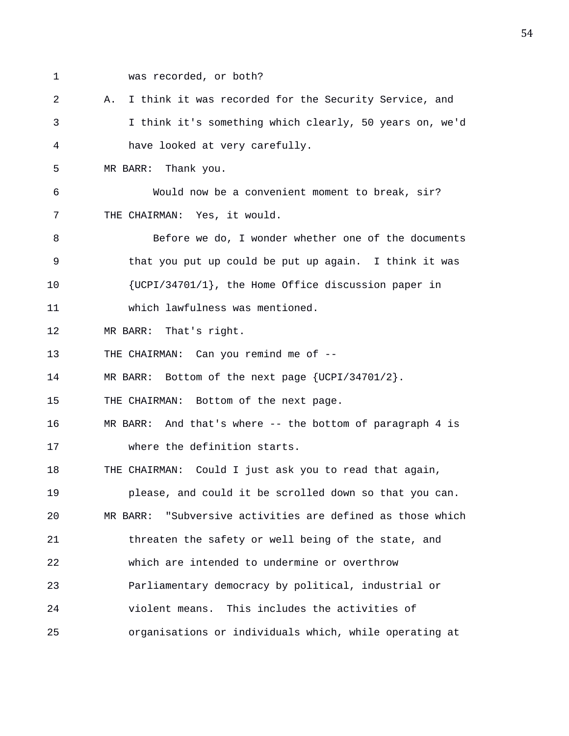was recorded, or both?

A. I think it was recorded for the Security Service, and I think it's something which clearly, 50 years on, we'd have looked at very carefully.

MR BARR: Thank you.

Would now be a convenient moment to break, sir?

THE CHAIRMAN: Yes, it would.

Before we do, I wonder whether one of the documents that you put up could be put up again. I think it was {UCPI/34701/1}, the Home Office discussion paper in which lawfulness was mentioned.

MR BARR: That's right.

THE CHAIRMAN: Can you remind me of --

MR BARR: Bottom of the next page {UCPI/34701/2}.

THE CHAIRMAN: Bottom of the next page.

MR BARR: And that's where -- the bottom of paragraph 4 is where the definition starts.

THE CHAIRMAN: Could I just ask you to read that again, please, and could it be scrolled down so that you can.

MR BARR: "Subversive activities are defined as those which threaten the safety or well being of the state, and which are intended to undermine or overthrow Parliamentary democracy by political, industrial or violent means. This includes the activities of organisations or individuals which, while operating at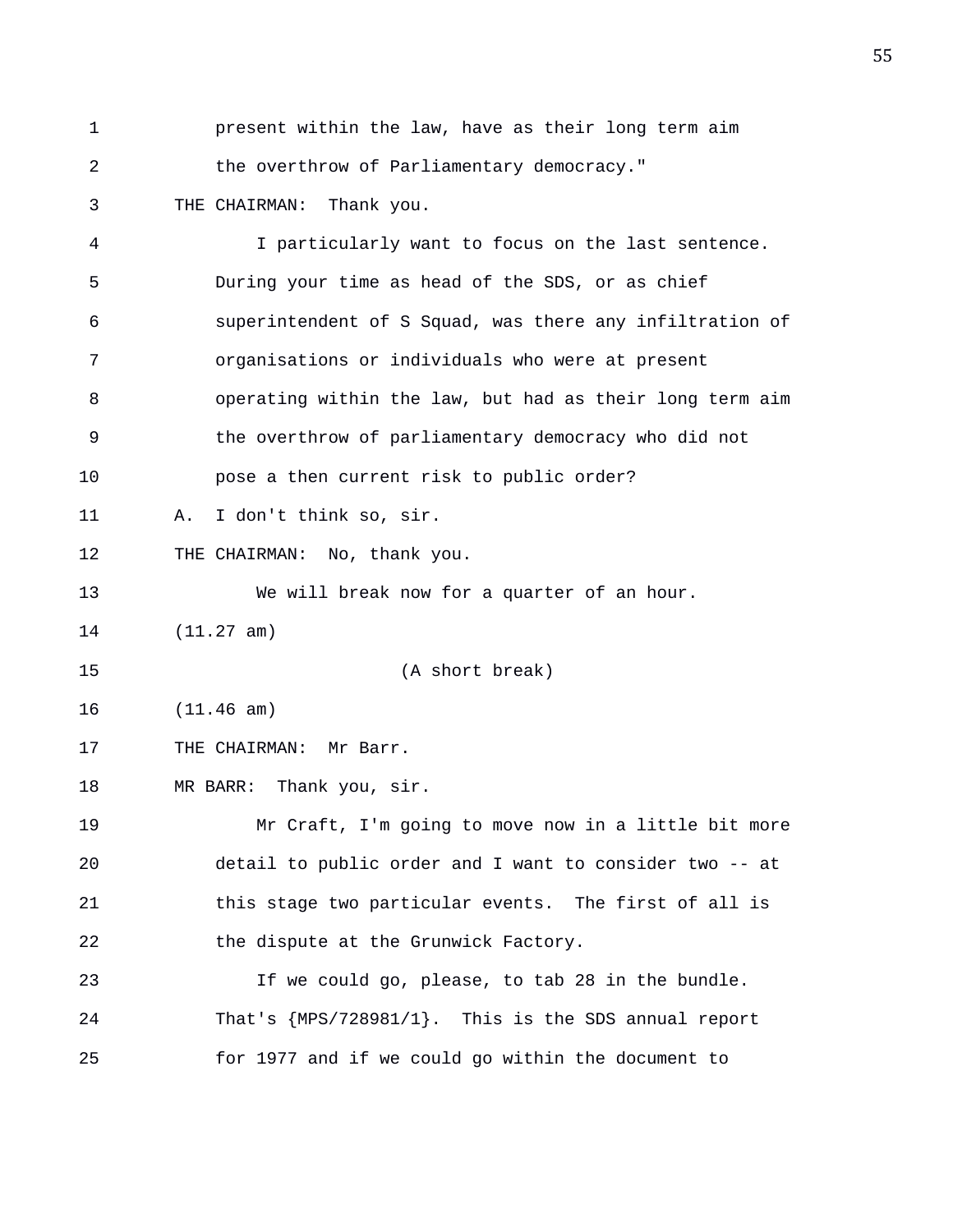present within the law, have as their long term aim the overthrow of Parliamentary democracy."

THE CHAIRMAN: Thank you.

I particularly want to focus on the last sentence. During your time as head of the SDS, or as chief superintendent of S Squad, was there any infiltration of organisations or individuals who were at present operating within the law, but had as their long term aim the overthrow of parliamentary democracy who did not pose a then current risk to public order?

A. I don't think so, sir.

THE CHAIRMAN: No, thank you.

We will break now for a quarter of an hour.

(11.27 am)

(A short break)

(11.46 am)

THE CHAIRMAN: Mr Barr.

MR BARR: Thank you, sir.

Mr Craft, I'm going to move now in a little bit more detail to public order and I want to consider two -- at this stage two particular events. The first of all is the dispute at the Grunwick Factory.

If we could go, please, to tab 28 in the bundle. That's {MPS/728981/1}. This is the SDS annual report for 1977 and if we could go within the document to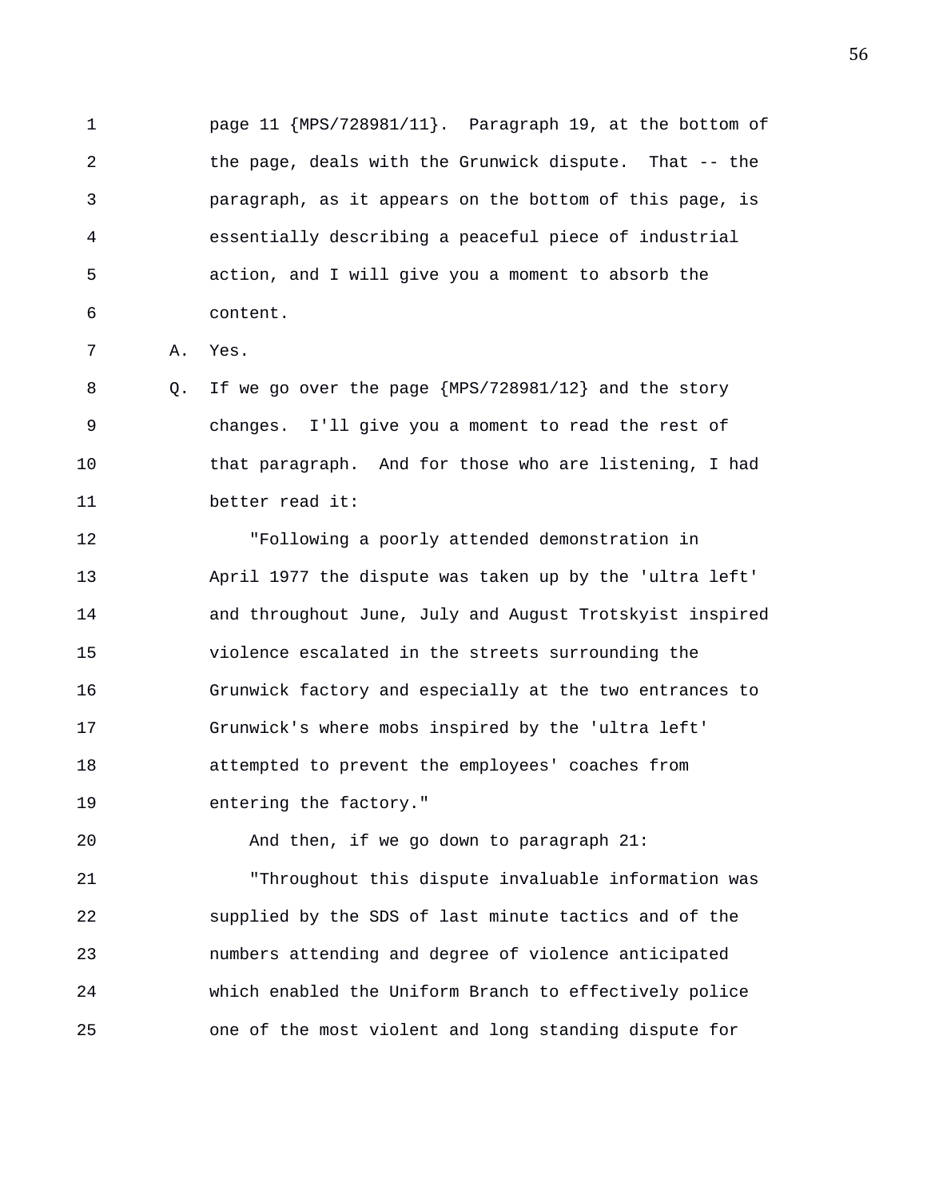page 11 {MPS/728981/11}. Paragraph 19, at the bottom of the page, deals with the Grunwick dispute. That -- the paragraph, as it appears on the bottom of this page, is essentially describing a peaceful piece of industrial action, and I will give you a moment to absorb the content.

A. Yes.

Q. If we go over the page {MPS/728981/12} and the story changes. I'll give you a moment to read the rest of that paragraph. And for those who are listening, I had better read it:

"Following a poorly attended demonstration in April 1977 the dispute was taken up by the 'ultra left' and throughout June, July and August Trotskyist inspired violence escalated in the streets surrounding the Grunwick factory and especially at the two entrances to Grunwick's where mobs inspired by the 'ultra left' attempted to prevent the employees' coaches from entering the factory."

And then, if we go down to paragraph 21:

"Throughout this dispute invaluable information was supplied by the SDS of last minute tactics and of the numbers attending and degree of violence anticipated which enabled the Uniform Branch to effectively police one of the most violent and long standing dispute for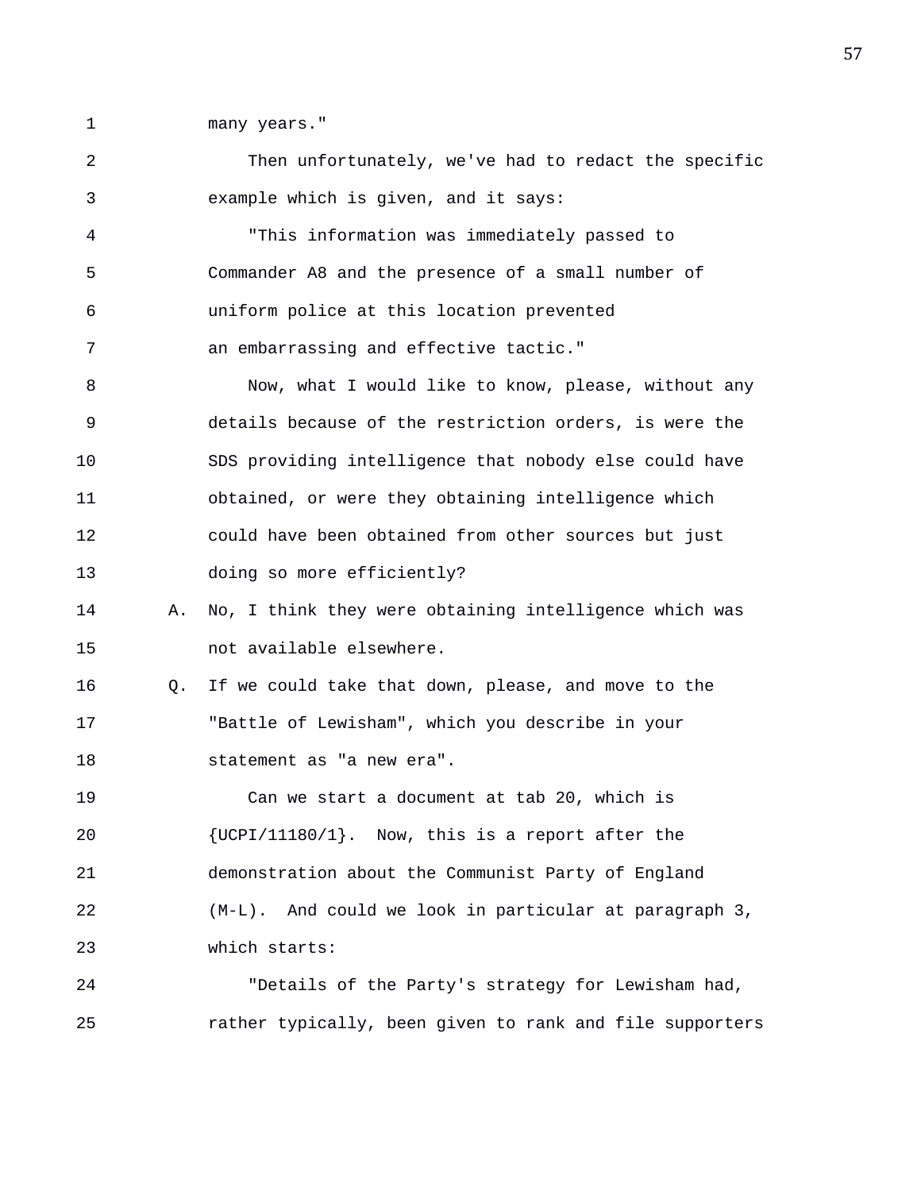1 many years."

2 Then unfortunately, we've had to redact the specific
3 example which is given, and it says:

4 "This information was immediately passed to
5 Commander A8 and the presence of a small number of
6 uniform police at this location prevented
7 an embarrassing and effective tactic."

8 Now, what I would like to know, please, without any
9 details because of the restriction orders, is were the
10 SDS providing intelligence that nobody else could have
11 obtained, or were they obtaining intelligence which
12 could have been obtained from other sources but just
13 doing so more efficiently?

14 A. No, I think they were obtaining intelligence which was
15 not available elsewhere.

16 Q. If we could take that down, please, and move to the
17 "Battle of Lewisham", which you describe in your
18 statement as "a new era".

19 Can we start a document at tab 20, which is
20 {UCPI/11180/1}. Now, this is a report after the
21 demonstration about the Communist Party of England
22 (M-L). And could we look in particular at paragraph 3,
23 which starts:

24 "Details of the Party's strategy for Lewisham had,
25 rather typically, been given to rank and file supporters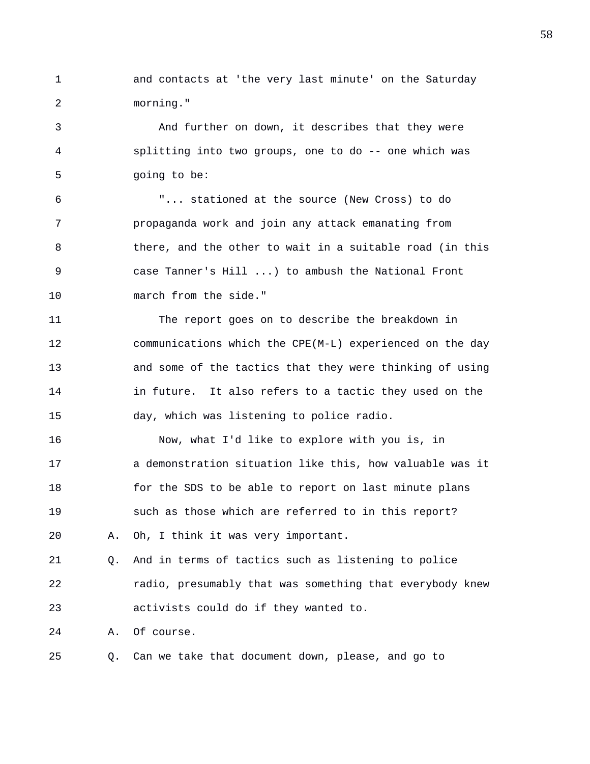and contacts at 'the very last minute' on the Saturday morning."

And further on down, it describes that they were splitting into two groups, one to do -- one which was going to be:

"... stationed at the source (New Cross) to do propaganda work and join any attack emanating from there, and the other to wait in a suitable road (in this case Tanner's Hill ...) to ambush the National Front march from the side."

The report goes on to describe the breakdown in communications which the CPE(M-L) experienced on the day and some of the tactics that they were thinking of using in future. It also refers to a tactic they used on the day, which was listening to police radio.

Now, what I'd like to explore with you is, in a demonstration situation like this, how valuable was it for the SDS to be able to report on last minute plans such as those which are referred to in this report?

A. Oh, I think it was very important.

Q. And in terms of tactics such as listening to police radio, presumably that was something that everybody knew activists could do if they wanted to.

A. Of course.

Q. Can we take that document down, please, and go to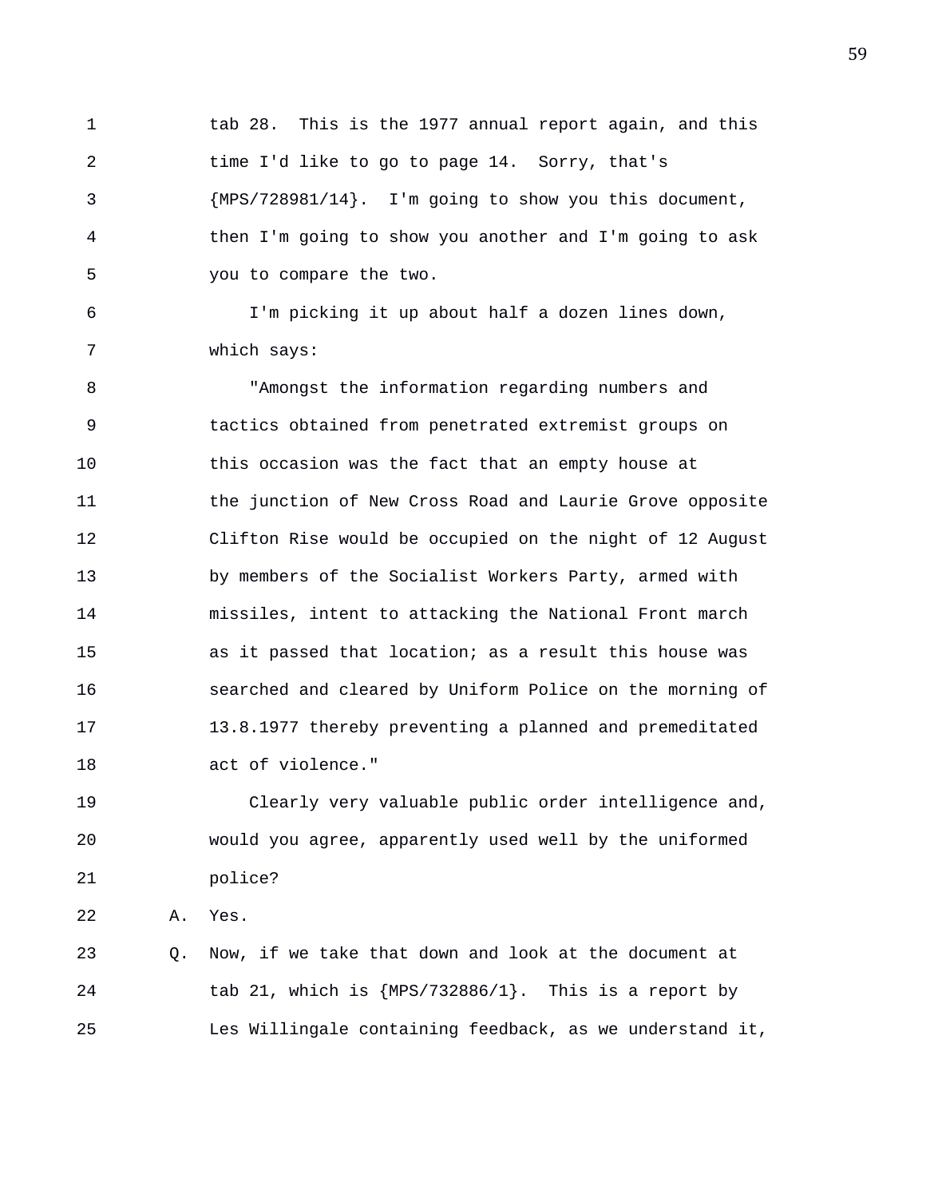tab 28. This is the 1977 annual report again, and this time I'd like to go to page 14. Sorry, that's {MPS/728981/14}. I'm going to show you this document, then I'm going to show you another and I'm going to ask you to compare the two.

I'm picking it up about half a dozen lines down, which says:

"Amongst the information regarding numbers and tactics obtained from penetrated extremist groups on this occasion was the fact that an empty house at the junction of New Cross Road and Laurie Grove opposite Clifton Rise would be occupied on the night of 12 August by members of the Socialist Workers Party, armed with missiles, intent to attacking the National Front march as it passed that location; as a result this house was searched and cleared by Uniform Police on the morning of 13.8.1977 thereby preventing a planned and premeditated act of violence."

Clearly very valuable public order intelligence and, would you agree, apparently used well by the uniformed police?

A. Yes.

Q. Now, if we take that down and look at the document at tab 21, which is {MPS/732886/1}. This is a report by Les Willingale containing feedback, as we understand it,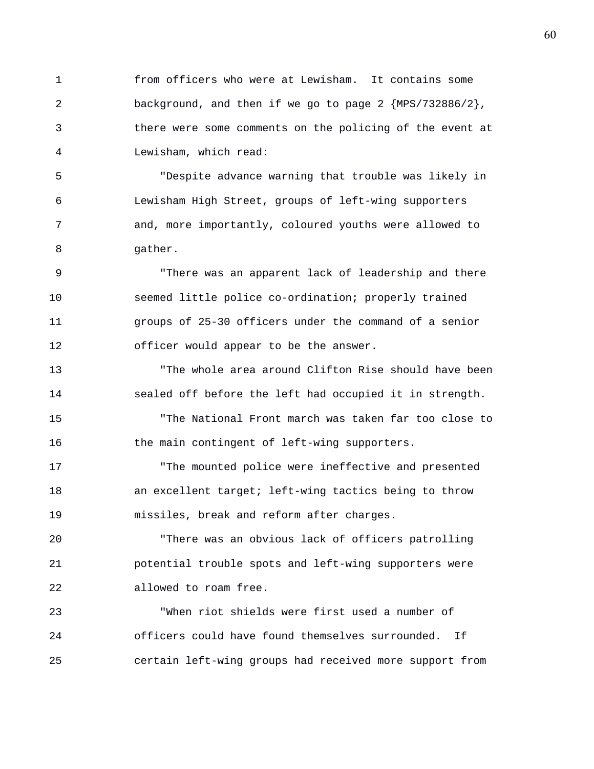from officers who were at Lewisham. It contains some background, and then if we go to page 2 {MPS/732886/2}, there were some comments on the policing of the event at Lewisham, which read:

"Despite advance warning that trouble was likely in Lewisham High Street, groups of left-wing supporters and, more importantly, coloured youths were allowed to gather.

"There was an apparent lack of leadership and there seemed little police co-ordination; properly trained groups of 25-30 officers under the command of a senior officer would appear to be the answer.

"The whole area around Clifton Rise should have been sealed off before the left had occupied it in strength.

"The National Front march was taken far too close to the main contingent of left-wing supporters.

"The mounted police were ineffective and presented an excellent target; left-wing tactics being to throw missiles, break and reform after charges.

"There was an obvious lack of officers patrolling potential trouble spots and left-wing supporters were allowed to roam free.

"When riot shields were first used a number of officers could have found themselves surrounded. If certain left-wing groups had received more support from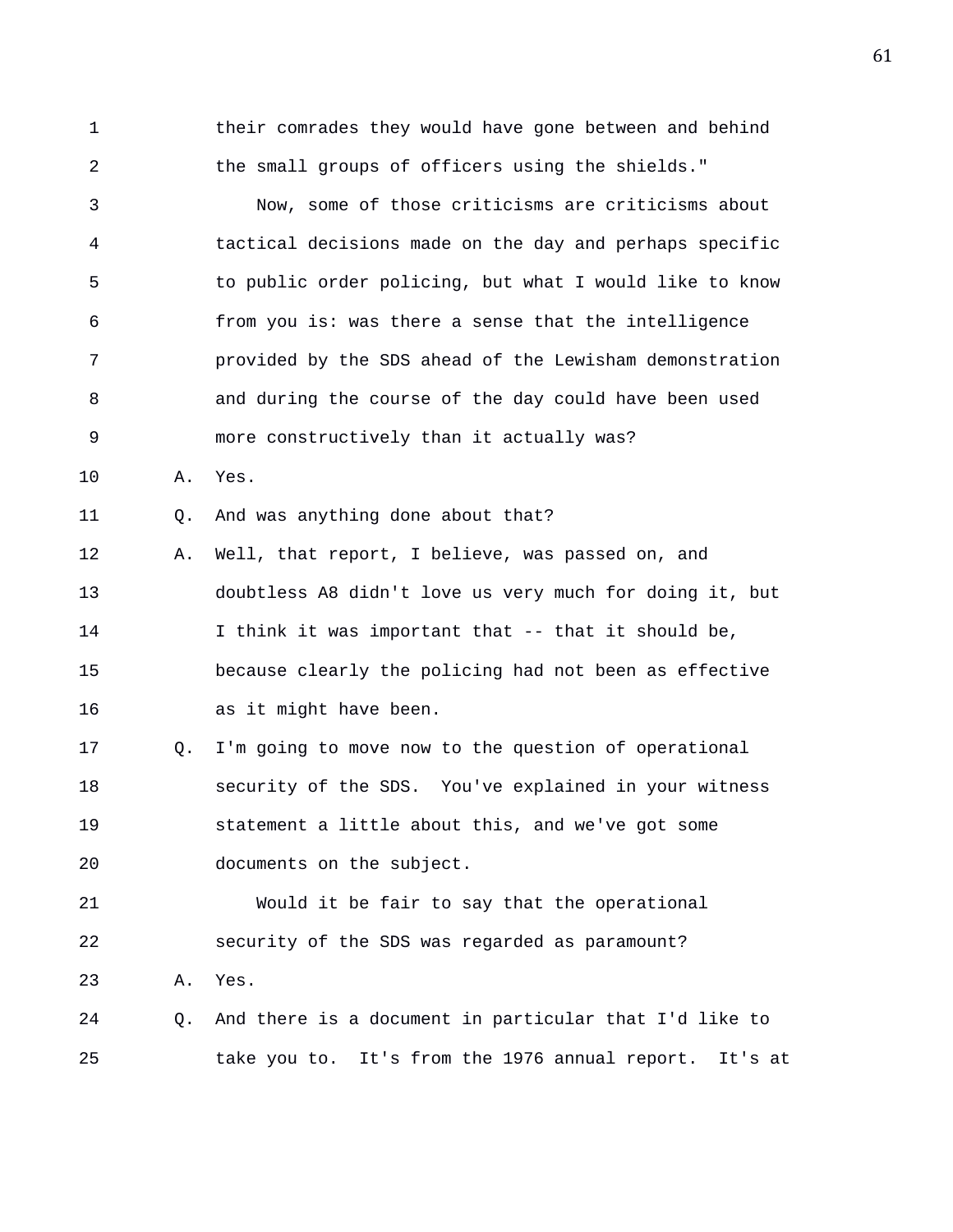1 their comrades they would have gone between and behind
2 the small groups of officers using the shields."
3 Now, some of those criticisms are criticisms about
4 tactical decisions made on the day and perhaps specific
5 to public order policing, but what I would like to know
6 from you is: was there a sense that the intelligence
7 provided by the SDS ahead of the Lewisham demonstration
8 and during the course of the day could have been used
9 more constructively than it actually was?
10 A. Yes.
11 Q. And was anything done about that?
12 A. Well, that report, I believe, was passed on, and
13 doubtless A8 didn't love us very much for doing it, but
14 I think it was important that -- that it should be,
15 because clearly the policing had not been as effective
16 as it might have been.
17 Q. I'm going to move now to the question of operational
18 security of the SDS. You've explained in your witness
19 statement a little about this, and we've got some
20 documents on the subject.
21 Would it be fair to say that the operational
22 security of the SDS was regarded as paramount?
23 A. Yes.
24 Q. And there is a document in particular that I'd like to
25 take you to. It's from the 1976 annual report. It's at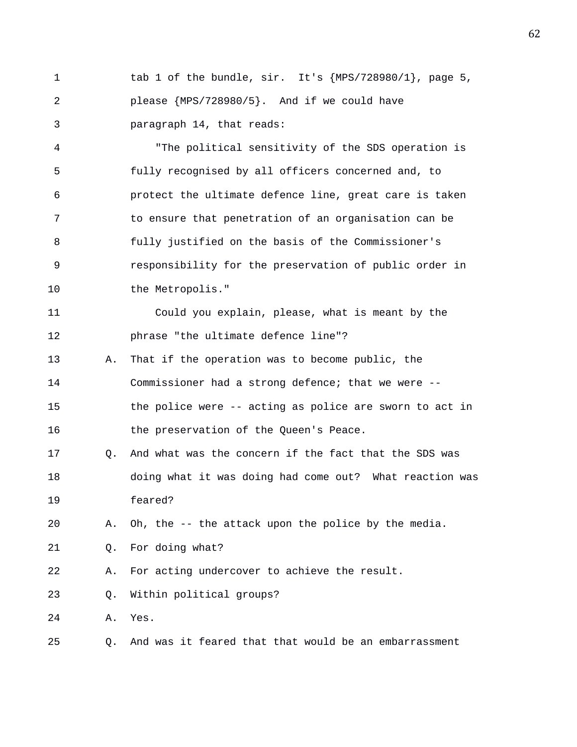tab 1 of the bundle, sir. It's {MPS/728980/1}, page 5, please {MPS/728980/5}. And if we could have paragraph 14, that reads:

"The political sensitivity of the SDS operation is fully recognised by all officers concerned and, to protect the ultimate defence line, great care is taken to ensure that penetration of an organisation can be fully justified on the basis of the Commissioner's responsibility for the preservation of public order in the Metropolis."

Could you explain, please, what is meant by the phrase "the ultimate defence line"?

A. That if the operation was to become public, the Commissioner had a strong defence; that we were -- the police were -- acting as police are sworn to act in the preservation of the Queen's Peace.

Q. And what was the concern if the fact that the SDS was doing what it was doing had come out? What reaction was feared?

A. Oh, the -- the attack upon the police by the media.

Q. For doing what?

A. For acting undercover to achieve the result.

Q. Within political groups?

A. Yes.

Q. And was it feared that that would be an embarrassment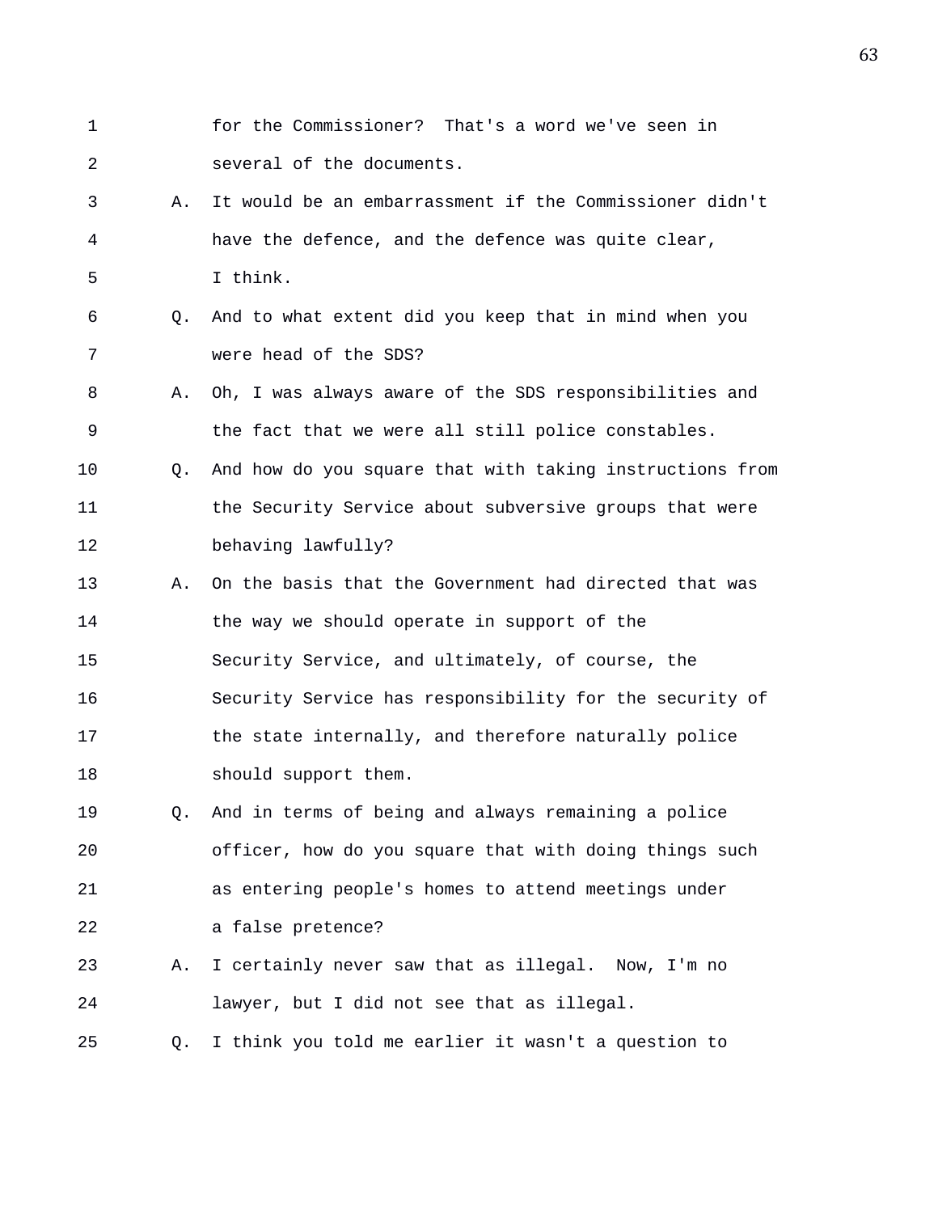1 for the Commissioner? That's a word we've seen in
2 several of the documents.
3 A. It would be an embarrassment if the Commissioner didn't
4 have the defence, and the defence was quite clear,
5 I think.
6 Q. And to what extent did you keep that in mind when you
7 were head of the SDS?
8 A. Oh, I was always aware of the SDS responsibilities and
9 the fact that we were all still police constables.
10 Q. And how do you square that with taking instructions from
11 the Security Service about subversive groups that were
12 behaving lawfully?
13 A. On the basis that the Government had directed that was
14 the way we should operate in support of the
15 Security Service, and ultimately, of course, the
16 Security Service has responsibility for the security of
17 the state internally, and therefore naturally police
18 should support them.
19 Q. And in terms of being and always remaining a police
20 officer, how do you square that with doing things such
21 as entering people's homes to attend meetings under
22 a false pretence?
23 A. I certainly never saw that as illegal. Now, I'm no
24 lawyer, but I did not see that as illegal.
25 Q. I think you told me earlier it wasn't a question to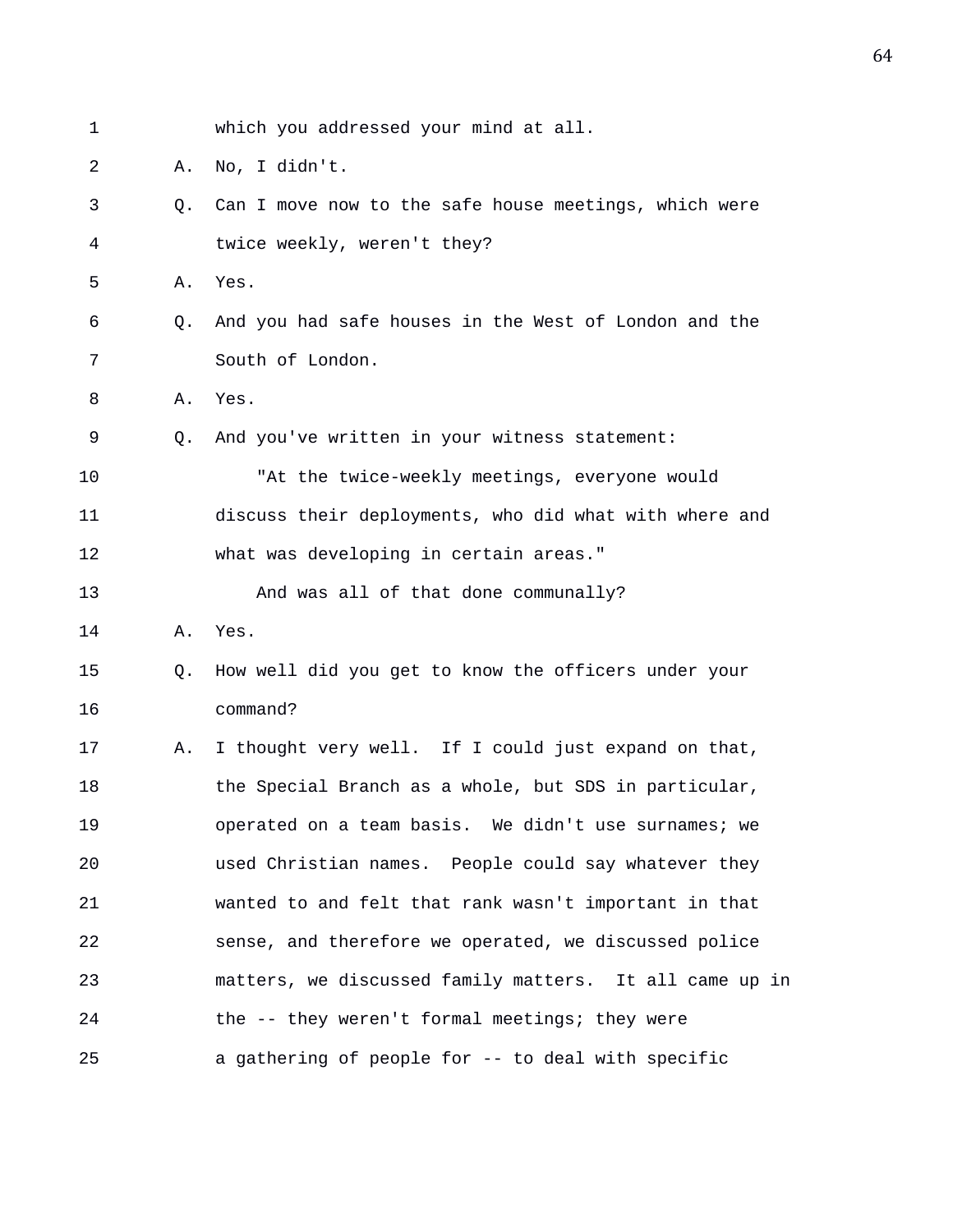which you addressed your mind at all.

A. No, I didn't.

Q. Can I move now to the safe house meetings, which were twice weekly, weren't they?

A. Yes.

Q. And you had safe houses in the West of London and the South of London.

A. Yes.

Q. And you've written in your witness statement:

"At the twice-weekly meetings, everyone would discuss their deployments, who did what with where and what was developing in certain areas."

And was all of that done communally?

A. Yes.

Q. How well did you get to know the officers under your command?

A. I thought very well. If I could just expand on that, the Special Branch as a whole, but SDS in particular, operated on a team basis. We didn't use surnames; we used Christian names. People could say whatever they wanted to and felt that rank wasn't important in that sense, and therefore we operated, we discussed police matters, we discussed family matters. It all came up in the -- they weren't formal meetings; they were a gathering of people for -- to deal with specific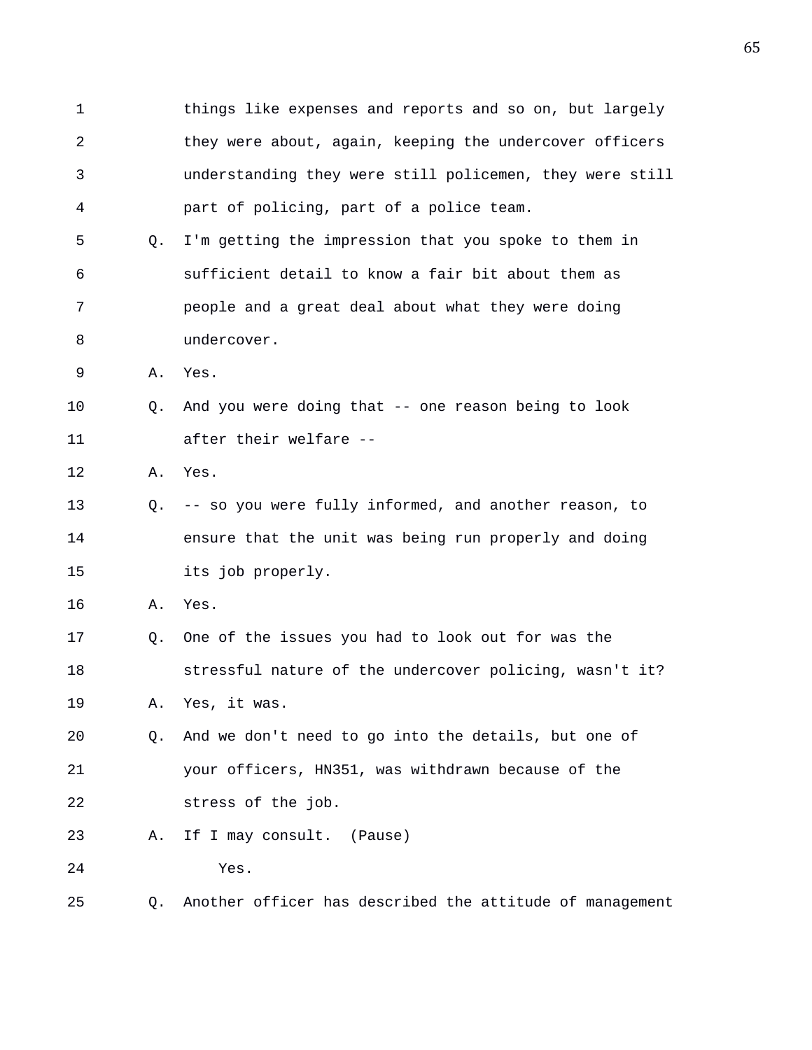1 things like expenses and reports and so on, but largely
2 they were about, again, keeping the undercover officers
3 understanding they were still policemen, they were still
4 part of policing, part of a police team.
5 Q. I'm getting the impression that you spoke to them in
6 sufficient detail to know a fair bit about them as
7 people and a great deal about what they were doing
8 undercover.
9 A. Yes.
10 Q. And you were doing that -- one reason being to look
11 after their welfare --
12 A. Yes.
13 Q. -- so you were fully informed, and another reason, to
14 ensure that the unit was being run properly and doing
15 its job properly.
16 A. Yes.
17 Q. One of the issues you had to look out for was the
18 stressful nature of the undercover policing, wasn't it?
19 A. Yes, it was.
20 Q. And we don't need to go into the details, but one of
21 your officers, HN351, was withdrawn because of the
22 stress of the job.
23 A. If I may consult. (Pause)
24 Yes.
25 Q. Another officer has described the attitude of management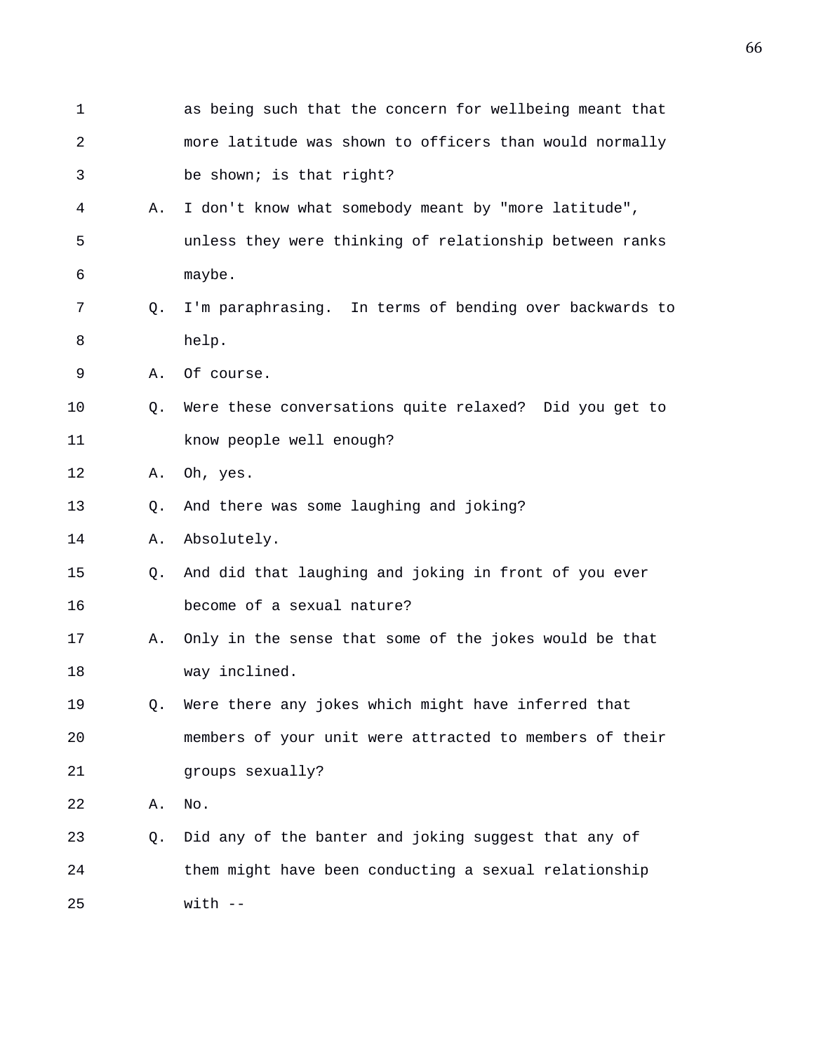1 as being such that the concern for wellbeing meant that
2 more latitude was shown to officers than would normally
3 be shown; is that right?

4 A. I don't know what somebody meant by "more latitude",
5 unless they were thinking of relationship between ranks
6 maybe.

7 Q. I'm paraphrasing. In terms of bending over backwards to
8 help.

9 A. Of course.

10 Q. Were these conversations quite relaxed? Did you get to
11 know people well enough?

12 A. Oh, yes.

13 Q. And there was some laughing and joking?

14 A. Absolutely.

15 Q. And did that laughing and joking in front of you ever
16 become of a sexual nature?

17 A. Only in the sense that some of the jokes would be that
18 way inclined.

19 Q. Were there any jokes which might have inferred that
20 members of your unit were attracted to members of their
21 groups sexually?

22 A. No.

23 Q. Did any of the banter and joking suggest that any of
24 them might have been conducting a sexual relationship
25 with --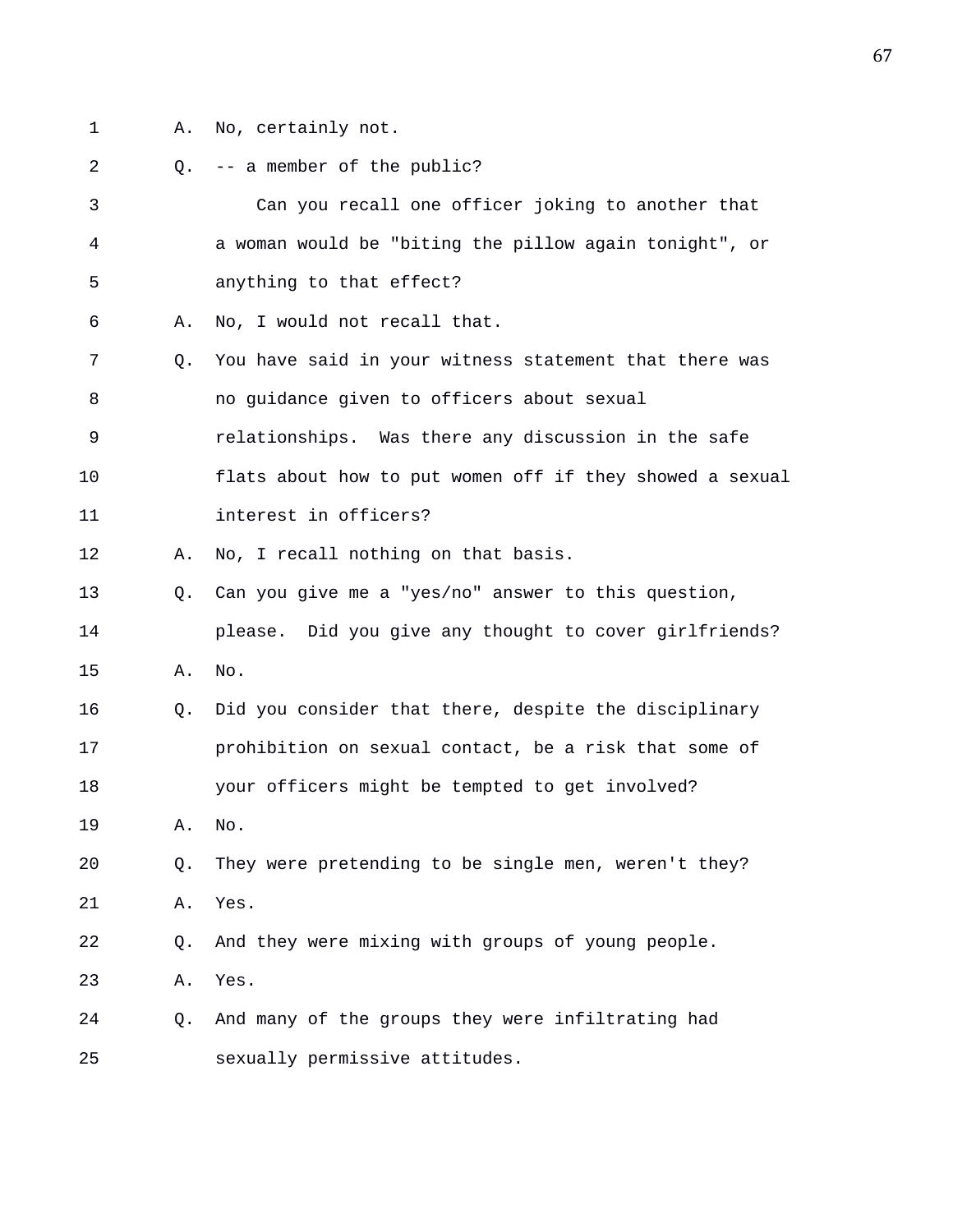A. No, certainly not.

Q. -- a member of the public?

Can you recall one officer joking to another that a woman would be "biting the pillow again tonight", or anything to that effect?

A. No, I would not recall that.

Q. You have said in your witness statement that there was no guidance given to officers about sexual relationships. Was there any discussion in the safe flats about how to put women off if they showed a sexual interest in officers?

A. No, I recall nothing on that basis.

Q. Can you give me a "yes/no" answer to this question, please. Did you give any thought to cover girlfriends?

A. No.

Q. Did you consider that there, despite the disciplinary prohibition on sexual contact, be a risk that some of your officers might be tempted to get involved?

A. No.

Q. They were pretending to be single men, weren't they?

A. Yes.

Q. And they were mixing with groups of young people.

A. Yes.

Q. And many of the groups they were infiltrating had sexually permissive attitudes.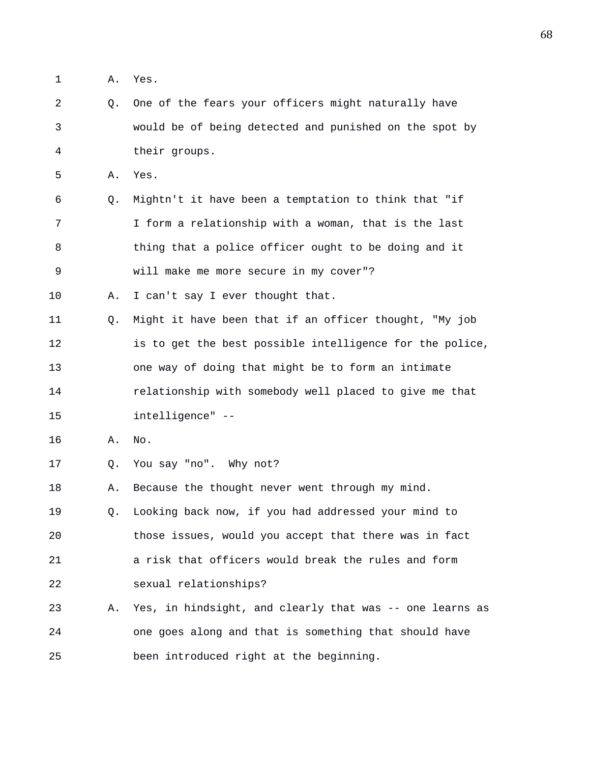1 A. Yes.

2 Q. One of the fears your officers might naturally have
3 would be of being detected and punished on the spot by
4 their groups.

5 A. Yes.

6 Q. Mightn't it have been a temptation to think that "if
7 I form a relationship with a woman, that is the last
8 thing that a police officer ought to be doing and it
9 will make me more secure in my cover"?

10 A. I can't say I ever thought that.

11 Q. Might it have been that if an officer thought, "My job
12 is to get the best possible intelligence for the police,
13 one way of doing that might be to form an intimate
14 relationship with somebody well placed to give me that
15 intelligence" --

16 A. No.

17 Q. You say "no". Why not?

18 A. Because the thought never went through my mind.

19 Q. Looking back now, if you had addressed your mind to
20 those issues, would you accept that there was in fact
21 a risk that officers would break the rules and form
22 sexual relationships?

23 A. Yes, in hindsight, and clearly that was -- one learns as
24 one goes along and that is something that should have
25 been introduced right at the beginning.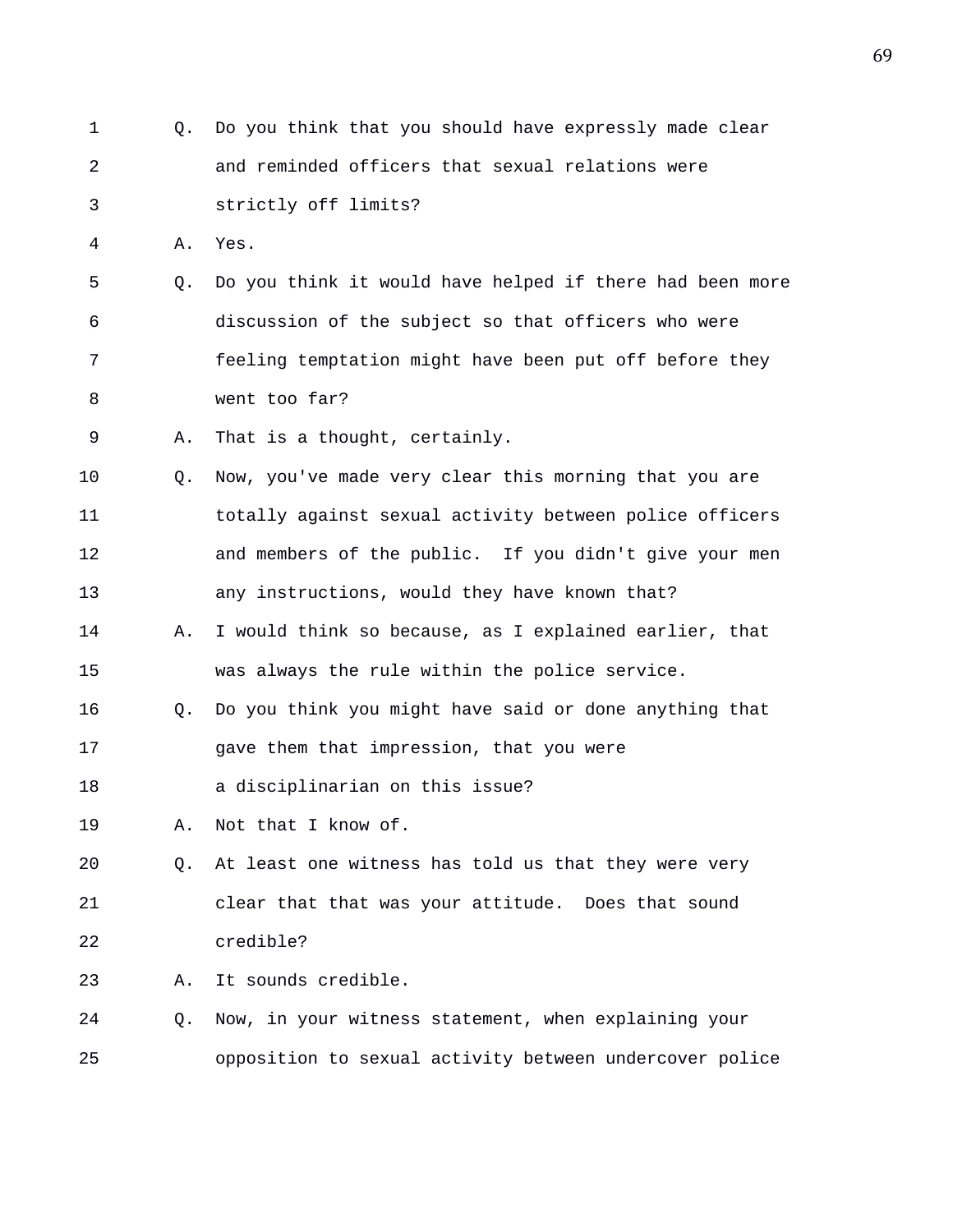1 Q. Do you think that you should have expressly made clear
2 and reminded officers that sexual relations were
3 strictly off limits?
4 A. Yes.
5 Q. Do you think it would have helped if there had been more
6 discussion of the subject so that officers who were
7 feeling temptation might have been put off before they
8 went too far?
9 A. That is a thought, certainly.
10 Q. Now, you've made very clear this morning that you are
11 totally against sexual activity between police officers
12 and members of the public. If you didn't give your men
13 any instructions, would they have known that?
14 A. I would think so because, as I explained earlier, that
15 was always the rule within the police service.
16 Q. Do you think you might have said or done anything that
17 gave them that impression, that you were
18 a disciplinarian on this issue?
19 A. Not that I know of.
20 Q. At least one witness has told us that they were very
21 clear that that was your attitude. Does that sound
22 credible?
23 A. It sounds credible.
24 Q. Now, in your witness statement, when explaining your
25 opposition to sexual activity between undercover police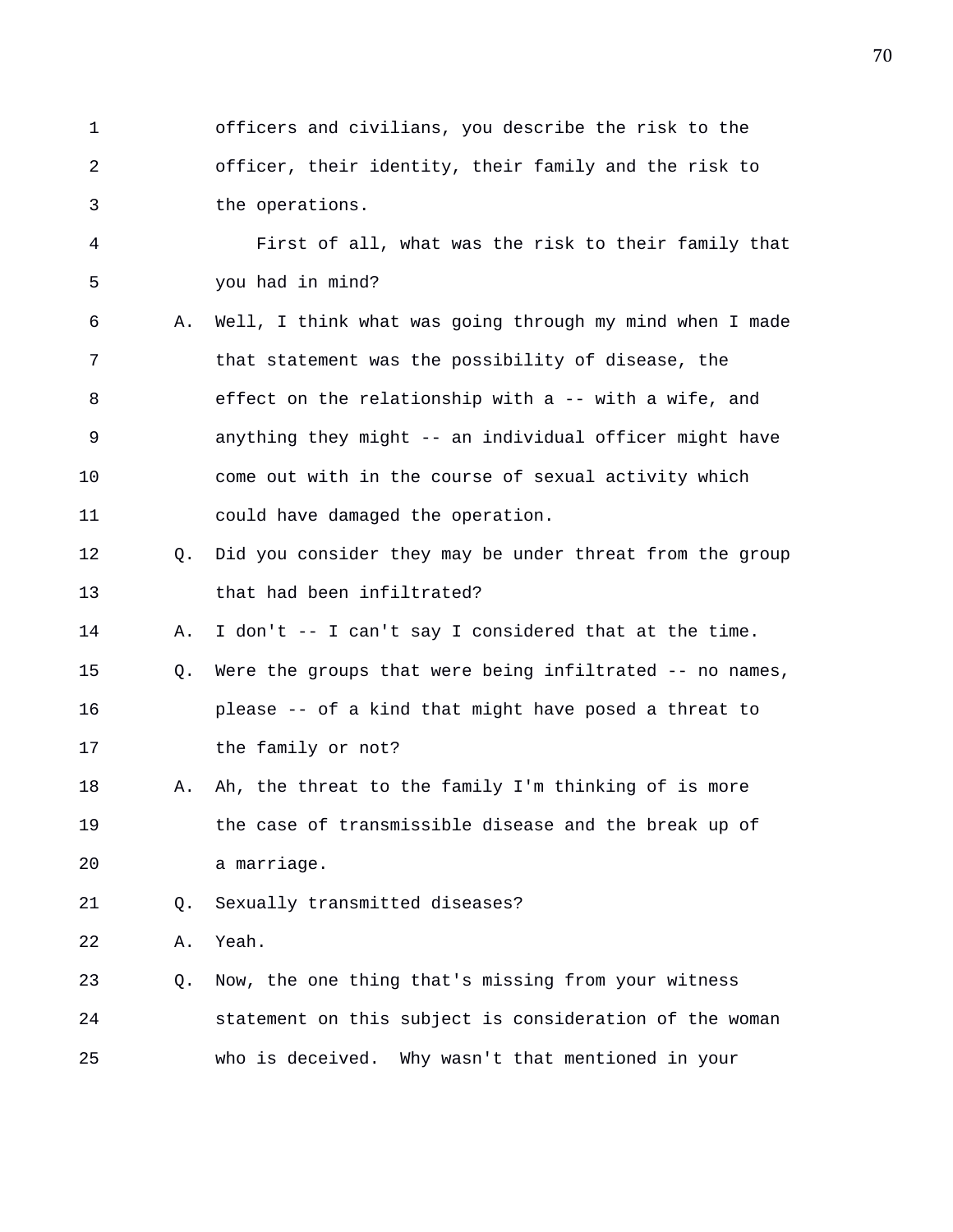1 officers and civilians, you describe the risk to the
2 officer, their identity, their family and the risk to
3 the operations.

4 First of all, what was the risk to their family that
5 you had in mind?

6 A. Well, I think what was going through my mind when I made
7 that statement was the possibility of disease, the
8 effect on the relationship with a -- with a wife, and
9 anything they might -- an individual officer might have
10 come out with in the course of sexual activity which
11 could have damaged the operation.

12 Q. Did you consider they may be under threat from the group
13 that had been infiltrated?

14 A. I don't -- I can't say I considered that at the time.

15 Q. Were the groups that were being infiltrated -- no names,
16 please -- of a kind that might have posed a threat to
17 the family or not?

18 A. Ah, the threat to the family I'm thinking of is more
19 the case of transmissible disease and the break up of
20 a marriage.

21 Q. Sexually transmitted diseases?

22 A. Yeah.

23 Q. Now, the one thing that's missing from your witness
24 statement on this subject is consideration of the woman
25 who is deceived. Why wasn't that mentioned in your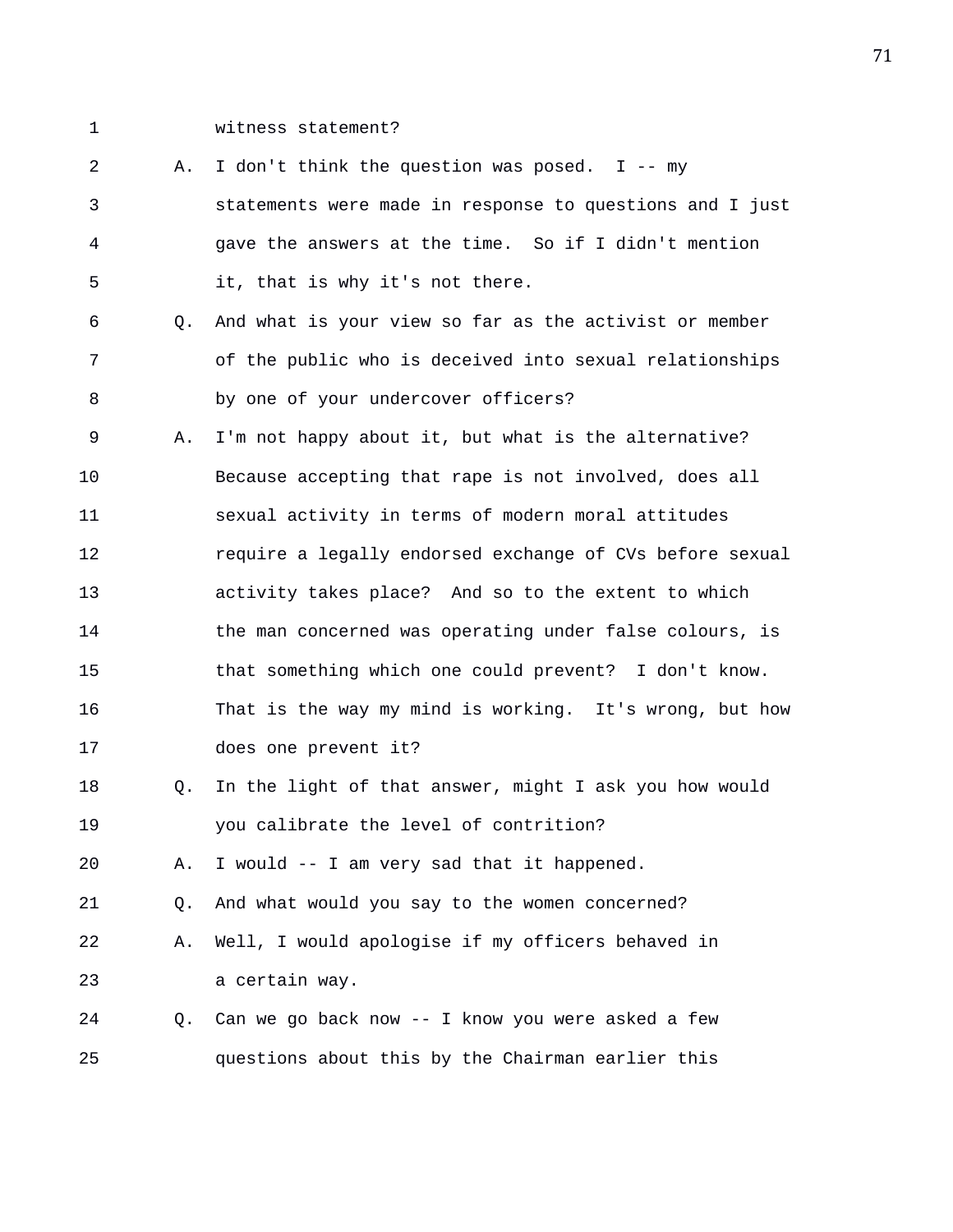1 witness statement?

2 A. I don't think the question was posed. I -- my
3 statements were made in response to questions and I just
4 gave the answers at the time. So if I didn't mention
5 it, that is why it's not there.

6 Q. And what is your view so far as the activist or member
7 of the public who is deceived into sexual relationships
8 by one of your undercover officers?

9 A. I'm not happy about it, but what is the alternative?
10 Because accepting that rape is not involved, does all
11 sexual activity in terms of modern moral attitudes
12 require a legally endorsed exchange of CVs before sexual
13 activity takes place? And so to the extent to which
14 the man concerned was operating under false colours, is
15 that something which one could prevent? I don't know.
16 That is the way my mind is working. It's wrong, but how
17 does one prevent it?

18 Q. In the light of that answer, might I ask you how would
19 you calibrate the level of contrition?

20 A. I would -- I am very sad that it happened.

21 Q. And what would you say to the women concerned?

22 A. Well, I would apologise if my officers behaved in
23 a certain way.

24 Q. Can we go back now -- I know you were asked a few
25 questions about this by the Chairman earlier this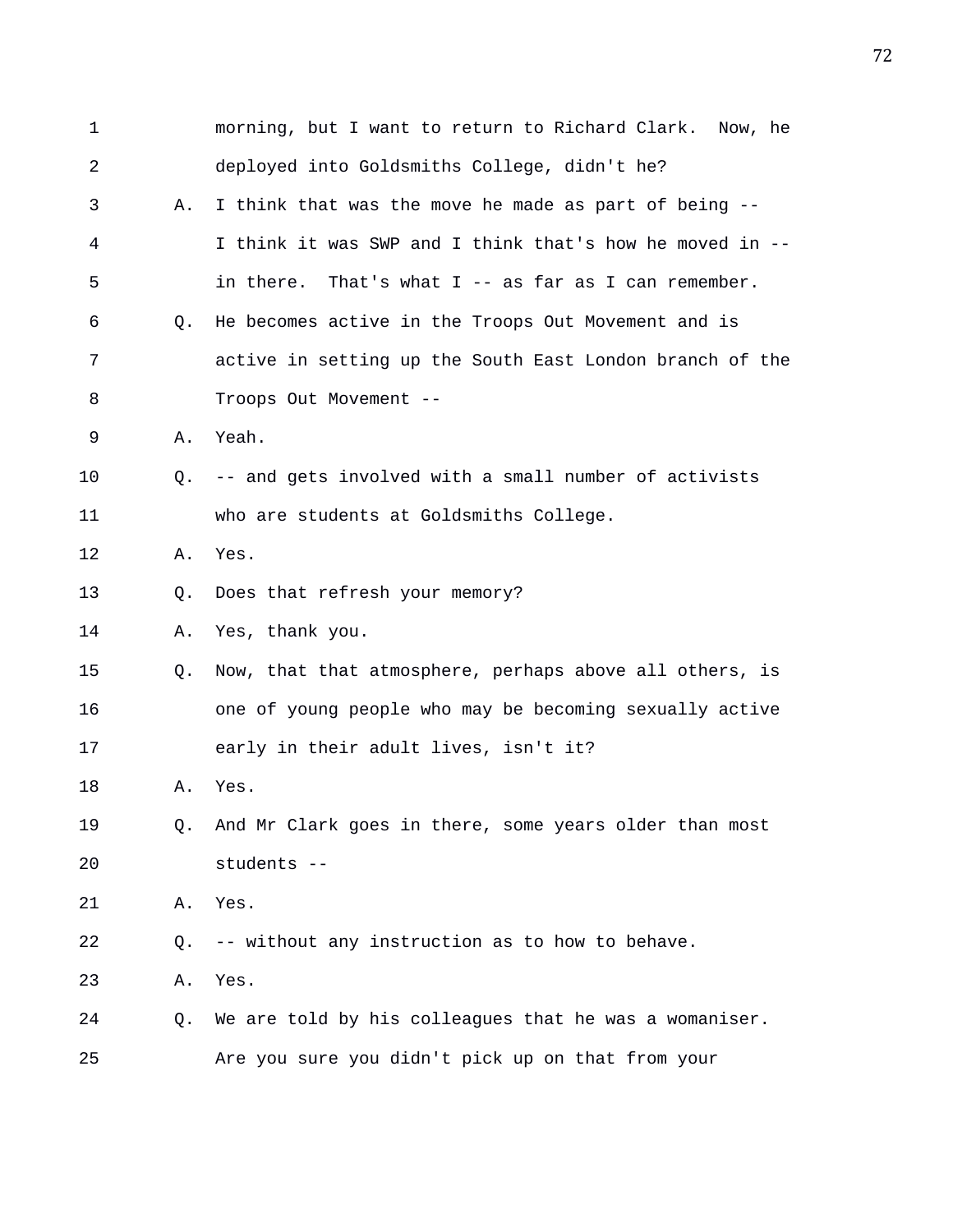1 morning, but I want to return to Richard Clark. Now, he
2 deployed into Goldsmiths College, didn't he?
3 A. I think that was the move he made as part of being --
4 I think it was SWP and I think that's how he moved in --
5 in there. That's what I -- as far as I can remember.
6 Q. He becomes active in the Troops Out Movement and is
7 active in setting up the South East London branch of the
8 Troops Out Movement --
9 A. Yeah.
10 Q. -- and gets involved with a small number of activists
11 who are students at Goldsmiths College.
12 A. Yes.
13 Q. Does that refresh your memory?
14 A. Yes, thank you.
15 Q. Now, that that atmosphere, perhaps above all others, is
16 one of young people who may be becoming sexually active
17 early in their adult lives, isn't it?
18 A. Yes.
19 Q. And Mr Clark goes in there, some years older than most
20 students --
21 A. Yes.
22 Q. -- without any instruction as to how to behave.
23 A. Yes.
24 Q. We are told by his colleagues that he was a womaniser.
25 Are you sure you didn't pick up on that from your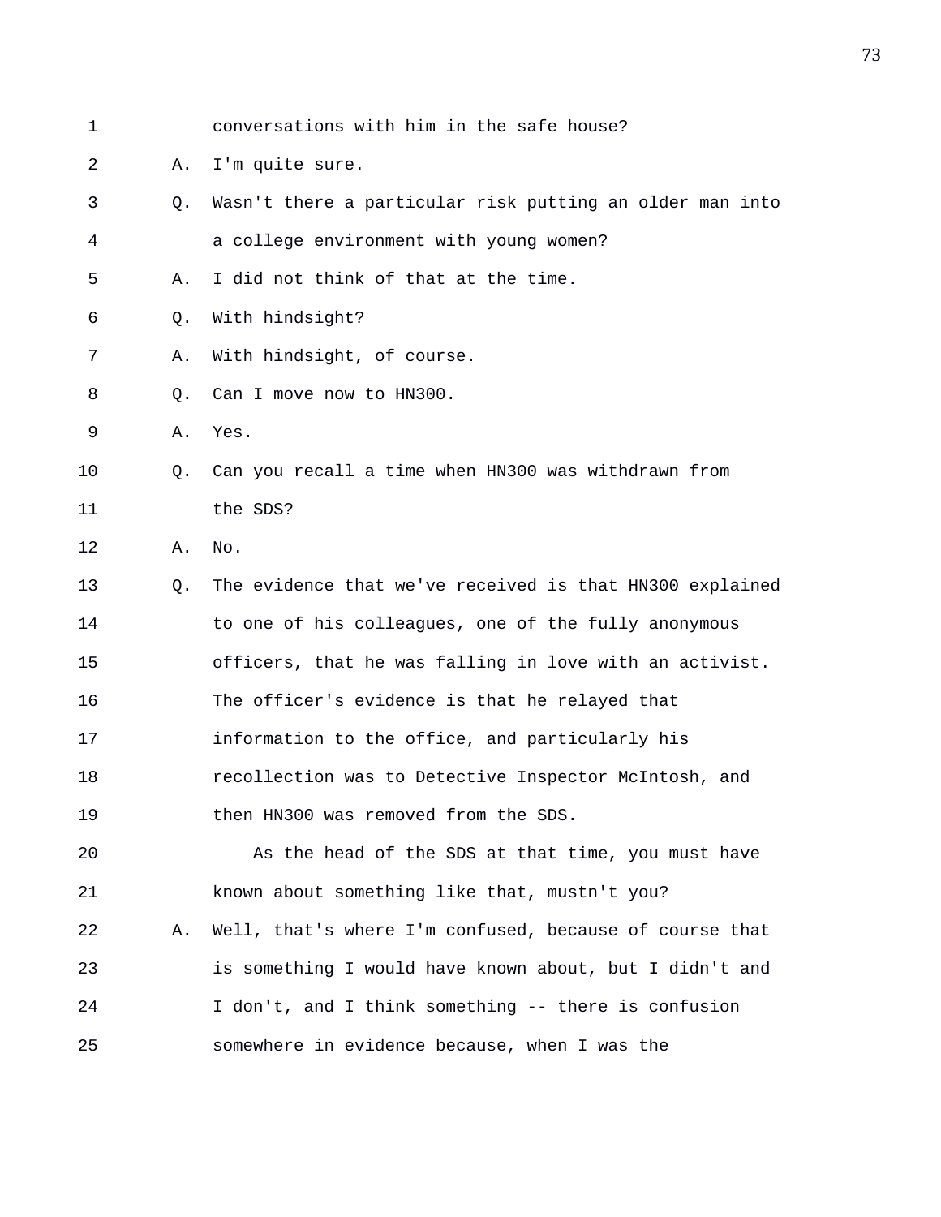conversations with him in the safe house?

A. I'm quite sure.

Q. Wasn't there a particular risk putting an older man into a college environment with young women?

A. I did not think of that at the time.

Q. With hindsight?

A. With hindsight, of course.

Q. Can I move now to HN300.

A. Yes.

Q. Can you recall a time when HN300 was withdrawn from the SDS?

A. No.

Q. The evidence that we've received is that HN300 explained to one of his colleagues, one of the fully anonymous officers, that he was falling in love with an activist. The officer's evidence is that he relayed that information to the office, and particularly his recollection was to Detective Inspector McIntosh, and then HN300 was removed from the SDS.

As the head of the SDS at that time, you must have known about something like that, mustn't you?

A. Well, that's where I'm confused, because of course that is something I would have known about, but I didn't and I don't, and I think something -- there is confusion somewhere in evidence because, when I was the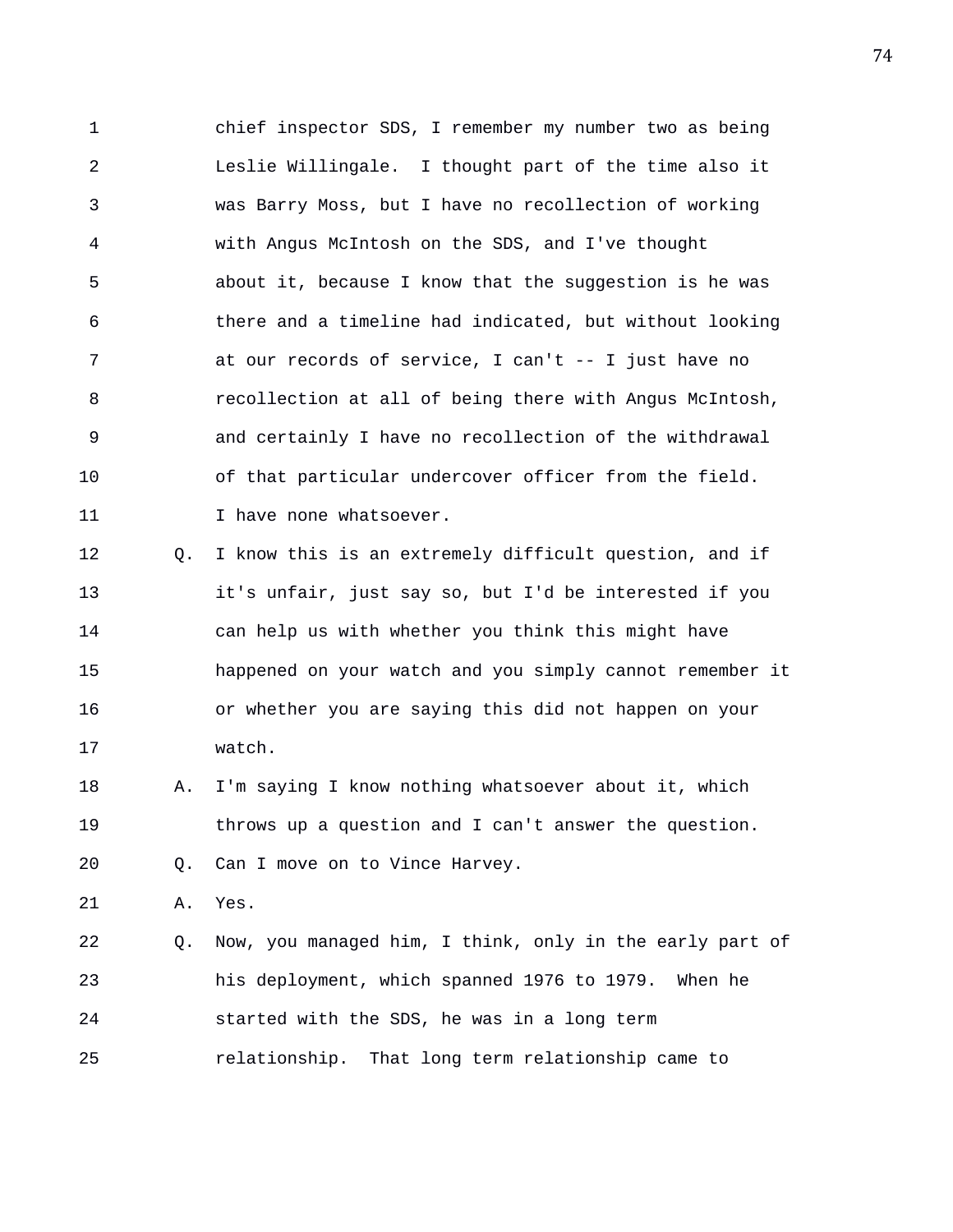1 chief inspector SDS, I remember my number two as being
2 Leslie Willingale. I thought part of the time also it
3 was Barry Moss, but I have no recollection of working
4 with Angus McIntosh on the SDS, and I've thought
5 about it, because I know that the suggestion is he was
6 there and a timeline had indicated, but without looking
7 at our records of service, I can't -- I just have no
8 recollection at all of being there with Angus McIntosh,
9 and certainly I have no recollection of the withdrawal
10 of that particular undercover officer from the field.
11 I have none whatsoever.
12 Q. I know this is an extremely difficult question, and if
13 it's unfair, just say so, but I'd be interested if you
14 can help us with whether you think this might have
15 happened on your watch and you simply cannot remember it
16 or whether you are saying this did not happen on your
17 watch.
18 A. I'm saying I know nothing whatsoever about it, which
19 throws up a question and I can't answer the question.
20 Q. Can I move on to Vince Harvey.
21 A. Yes.
22 Q. Now, you managed him, I think, only in the early part of
23 his deployment, which spanned 1976 to 1979. When he
24 started with the SDS, he was in a long term
25 relationship. That long term relationship came to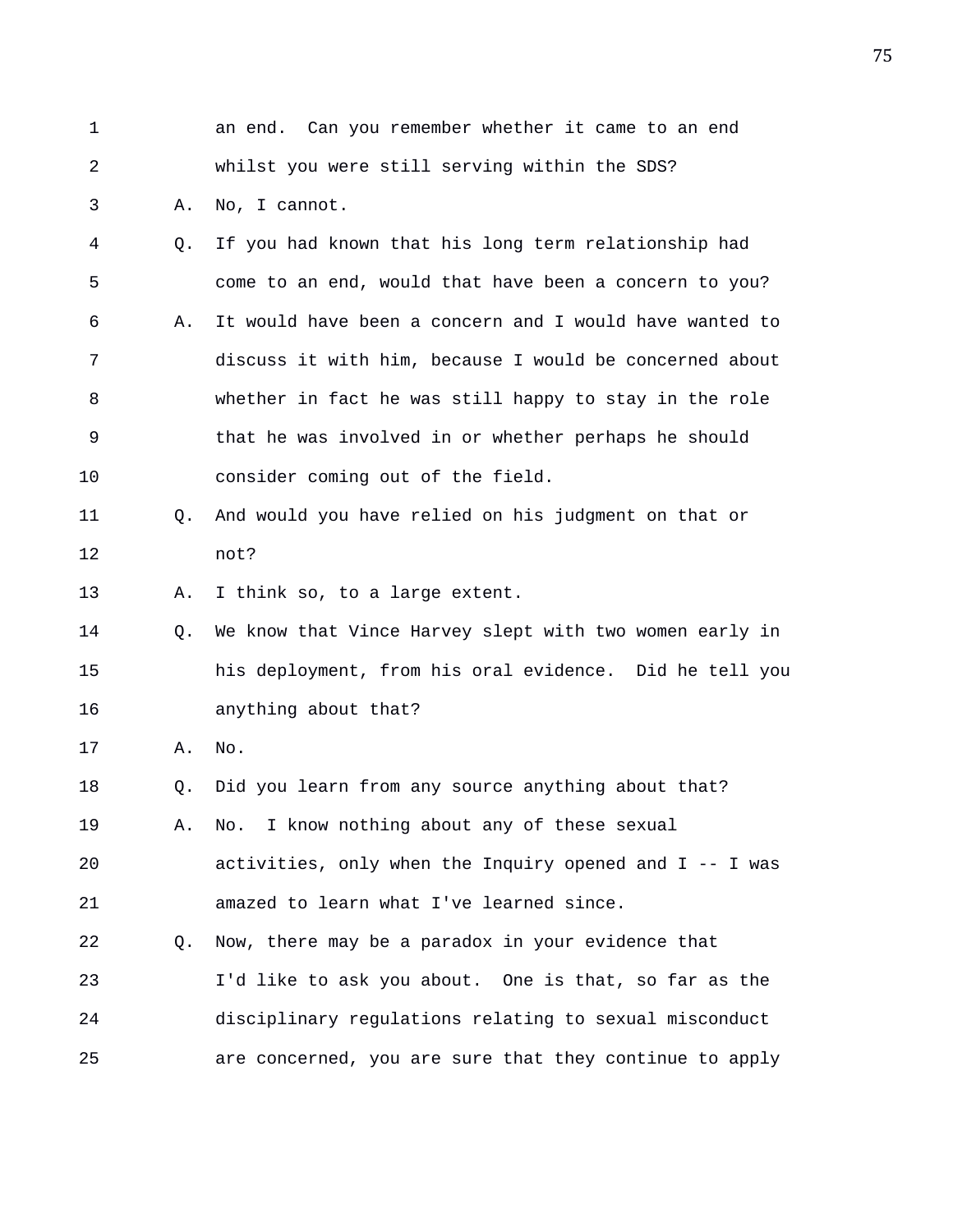1 an end. Can you remember whether it came to an end
2 whilst you were still serving within the SDS?
3 A. No, I cannot.
4 Q. If you had known that his long term relationship had
5 come to an end, would that have been a concern to you?
6 A. It would have been a concern and I would have wanted to
7 discuss it with him, because I would be concerned about
8 whether in fact he was still happy to stay in the role
9 that he was involved in or whether perhaps he should
10 consider coming out of the field.
11 Q. And would you have relied on his judgment on that or
12 not?
13 A. I think so, to a large extent.
14 Q. We know that Vince Harvey slept with two women early in
15 his deployment, from his oral evidence. Did he tell you
16 anything about that?
17 A. No.
18 Q. Did you learn from any source anything about that?
19 A. No. I know nothing about any of these sexual
20 activities, only when the Inquiry opened and I -- I was
21 amazed to learn what I've learned since.
22 Q. Now, there may be a paradox in your evidence that
23 I'd like to ask you about. One is that, so far as the
24 disciplinary regulations relating to sexual misconduct
25 are concerned, you are sure that they continue to apply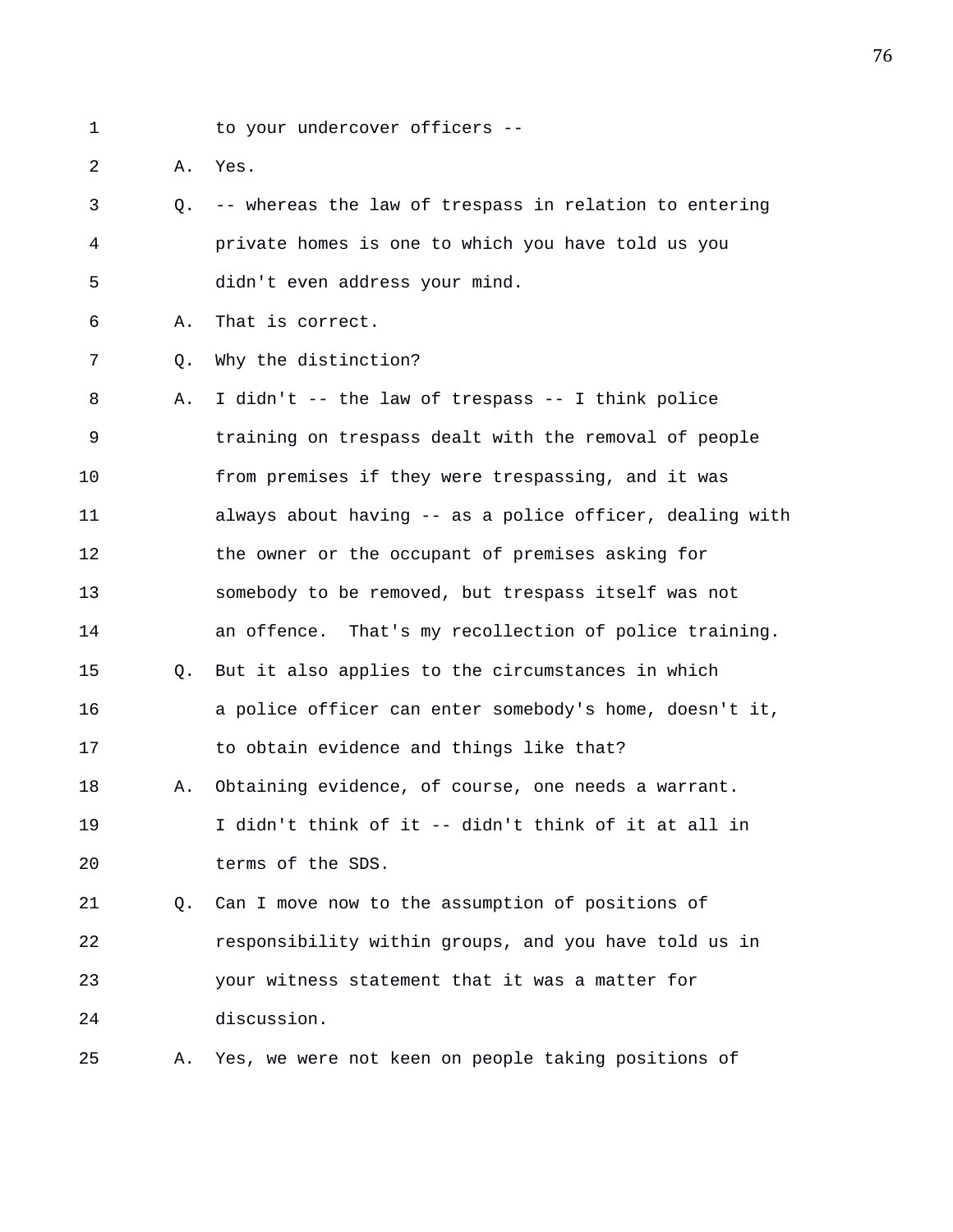1 to your undercover officers --

2 A. Yes.

3 Q. -- whereas the law of trespass in relation to entering

4 private homes is one to which you have told us you

5 didn't even address your mind.

6 A. That is correct.

7 Q. Why the distinction?

8 A. I didn't -- the law of trespass -- I think police

9 training on trespass dealt with the removal of people

10 from premises if they were trespassing, and it was

11 always about having -- as a police officer, dealing with

12 the owner or the occupant of premises asking for

13 somebody to be removed, but trespass itself was not

14 an offence. That's my recollection of police training.

15 Q. But it also applies to the circumstances in which

16 a police officer can enter somebody's home, doesn't it,

17 to obtain evidence and things like that?

18 A. Obtaining evidence, of course, one needs a warrant.

19 I didn't think of it -- didn't think of it at all in

20 terms of the SDS.

21 Q. Can I move now to the assumption of positions of

22 responsibility within groups, and you have told us in

23 your witness statement that it was a matter for

24 discussion.

25 A. Yes, we were not keen on people taking positions of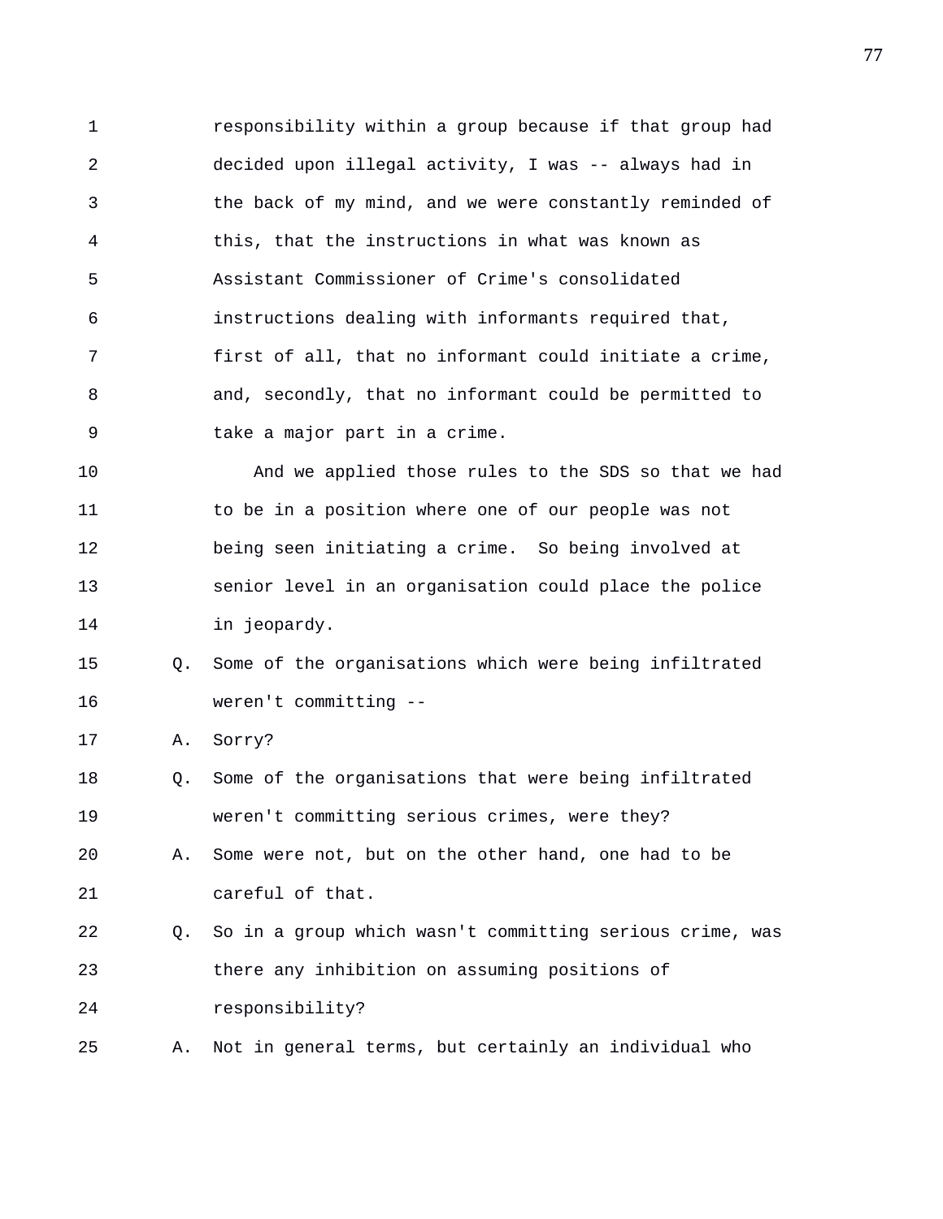1 responsibility within a group because if that group had
2 decided upon illegal activity, I was -- always had in
3 the back of my mind, and we were constantly reminded of
4 this, that the instructions in what was known as
5 Assistant Commissioner of Crime's consolidated
6 instructions dealing with informants required that,
7 first of all, that no informant could initiate a crime,
8 and, secondly, that no informant could be permitted to
9 take a major part in a crime.
10 And we applied those rules to the SDS so that we had
11 to be in a position where one of our people was not
12 being seen initiating a crime. So being involved at
13 senior level in an organisation could place the police
14 in jeopardy.
15 Q. Some of the organisations which were being infiltrated
16 weren't committing --
17 A. Sorry?
18 Q. Some of the organisations that were being infiltrated
19 weren't committing serious crimes, were they?
20 A. Some were not, but on the other hand, one had to be
21 careful of that.
22 Q. So in a group which wasn't committing serious crime, was
23 there any inhibition on assuming positions of
24 responsibility?
25 A. Not in general terms, but certainly an individual who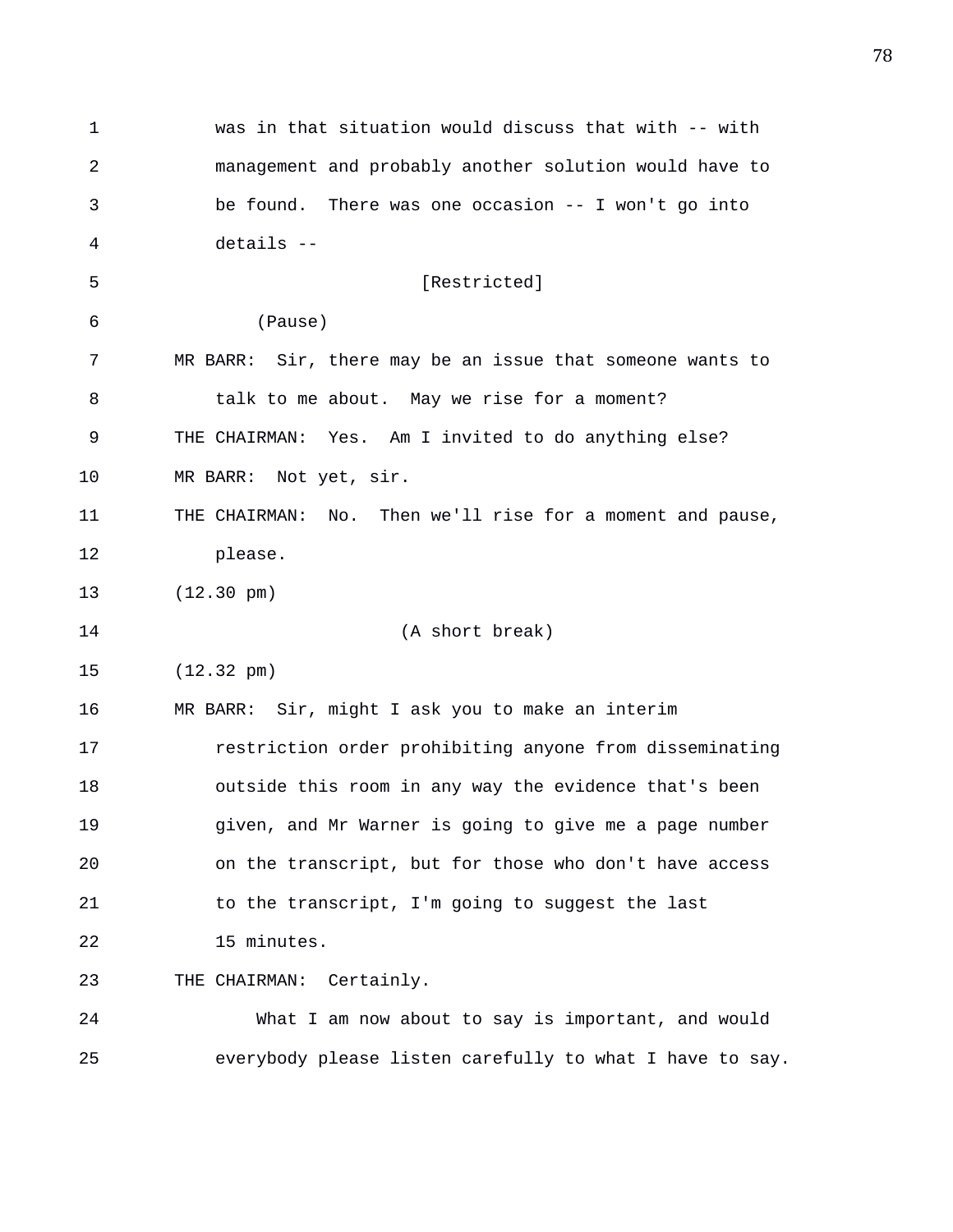was in that situation would discuss that with -- with management and probably another solution would have to be found. There was one occasion -- I won't go into details --

[Restricted]

(Pause)

MR BARR: Sir, there may be an issue that someone wants to talk to me about. May we rise for a moment?

THE CHAIRMAN: Yes. Am I invited to do anything else?

MR BARR: Not yet, sir.

THE CHAIRMAN: No. Then we'll rise for a moment and pause, please.

(12.30 pm)

(A short break)

(12.32 pm)

MR BARR: Sir, might I ask you to make an interim restriction order prohibiting anyone from disseminating outside this room in any way the evidence that's been given, and Mr Warner is going to give me a page number on the transcript, but for those who don't have access to the transcript, I'm going to suggest the last 15 minutes.

THE CHAIRMAN: Certainly.

What I am now about to say is important, and would everybody please listen carefully to what I have to say.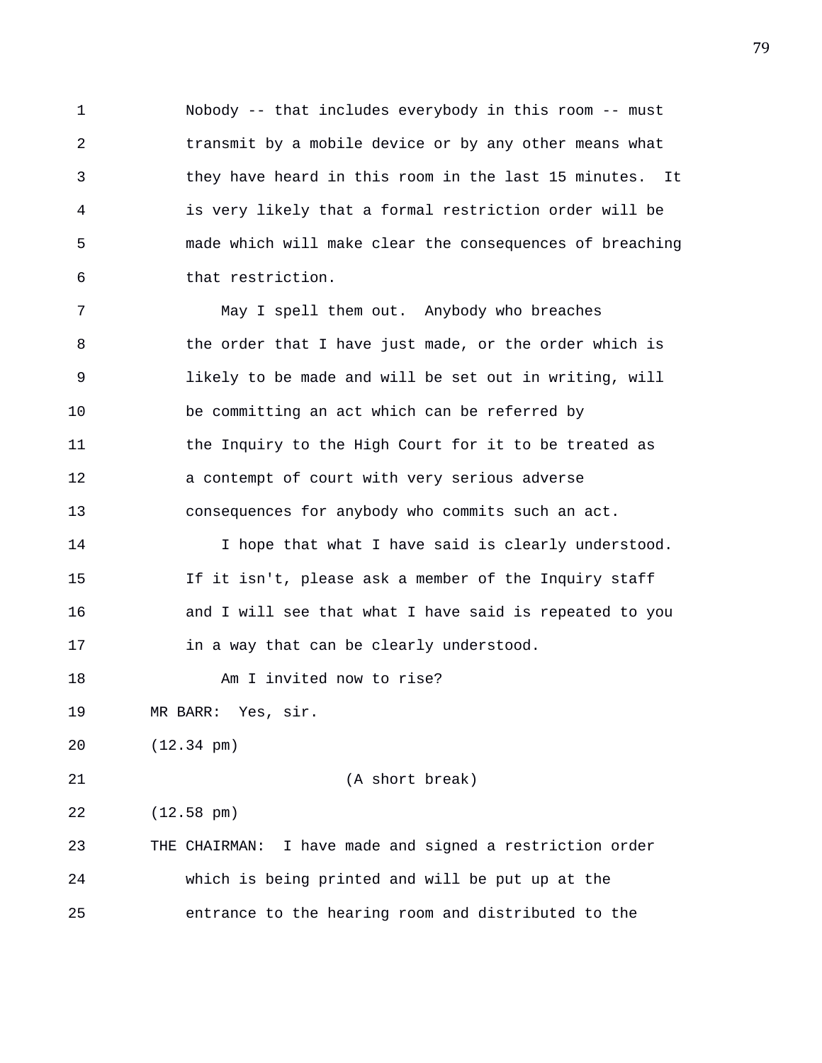Nobody -- that includes everybody in this room -- must transmit by a mobile device or by any other means what they have heard in this room in the last 15 minutes. It is very likely that a formal restriction order will be made which will make clear the consequences of breaching that restriction.

May I spell them out. Anybody who breaches the order that I have just made, or the order which is likely to be made and will be set out in writing, will be committing an act which can be referred by the Inquiry to the High Court for it to be treated as a contempt of court with very serious adverse consequences for anybody who commits such an act.

I hope that what I have said is clearly understood. If it isn't, please ask a member of the Inquiry staff and I will see that what I have said is repeated to you in a way that can be clearly understood.

Am I invited now to rise?

MR BARR: Yes, sir.

(12.34 pm)

(A short break)

(12.58 pm)

THE CHAIRMAN: I have made and signed a restriction order which is being printed and will be put up at the entrance to the hearing room and distributed to the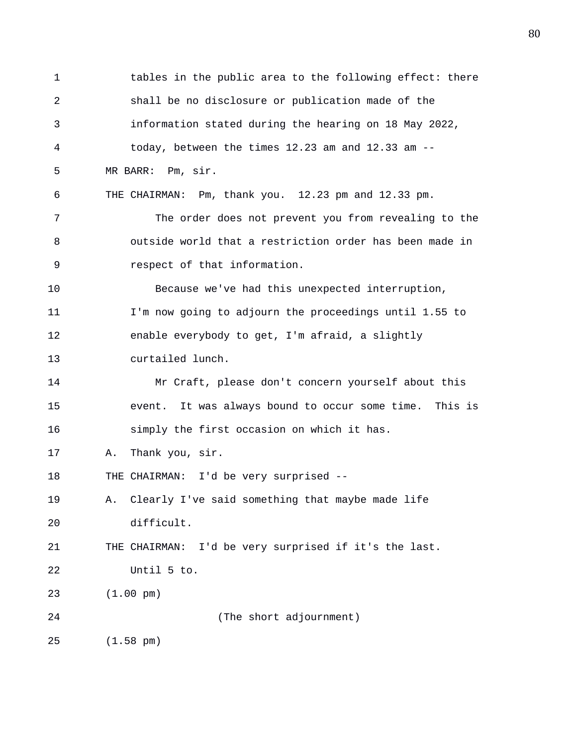tables in the public area to the following effect: there shall be no disclosure or publication made of the information stated during the hearing on 18 May 2022, today, between the times 12.23 am and 12.33 am --

MR BARR: Pm, sir.

THE CHAIRMAN: Pm, thank you. 12.23 pm and 12.33 pm.

The order does not prevent you from revealing to the outside world that a restriction order has been made in respect of that information.

Because we've had this unexpected interruption, I'm now going to adjourn the proceedings until 1.55 to enable everybody to get, I'm afraid, a slightly curtailed lunch.

Mr Craft, please don't concern yourself about this event. It was always bound to occur some time. This is simply the first occasion on which it has.

A. Thank you, sir.

THE CHAIRMAN: I'd be very surprised --

A. Clearly I've said something that maybe made life difficult.

THE CHAIRMAN: I'd be very surprised if it's the last.

Until 5 to.

(1.00 pm)

(The short adjournment)

(1.58 pm)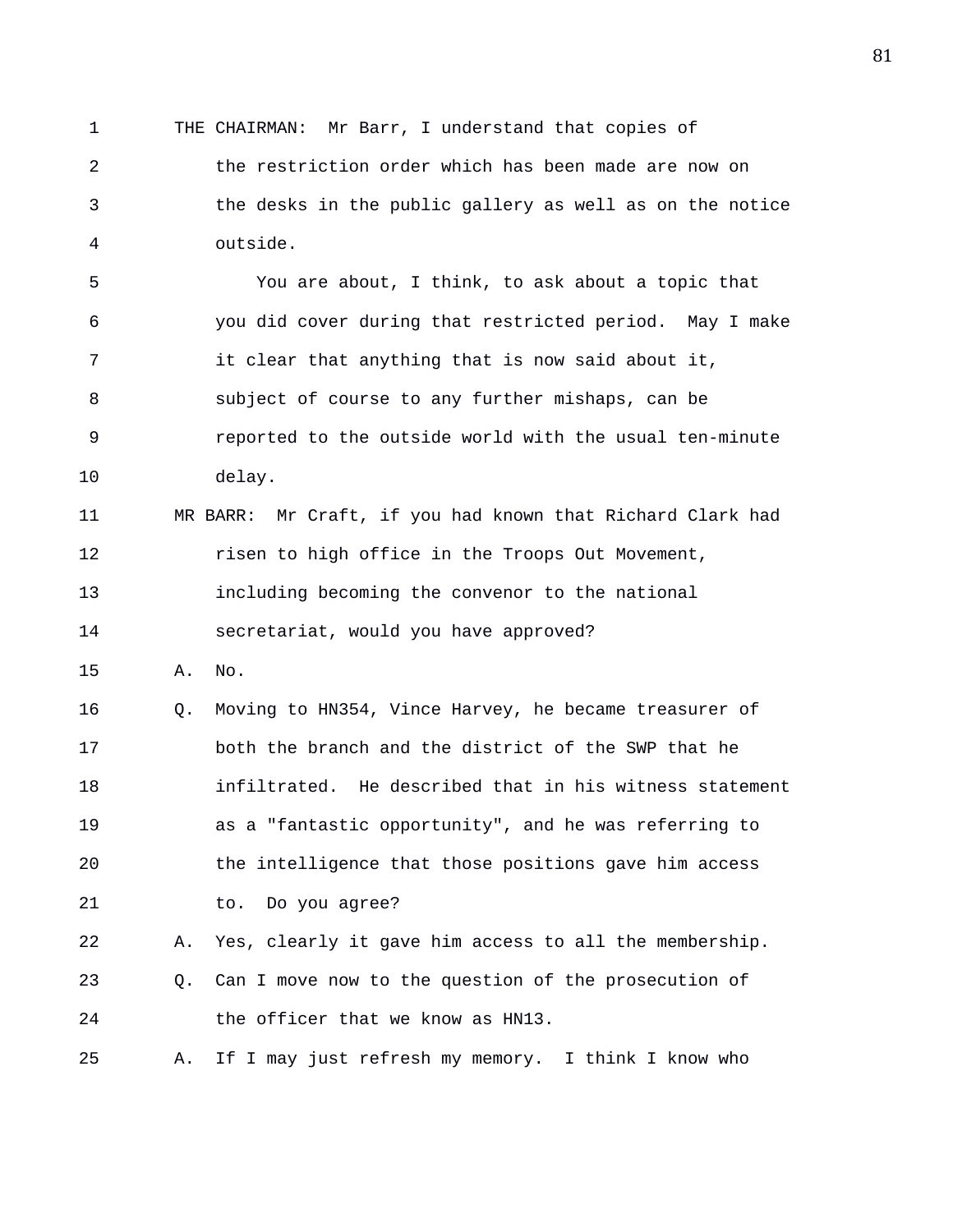THE CHAIRMAN: Mr Barr, I understand that copies of the restriction order which has been made are now on the desks in the public gallery as well as on the notice outside.

You are about, I think, to ask about a topic that you did cover during that restricted period. May I make it clear that anything that is now said about it, subject of course to any further mishaps, can be reported to the outside world with the usual ten-minute delay.

MR BARR: Mr Craft, if you had known that Richard Clark had risen to high office in the Troops Out Movement, including becoming the convenor to the national secretariat, would you have approved?

A. No.

Q. Moving to HN354, Vince Harvey, he became treasurer of both the branch and the district of the SWP that he infiltrated. He described that in his witness statement as a "fantastic opportunity", and he was referring to the intelligence that those positions gave him access to. Do you agree?

A. Yes, clearly it gave him access to all the membership.

Q. Can I move now to the question of the prosecution of the officer that we know as HN13.

A. If I may just refresh my memory. I think I know who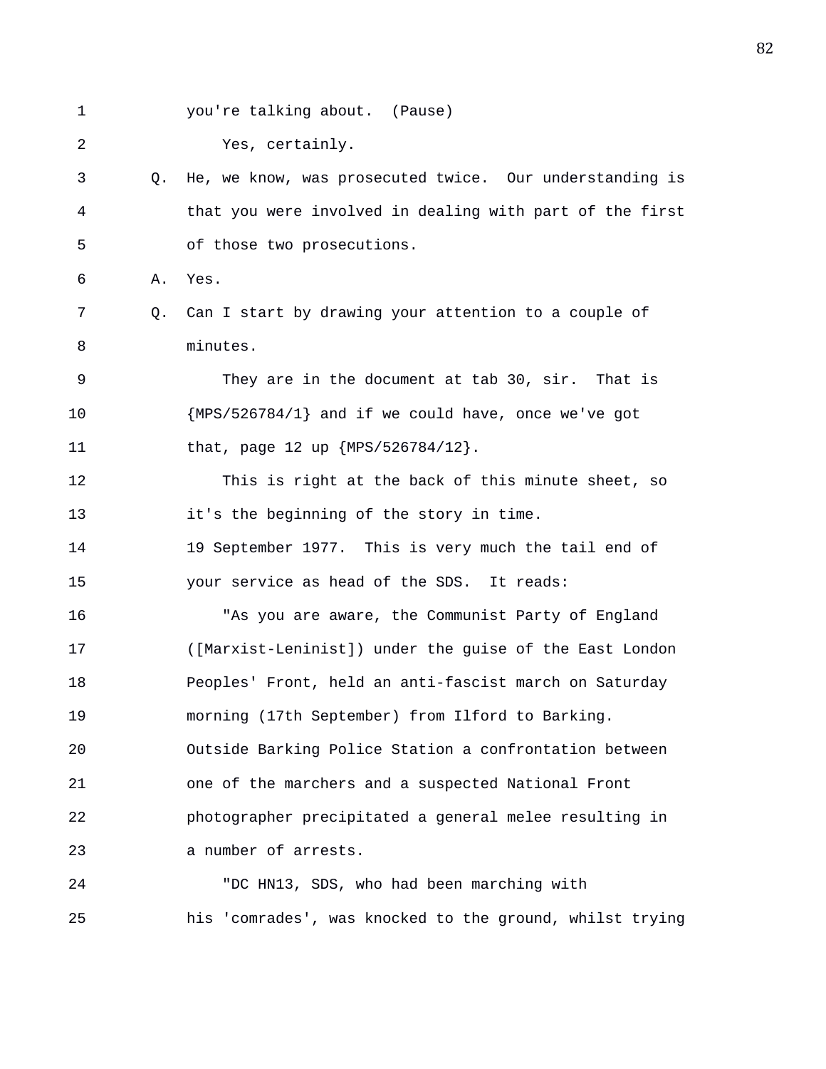1 you're talking about. (Pause)

2 Yes, certainly.

3 Q. He, we know, was prosecuted twice. Our understanding is

4 that you were involved in dealing with part of the first

5 of those two prosecutions.

6 A. Yes.

7 Q. Can I start by drawing your attention to a couple of

8 minutes.

9 They are in the document at tab 30, sir. That is

10 {MPS/526784/1} and if we could have, once we've got

11 that, page 12 up {MPS/526784/12}.

12 This is right at the back of this minute sheet, so

13 it's the beginning of the story in time.

14 19 September 1977. This is very much the tail end of

15 your service as head of the SDS. It reads:

16 "As you are aware, the Communist Party of England

17 ([Marxist-Leninist]) under the guise of the East London

18 Peoples' Front, held an anti-fascist march on Saturday

19 morning (17th September) from Ilford to Barking.

20 Outside Barking Police Station a confrontation between

21 one of the marchers and a suspected National Front

22 photographer precipitated a general melee resulting in

23 a number of arrests.

24 "DC HN13, SDS, who had been marching with

25 his 'comrades', was knocked to the ground, whilst trying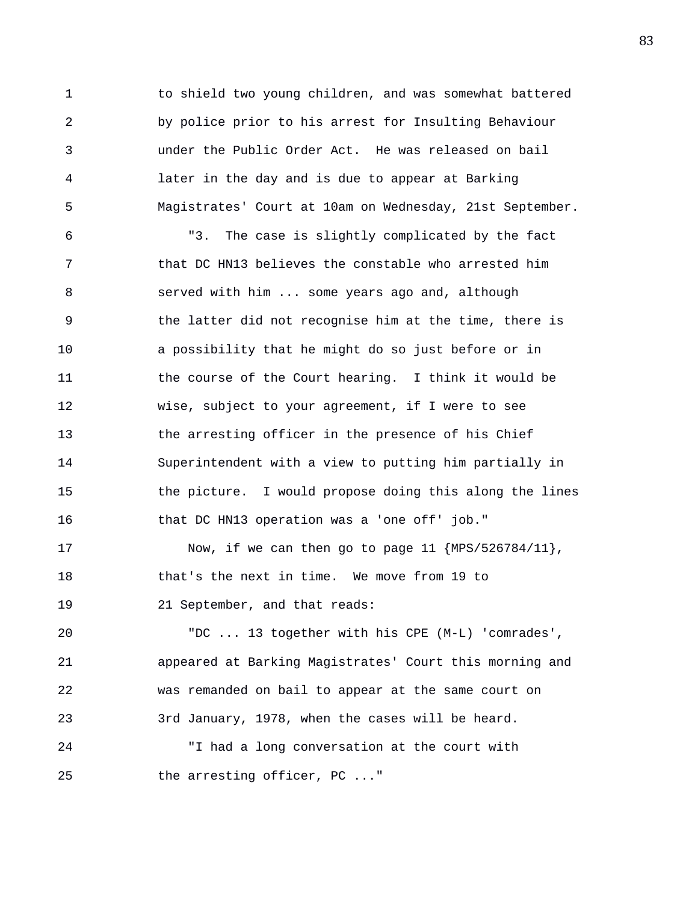to shield two young children, and was somewhat battered by police prior to his arrest for Insulting Behaviour under the Public Order Act. He was released on bail later in the day and is due to appear at Barking Magistrates' Court at 10am on Wednesday, 21st September.

"3. The case is slightly complicated by the fact that DC HN13 believes the constable who arrested him served with him ... some years ago and, although the latter did not recognise him at the time, there is a possibility that he might do so just before or in the course of the Court hearing. I think it would be wise, subject to your agreement, if I were to see the arresting officer in the presence of his Chief Superintendent with a view to putting him partially in the picture. I would propose doing this along the lines that DC HN13 operation was a 'one off' job."

Now, if we can then go to page 11 {MPS/526784/11}, that's the next in time. We move from 19 to 21 September, and that reads:

"DC ... 13 together with his CPE (M-L) 'comrades', appeared at Barking Magistrates' Court this morning and was remanded on bail to appear at the same court on 3rd January, 1978, when the cases will be heard.

"I had a long conversation at the court with the arresting officer, PC ..."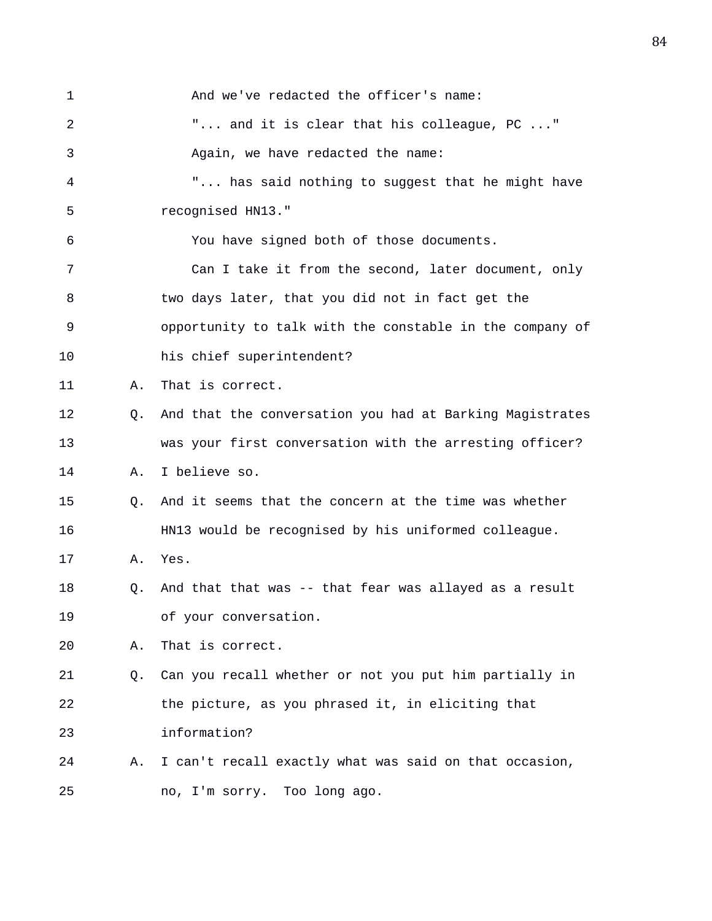And we've redacted the officer's name:

"... and it is clear that his colleague, PC ..."

Again, we have redacted the name:

"... has said nothing to suggest that he might have recognised HN13."

You have signed both of those documents.

Can I take it from the second, later document, only two days later, that you did not in fact get the opportunity to talk with the constable in the company of his chief superintendent?

A. That is correct.

Q. And that the conversation you had at Barking Magistrates was your first conversation with the arresting officer?

A. I believe so.

Q. And it seems that the concern at the time was whether HN13 would be recognised by his uniformed colleague.

A. Yes.

Q. And that that was -- that fear was allayed as a result of your conversation.

A. That is correct.

Q. Can you recall whether or not you put him partially in the picture, as you phrased it, in eliciting that information?

A. I can't recall exactly what was said on that occasion, no, I'm sorry. Too long ago.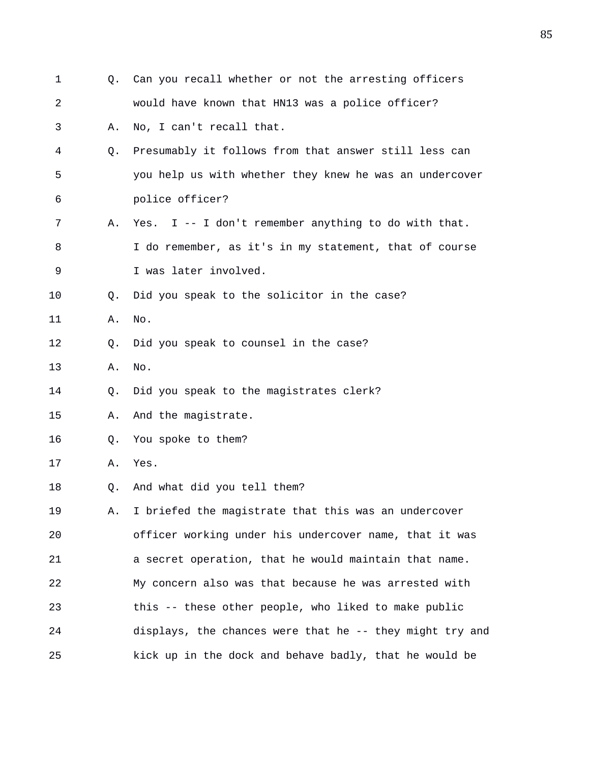1 Q. Can you recall whether or not the arresting officers
2 would have known that HN13 was a police officer?
3 A. No, I can't recall that.
4 Q. Presumably it follows from that answer still less can
5 you help us with whether they knew he was an undercover
6 police officer?
7 A. Yes. I -- I don't remember anything to do with that.
8 I do remember, as it's in my statement, that of course
9 I was later involved.
10 Q. Did you speak to the solicitor in the case?
11 A. No.
12 Q. Did you speak to counsel in the case?
13 A. No.
14 Q. Did you speak to the magistrates clerk?
15 A. And the magistrate.
16 Q. You spoke to them?
17 A. Yes.
18 Q. And what did you tell them?
19 A. I briefed the magistrate that this was an undercover
20 officer working under his undercover name, that it was
21 a secret operation, that he would maintain that name.
22 My concern also was that because he was arrested with
23 this -- these other people, who liked to make public
24 displays, the chances were that he -- they might try and
25 kick up in the dock and behave badly, that he would be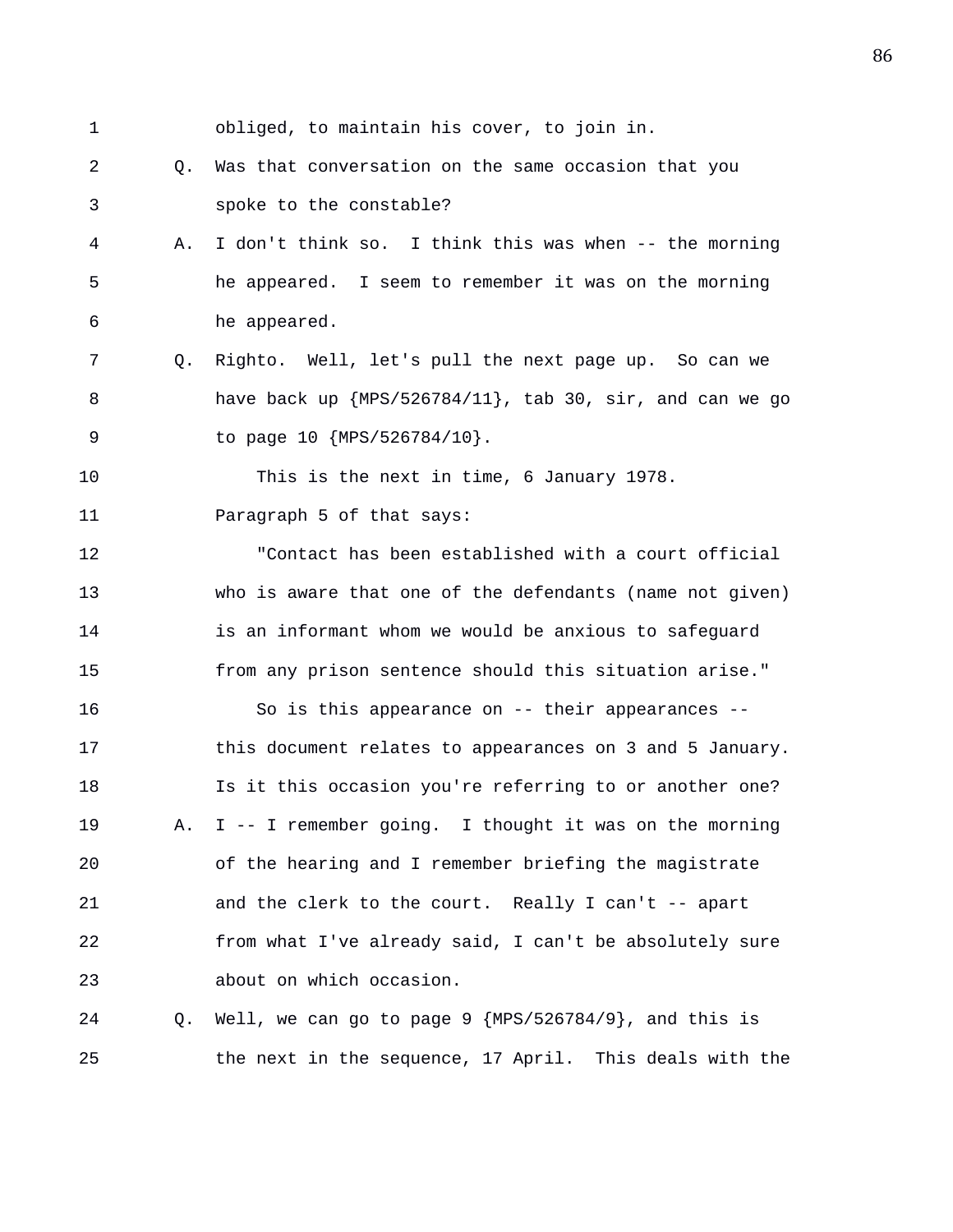1 obliged, to maintain his cover, to join in.

2 Q. Was that conversation on the same occasion that you

3 spoke to the constable?

4 A. I don't think so. I think this was when -- the morning

5 he appeared. I seem to remember it was on the morning

6 he appeared.

7 Q. Righto. Well, let's pull the next page up. So can we

8 have back up {MPS/526784/11}, tab 30, sir, and can we go

9 to page 10 {MPS/526784/10}.

10 This is the next in time, 6 January 1978.

11 Paragraph 5 of that says:

12 "Contact has been established with a court official

13 who is aware that one of the defendants (name not given)

14 is an informant whom we would be anxious to safeguard

15 from any prison sentence should this situation arise."

16 So is this appearance on -- their appearances --

17 this document relates to appearances on 3 and 5 January.

18 Is it this occasion you're referring to or another one?

19 A. I -- I remember going. I thought it was on the morning

20 of the hearing and I remember briefing the magistrate

21 and the clerk to the court. Really I can't -- apart

22 from what I've already said, I can't be absolutely sure

23 about on which occasion.

24 Q. Well, we can go to page 9 {MPS/526784/9}, and this is

25 the next in the sequence, 17 April. This deals with the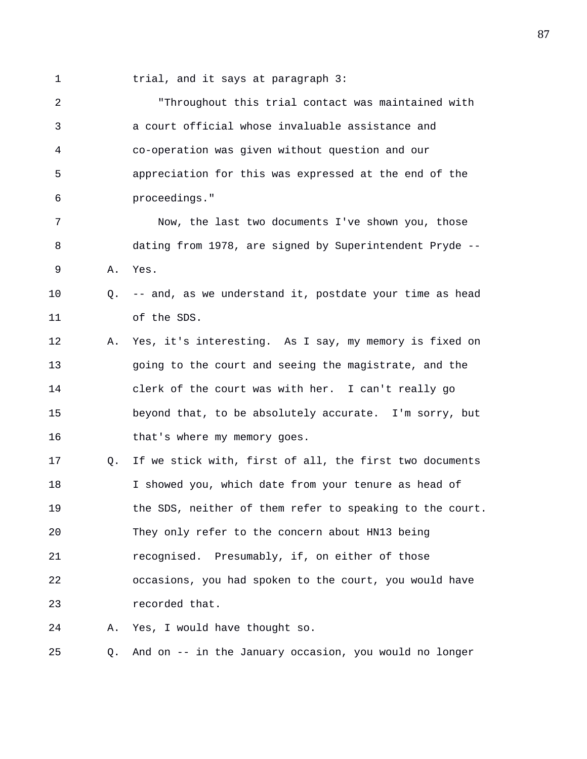trial, and it says at paragraph 3:

"Throughout this trial contact was maintained with a court official whose invaluable assistance and co-operation was given without question and our appreciation for this was expressed at the end of the proceedings."

Now, the last two documents I've shown you, those dating from 1978, are signed by Superintendent Pryde --

A. Yes.

Q. -- and, as we understand it, postdate your time as head of the SDS.

A. Yes, it's interesting. As I say, my memory is fixed on going to the court and seeing the magistrate, and the clerk of the court was with her. I can't really go beyond that, to be absolutely accurate. I'm sorry, but that's where my memory goes.

Q. If we stick with, first of all, the first two documents I showed you, which date from your tenure as head of the SDS, neither of them refer to speaking to the court. They only refer to the concern about HN13 being recognised. Presumably, if, on either of those occasions, you had spoken to the court, you would have recorded that.

A. Yes, I would have thought so.

Q. And on -- in the January occasion, you would no longer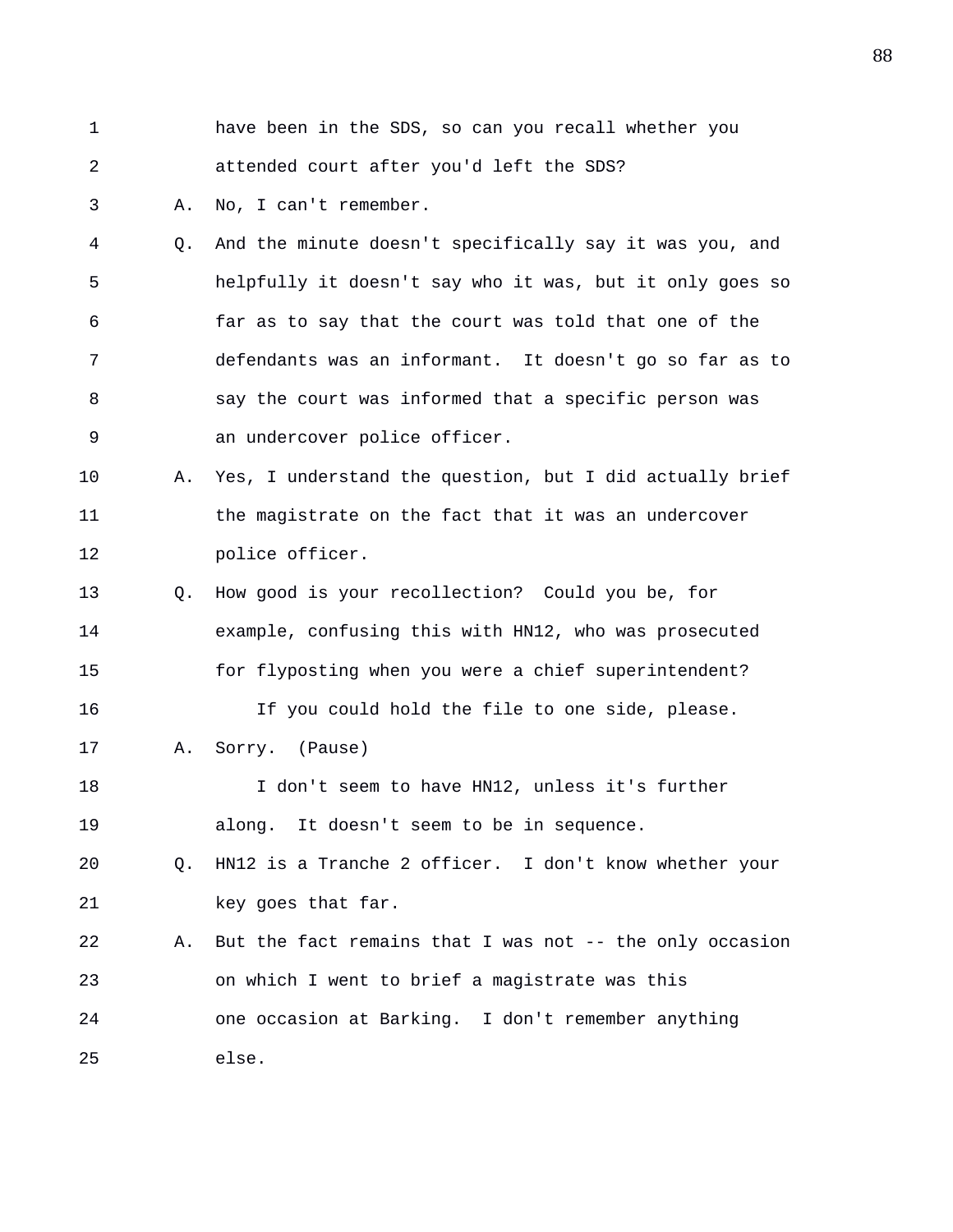have been in the SDS, so can you recall whether you attended court after you'd left the SDS?

A. No, I can't remember.

Q. And the minute doesn't specifically say it was you, and helpfully it doesn't say who it was, but it only goes so far as to say that the court was told that one of the defendants was an informant. It doesn't go so far as to say the court was informed that a specific person was an undercover police officer.

A. Yes, I understand the question, but I did actually brief the magistrate on the fact that it was an undercover police officer.

Q. How good is your recollection? Could you be, for example, confusing this with HN12, who was prosecuted for flyposting when you were a chief superintendent?

If you could hold the file to one side, please.

A. Sorry. (Pause)

I don't seem to have HN12, unless it's further along. It doesn't seem to be in sequence.

Q. HN12 is a Tranche 2 officer. I don't know whether your key goes that far.

A. But the fact remains that I was not -- the only occasion on which I went to brief a magistrate was this one occasion at Barking. I don't remember anything else.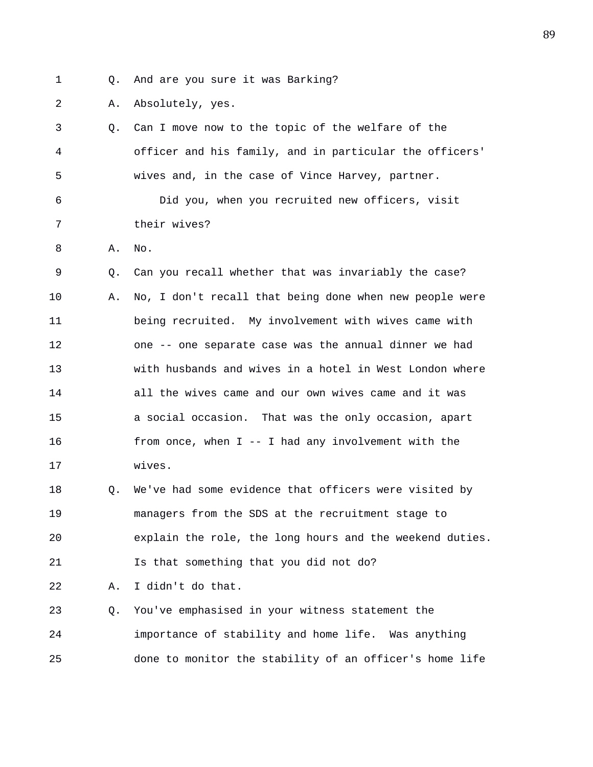Q. And are you sure it was Barking?

A. Absolutely, yes.

Q. Can I move now to the topic of the welfare of the officer and his family, and in particular the officers' wives and, in the case of Vince Harvey, partner.

Did you, when you recruited new officers, visit their wives?

A. No.

Q. Can you recall whether that was invariably the case?

A. No, I don't recall that being done when new people were being recruited. My involvement with wives came with one -- one separate case was the annual dinner we had with husbands and wives in a hotel in West London where all the wives came and our own wives came and it was a social occasion. That was the only occasion, apart from once, when I -- I had any involvement with the wives.

Q. We've had some evidence that officers were visited by managers from the SDS at the recruitment stage to explain the role, the long hours and the weekend duties. Is that something that you did not do?

A. I didn't do that.

Q. You've emphasised in your witness statement the importance of stability and home life. Was anything done to monitor the stability of an officer's home life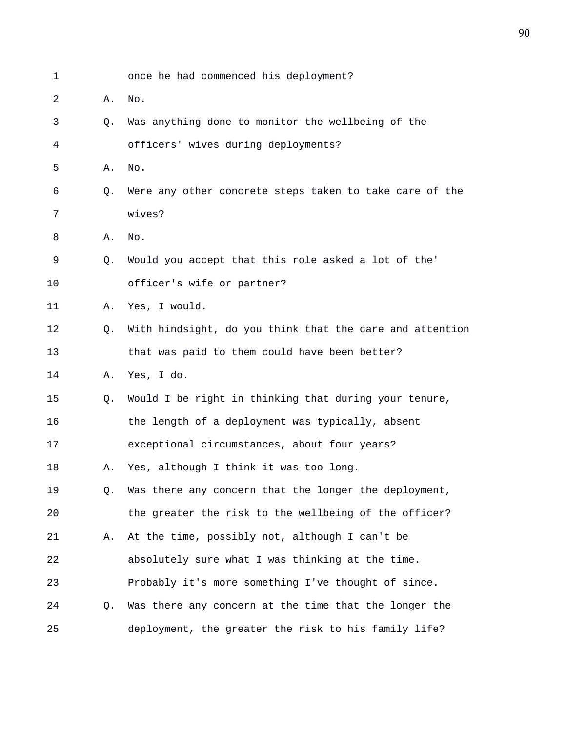1 once he had commenced his deployment?

2 A. No.

3 Q. Was anything done to monitor the wellbeing of the

4 officers' wives during deployments?

5 A. No.

6 Q. Were any other concrete steps taken to take care of the

7 wives?

8 A. No.

9 Q. Would you accept that this role asked a lot of the'

10 officer's wife or partner?

11 A. Yes, I would.

12 Q. With hindsight, do you think that the care and attention

13 that was paid to them could have been better?

14 A. Yes, I do.

15 Q. Would I be right in thinking that during your tenure,

16 the length of a deployment was typically, absent

17 exceptional circumstances, about four years?

18 A. Yes, although I think it was too long.

19 Q. Was there any concern that the longer the deployment,

20 the greater the risk to the wellbeing of the officer?

21 A. At the time, possibly not, although I can't be

22 absolutely sure what I was thinking at the time.

23 Probably it's more something I've thought of since.

24 Q. Was there any concern at the time that the longer the

25 deployment, the greater the risk to his family life?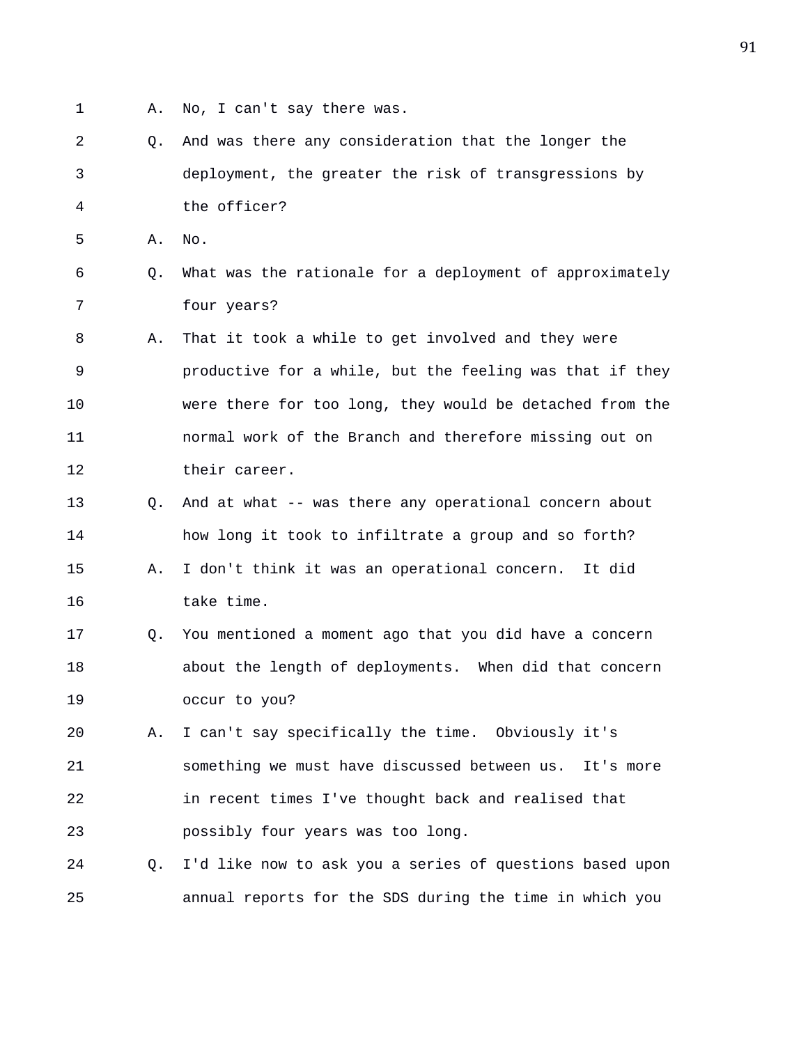A. No, I can't say there was.

Q. And was there any consideration that the longer the deployment, the greater the risk of transgressions by the officer?

A. No.

Q. What was the rationale for a deployment of approximately four years?

A. That it took a while to get involved and they were productive for a while, but the feeling was that if they were there for too long, they would be detached from the normal work of the Branch and therefore missing out on their career.

Q. And at what -- was there any operational concern about how long it took to infiltrate a group and so forth?

A. I don't think it was an operational concern. It did take time.

Q. You mentioned a moment ago that you did have a concern about the length of deployments. When did that concern occur to you?

A. I can't say specifically the time. Obviously it's something we must have discussed between us. It's more in recent times I've thought back and realised that possibly four years was too long.

Q. I'd like now to ask you a series of questions based upon annual reports for the SDS during the time in which you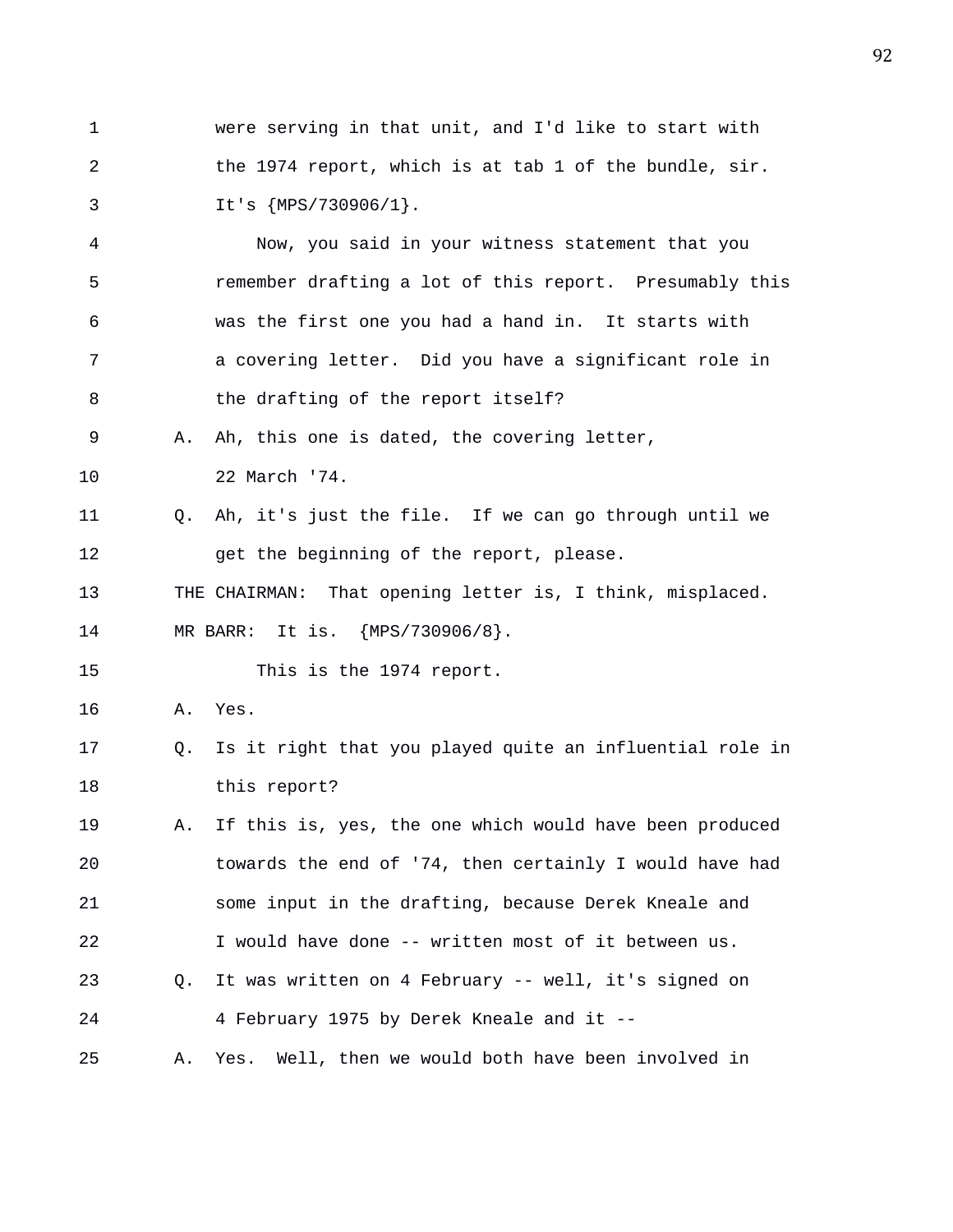1 were serving in that unit, and I'd like to start with
2 the 1974 report, which is at tab 1 of the bundle, sir.
3 It's {MPS/730906/1}.
4 Now, you said in your witness statement that you
5 remember drafting a lot of this report. Presumably this
6 was the first one you had a hand in. It starts with
7 a covering letter. Did you have a significant role in
8 the drafting of the report itself?
9 A. Ah, this one is dated, the covering letter,
10 22 March '74.
11 Q. Ah, it's just the file. If we can go through until we
12 get the beginning of the report, please.
13 THE CHAIRMAN: That opening letter is, I think, misplaced.
14 MR BARR: It is. {MPS/730906/8}.
15 This is the 1974 report.
16 A. Yes.
17 Q. Is it right that you played quite an influential role in
18 this report?
19 A. If this is, yes, the one which would have been produced
20 towards the end of '74, then certainly I would have had
21 some input in the drafting, because Derek Kneale and
22 I would have done -- written most of it between us.
23 Q. It was written on 4 February -- well, it's signed on
24 4 February 1975 by Derek Kneale and it --
25 A. Yes. Well, then we would both have been involved in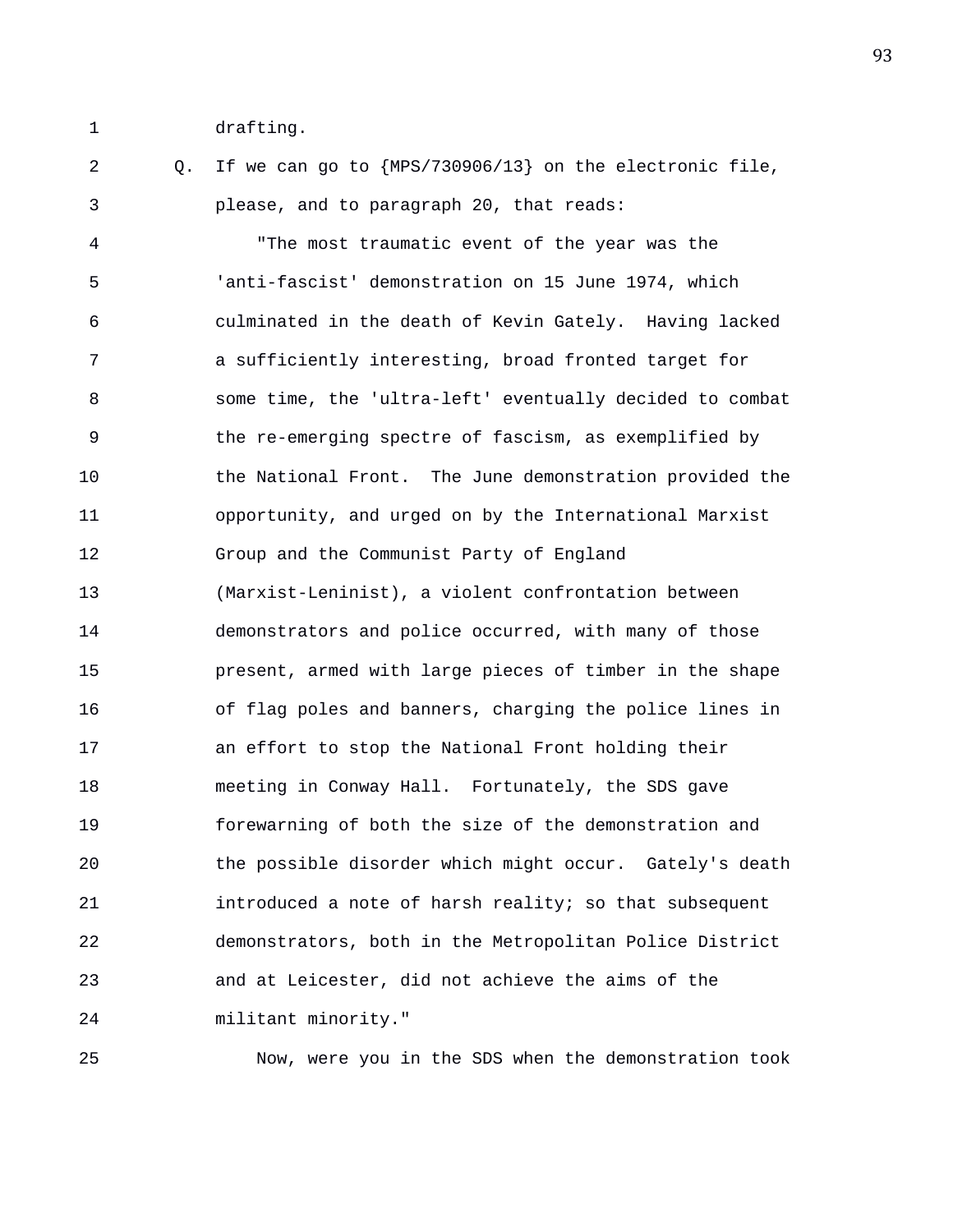1 drafting.

2 Q. If we can go to {MPS/730906/13} on the electronic file,

3 please, and to paragraph 20, that reads:

4 "The most traumatic event of the year was the

5 'anti-fascist' demonstration on 15 June 1974, which

6 culminated in the death of Kevin Gately. Having lacked

7 a sufficiently interesting, broad fronted target for

8 some time, the 'ultra-left' eventually decided to combat

9 the re-emerging spectre of fascism, as exemplified by

10 the National Front. The June demonstration provided the

11 opportunity, and urged on by the International Marxist

12 Group and the Communist Party of England

13 (Marxist-Leninist), a violent confrontation between

14 demonstrators and police occurred, with many of those

15 present, armed with large pieces of timber in the shape

16 of flag poles and banners, charging the police lines in

17 an effort to stop the National Front holding their

18 meeting in Conway Hall. Fortunately, the SDS gave

19 forewarning of both the size of the demonstration and

20 the possible disorder which might occur. Gately's death

21 introduced a note of harsh reality; so that subsequent

22 demonstrators, both in the Metropolitan Police District

23 and at Leicester, did not achieve the aims of the

24 militant minority."

25 Now, were you in the SDS when the demonstration took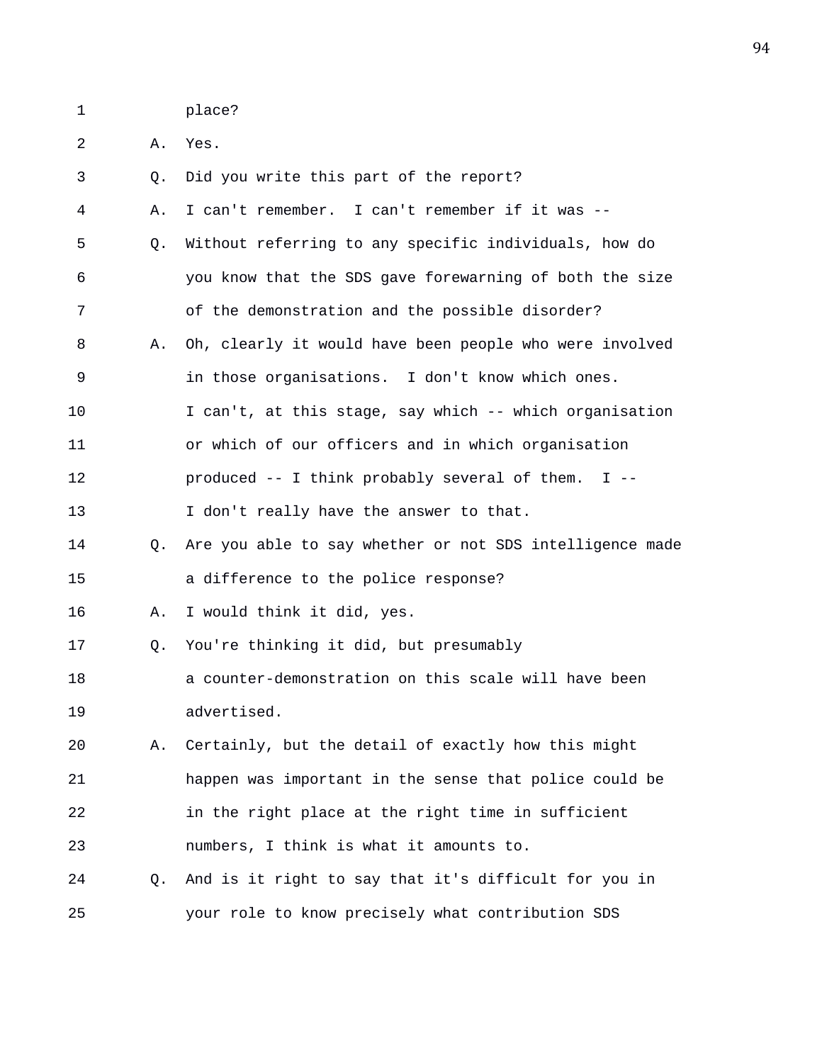place?

A. Yes.

Q. Did you write this part of the report?

A. I can't remember. I can't remember if it was --

Q. Without referring to any specific individuals, how do you know that the SDS gave forewarning of both the size of the demonstration and the possible disorder?

A. Oh, clearly it would have been people who were involved in those organisations. I don't know which ones. I can't, at this stage, say which -- which organisation or which of our officers and in which organisation produced -- I think probably several of them. I -- I don't really have the answer to that.

Q. Are you able to say whether or not SDS intelligence made a difference to the police response?

A. I would think it did, yes.

Q. You're thinking it did, but presumably a counter-demonstration on this scale will have been advertised.

A. Certainly, but the detail of exactly how this might happen was important in the sense that police could be in the right place at the right time in sufficient numbers, I think is what it amounts to.

Q. And is it right to say that it's difficult for you in your role to know precisely what contribution SDS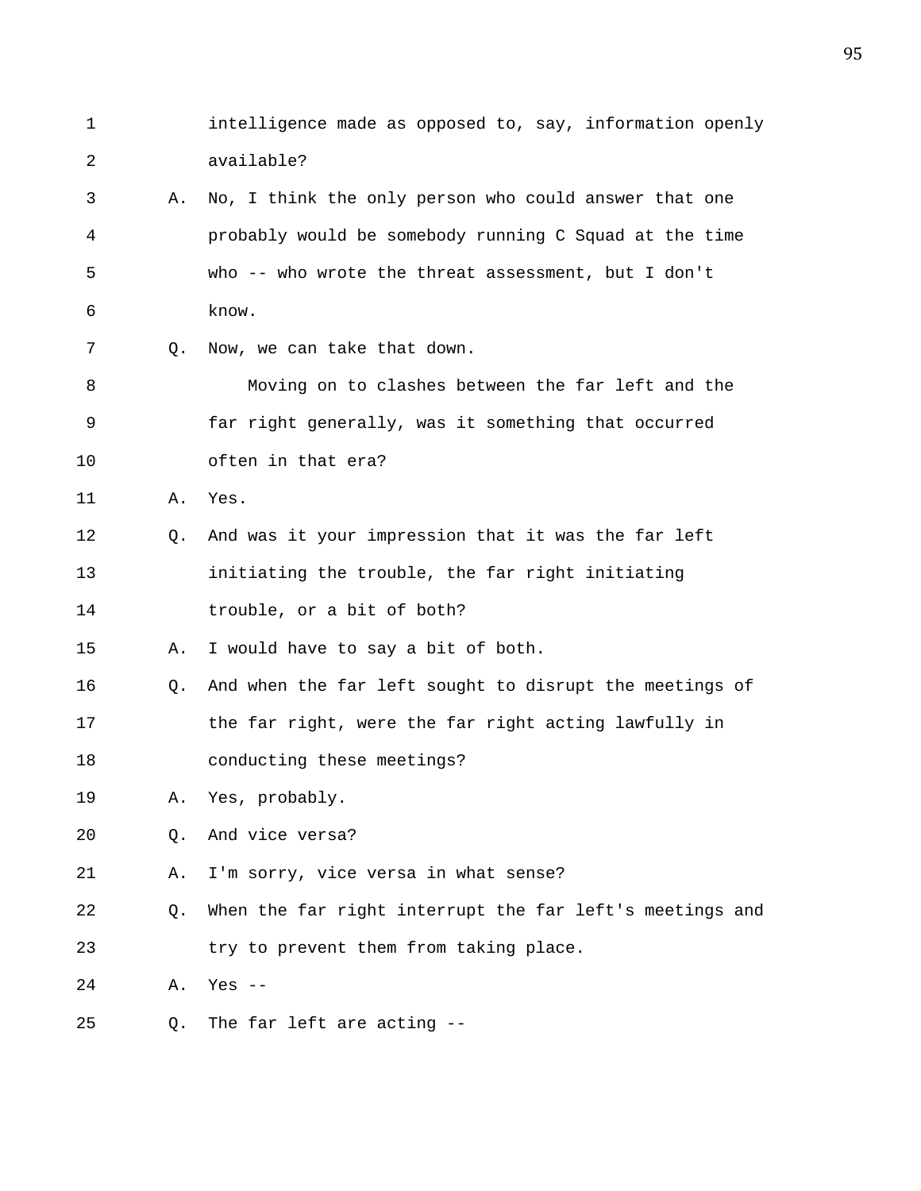1 intelligence made as opposed to, say, information openly
2 available?

3 A. No, I think the only person who could answer that one
4 probably would be somebody running C Squad at the time
5 who -- who wrote the threat assessment, but I don't
6 know.

7 Q. Now, we can take that down.

8 Moving on to clashes between the far left and the
9 far right generally, was it something that occurred
10 often in that era?

11 A. Yes.

12 Q. And was it your impression that it was the far left
13 initiating the trouble, the far right initiating
14 trouble, or a bit of both?

15 A. I would have to say a bit of both.

16 Q. And when the far left sought to disrupt the meetings of
17 the far right, were the far right acting lawfully in
18 conducting these meetings?

19 A. Yes, probably.

20 Q. And vice versa?

21 A. I'm sorry, vice versa in what sense?

22 Q. When the far right interrupt the far left's meetings and
23 try to prevent them from taking place.

24 A. Yes --

25 Q. The far left are acting --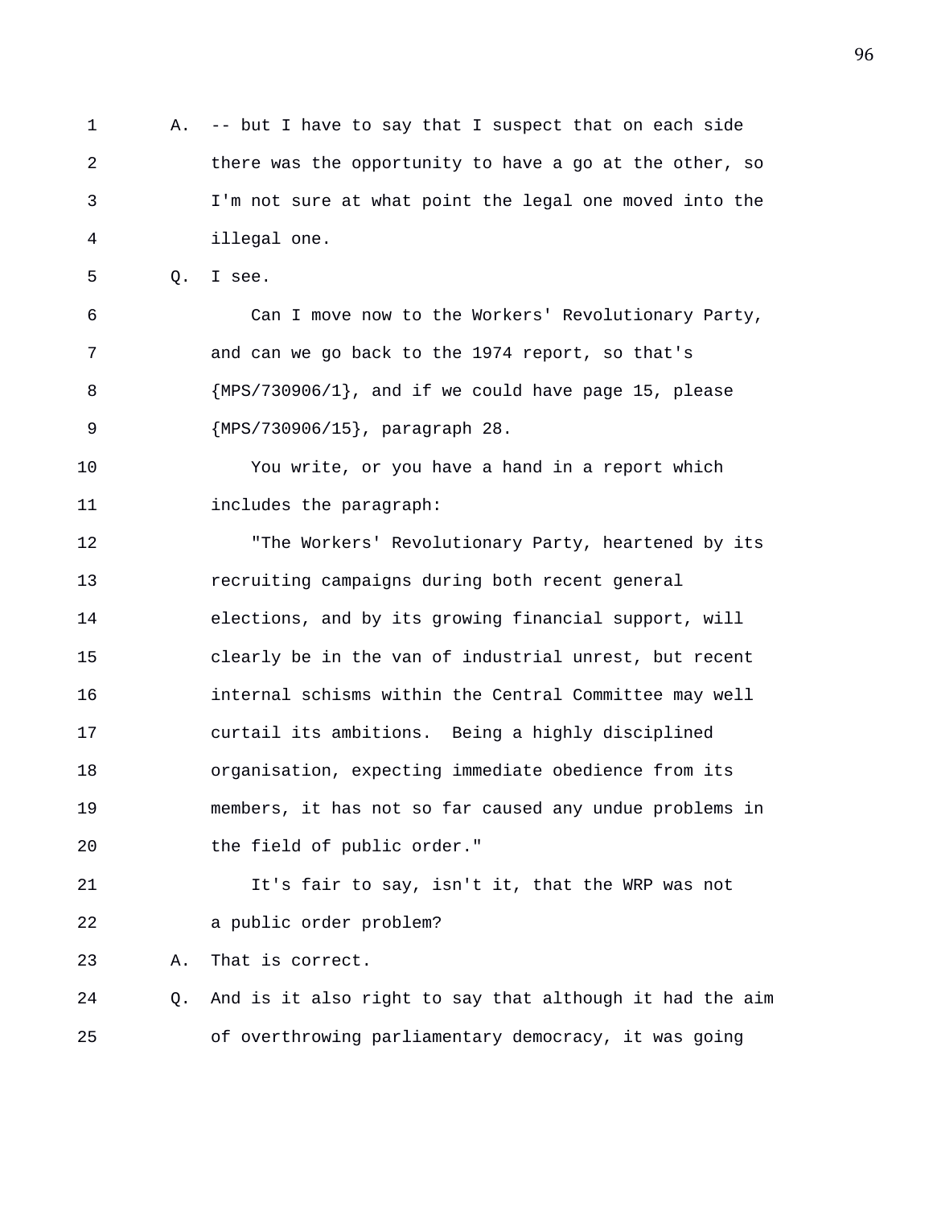A. -- but I have to say that I suspect that on each side there was the opportunity to have a go at the other, so I'm not sure at what point the legal one moved into the illegal one.

Q. I see.

Can I move now to the Workers' Revolutionary Party, and can we go back to the 1974 report, so that's {MPS/730906/1}, and if we could have page 15, please {MPS/730906/15}, paragraph 28.

You write, or you have a hand in a report which includes the paragraph:

"The Workers' Revolutionary Party, heartened by its recruiting campaigns during both recent general elections, and by its growing financial support, will clearly be in the van of industrial unrest, but recent internal schisms within the Central Committee may well curtail its ambitions. Being a highly disciplined organisation, expecting immediate obedience from its members, it has not so far caused any undue problems in the field of public order."

It's fair to say, isn't it, that the WRP was not a public order problem?

A. That is correct.

Q. And is it also right to say that although it had the aim of overthrowing parliamentary democracy, it was going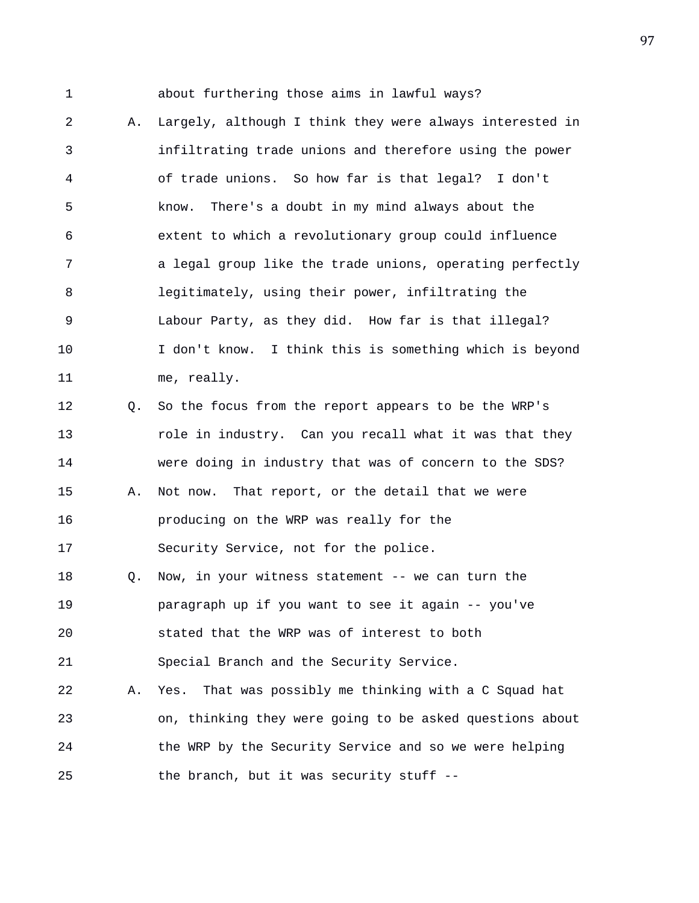about furthering those aims in lawful ways?

A. Largely, although I think they were always interested in infiltrating trade unions and therefore using the power of trade unions. So how far is that legal? I don't know. There's a doubt in my mind always about the extent to which a revolutionary group could influence a legal group like the trade unions, operating perfectly legitimately, using their power, infiltrating the Labour Party, as they did. How far is that illegal? I don't know. I think this is something which is beyond me, really.

Q. So the focus from the report appears to be the WRP's role in industry. Can you recall what it was that they were doing in industry that was of concern to the SDS?

A. Not now. That report, or the detail that we were producing on the WRP was really for the Security Service, not for the police.

Q. Now, in your witness statement -- we can turn the paragraph up if you want to see it again -- you've stated that the WRP was of interest to both Special Branch and the Security Service.

A. Yes. That was possibly me thinking with a C Squad hat on, thinking they were going to be asked questions about the WRP by the Security Service and so we were helping the branch, but it was security stuff --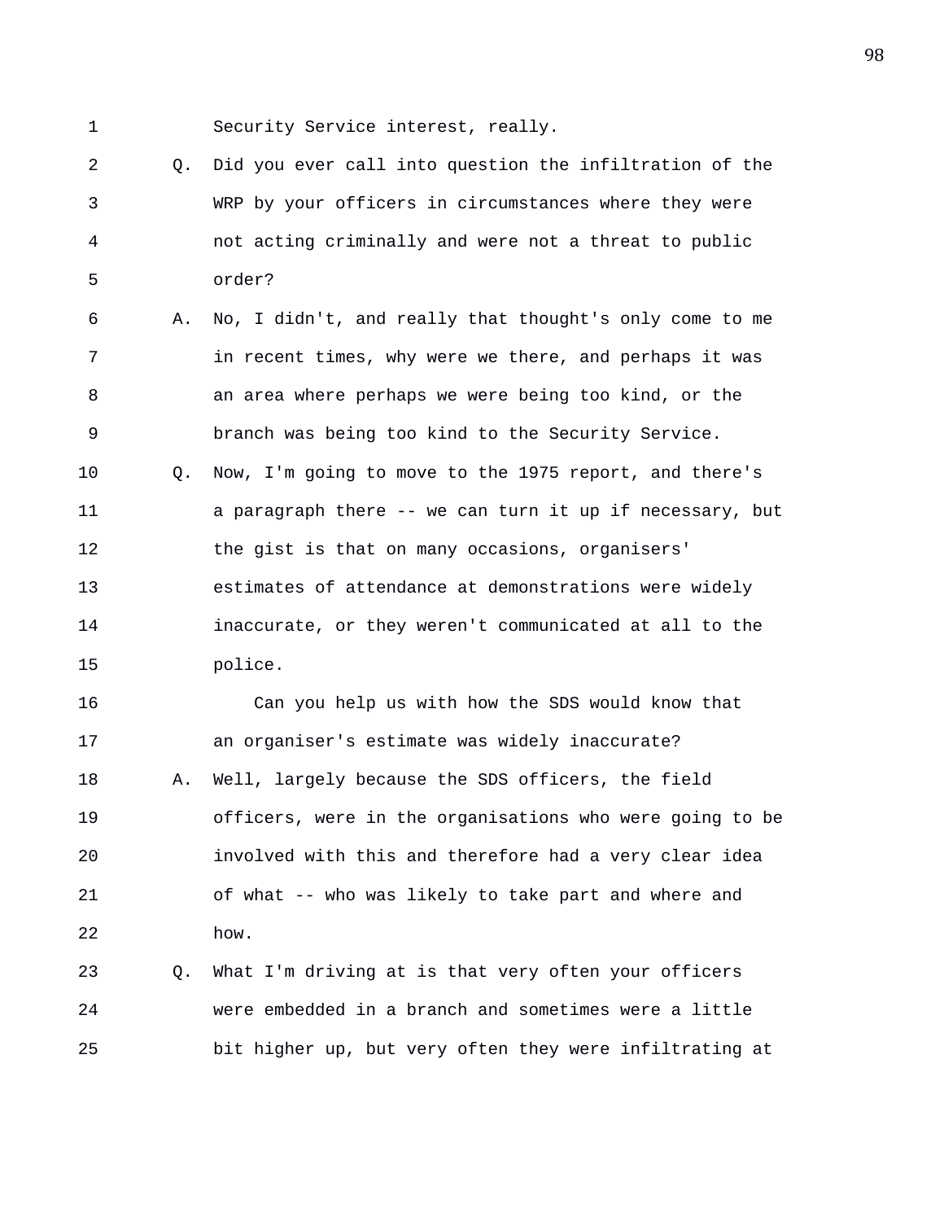Security Service interest, really.

Q. Did you ever call into question the infiltration of the WRP by your officers in circumstances where they were not acting criminally and were not a threat to public order?

A. No, I didn't, and really that thought's only come to me in recent times, why were we there, and perhaps it was an area where perhaps we were being too kind, or the branch was being too kind to the Security Service.

Q. Now, I'm going to move to the 1975 report, and there's a paragraph there -- we can turn it up if necessary, but the gist is that on many occasions, organisers' estimates of attendance at demonstrations were widely inaccurate, or they weren't communicated at all to the police.

Can you help us with how the SDS would know that an organiser's estimate was widely inaccurate?

A. Well, largely because the SDS officers, the field officers, were in the organisations who were going to be involved with this and therefore had a very clear idea of what -- who was likely to take part and where and how.

Q. What I'm driving at is that very often your officers were embedded in a branch and sometimes were a little bit higher up, but very often they were infiltrating at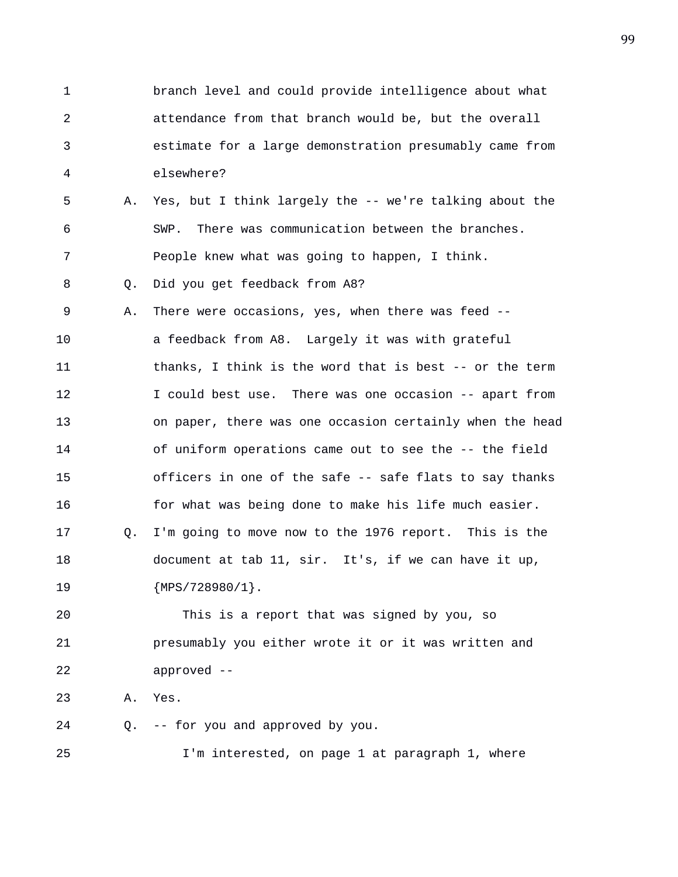branch level and could provide intelligence about what attendance from that branch would be, but the overall estimate for a large demonstration presumably came from elsewhere?

A. Yes, but I think largely the -- we're talking about the SWP. There was communication between the branches. People knew what was going to happen, I think.

Q. Did you get feedback from A8?

A. There were occasions, yes, when there was feed -- a feedback from A8. Largely it was with grateful thanks, I think is the word that is best -- or the term I could best use. There was one occasion -- apart from on paper, there was one occasion certainly when the head of uniform operations came out to see the -- the field officers in one of the safe -- safe flats to say thanks for what was being done to make his life much easier.

Q. I'm going to move now to the 1976 report. This is the document at tab 11, sir. It's, if we can have it up, {MPS/728980/1}.

This is a report that was signed by you, so presumably you either wrote it or it was written and approved --

A. Yes.

Q. -- for you and approved by you.

I'm interested, on page 1 at paragraph 1, where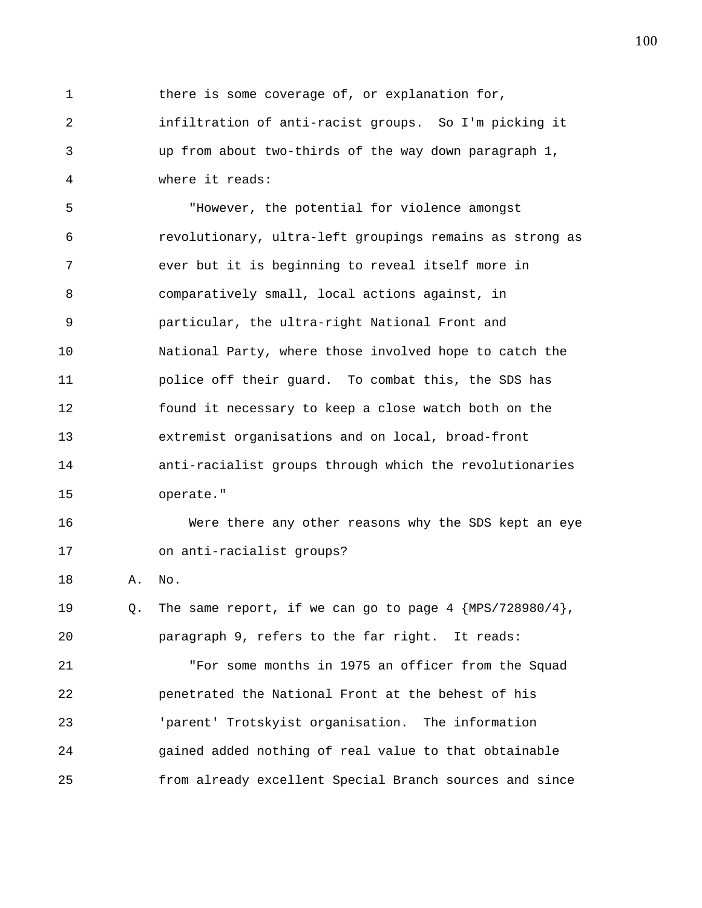there is some coverage of, or explanation for, infiltration of anti-racist groups. So I'm picking it up from about two-thirds of the way down paragraph 1, where it reads:

"However, the potential for violence amongst revolutionary, ultra-left groupings remains as strong as ever but it is beginning to reveal itself more in comparatively small, local actions against, in particular, the ultra-right National Front and National Party, where those involved hope to catch the police off their guard. To combat this, the SDS has found it necessary to keep a close watch both on the extremist organisations and on local, broad-front anti-racialist groups through which the revolutionaries operate."

Were there any other reasons why the SDS kept an eye on anti-racialist groups?

A. No.

Q. The same report, if we can go to page 4 {MPS/728980/4}, paragraph 9, refers to the far right. It reads:

"For some months in 1975 an officer from the Squad penetrated the National Front at the behest of his 'parent' Trotskyist organisation. The information gained added nothing of real value to that obtainable from already excellent Special Branch sources and since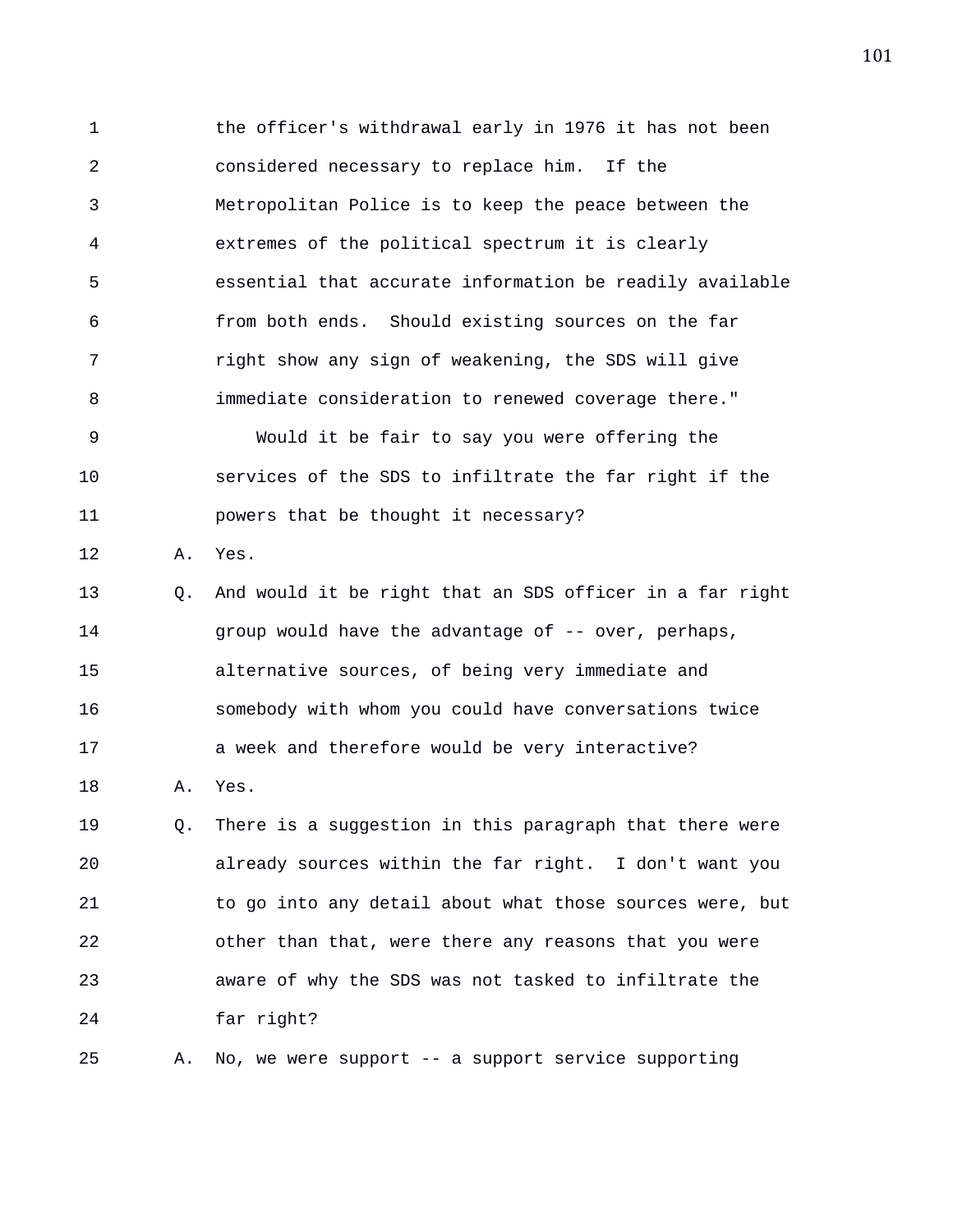the officer's withdrawal early in 1976 it has not been considered necessary to replace him. If the Metropolitan Police is to keep the peace between the extremes of the political spectrum it is clearly essential that accurate information be readily available from both ends. Should existing sources on the far right show any sign of weakening, the SDS will give immediate consideration to renewed coverage there."

Would it be fair to say you were offering the services of the SDS to infiltrate the far right if the powers that be thought it necessary?

A. Yes.

Q. And would it be right that an SDS officer in a far right group would have the advantage of -- over, perhaps, alternative sources, of being very immediate and somebody with whom you could have conversations twice a week and therefore would be very interactive?

A. Yes.

Q. There is a suggestion in this paragraph that there were already sources within the far right. I don't want you to go into any detail about what those sources were, but other than that, were there any reasons that you were aware of why the SDS was not tasked to infiltrate the far right?

A. No, we were support -- a support service supporting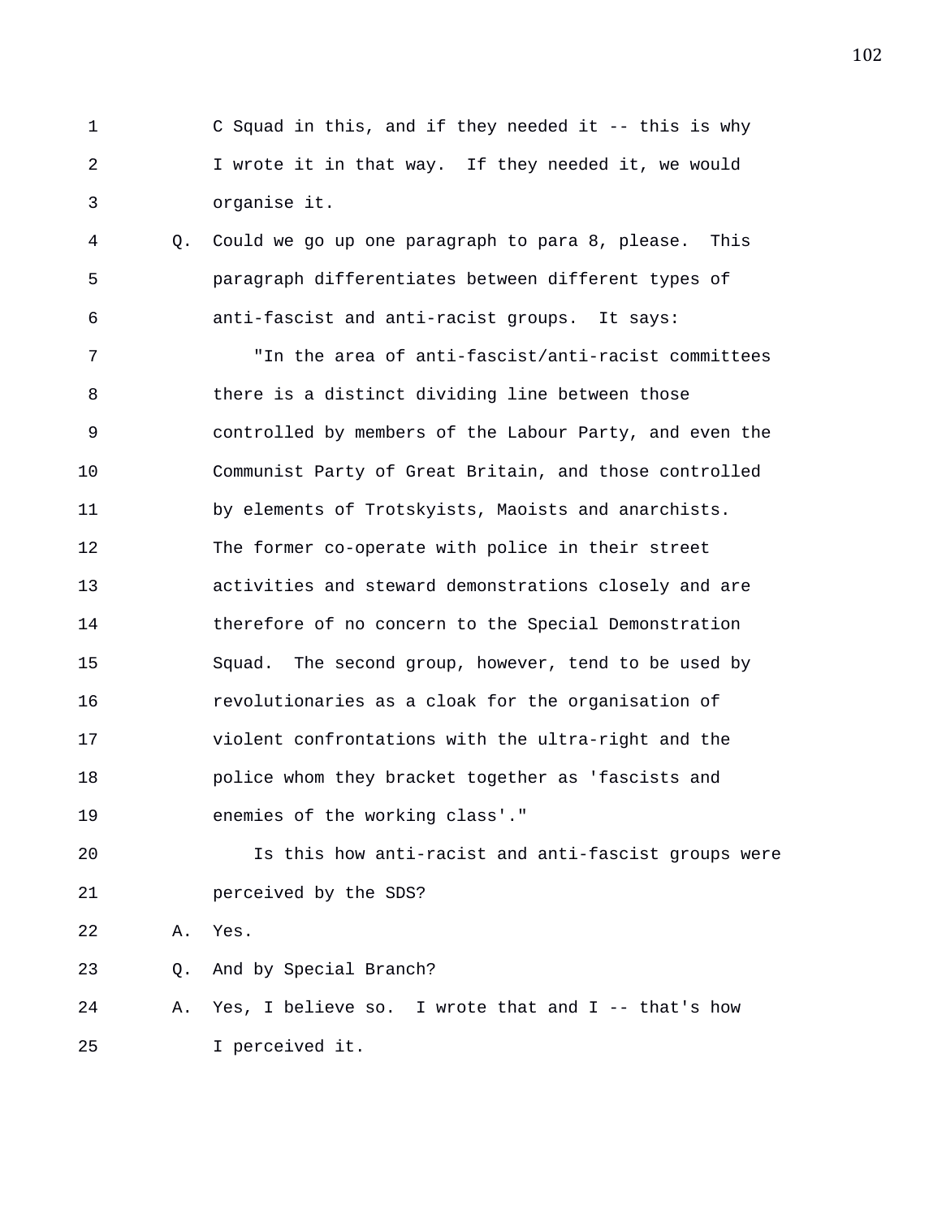C Squad in this, and if they needed it -- this is why I wrote it in that way. If they needed it, we would organise it.

Q. Could we go up one paragraph to para 8, please. This paragraph differentiates between different types of anti-fascist and anti-racist groups. It says:

"In the area of anti-fascist/anti-racist committees there is a distinct dividing line between those controlled by members of the Labour Party, and even the Communist Party of Great Britain, and those controlled by elements of Trotskyists, Maoists and anarchists. The former co-operate with police in their street activities and steward demonstrations closely and are therefore of no concern to the Special Demonstration Squad. The second group, however, tend to be used by revolutionaries as a cloak for the organisation of violent confrontations with the ultra-right and the police whom they bracket together as 'fascists and enemies of the working class'."

Is this how anti-racist and anti-fascist groups were perceived by the SDS?

A. Yes.

Q. And by Special Branch?

A. Yes, I believe so. I wrote that and I -- that's how I perceived it.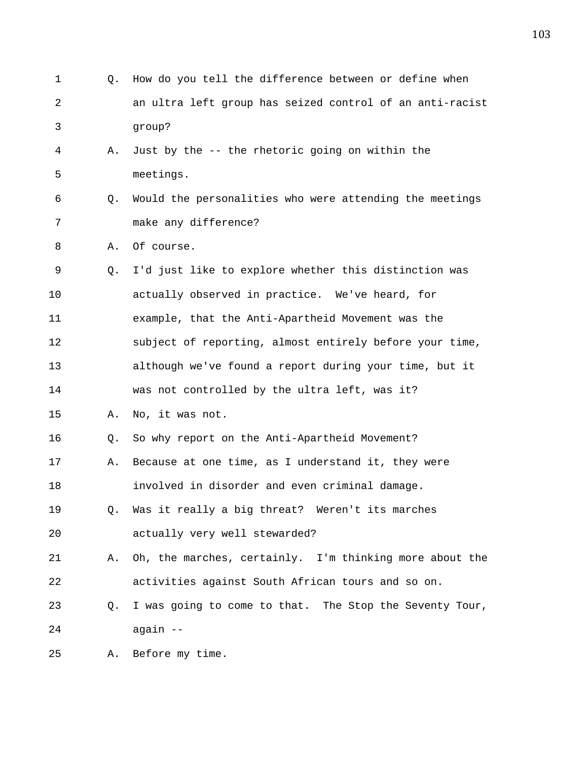1 Q. How do you tell the difference between or define when
2 an ultra left group has seized control of an anti-racist
3 group?
4 A. Just by the -- the rhetoric going on within the
5 meetings.
6 Q. Would the personalities who were attending the meetings
7 make any difference?
8 A. Of course.
9 Q. I'd just like to explore whether this distinction was
10 actually observed in practice. We've heard, for
11 example, that the Anti-Apartheid Movement was the
12 subject of reporting, almost entirely before your time,
13 although we've found a report during your time, but it
14 was not controlled by the ultra left, was it?
15 A. No, it was not.
16 Q. So why report on the Anti-Apartheid Movement?
17 A. Because at one time, as I understand it, they were
18 involved in disorder and even criminal damage.
19 Q. Was it really a big threat? Weren't its marches
20 actually very well stewarded?
21 A. Oh, the marches, certainly. I'm thinking more about the
22 activities against South African tours and so on.
23 Q. I was going to come to that. The Stop the Seventy Tour,
24 again --
25 A. Before my time.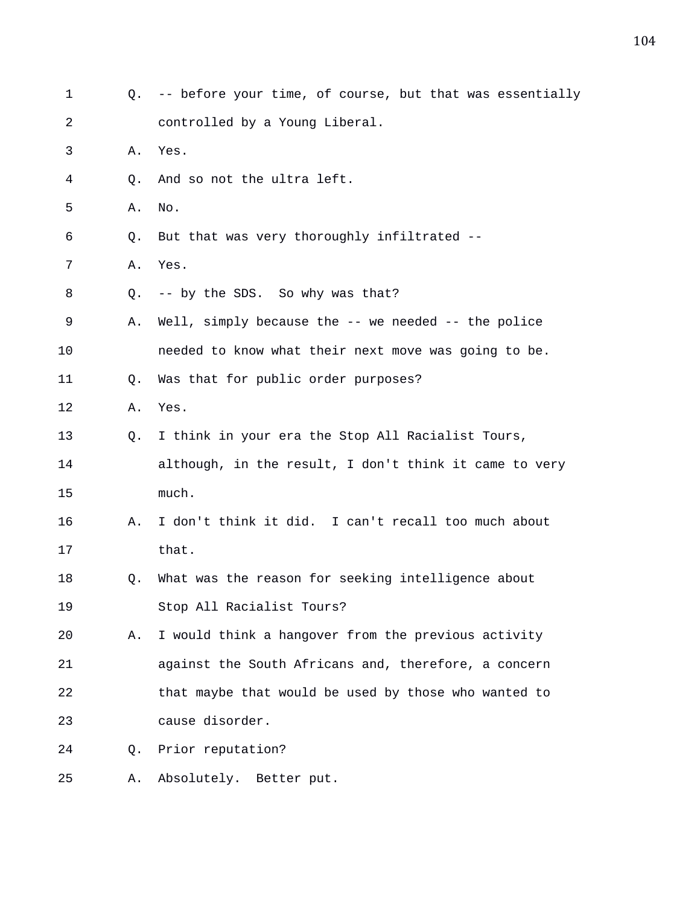Q. -- before your time, of course, but that was essentially controlled by a Young Liberal.

A. Yes.

Q. And so not the ultra left.

A. No.

Q. But that was very thoroughly infiltrated --

A. Yes.

Q. -- by the SDS. So why was that?

A. Well, simply because the -- we needed -- the police needed to know what their next move was going to be.

Q. Was that for public order purposes?

A. Yes.

Q. I think in your era the Stop All Racialist Tours, although, in the result, I don't think it came to very much.

A. I don't think it did. I can't recall too much about that.

Q. What was the reason for seeking intelligence about Stop All Racialist Tours?

A. I would think a hangover from the previous activity against the South Africans and, therefore, a concern that maybe that would be used by those who wanted to cause disorder.

Q. Prior reputation?

A. Absolutely. Better put.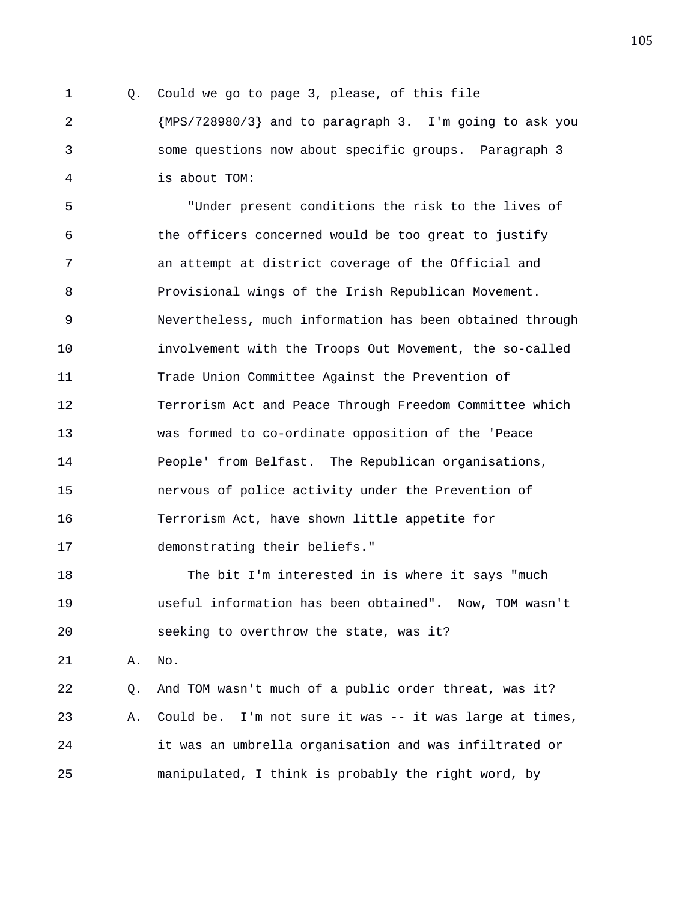Q. Could we go to page 3, please, of this file {MPS/728980/3} and to paragraph 3. I'm going to ask you some questions now about specific groups. Paragraph 3 is about TOM:

"Under present conditions the risk to the lives of the officers concerned would be too great to justify an attempt at district coverage of the Official and Provisional wings of the Irish Republican Movement. Nevertheless, much information has been obtained through involvement with the Troops Out Movement, the so-called Trade Union Committee Against the Prevention of Terrorism Act and Peace Through Freedom Committee which was formed to co-ordinate opposition of the 'Peace People' from Belfast. The Republican organisations, nervous of police activity under the Prevention of Terrorism Act, have shown little appetite for demonstrating their beliefs."

The bit I'm interested in is where it says "much useful information has been obtained". Now, TOM wasn't seeking to overthrow the state, was it?

A. No.

Q. And TOM wasn't much of a public order threat, was it?

A. Could be. I'm not sure it was -- it was large at times, it was an umbrella organisation and was infiltrated or manipulated, I think is probably the right word, by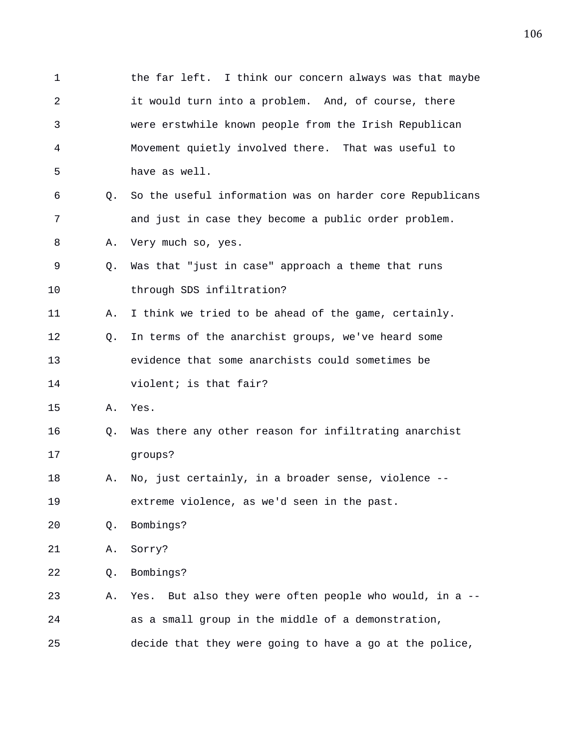1 the far left. I think our concern always was that maybe
2 it would turn into a problem. And, of course, there
3 were erstwhile known people from the Irish Republican
4 Movement quietly involved there. That was useful to
5 have as well.

6 Q. So the useful information was on harder core Republicans
7 and just in case they become a public order problem.

8 A. Very much so, yes.

9 Q. Was that "just in case" approach a theme that runs
10 through SDS infiltration?

11 A. I think we tried to be ahead of the game, certainly.

12 Q. In terms of the anarchist groups, we've heard some
13 evidence that some anarchists could sometimes be
14 violent; is that fair?

15 A. Yes.

16 Q. Was there any other reason for infiltrating anarchist
17 groups?

18 A. No, just certainly, in a broader sense, violence --
19 extreme violence, as we'd seen in the past.

20 Q. Bombings?

21 A. Sorry?

22 Q. Bombings?

23 A. Yes. But also they were often people who would, in a --
24 as a small group in the middle of a demonstration,
25 decide that they were going to have a go at the police,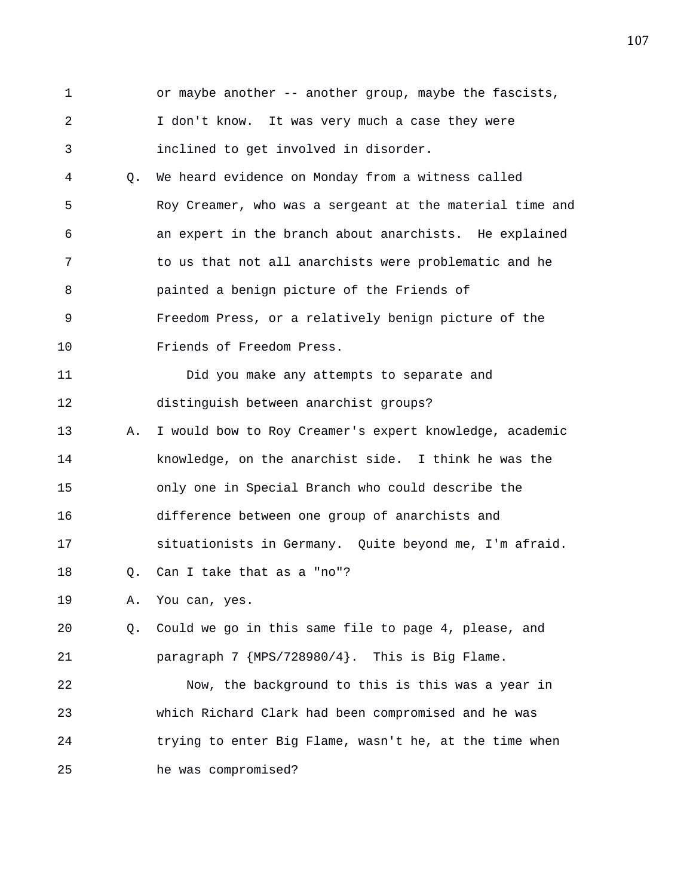1 or maybe another -- another group, maybe the fascists,
2 I don't know. It was very much a case they were
3 inclined to get involved in disorder.

4 Q. We heard evidence on Monday from a witness called
5 Roy Creamer, who was a sergeant at the material time and
6 an expert in the branch about anarchists. He explained
7 to us that not all anarchists were problematic and he
8 painted a benign picture of the Friends of
9 Freedom Press, or a relatively benign picture of the
10 Friends of Freedom Press.

11 Did you make any attempts to separate and
12 distinguish between anarchist groups?

13 A. I would bow to Roy Creamer's expert knowledge, academic
14 knowledge, on the anarchist side. I think he was the
15 only one in Special Branch who could describe the
16 difference between one group of anarchists and
17 situationists in Germany. Quite beyond me, I'm afraid.

18 Q. Can I take that as a "no"?

19 A. You can, yes.

20 Q. Could we go in this same file to page 4, please, and
21 paragraph 7 {MPS/728980/4}. This is Big Flame.

22 Now, the background to this is this was a year in
23 which Richard Clark had been compromised and he was
24 trying to enter Big Flame, wasn't he, at the time when
25 he was compromised?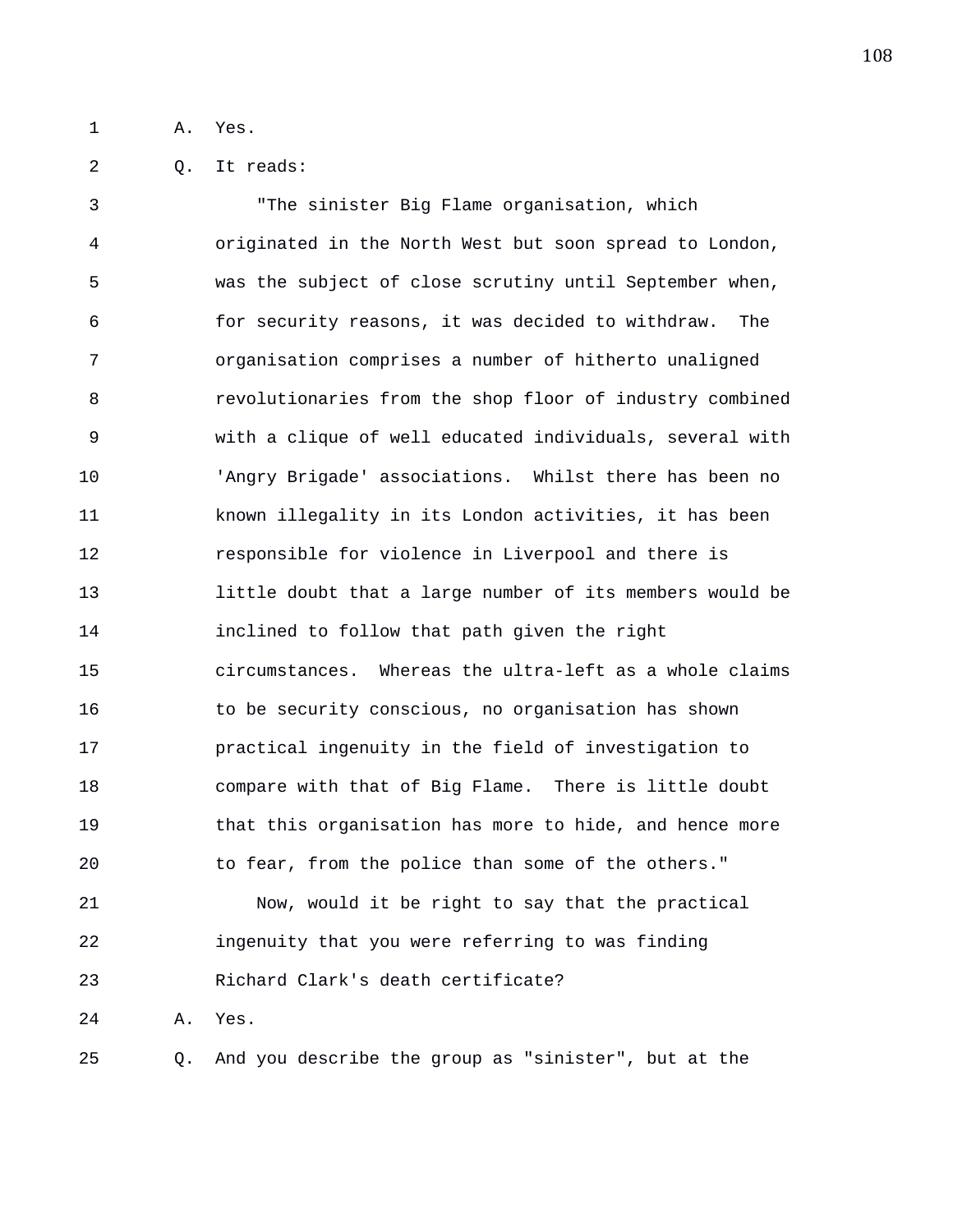1 A. Yes.

2 Q. It reads:

3 "The sinister Big Flame organisation, which
4 originated in the North West but soon spread to London,
5 was the subject of close scrutiny until September when,
6 for security reasons, it was decided to withdraw. The
7 organisation comprises a number of hitherto unaligned
8 revolutionaries from the shop floor of industry combined
9 with a clique of well educated individuals, several with
10 'Angry Brigade' associations. Whilst there has been no
11 known illegality in its London activities, it has been
12 responsible for violence in Liverpool and there is
13 little doubt that a large number of its members would be
14 inclined to follow that path given the right
15 circumstances. Whereas the ultra-left as a whole claims
16 to be security conscious, no organisation has shown
17 practical ingenuity in the field of investigation to
18 compare with that of Big Flame. There is little doubt
19 that this organisation has more to hide, and hence more
20 to fear, from the police than some of the others."

21 Now, would it be right to say that the practical
22 ingenuity that you were referring to was finding
23 Richard Clark's death certificate?

24 A. Yes.

25 Q. And you describe the group as "sinister", but at the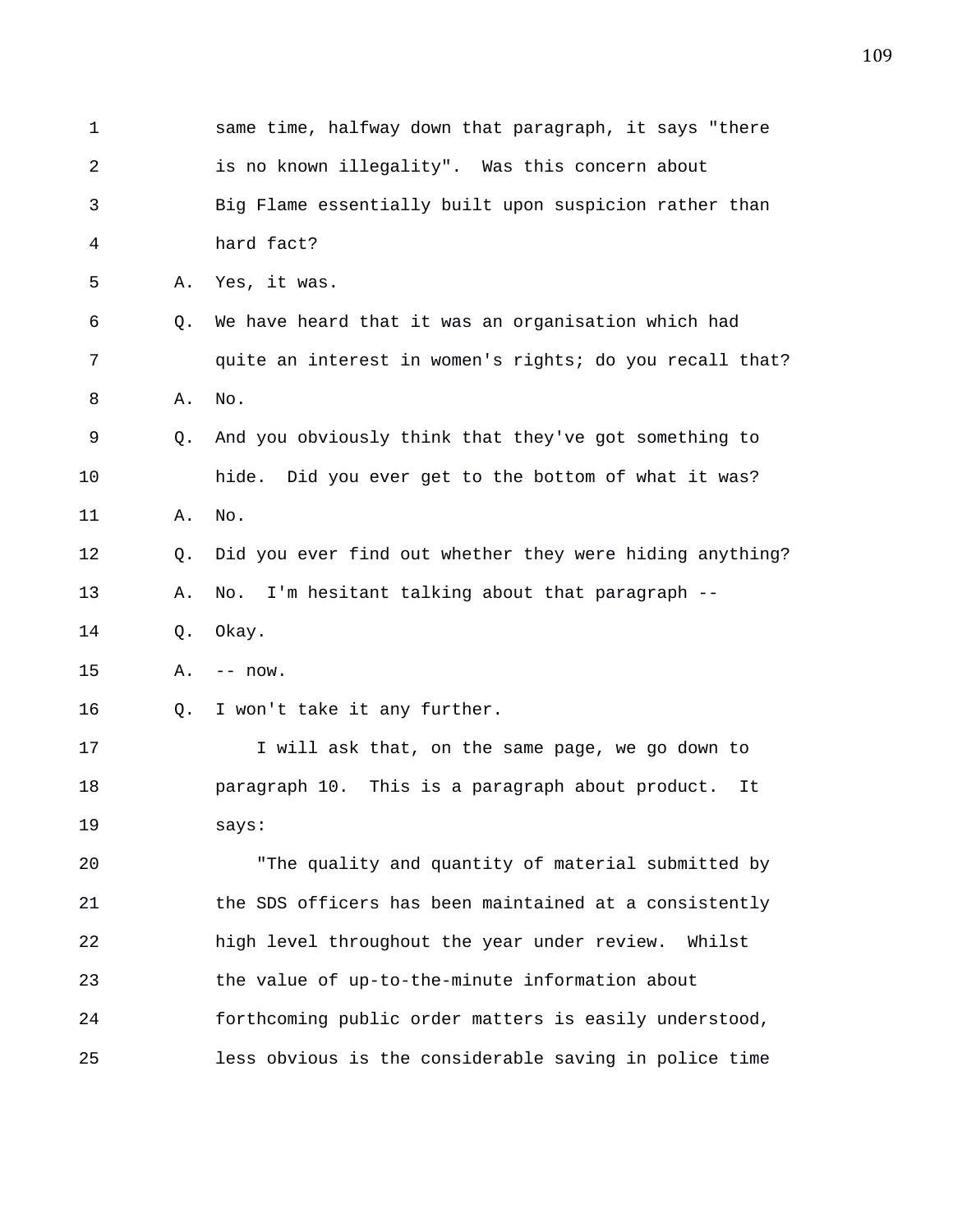same time, halfway down that paragraph, it says "there is no known illegality". Was this concern about Big Flame essentially built upon suspicion rather than hard fact?

A. Yes, it was.

Q. We have heard that it was an organisation which had quite an interest in women's rights; do you recall that?

A. No.

Q. And you obviously think that they've got something to hide. Did you ever get to the bottom of what it was?

A. No.

Q. Did you ever find out whether they were hiding anything?

A. No. I'm hesitant talking about that paragraph --

Q. Okay.

A. -- now.

Q. I won't take it any further.

I will ask that, on the same page, we go down to paragraph 10. This is a paragraph about product. It says:

"The quality and quantity of material submitted by the SDS officers has been maintained at a consistently high level throughout the year under review. Whilst the value of up-to-the-minute information about forthcoming public order matters is easily understood, less obvious is the considerable saving in police time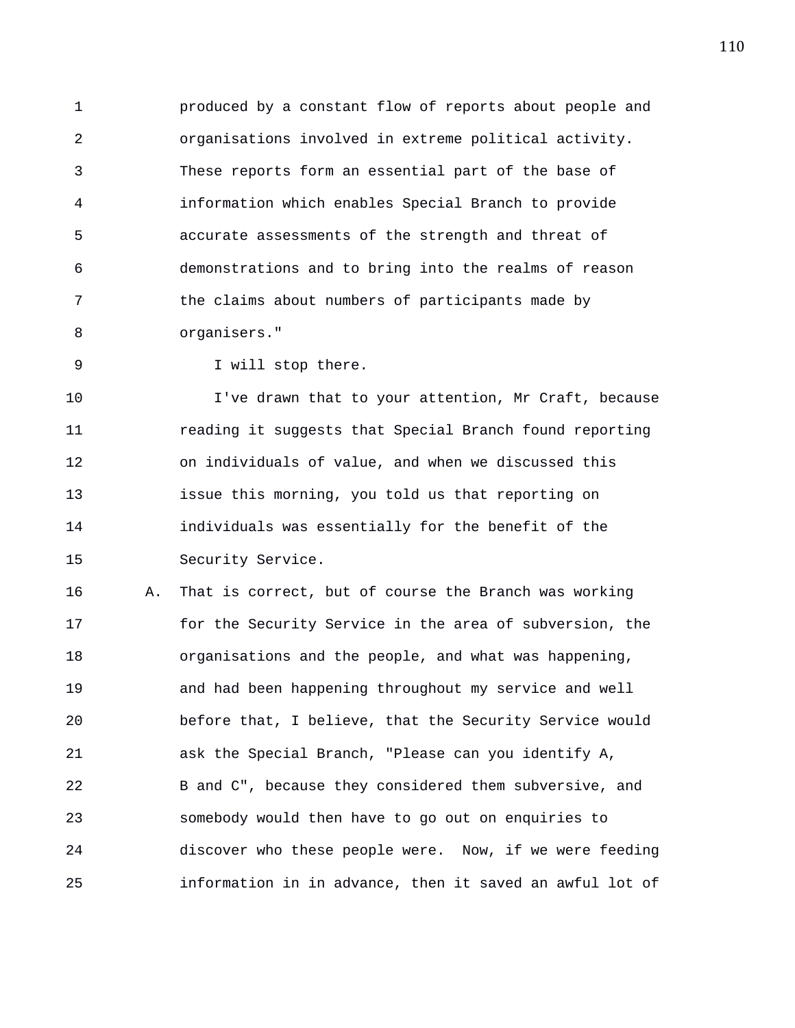produced by a constant flow of reports about people and organisations involved in extreme political activity. These reports form an essential part of the base of information which enables Special Branch to provide accurate assessments of the strength and threat of demonstrations and to bring into the realms of reason the claims about numbers of participants made by organisers."

I will stop there.

I've drawn that to your attention, Mr Craft, because reading it suggests that Special Branch found reporting on individuals of value, and when we discussed this issue this morning, you told us that reporting on individuals was essentially for the benefit of the Security Service.

A. That is correct, but of course the Branch was working for the Security Service in the area of subversion, the organisations and the people, and what was happening, and had been happening throughout my service and well before that, I believe, that the Security Service would ask the Special Branch, "Please can you identify A, B and C", because they considered them subversive, and somebody would then have to go out on enquiries to discover who these people were. Now, if we were feeding information in in advance, then it saved an awful lot of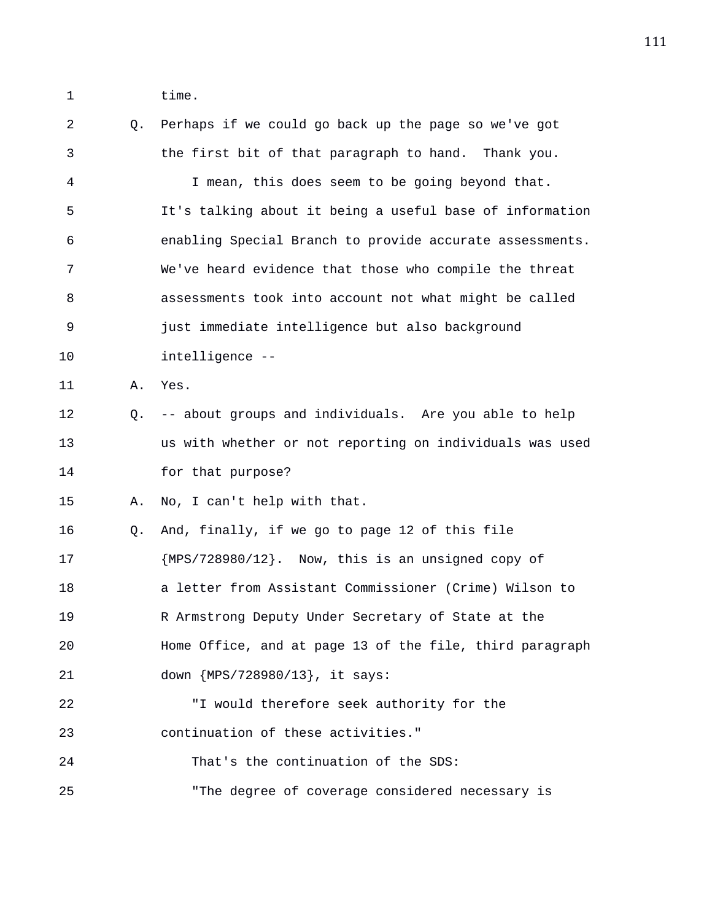time.

Q. Perhaps if we could go back up the page so we've got the first bit of that paragraph to hand. Thank you.

I mean, this does seem to be going beyond that. It's talking about it being a useful base of information enabling Special Branch to provide accurate assessments. We've heard evidence that those who compile the threat assessments took into account not what might be called just immediate intelligence but also background intelligence --

A. Yes.

Q. -- about groups and individuals. Are you able to help us with whether or not reporting on individuals was used for that purpose?

A. No, I can't help with that.

Q. And, finally, if we go to page 12 of this file {MPS/728980/12}. Now, this is an unsigned copy of a letter from Assistant Commissioner (Crime) Wilson to R Armstrong Deputy Under Secretary of State at the Home Office, and at page 13 of the file, third paragraph down {MPS/728980/13}, it says:

"I would therefore seek authority for the continuation of these activities."

That's the continuation of the SDS:

"The degree of coverage considered necessary is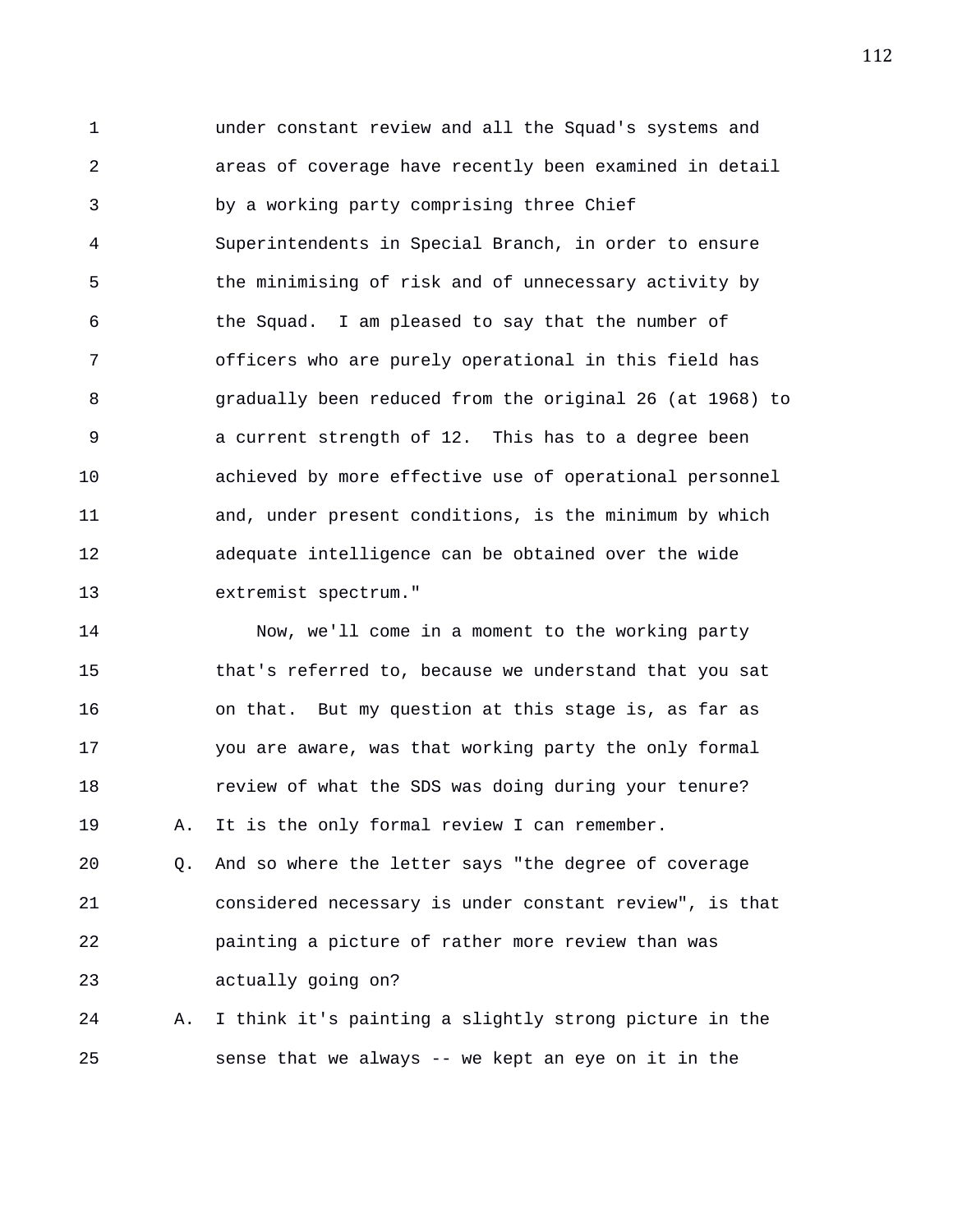under constant review and all the Squad's systems and areas of coverage have recently been examined in detail by a working party comprising three Chief Superintendents in Special Branch, in order to ensure the minimising of risk and of unnecessary activity by the Squad. I am pleased to say that the number of officers who are purely operational in this field has gradually been reduced from the original 26 (at 1968) to a current strength of 12. This has to a degree been achieved by more effective use of operational personnel and, under present conditions, is the minimum by which adequate intelligence can be obtained over the wide extremist spectrum."

Now, we'll come in a moment to the working party that's referred to, because we understand that you sat on that. But my question at this stage is, as far as you are aware, was that working party the only formal review of what the SDS was doing during your tenure?

A. It is the only formal review I can remember.

Q. And so where the letter says "the degree of coverage considered necessary is under constant review", is that painting a picture of rather more review than was actually going on?

A. I think it's painting a slightly strong picture in the sense that we always -- we kept an eye on it in the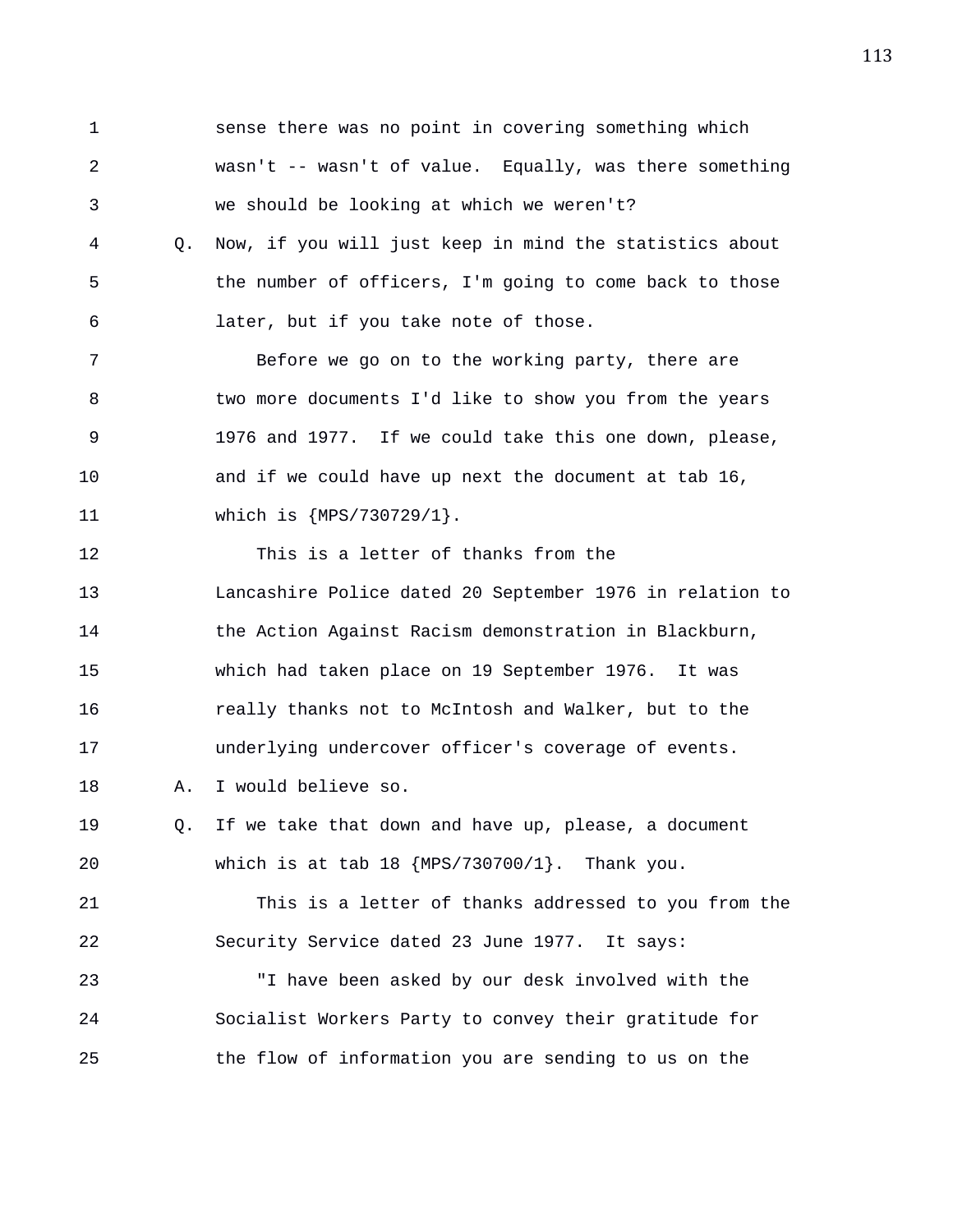sense there was no point in covering something which wasn't -- wasn't of value. Equally, was there something we should be looking at which we weren't?

Q. Now, if you will just keep in mind the statistics about the number of officers, I'm going to come back to those later, but if you take note of those.

Before we go on to the working party, there are two more documents I'd like to show you from the years 1976 and 1977. If we could take this one down, please, and if we could have up next the document at tab 16, which is {MPS/730729/1}.

This is a letter of thanks from the Lancashire Police dated 20 September 1976 in relation to the Action Against Racism demonstration in Blackburn, which had taken place on 19 September 1976. It was really thanks not to McIntosh and Walker, but to the underlying undercover officer's coverage of events.

A. I would believe so.

Q. If we take that down and have up, please, a document which is at tab 18 {MPS/730700/1}. Thank you.

This is a letter of thanks addressed to you from the Security Service dated 23 June 1977. It says:

"I have been asked by our desk involved with the Socialist Workers Party to convey their gratitude for the flow of information you are sending to us on the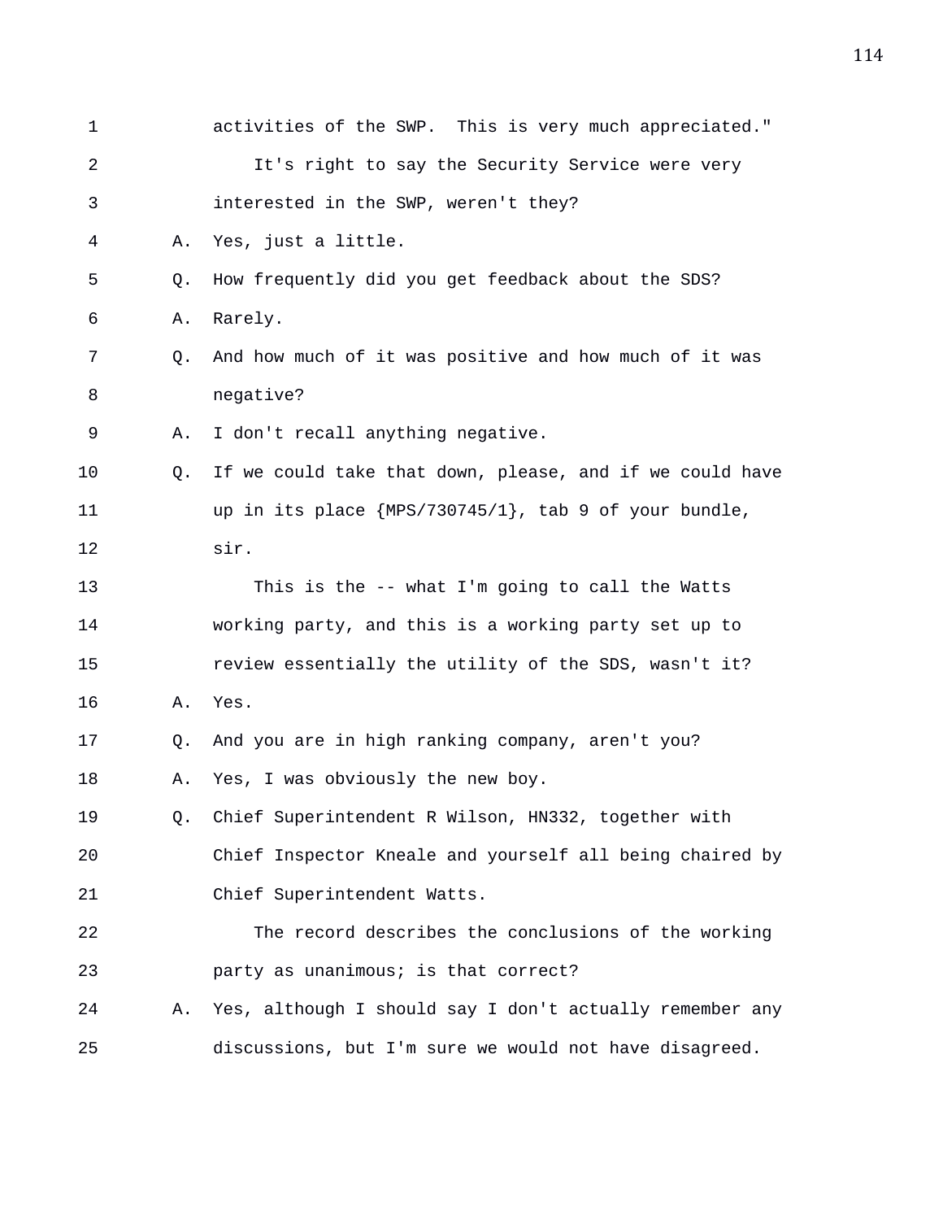1 activities of the SWP. This is very much appreciated."

2 It's right to say the Security Service were very

3 interested in the SWP, weren't they?

4 A. Yes, just a little.

5 Q. How frequently did you get feedback about the SDS?

6 A. Rarely.

7 Q. And how much of it was positive and how much of it was

8 negative?

9 A. I don't recall anything negative.

10 Q. If we could take that down, please, and if we could have

11 up in its place {MPS/730745/1}, tab 9 of your bundle,

12 sir.

13 This is the -- what I'm going to call the Watts

14 working party, and this is a working party set up to

15 review essentially the utility of the SDS, wasn't it?

16 A. Yes.

17 Q. And you are in high ranking company, aren't you?

18 A. Yes, I was obviously the new boy.

19 Q. Chief Superintendent R Wilson, HN332, together with

20 Chief Inspector Kneale and yourself all being chaired by

21 Chief Superintendent Watts.

22 The record describes the conclusions of the working

23 party as unanimous; is that correct?

24 A. Yes, although I should say I don't actually remember any

25 discussions, but I'm sure we would not have disagreed.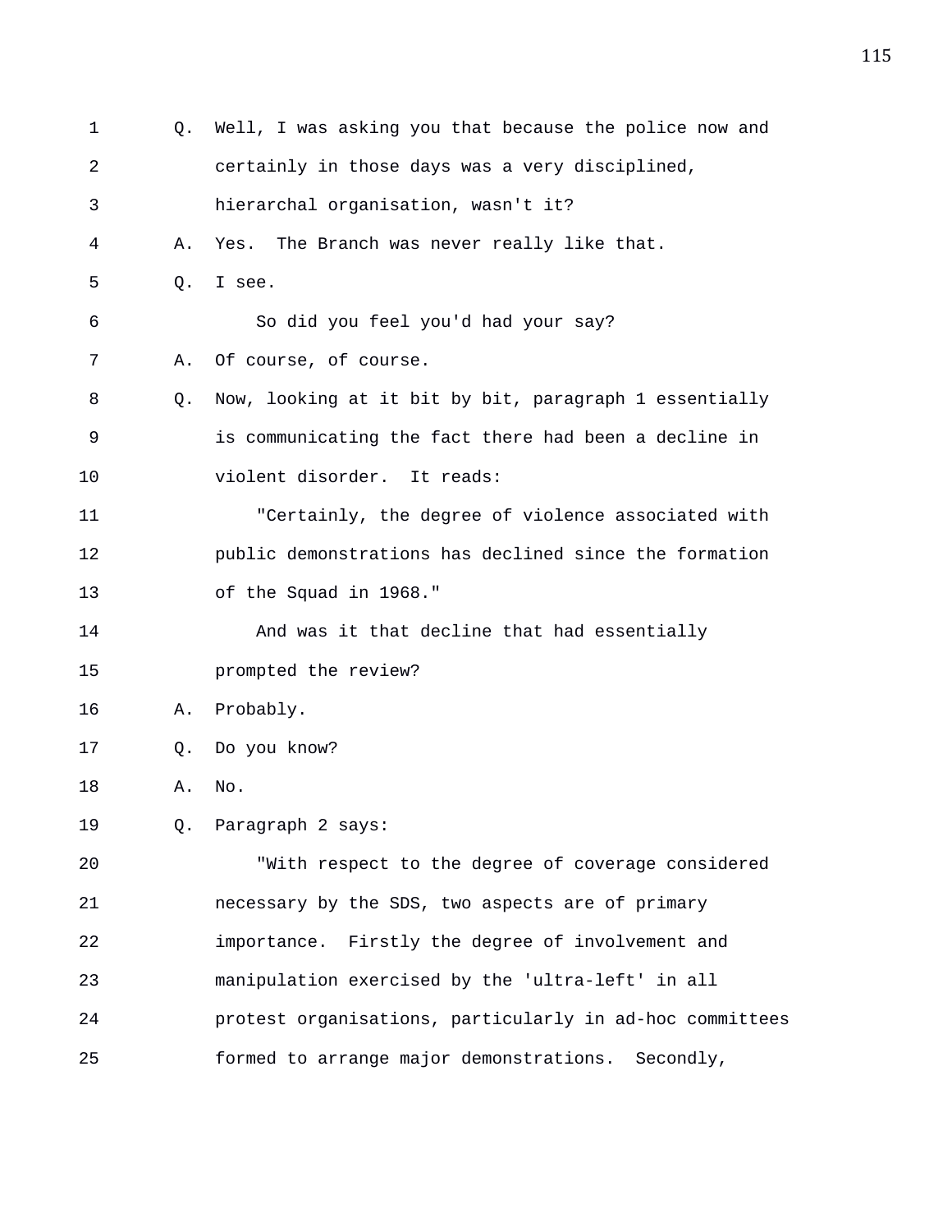Q. Well, I was asking you that because the police now and certainly in those days was a very disciplined, hierarchal organisation, wasn't it?

A. Yes. The Branch was never really like that.

Q. I see.

So did you feel you'd had your say?

A. Of course, of course.

Q. Now, looking at it bit by bit, paragraph 1 essentially is communicating the fact there had been a decline in violent disorder. It reads:

"Certainly, the degree of violence associated with public demonstrations has declined since the formation of the Squad in 1968."

And was it that decline that had essentially prompted the review?

A. Probably.

Q. Do you know?

A. No.

Q. Paragraph 2 says:

"With respect to the degree of coverage considered necessary by the SDS, two aspects are of primary importance. Firstly the degree of involvement and manipulation exercised by the 'ultra-left' in all protest organisations, particularly in ad-hoc committees formed to arrange major demonstrations. Secondly,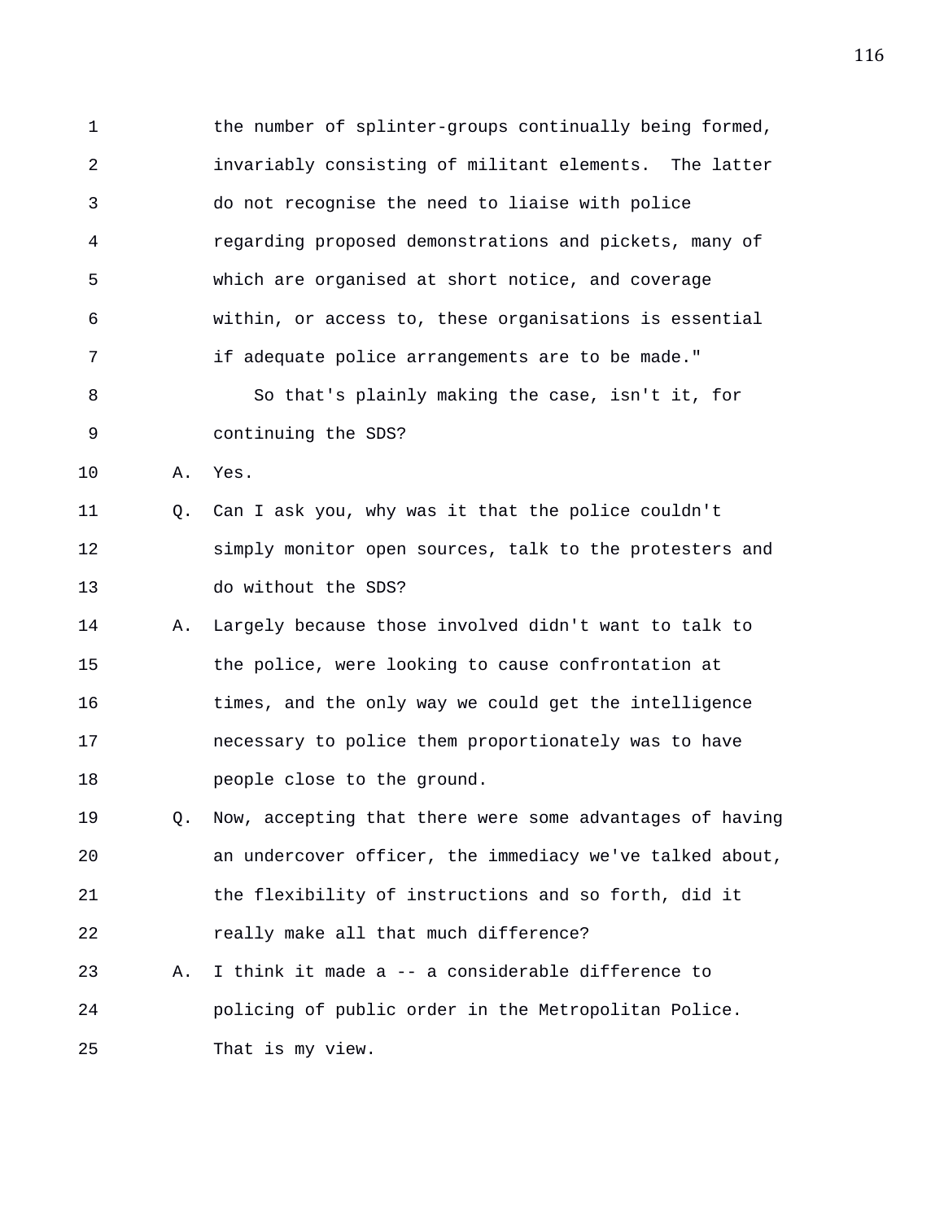the number of splinter-groups continually being formed, invariably consisting of militant elements. The latter do not recognise the need to liaise with police regarding proposed demonstrations and pickets, many of which are organised at short notice, and coverage within, or access to, these organisations is essential if adequate police arrangements are to be made."

So that's plainly making the case, isn't it, for continuing the SDS?

A. Yes.

Q. Can I ask you, why was it that the police couldn't simply monitor open sources, talk to the protesters and do without the SDS?

A. Largely because those involved didn't want to talk to the police, were looking to cause confrontation at times, and the only way we could get the intelligence necessary to police them proportionately was to have people close to the ground.

Q. Now, accepting that there were some advantages of having an undercover officer, the immediacy we've talked about, the flexibility of instructions and so forth, did it really make all that much difference?

A. I think it made a -- a considerable difference to policing of public order in the Metropolitan Police. That is my view.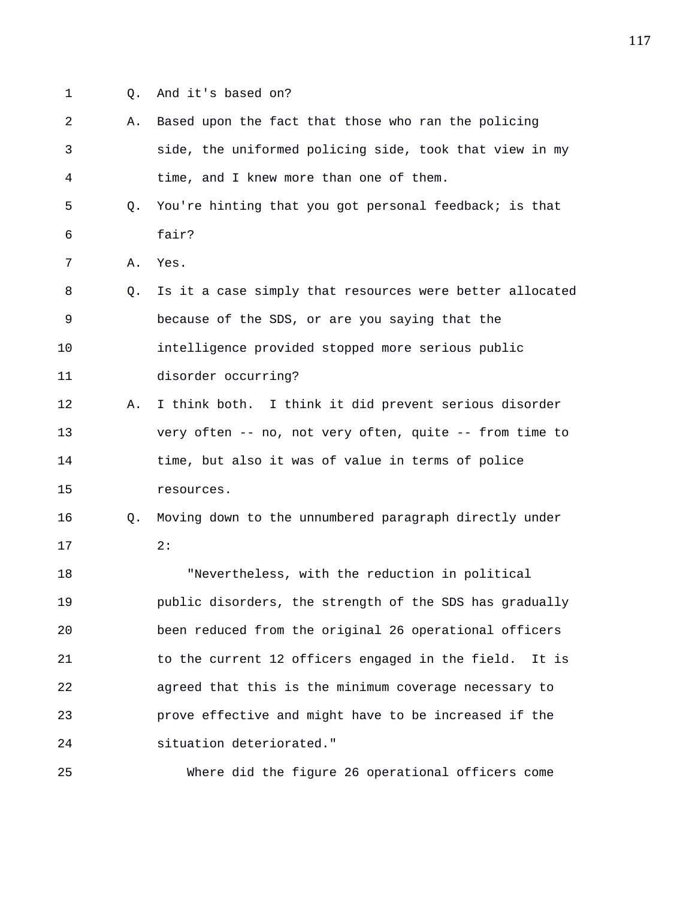Q. And it's based on?

A. Based upon the fact that those who ran the policing side, the uniformed policing side, took that view in my time, and I knew more than one of them.

Q. You're hinting that you got personal feedback; is that fair?

A. Yes.

Q. Is it a case simply that resources were better allocated because of the SDS, or are you saying that the intelligence provided stopped more serious public disorder occurring?

A. I think both. I think it did prevent serious disorder very often -- no, not very often, quite -- from time to time, but also it was of value in terms of police resources.

Q. Moving down to the unnumbered paragraph directly under 2:

"Nevertheless, with the reduction in political public disorders, the strength of the SDS has gradually been reduced from the original 26 operational officers to the current 12 officers engaged in the field. It is agreed that this is the minimum coverage necessary to prove effective and might have to be increased if the situation deteriorated."

Where did the figure 26 operational officers come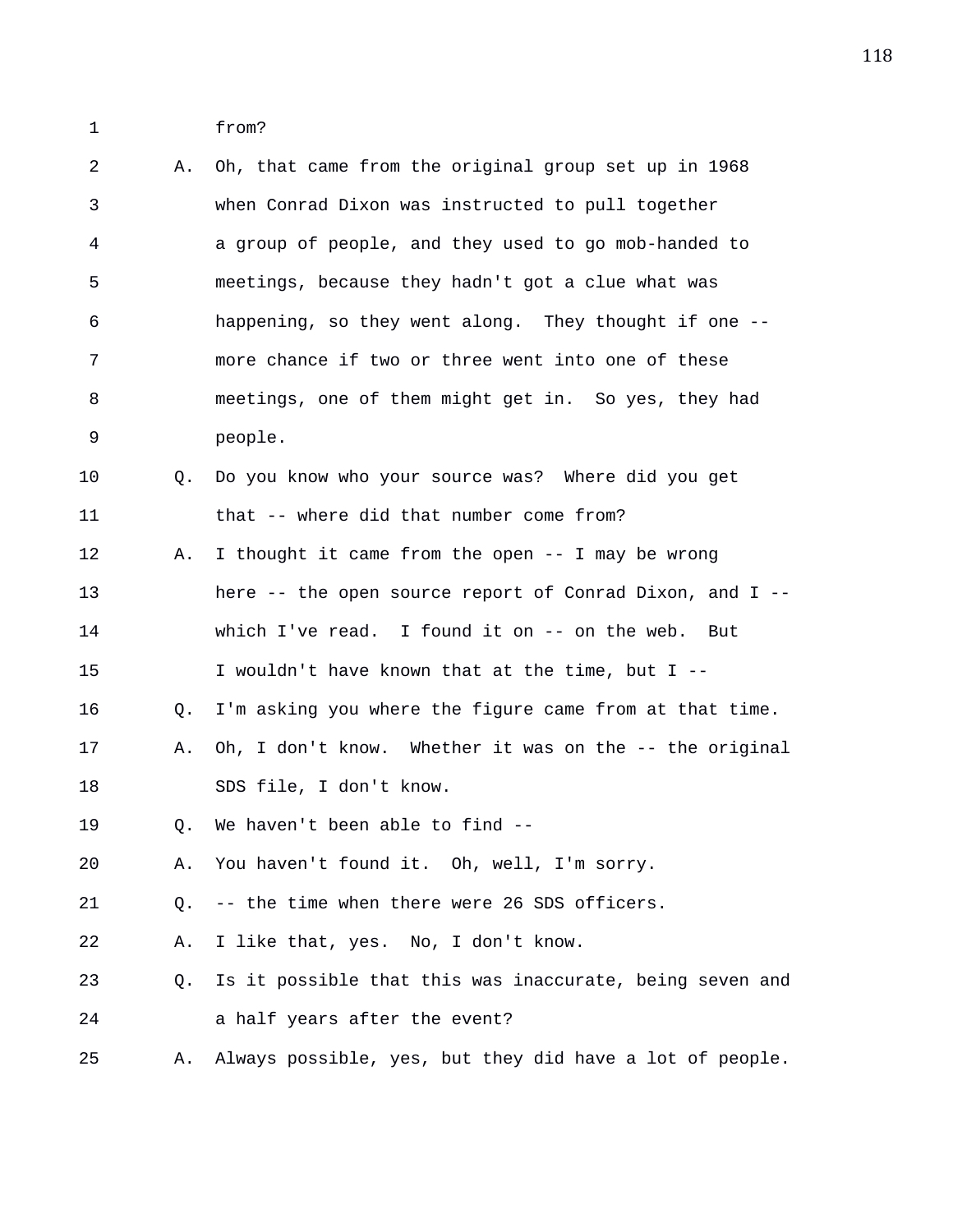1 from?

2 A. Oh, that came from the original group set up in 1968
3 when Conrad Dixon was instructed to pull together
4 a group of people, and they used to go mob-handed to
5 meetings, because they hadn't got a clue what was
6 happening, so they went along. They thought if one --
7 more chance if two or three went into one of these
8 meetings, one of them might get in. So yes, they had
9 people.

10 Q. Do you know who your source was? Where did you get
11 that -- where did that number come from?

12 A. I thought it came from the open -- I may be wrong
13 here -- the open source report of Conrad Dixon, and I --
14 which I've read. I found it on -- on the web. But
15 I wouldn't have known that at the time, but I --

16 Q. I'm asking you where the figure came from at that time.

17 A. Oh, I don't know. Whether it was on the -- the original
18 SDS file, I don't know.

19 Q. We haven't been able to find --

20 A. You haven't found it. Oh, well, I'm sorry.

21 Q. -- the time when there were 26 SDS officers.

22 A. I like that, yes. No, I don't know.

23 Q. Is it possible that this was inaccurate, being seven and
24 a half years after the event?

25 A. Always possible, yes, but they did have a lot of people.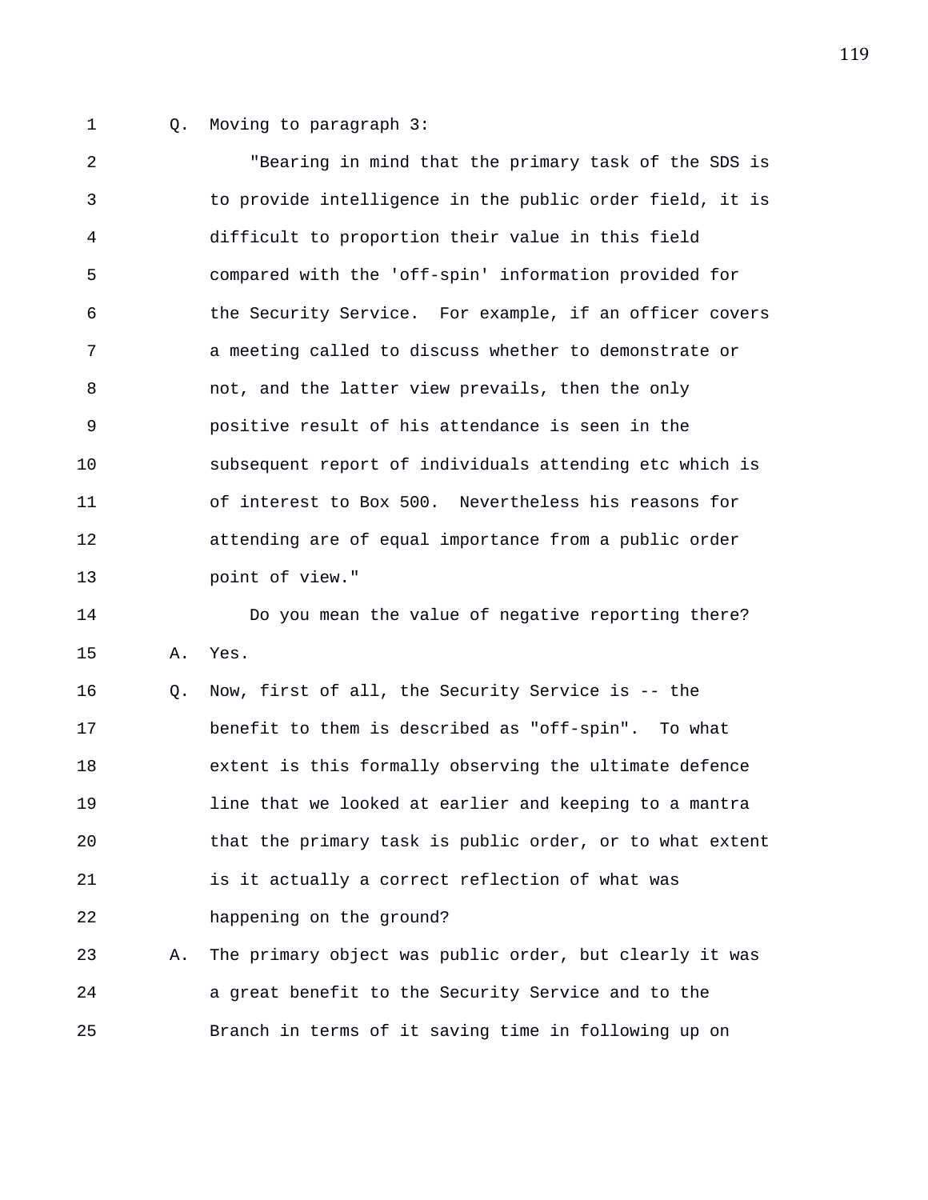Q. Moving to paragraph 3:

"Bearing in mind that the primary task of the SDS is to provide intelligence in the public order field, it is difficult to proportion their value in this field compared with the 'off-spin' information provided for the Security Service. For example, if an officer covers a meeting called to discuss whether to demonstrate or not, and the latter view prevails, then the only positive result of his attendance is seen in the subsequent report of individuals attending etc which is of interest to Box 500. Nevertheless his reasons for attending are of equal importance from a public order point of view."

Do you mean the value of negative reporting there?

A. Yes.

Q. Now, first of all, the Security Service is -- the benefit to them is described as "off-spin". To what extent is this formally observing the ultimate defence line that we looked at earlier and keeping to a mantra that the primary task is public order, or to what extent is it actually a correct reflection of what was happening on the ground?

A. The primary object was public order, but clearly it was a great benefit to the Security Service and to the Branch in terms of it saving time in following up on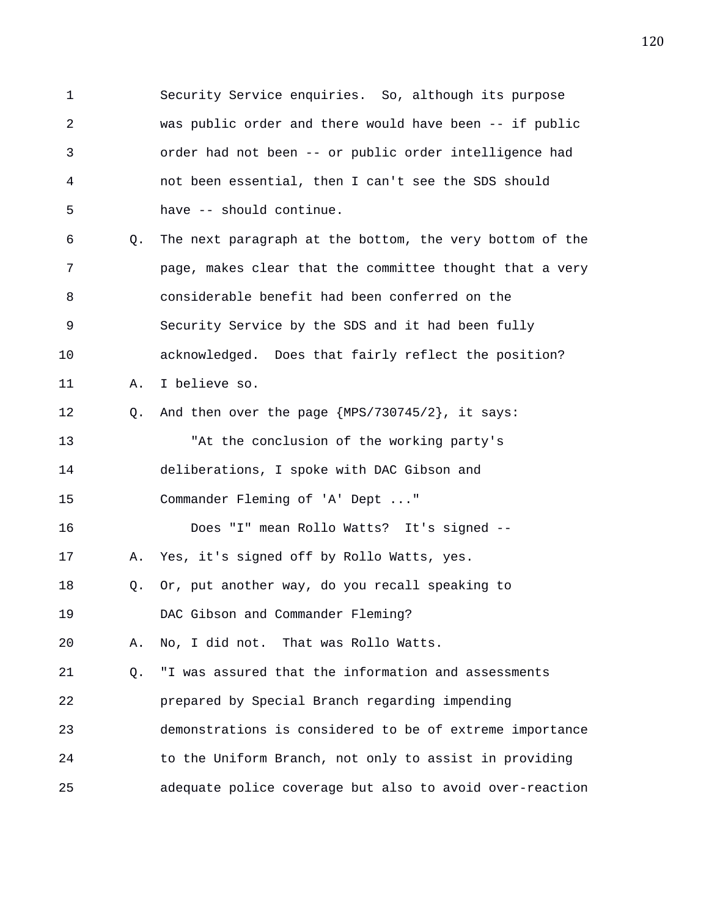1 Security Service enquiries. So, although its purpose
2 was public order and there would have been -- if public
3 order had not been -- or public order intelligence had
4 not been essential, then I can't see the SDS should
5 have -- should continue.

6 Q. The next paragraph at the bottom, the very bottom of the
7 page, makes clear that the committee thought that a very
8 considerable benefit had been conferred on the
9 Security Service by the SDS and it had been fully
10 acknowledged. Does that fairly reflect the position?

11 A. I believe so.

12 Q. And then over the page {MPS/730745/2}, it says:

13 "At the conclusion of the working party's
14 deliberations, I spoke with DAC Gibson and
15 Commander Fleming of 'A' Dept ..."

16 Does "I" mean Rollo Watts? It's signed --

17 A. Yes, it's signed off by Rollo Watts, yes.

18 Q. Or, put another way, do you recall speaking to
19 DAC Gibson and Commander Fleming?

20 A. No, I did not. That was Rollo Watts.

21 Q. "I was assured that the information and assessments
22 prepared by Special Branch regarding impending
23 demonstrations is considered to be of extreme importance
24 to the Uniform Branch, not only to assist in providing
25 adequate police coverage but also to avoid over-reaction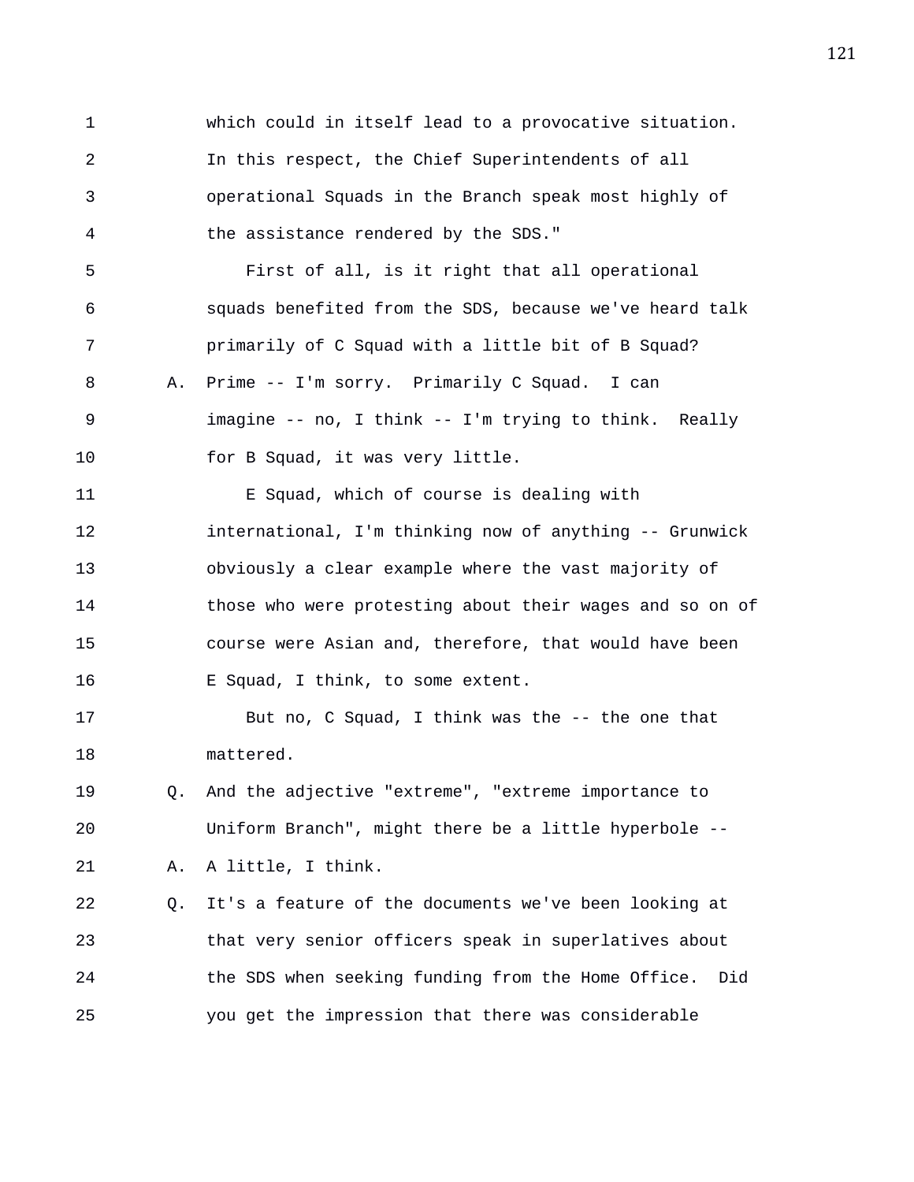which could in itself lead to a provocative situation. In this respect, the Chief Superintendents of all operational Squads in the Branch speak most highly of the assistance rendered by the SDS."

First of all, is it right that all operational squads benefited from the SDS, because we've heard talk primarily of C Squad with a little bit of B Squad?

A. Prime -- I'm sorry. Primarily C Squad. I can imagine -- no, I think -- I'm trying to think. Really for B Squad, it was very little.

E Squad, which of course is dealing with international, I'm thinking now of anything -- Grunwick obviously a clear example where the vast majority of those who were protesting about their wages and so on of course were Asian and, therefore, that would have been E Squad, I think, to some extent.

But no, C Squad, I think was the -- the one that mattered.

Q. And the adjective "extreme", "extreme importance to Uniform Branch", might there be a little hyperbole --

A. A little, I think.

Q. It's a feature of the documents we've been looking at that very senior officers speak in superlatives about the SDS when seeking funding from the Home Office. Did you get the impression that there was considerable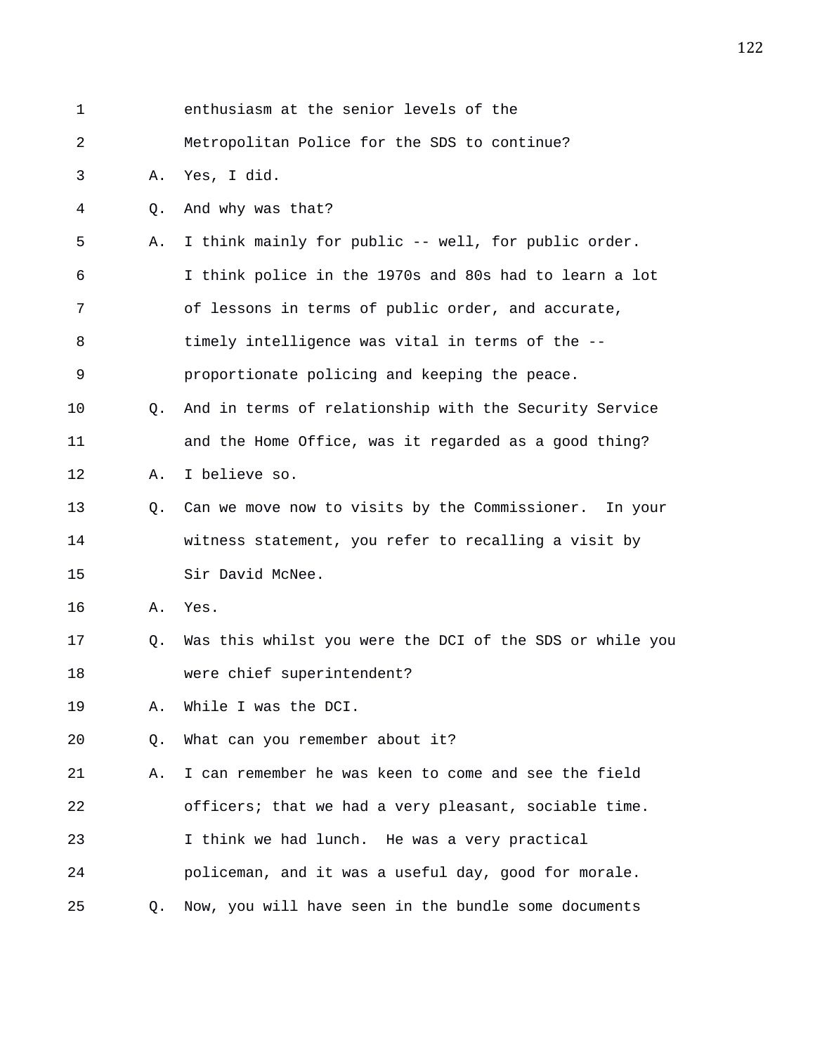1 enthusiasm at the senior levels of the
2 Metropolitan Police for the SDS to continue?
3 A. Yes, I did.
4 Q. And why was that?
5 A. I think mainly for public -- well, for public order.
6 I think police in the 1970s and 80s had to learn a lot
7 of lessons in terms of public order, and accurate,
8 timely intelligence was vital in terms of the --
9 proportionate policing and keeping the peace.
10 Q. And in terms of relationship with the Security Service
11 and the Home Office, was it regarded as a good thing?
12 A. I believe so.
13 Q. Can we move now to visits by the Commissioner. In your
14 witness statement, you refer to recalling a visit by
15 Sir David McNee.
16 A. Yes.
17 Q. Was this whilst you were the DCI of the SDS or while you
18 were chief superintendent?
19 A. While I was the DCI.
20 Q. What can you remember about it?
21 A. I can remember he was keen to come and see the field
22 officers; that we had a very pleasant, sociable time.
23 I think we had lunch. He was a very practical
24 policeman, and it was a useful day, good for morale.
25 Q. Now, you will have seen in the bundle some documents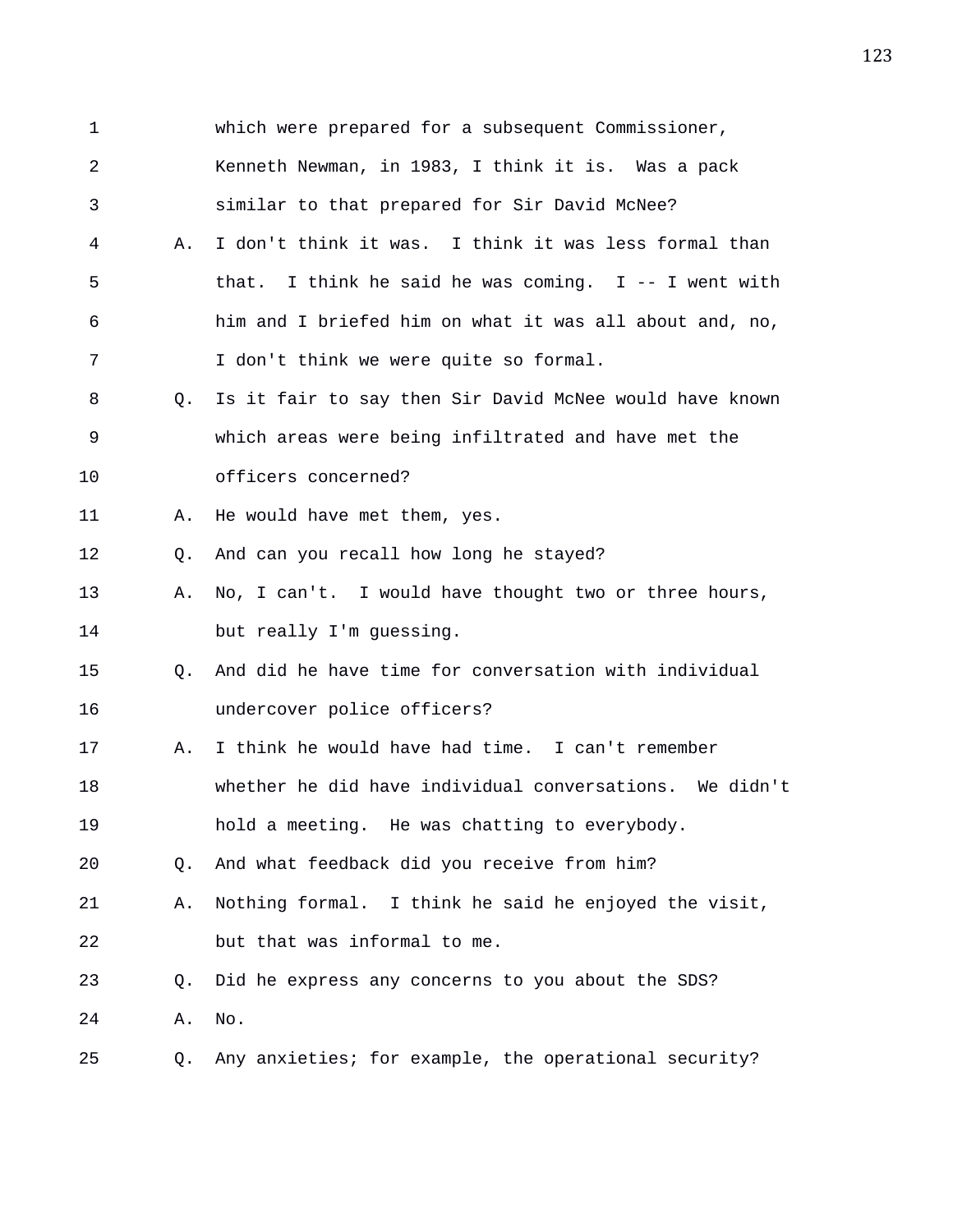1 which were prepared for a subsequent Commissioner,
2 Kenneth Newman, in 1983, I think it is. Was a pack
3 similar to that prepared for Sir David McNee?
4 A. I don't think it was. I think it was less formal than
5 that. I think he said he was coming. I -- I went with
6 him and I briefed him on what it was all about and, no,
7 I don't think we were quite so formal.
8 Q. Is it fair to say then Sir David McNee would have known
9 which areas were being infiltrated and have met the
10 officers concerned?
11 A. He would have met them, yes.
12 Q. And can you recall how long he stayed?
13 A. No, I can't. I would have thought two or three hours,
14 but really I'm guessing.
15 Q. And did he have time for conversation with individual
16 undercover police officers?
17 A. I think he would have had time. I can't remember
18 whether he did have individual conversations. We didn't
19 hold a meeting. He was chatting to everybody.
20 Q. And what feedback did you receive from him?
21 A. Nothing formal. I think he said he enjoyed the visit,
22 but that was informal to me.
23 Q. Did he express any concerns to you about the SDS?
24 A. No.
25 Q. Any anxieties; for example, the operational security?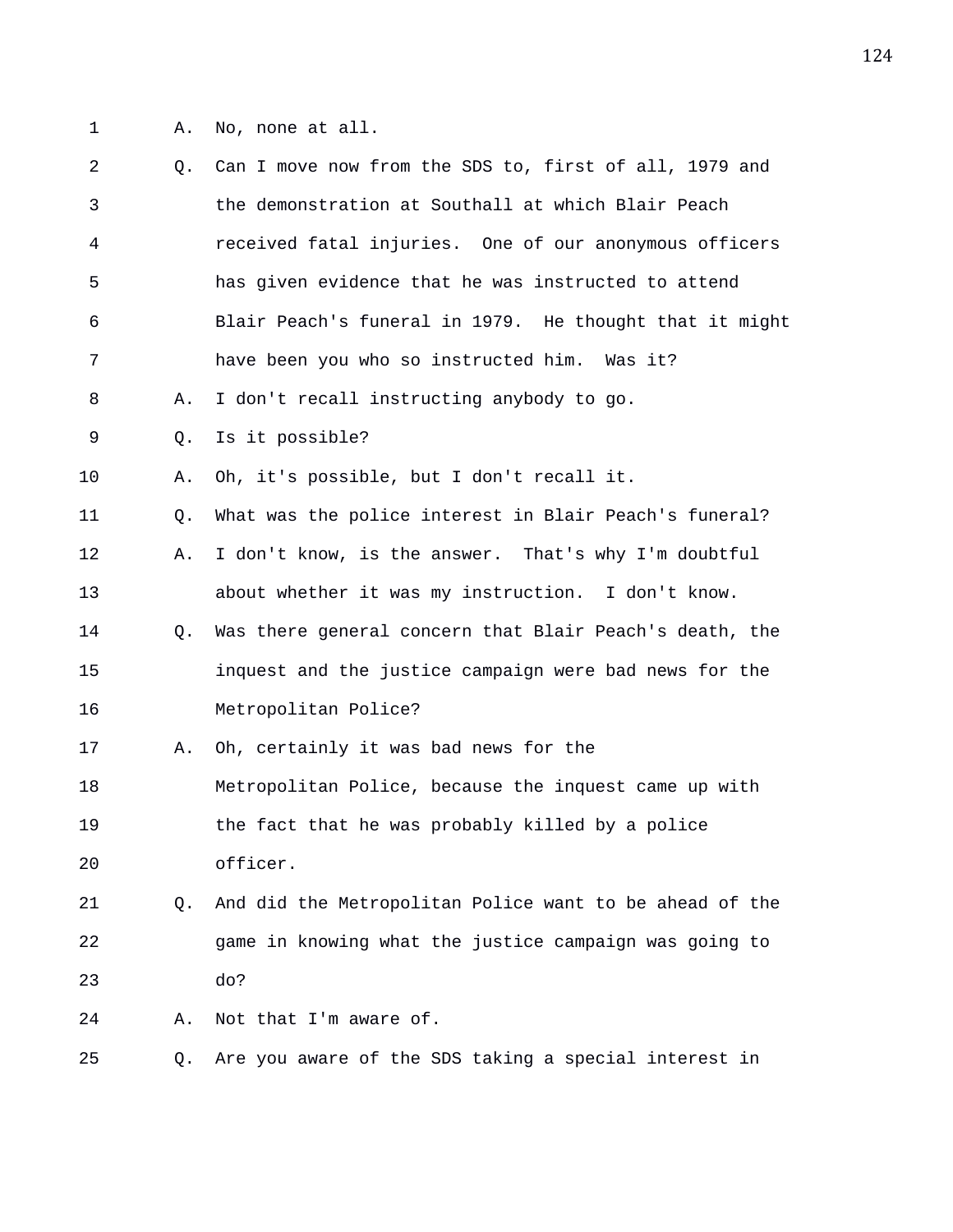1 A. No, none at all.

2 Q. Can I move now from the SDS to, first of all, 1979 and
3 the demonstration at Southall at which Blair Peach
4 received fatal injuries. One of our anonymous officers
5 has given evidence that he was instructed to attend
6 Blair Peach's funeral in 1979. He thought that it might
7 have been you who so instructed him. Was it?

8 A. I don't recall instructing anybody to go.

9 Q. Is it possible?

10 A. Oh, it's possible, but I don't recall it.

11 Q. What was the police interest in Blair Peach's funeral?

12 A. I don't know, is the answer. That's why I'm doubtful
13 about whether it was my instruction. I don't know.

14 Q. Was there general concern that Blair Peach's death, the
15 inquest and the justice campaign were bad news for the
16 Metropolitan Police?

17 A. Oh, certainly it was bad news for the
18 Metropolitan Police, because the inquest came up with
19 the fact that he was probably killed by a police
20 officer.

21 Q. And did the Metropolitan Police want to be ahead of the
22 game in knowing what the justice campaign was going to
23 do?

24 A. Not that I'm aware of.

25 Q. Are you aware of the SDS taking a special interest in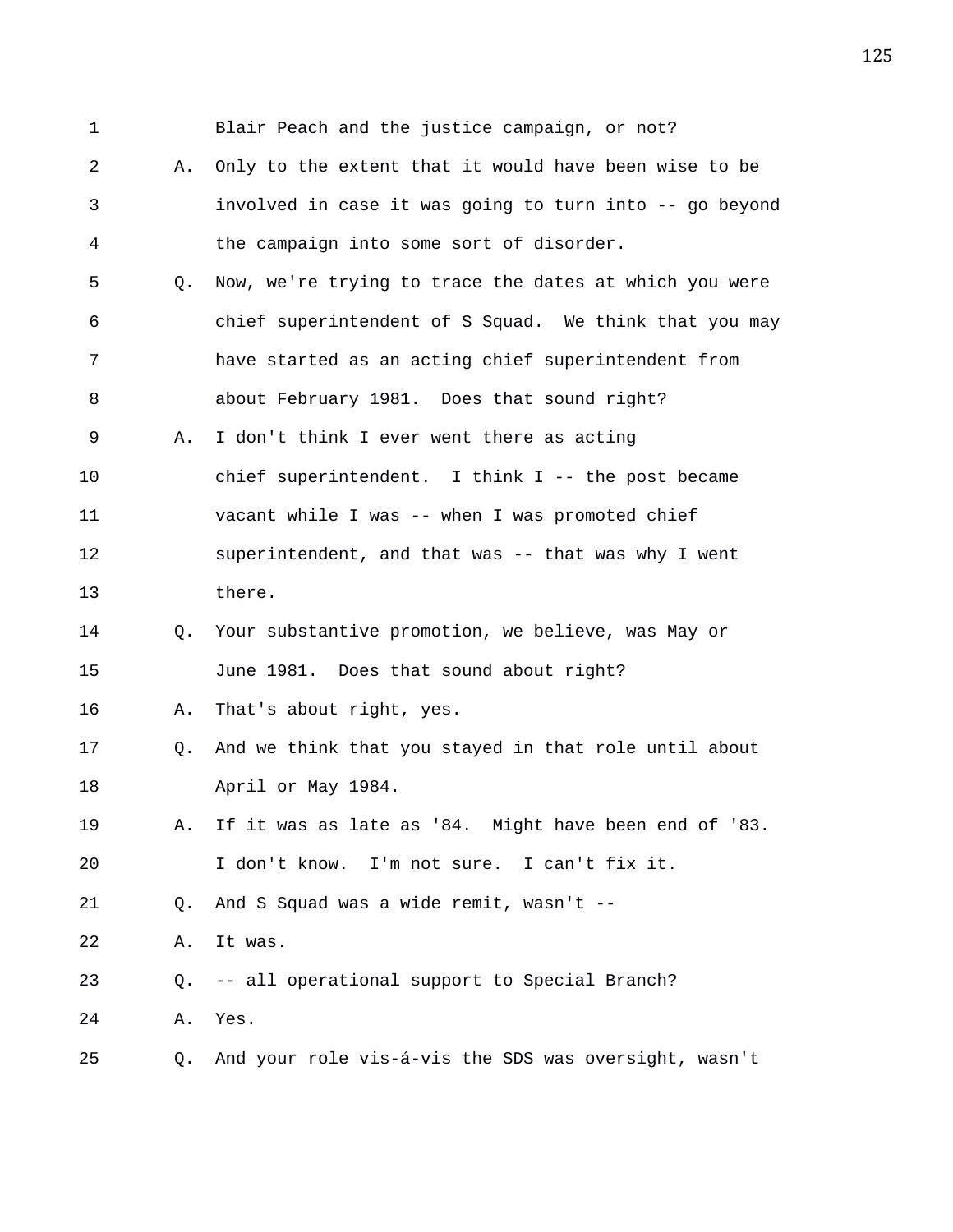1 Blair Peach and the justice campaign, or not?

2 A. Only to the extent that it would have been wise to be

3 involved in case it was going to turn into -- go beyond

4 the campaign into some sort of disorder.

5 Q. Now, we're trying to trace the dates at which you were

6 chief superintendent of S Squad. We think that you may

7 have started as an acting chief superintendent from

8 about February 1981. Does that sound right?

9 A. I don't think I ever went there as acting

10 chief superintendent. I think I -- the post became

11 vacant while I was -- when I was promoted chief

12 superintendent, and that was -- that was why I went

13 there.

14 Q. Your substantive promotion, we believe, was May or

15 June 1981. Does that sound about right?

16 A. That's about right, yes.

17 Q. And we think that you stayed in that role until about

18 April or May 1984.

19 A. If it was as late as '84. Might have been end of '83.

20 I don't know. I'm not sure. I can't fix it.

21 Q. And S Squad was a wide remit, wasn't --

22 A. It was.

23 Q. -- all operational support to Special Branch?

24 A. Yes.

25 Q. And your role vis-á-vis the SDS was oversight, wasn't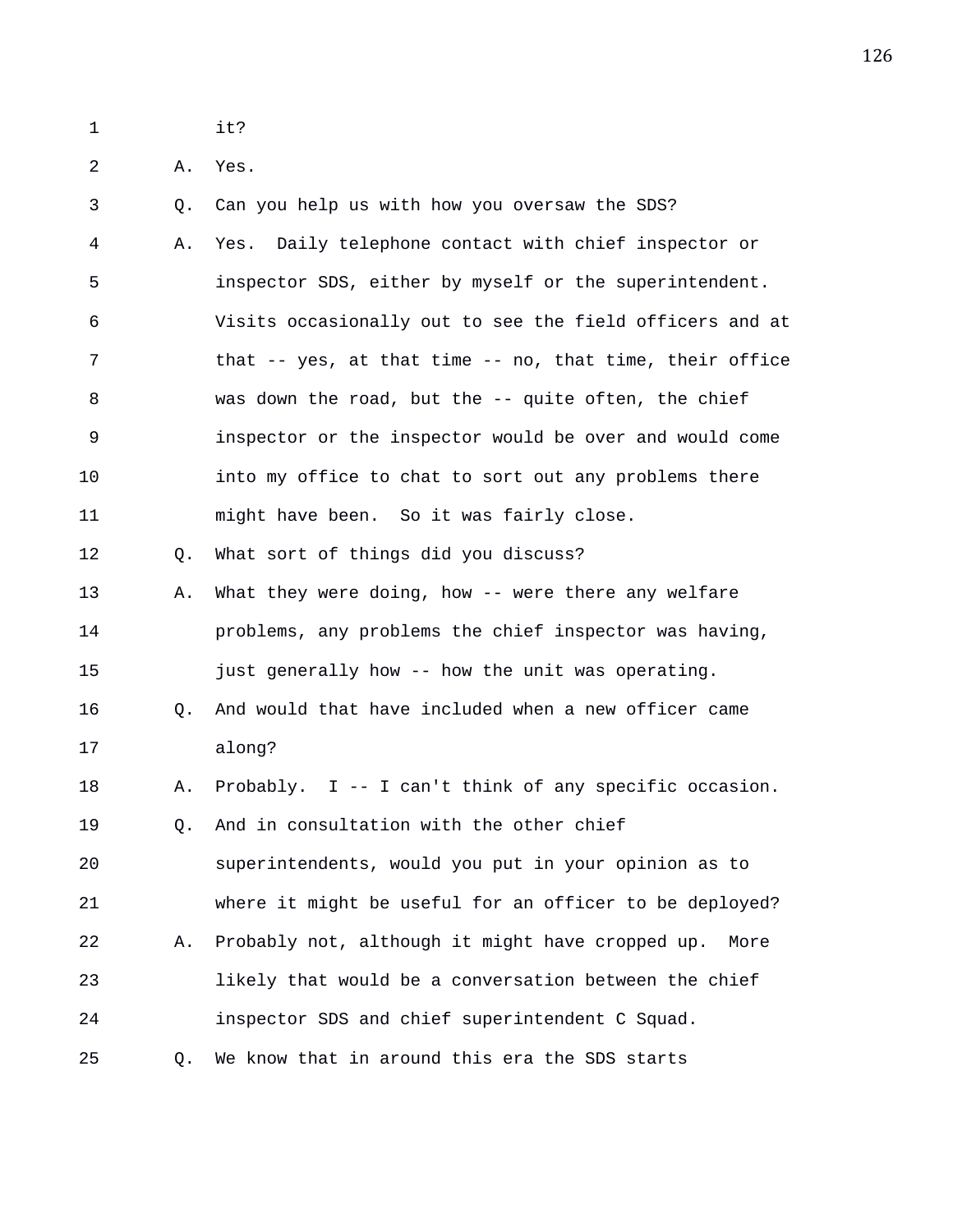1 it?

2 A. Yes.

3 Q. Can you help us with how you oversaw the SDS?

4 A. Yes. Daily telephone contact with chief inspector or

5 inspector SDS, either by myself or the superintendent.

6 Visits occasionally out to see the field officers and at

7 that -- yes, at that time -- no, that time, their office

8 was down the road, but the -- quite often, the chief

9 inspector or the inspector would be over and would come

10 into my office to chat to sort out any problems there

11 might have been. So it was fairly close.

12 Q. What sort of things did you discuss?

13 A. What they were doing, how -- were there any welfare

14 problems, any problems the chief inspector was having,

15 just generally how -- how the unit was operating.

16 Q. And would that have included when a new officer came

17 along?

18 A. Probably. I -- I can't think of any specific occasion.

19 Q. And in consultation with the other chief

20 superintendents, would you put in your opinion as to

21 where it might be useful for an officer to be deployed?

22 A. Probably not, although it might have cropped up. More

23 likely that would be a conversation between the chief

24 inspector SDS and chief superintendent C Squad.

25 Q. We know that in around this era the SDS starts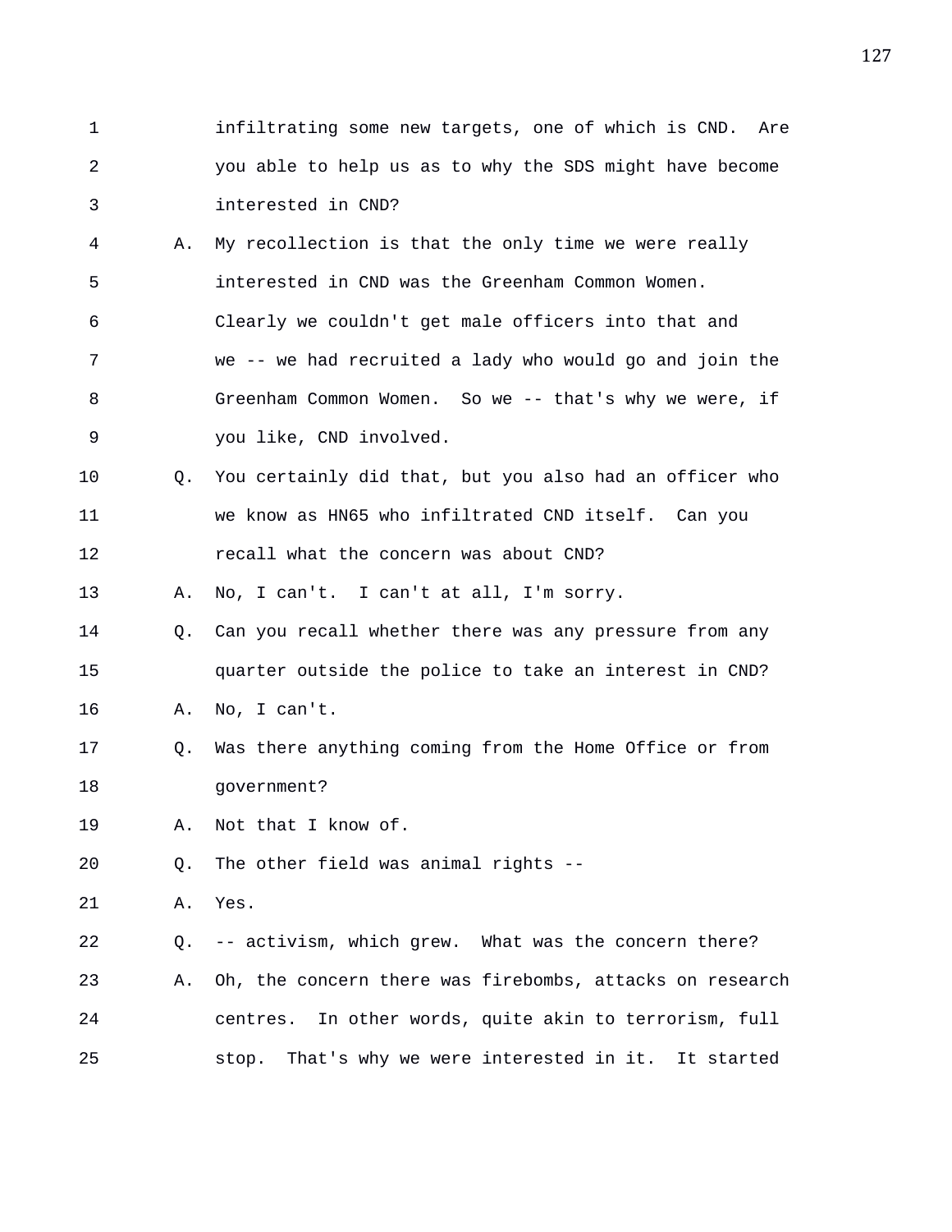1 infiltrating some new targets, one of which is CND. Are
2 you able to help us as to why the SDS might have become
3 interested in CND?

4 A. My recollection is that the only time we were really
5 interested in CND was the Greenham Common Women.
6 Clearly we couldn't get male officers into that and
7 we -- we had recruited a lady who would go and join the
8 Greenham Common Women. So we -- that's why we were, if
9 you like, CND involved.

10 Q. You certainly did that, but you also had an officer who
11 we know as HN65 who infiltrated CND itself. Can you
12 recall what the concern was about CND?

13 A. No, I can't. I can't at all, I'm sorry.

14 Q. Can you recall whether there was any pressure from any
15 quarter outside the police to take an interest in CND?

16 A. No, I can't.

17 Q. Was there anything coming from the Home Office or from
18 government?

19 A. Not that I know of.

20 Q. The other field was animal rights --

21 A. Yes.

22 Q. -- activism, which grew. What was the concern there?

23 A. Oh, the concern there was firebombs, attacks on research
24 centres. In other words, quite akin to terrorism, full
25 stop. That's why we were interested in it. It started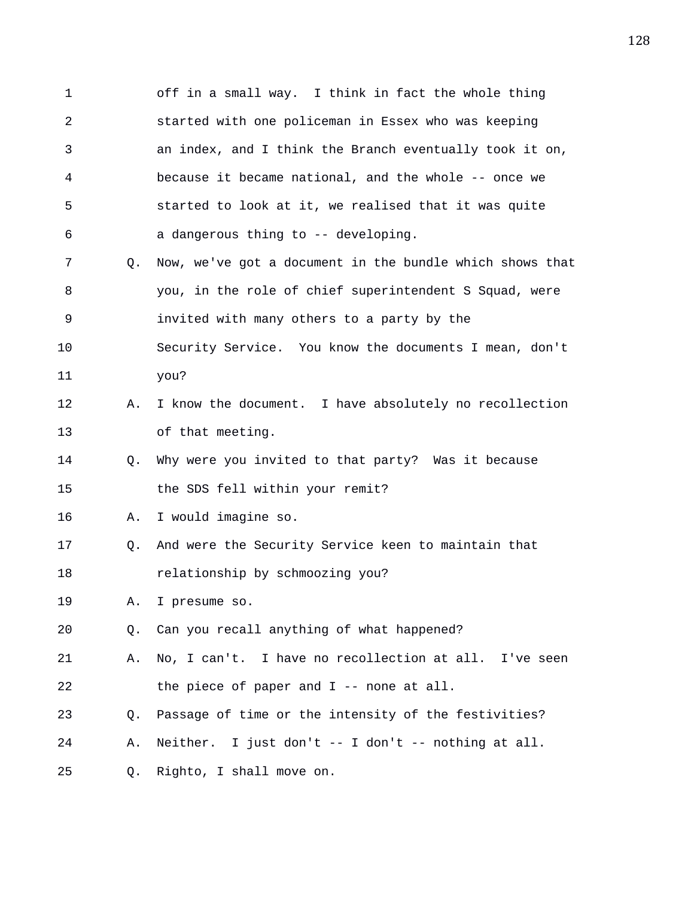1 off in a small way. I think in fact the whole thing
2 started with one policeman in Essex who was keeping
3 an index, and I think the Branch eventually took it on,
4 because it became national, and the whole -- once we
5 started to look at it, we realised that it was quite
6 a dangerous thing to -- developing.

7 Q. Now, we've got a document in the bundle which shows that
8 you, in the role of chief superintendent S Squad, were
9 invited with many others to a party by the
10 Security Service. You know the documents I mean, don't
11 you?

12 A. I know the document. I have absolutely no recollection
13 of that meeting.

14 Q. Why were you invited to that party? Was it because
15 the SDS fell within your remit?

16 A. I would imagine so.

17 Q. And were the Security Service keen to maintain that
18 relationship by schmoozing you?

19 A. I presume so.

20 Q. Can you recall anything of what happened?

21 A. No, I can't. I have no recollection at all. I've seen
22 the piece of paper and I -- none at all.

23 Q. Passage of time or the intensity of the festivities?

24 A. Neither. I just don't -- I don't -- nothing at all.

25 Q. Righto, I shall move on.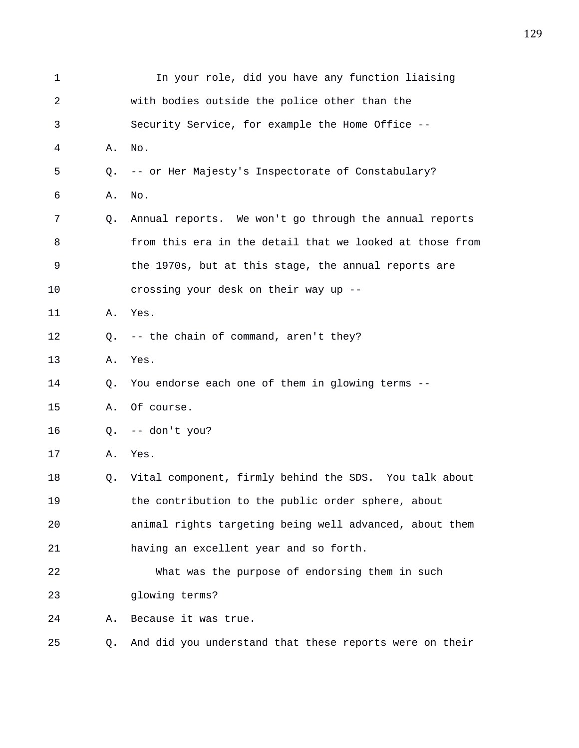1 In your role, did you have any function liaising
2 with bodies outside the police other than the
3 Security Service, for example the Home Office --
4 A. No.
5 Q. -- or Her Majesty's Inspectorate of Constabulary?
6 A. No.
7 Q. Annual reports. We won't go through the annual reports
8 from this era in the detail that we looked at those from
9 the 1970s, but at this stage, the annual reports are
10 crossing your desk on their way up --
11 A. Yes.
12 Q. -- the chain of command, aren't they?
13 A. Yes.
14 Q. You endorse each one of them in glowing terms --
15 A. Of course.
16 Q. -- don't you?
17 A. Yes.
18 Q. Vital component, firmly behind the SDS. You talk about
19 the contribution to the public order sphere, about
20 animal rights targeting being well advanced, about them
21 having an excellent year and so forth.
22 What was the purpose of endorsing them in such
23 glowing terms?
24 A. Because it was true.
25 Q. And did you understand that these reports were on their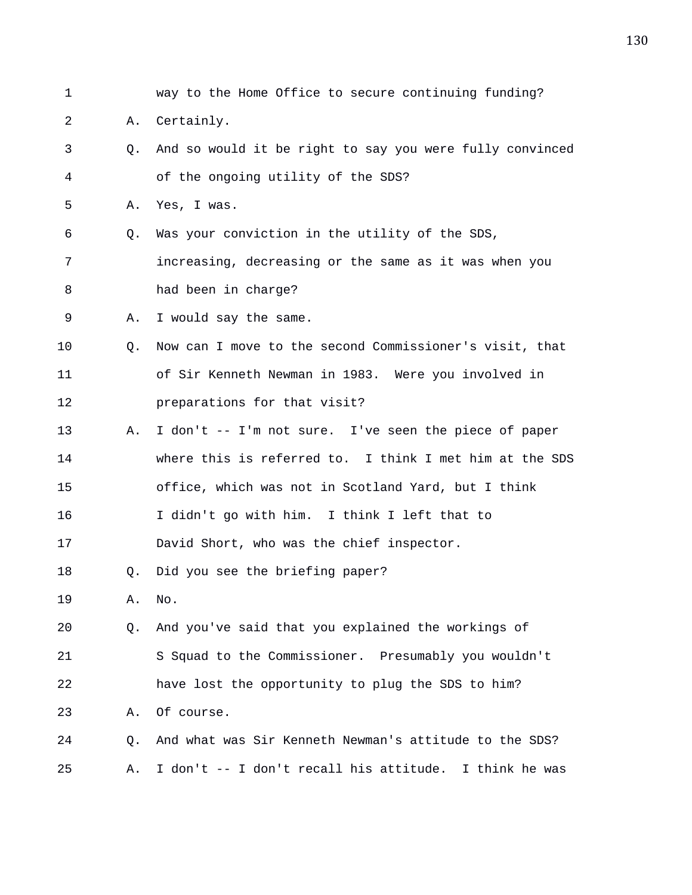1 way to the Home Office to secure continuing funding?

2 A. Certainly.

3 Q. And so would it be right to say you were fully convinced

4 of the ongoing utility of the SDS?

5 A. Yes, I was.

6 Q. Was your conviction in the utility of the SDS,

7 increasing, decreasing or the same as it was when you

8 had been in charge?

9 A. I would say the same.

10 Q. Now can I move to the second Commissioner's visit, that

11 of Sir Kenneth Newman in 1983. Were you involved in

12 preparations for that visit?

13 A. I don't -- I'm not sure. I've seen the piece of paper

14 where this is referred to. I think I met him at the SDS

15 office, which was not in Scotland Yard, but I think

16 I didn't go with him. I think I left that to

17 David Short, who was the chief inspector.

18 Q. Did you see the briefing paper?

19 A. No.

20 Q. And you've said that you explained the workings of

21 S Squad to the Commissioner. Presumably you wouldn't

22 have lost the opportunity to plug the SDS to him?

23 A. Of course.

24 Q. And what was Sir Kenneth Newman's attitude to the SDS?

25 A. I don't -- I don't recall his attitude. I think he was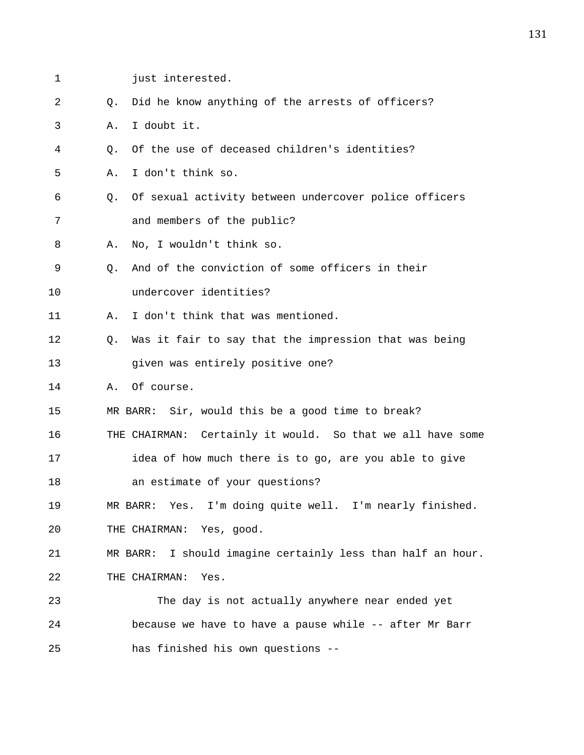just interested.

Q. Did he know anything of the arrests of officers?

A. I doubt it.

Q. Of the use of deceased children's identities?

A. I don't think so.

Q. Of sexual activity between undercover police officers and members of the public?

A. No, I wouldn't think so.

Q. And of the conviction of some officers in their undercover identities?

A. I don't think that was mentioned.

Q. Was it fair to say that the impression that was being given was entirely positive one?

A. Of course.

MR BARR: Sir, would this be a good time to break?

THE CHAIRMAN: Certainly it would. So that we all have some idea of how much there is to go, are you able to give an estimate of your questions?

MR BARR: Yes. I'm doing quite well. I'm nearly finished.

THE CHAIRMAN: Yes, good.

MR BARR: I should imagine certainly less than half an hour.

THE CHAIRMAN: Yes.

The day is not actually anywhere near ended yet because we have to have a pause while -- after Mr Barr has finished his own questions --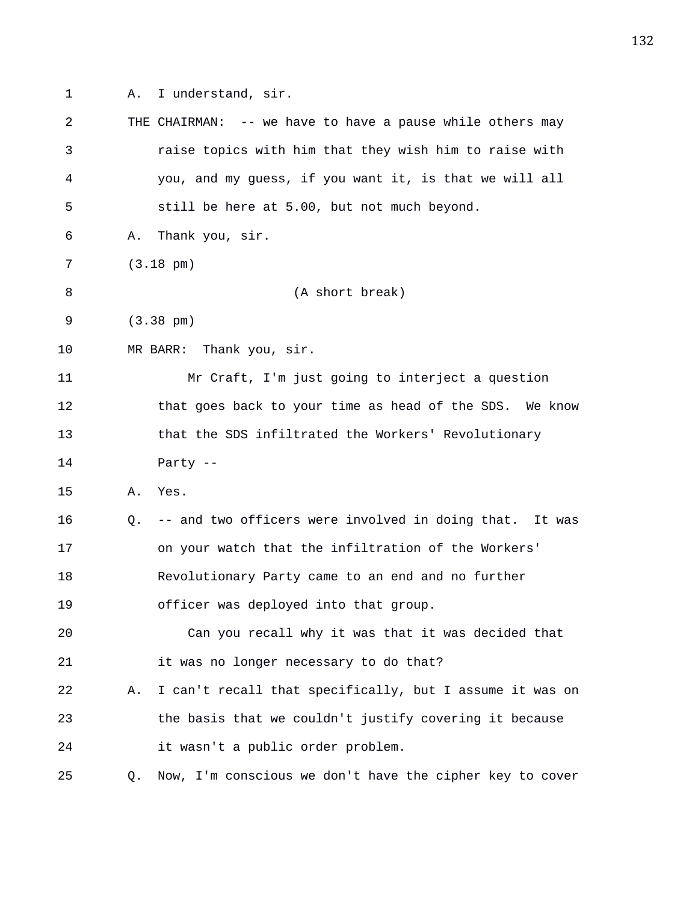A. I understand, sir.

THE CHAIRMAN: -- we have to have a pause while others may raise topics with him that they wish him to raise with you, and my guess, if you want it, is that we will all still be here at 5.00, but not much beyond.

A. Thank you, sir.

(3.18 pm)

(A short break)

(3.38 pm)

MR BARR: Thank you, sir.

Mr Craft, I'm just going to interject a question that goes back to your time as head of the SDS. We know that the SDS infiltrated the Workers' Revolutionary Party --

A. Yes.

Q. -- and two officers were involved in doing that. It was on your watch that the infiltration of the Workers' Revolutionary Party came to an end and no further officer was deployed into that group.

Can you recall why it was that it was decided that it was no longer necessary to do that?

A. I can't recall that specifically, but I assume it was on the basis that we couldn't justify covering it because it wasn't a public order problem.

Q. Now, I'm conscious we don't have the cipher key to cover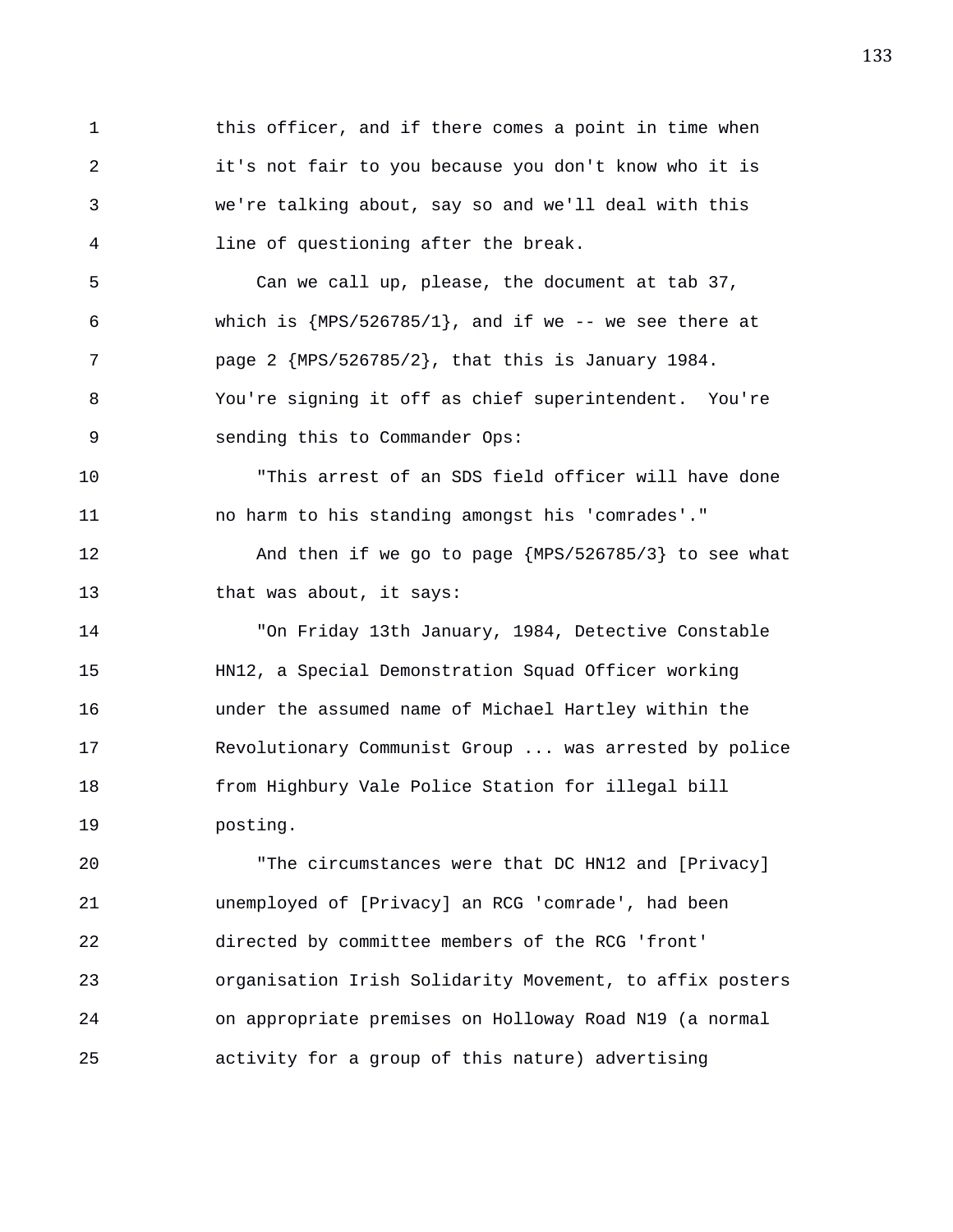this officer, and if there comes a point in time when it's not fair to you because you don't know who it is we're talking about, say so and we'll deal with this line of questioning after the break.

Can we call up, please, the document at tab 37, which is {MPS/526785/1}, and if we -- we see there at page 2 {MPS/526785/2}, that this is January 1984. You're signing it off as chief superintendent. You're sending this to Commander Ops:

"This arrest of an SDS field officer will have done no harm to his standing amongst his 'comrades'."

And then if we go to page {MPS/526785/3} to see what that was about, it says:

"On Friday 13th January, 1984, Detective Constable HN12, a Special Demonstration Squad Officer working under the assumed name of Michael Hartley within the Revolutionary Communist Group ... was arrested by police from Highbury Vale Police Station for illegal bill posting.

"The circumstances were that DC HN12 and [Privacy] unemployed of [Privacy] an RCG 'comrade', had been directed by committee members of the RCG 'front' organisation Irish Solidarity Movement, to affix posters on appropriate premises on Holloway Road N19 (a normal activity for a group of this nature) advertising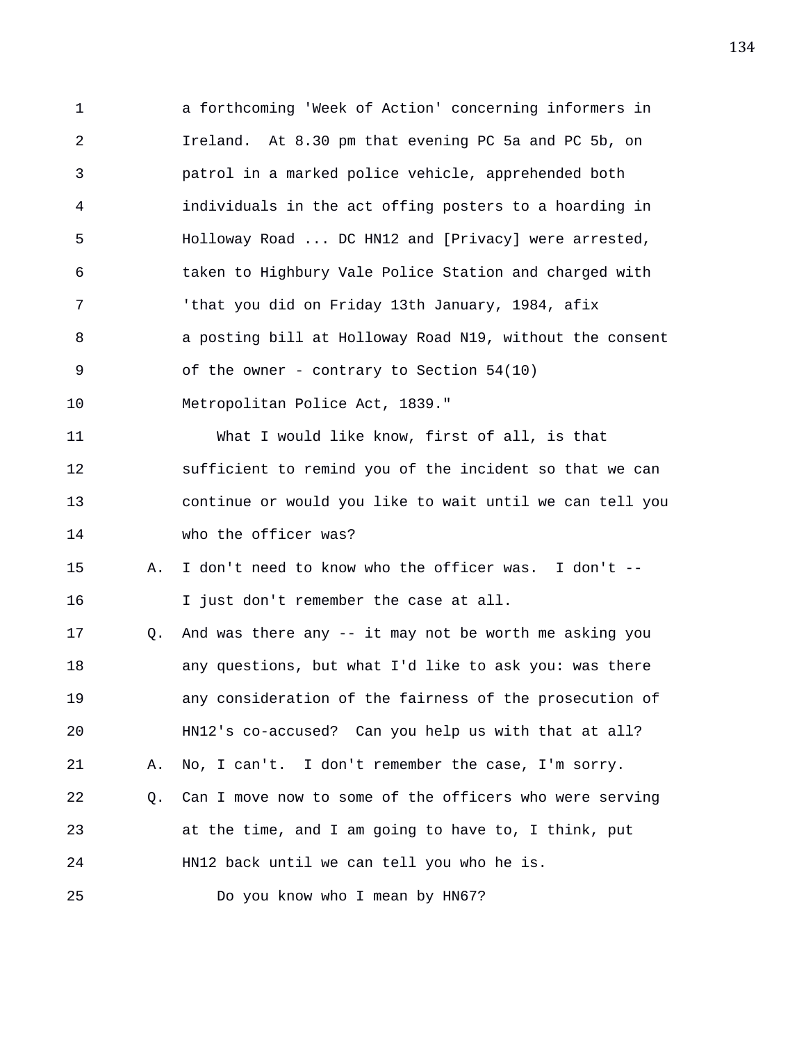1 a forthcoming 'Week of Action' concerning informers in
2 Ireland. At 8.30 pm that evening PC 5a and PC 5b, on
3 patrol in a marked police vehicle, apprehended both
4 individuals in the act offing posters to a hoarding in
5 Holloway Road ... DC HN12 and [Privacy] were arrested,
6 taken to Highbury Vale Police Station and charged with
7 'that you did on Friday 13th January, 1984, afix
8 a posting bill at Holloway Road N19, without the consent
9 of the owner - contrary to Section 54(10)
10 Metropolitan Police Act, 1839."

11 What I would like know, first of all, is that
12 sufficient to remind you of the incident so that we can
13 continue or would you like to wait until we can tell you
14 who the officer was?

15 A. I don't need to know who the officer was. I don't --
16 I just don't remember the case at all.

17 Q. And was there any -- it may not be worth me asking you
18 any questions, but what I'd like to ask you: was there
19 any consideration of the fairness of the prosecution of
20 HN12's co-accused? Can you help us with that at all?

21 A. No, I can't. I don't remember the case, I'm sorry.

22 Q. Can I move now to some of the officers who were serving
23 at the time, and I am going to have to, I think, put
24 HN12 back until we can tell you who he is.

25 Do you know who I mean by HN67?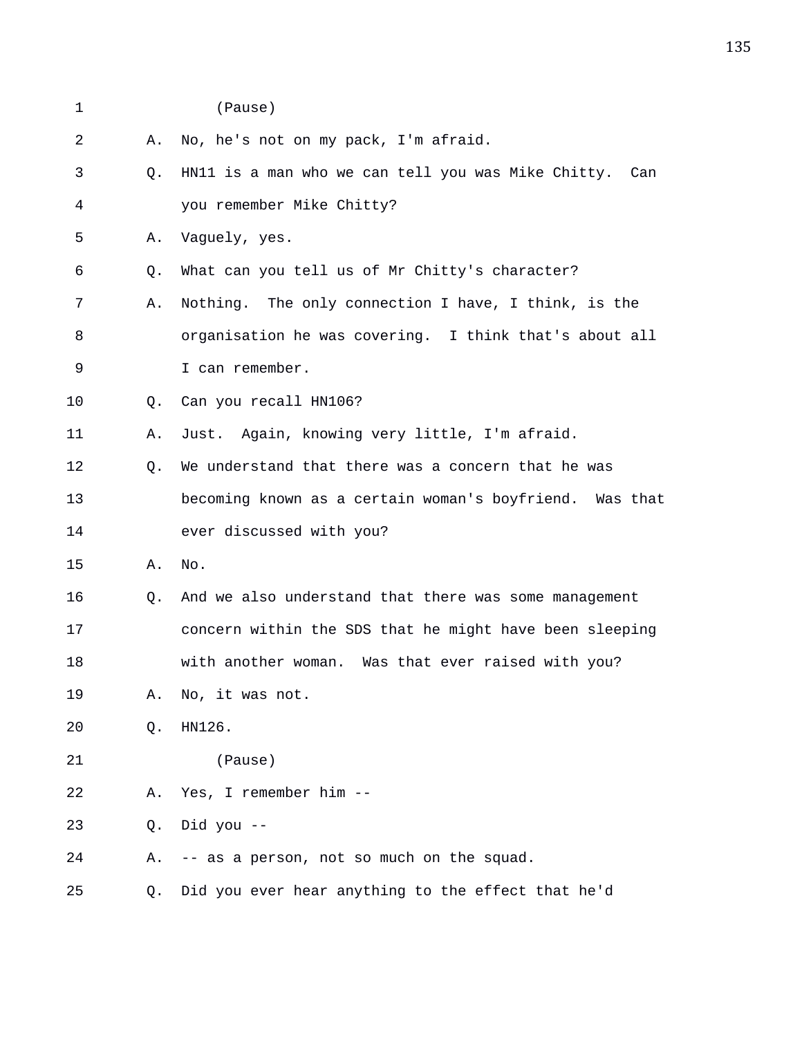1 (Pause)

2 A. No, he's not on my pack, I'm afraid.

3 Q. HN11 is a man who we can tell you was Mike Chitty. Can

4 you remember Mike Chitty?

5 A. Vaguely, yes.

6 Q. What can you tell us of Mr Chitty's character?

7 A. Nothing. The only connection I have, I think, is the

8 organisation he was covering. I think that's about all

9 I can remember.

10 Q. Can you recall HN106?

11 A. Just. Again, knowing very little, I'm afraid.

12 Q. We understand that there was a concern that he was

13 becoming known as a certain woman's boyfriend. Was that

14 ever discussed with you?

15 A. No.

16 Q. And we also understand that there was some management

17 concern within the SDS that he might have been sleeping

18 with another woman. Was that ever raised with you?

19 A. No, it was not.

20 Q. HN126.

21 (Pause)

22 A. Yes, I remember him --

23 Q. Did you --

24 A. -- as a person, not so much on the squad.

25 Q. Did you ever hear anything to the effect that he'd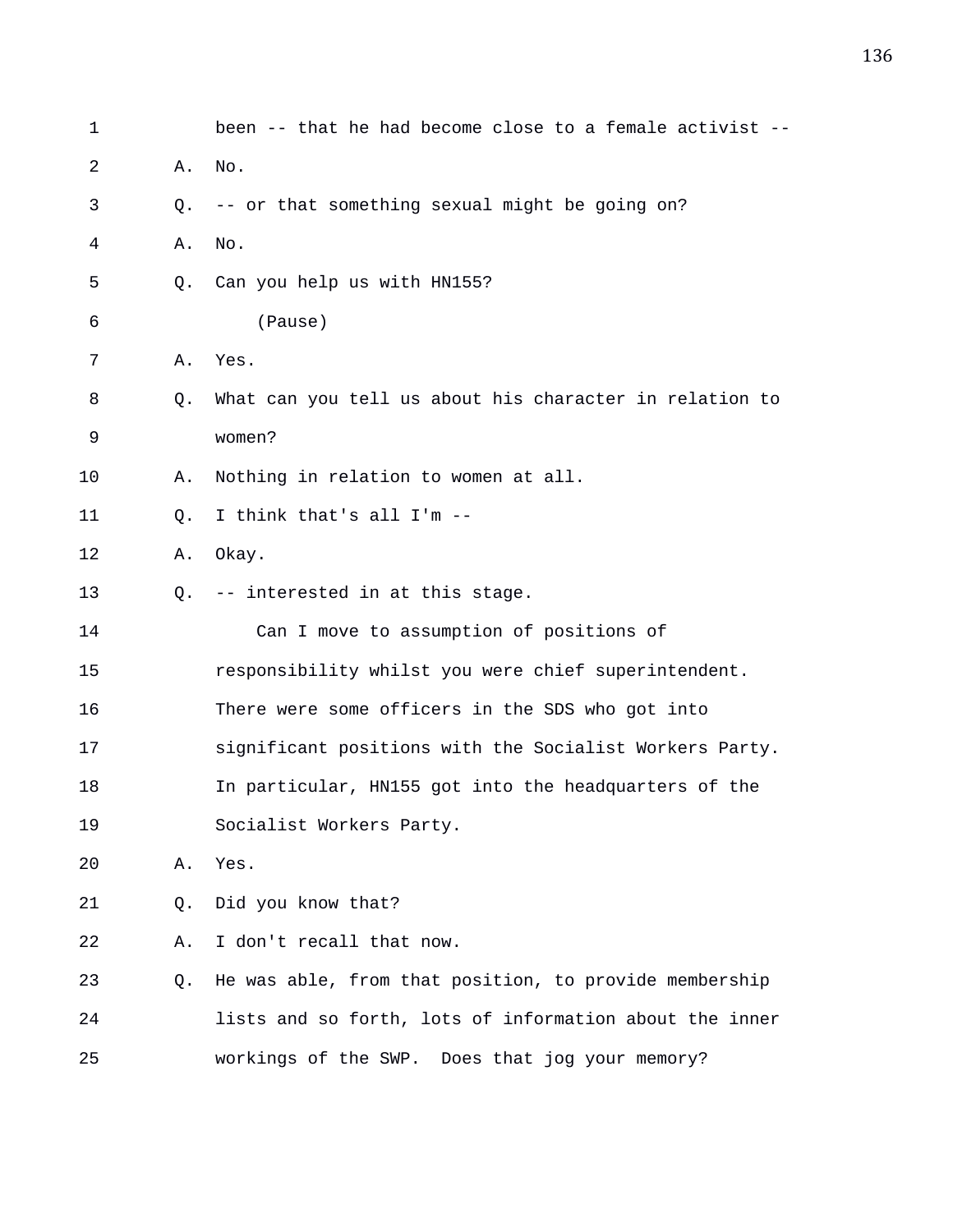1 been -- that he had become close to a female activist --

2 A. No.

3 Q. -- or that something sexual might be going on?

4 A. No.

5 Q. Can you help us with HN155?

6 (Pause)

7 A. Yes.

8 Q. What can you tell us about his character in relation to

9 women?

10 A. Nothing in relation to women at all.

11 Q. I think that's all I'm --

12 A. Okay.

13 Q. -- interested in at this stage.

14 Can I move to assumption of positions of

15 responsibility whilst you were chief superintendent.

16 There were some officers in the SDS who got into

17 significant positions with the Socialist Workers Party.

18 In particular, HN155 got into the headquarters of the

19 Socialist Workers Party.

20 A. Yes.

21 Q. Did you know that?

22 A. I don't recall that now.

23 Q. He was able, from that position, to provide membership

24 lists and so forth, lots of information about the inner

25 workings of the SWP. Does that jog your memory?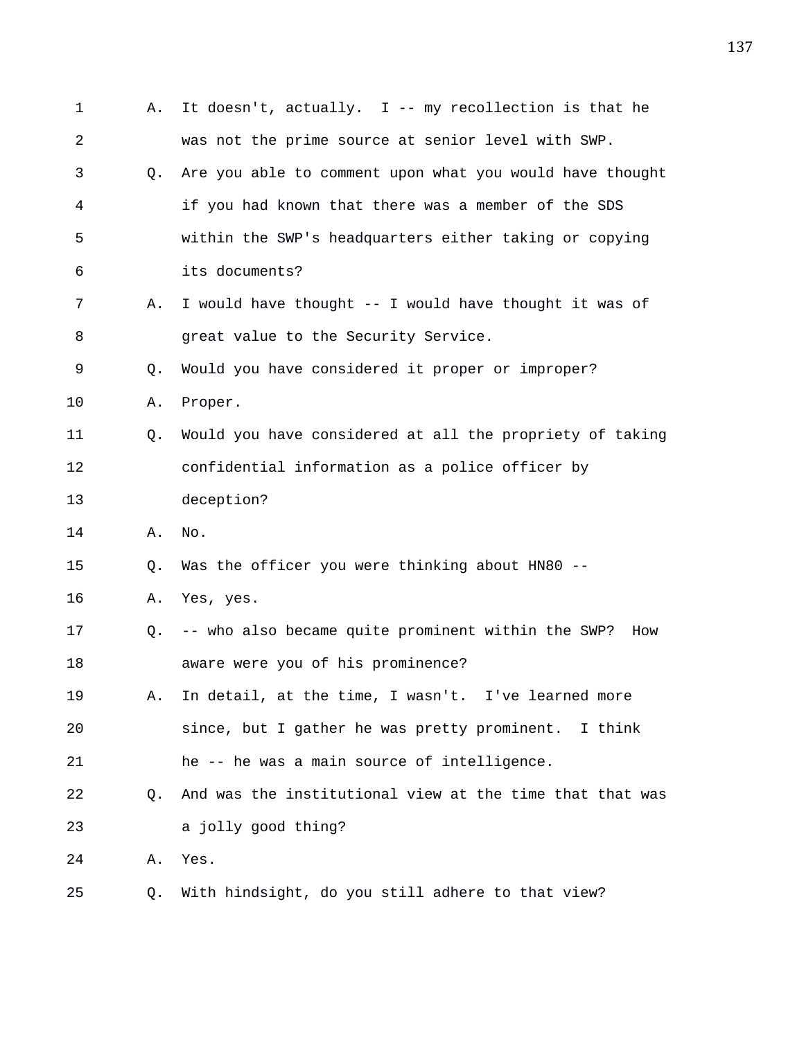1 A. It doesn't, actually. I -- my recollection is that he
2 was not the prime source at senior level with SWP.
3 Q. Are you able to comment upon what you would have thought
4 if you had known that there was a member of the SDS
5 within the SWP's headquarters either taking or copying
6 its documents?
7 A. I would have thought -- I would have thought it was of
8 great value to the Security Service.
9 Q. Would you have considered it proper or improper?
10 A. Proper.
11 Q. Would you have considered at all the propriety of taking
12 confidential information as a police officer by
13 deception?
14 A. No.
15 Q. Was the officer you were thinking about HN80 --
16 A. Yes, yes.
17 Q. -- who also became quite prominent within the SWP? How
18 aware were you of his prominence?
19 A. In detail, at the time, I wasn't. I've learned more
20 since, but I gather he was pretty prominent. I think
21 he -- he was a main source of intelligence.
22 Q. And was the institutional view at the time that that was
23 a jolly good thing?
24 A. Yes.
25 Q. With hindsight, do you still adhere to that view?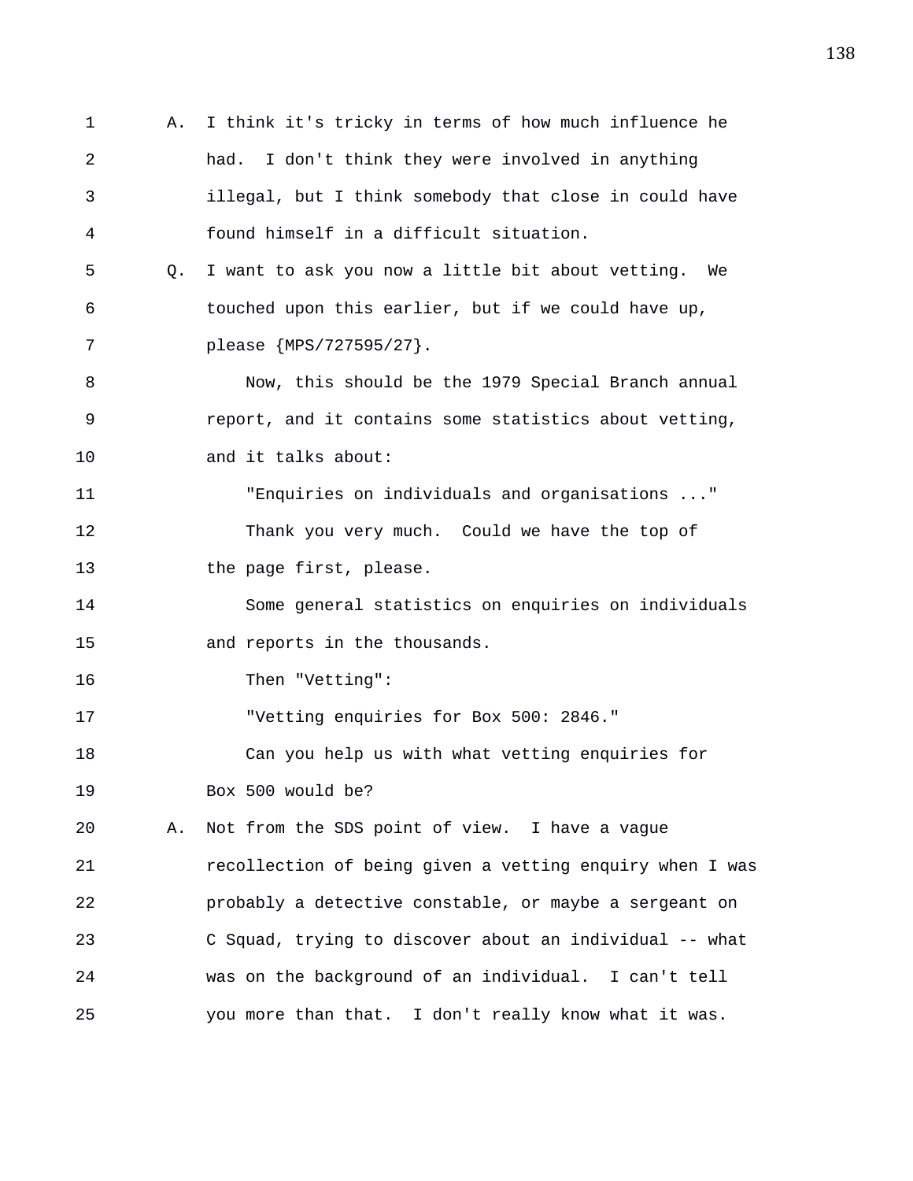A. I think it's tricky in terms of how much influence he had. I don't think they were involved in anything illegal, but I think somebody that close in could have found himself in a difficult situation.

Q. I want to ask you now a little bit about vetting. We touched upon this earlier, but if we could have up, please {MPS/727595/27}.

Now, this should be the 1979 Special Branch annual report, and it contains some statistics about vetting, and it talks about:

"Enquiries on individuals and organisations ..."

Thank you very much. Could we have the top of the page first, please.

Some general statistics on enquiries on individuals and reports in the thousands.

Then "Vetting":

"Vetting enquiries for Box 500: 2846."

Can you help us with what vetting enquiries for Box 500 would be?

A. Not from the SDS point of view. I have a vague recollection of being given a vetting enquiry when I was probably a detective constable, or maybe a sergeant on C Squad, trying to discover about an individual -- what was on the background of an individual. I can't tell you more than that. I don't really know what it was.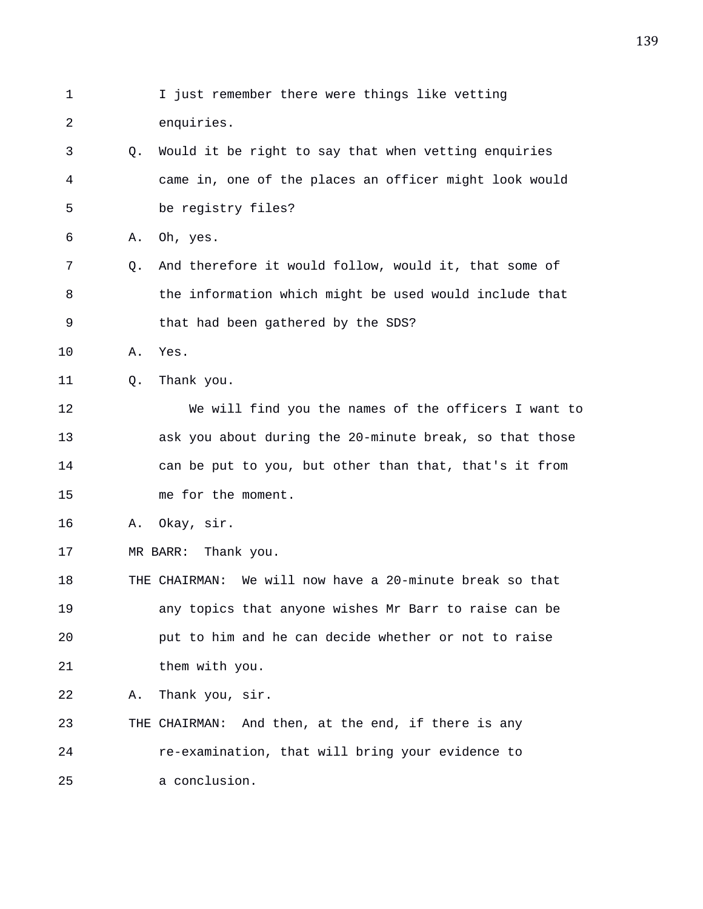I just remember there were things like vetting enquiries.

Q. Would it be right to say that when vetting enquiries came in, one of the places an officer might look would be registry files?

A. Oh, yes.

Q. And therefore it would follow, would it, that some of the information which might be used would include that that had been gathered by the SDS?

A. Yes.

Q. Thank you.

We will find you the names of the officers I want to ask you about during the 20-minute break, so that those can be put to you, but other than that, that's it from me for the moment.

A. Okay, sir.

MR BARR: Thank you.

THE CHAIRMAN: We will now have a 20-minute break so that any topics that anyone wishes Mr Barr to raise can be put to him and he can decide whether or not to raise them with you.

A. Thank you, sir.

THE CHAIRMAN: And then, at the end, if there is any re-examination, that will bring your evidence to a conclusion.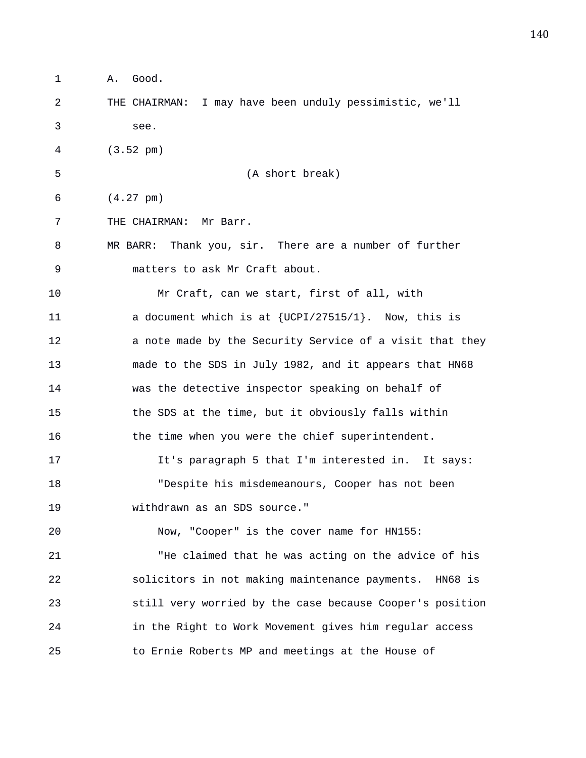A. Good.

THE CHAIRMAN: I may have been unduly pessimistic, we'll see.

(3.52 pm)

(A short break)

(4.27 pm)

THE CHAIRMAN: Mr Barr.

MR BARR: Thank you, sir. There are a number of further matters to ask Mr Craft about.

Mr Craft, can we start, first of all, with a document which is at {UCPI/27515/1}. Now, this is a note made by the Security Service of a visit that they made to the SDS in July 1982, and it appears that HN68 was the detective inspector speaking on behalf of the SDS at the time, but it obviously falls within the time when you were the chief superintendent.

It's paragraph 5 that I'm interested in. It says:

"Despite his misdemeanours, Cooper has not been withdrawn as an SDS source."

Now, "Cooper" is the cover name for HN155:

"He claimed that he was acting on the advice of his solicitors in not making maintenance payments. HN68 is still very worried by the case because Cooper's position in the Right to Work Movement gives him regular access to Ernie Roberts MP and meetings at the House of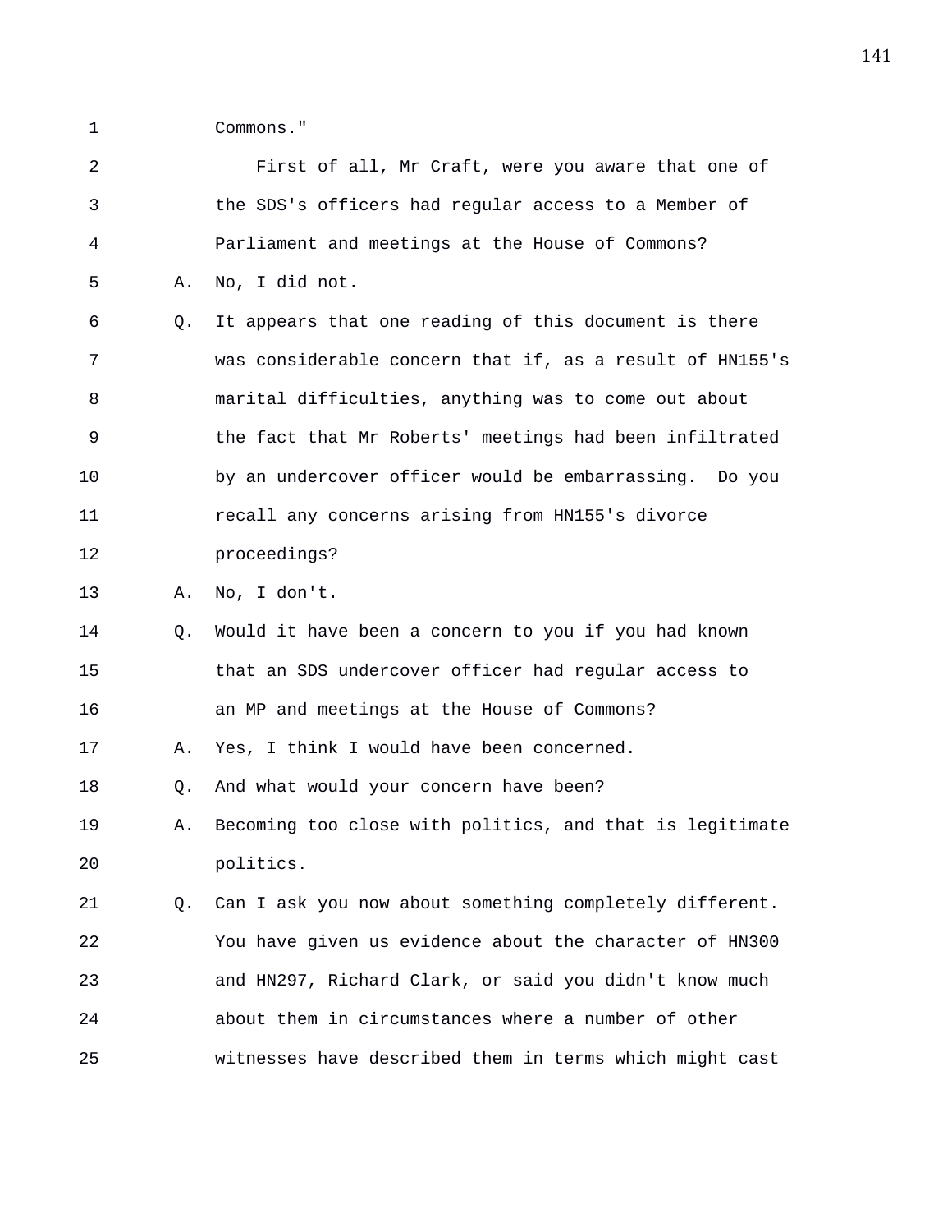Commons."

First of all, Mr Craft, were you aware that one of the SDS's officers had regular access to a Member of Parliament and meetings at the House of Commons?

A. No, I did not.

Q. It appears that one reading of this document is there was considerable concern that if, as a result of HN155's marital difficulties, anything was to come out about the fact that Mr Roberts' meetings had been infiltrated by an undercover officer would be embarrassing. Do you recall any concerns arising from HN155's divorce proceedings?

A. No, I don't.

Q. Would it have been a concern to you if you had known that an SDS undercover officer had regular access to an MP and meetings at the House of Commons?

A. Yes, I think I would have been concerned.

Q. And what would your concern have been?

A. Becoming too close with politics, and that is legitimate politics.

Q. Can I ask you now about something completely different. You have given us evidence about the character of HN300 and HN297, Richard Clark, or said you didn't know much about them in circumstances where a number of other witnesses have described them in terms which might cast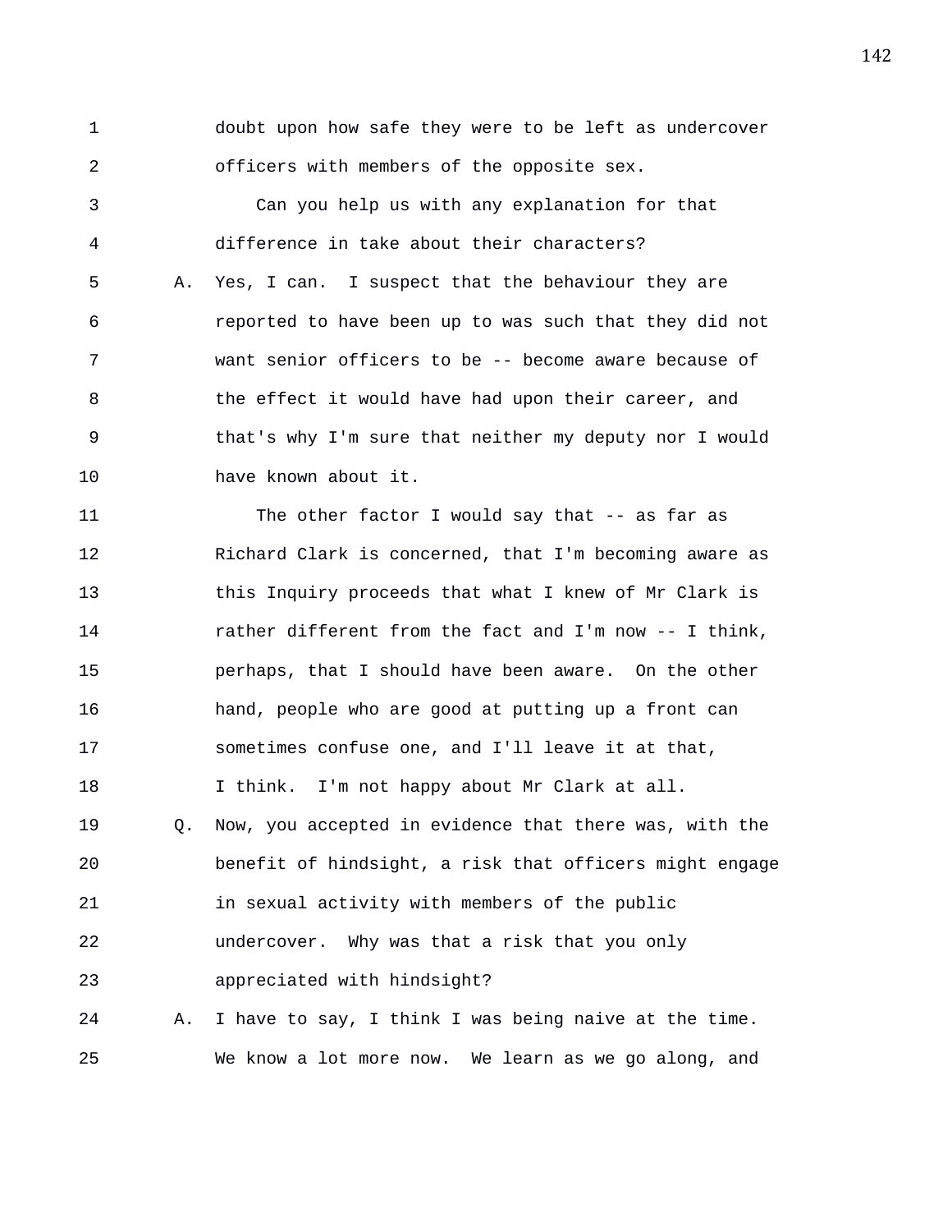doubt upon how safe they were to be left as undercover officers with members of the opposite sex.

Can you help us with any explanation for that difference in take about their characters?

A. Yes, I can. I suspect that the behaviour they are reported to have been up to was such that they did not want senior officers to be -- become aware because of the effect it would have had upon their career, and that's why I'm sure that neither my deputy nor I would have known about it.

The other factor I would say that -- as far as Richard Clark is concerned, that I'm becoming aware as this Inquiry proceeds that what I knew of Mr Clark is rather different from the fact and I'm now -- I think, perhaps, that I should have been aware. On the other hand, people who are good at putting up a front can sometimes confuse one, and I'll leave it at that, I think. I'm not happy about Mr Clark at all.

Q. Now, you accepted in evidence that there was, with the benefit of hindsight, a risk that officers might engage in sexual activity with members of the public undercover. Why was that a risk that you only appreciated with hindsight?

A. I have to say, I think I was being naive at the time. We know a lot more now. We learn as we go along, and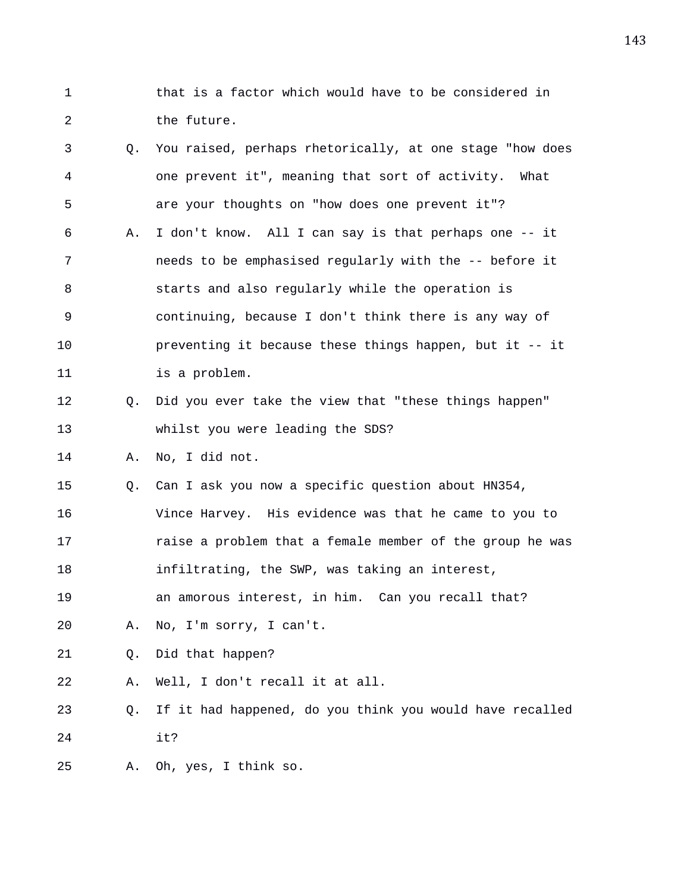1 that is a factor which would have to be considered in
2 the future.

3 Q. You raised, perhaps rhetorically, at one stage "how does
4 one prevent it", meaning that sort of activity. What
5 are your thoughts on "how does one prevent it"?

6 A. I don't know. All I can say is that perhaps one -- it
7 needs to be emphasised regularly with the -- before it
8 starts and also regularly while the operation is
9 continuing, because I don't think there is any way of
10 preventing it because these things happen, but it -- it
11 is a problem.

12 Q. Did you ever take the view that "these things happen"
13 whilst you were leading the SDS?

14 A. No, I did not.

15 Q. Can I ask you now a specific question about HN354,
16 Vince Harvey. His evidence was that he came to you to
17 raise a problem that a female member of the group he was
18 infiltrating, the SWP, was taking an interest,
19 an amorous interest, in him. Can you recall that?

20 A. No, I'm sorry, I can't.

21 Q. Did that happen?

22 A. Well, I don't recall it at all.

23 Q. If it had happened, do you think you would have recalled
24 it?

25 A. Oh, yes, I think so.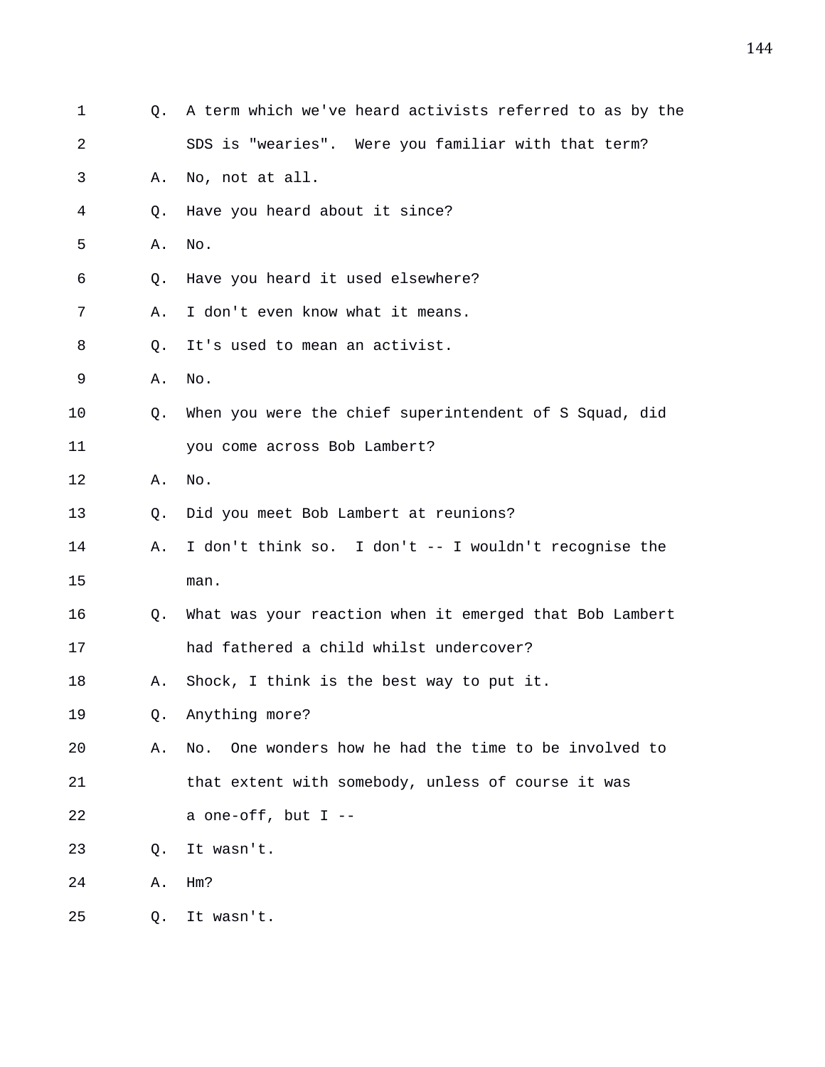1 Q. A term which we've heard activists referred to as by the
2 SDS is "wearies". Were you familiar with that term?
3 A. No, not at all.
4 Q. Have you heard about it since?
5 A. No.
6 Q. Have you heard it used elsewhere?
7 A. I don't even know what it means.
8 Q. It's used to mean an activist.
9 A. No.
10 Q. When you were the chief superintendent of S Squad, did
11 you come across Bob Lambert?
12 A. No.
13 Q. Did you meet Bob Lambert at reunions?
14 A. I don't think so. I don't -- I wouldn't recognise the
15 man.
16 Q. What was your reaction when it emerged that Bob Lambert
17 had fathered a child whilst undercover?
18 A. Shock, I think is the best way to put it.
19 Q. Anything more?
20 A. No. One wonders how he had the time to be involved to
21 that extent with somebody, unless of course it was
22 a one-off, but I --
23 Q. It wasn't.
24 A. Hm?
25 Q. It wasn't.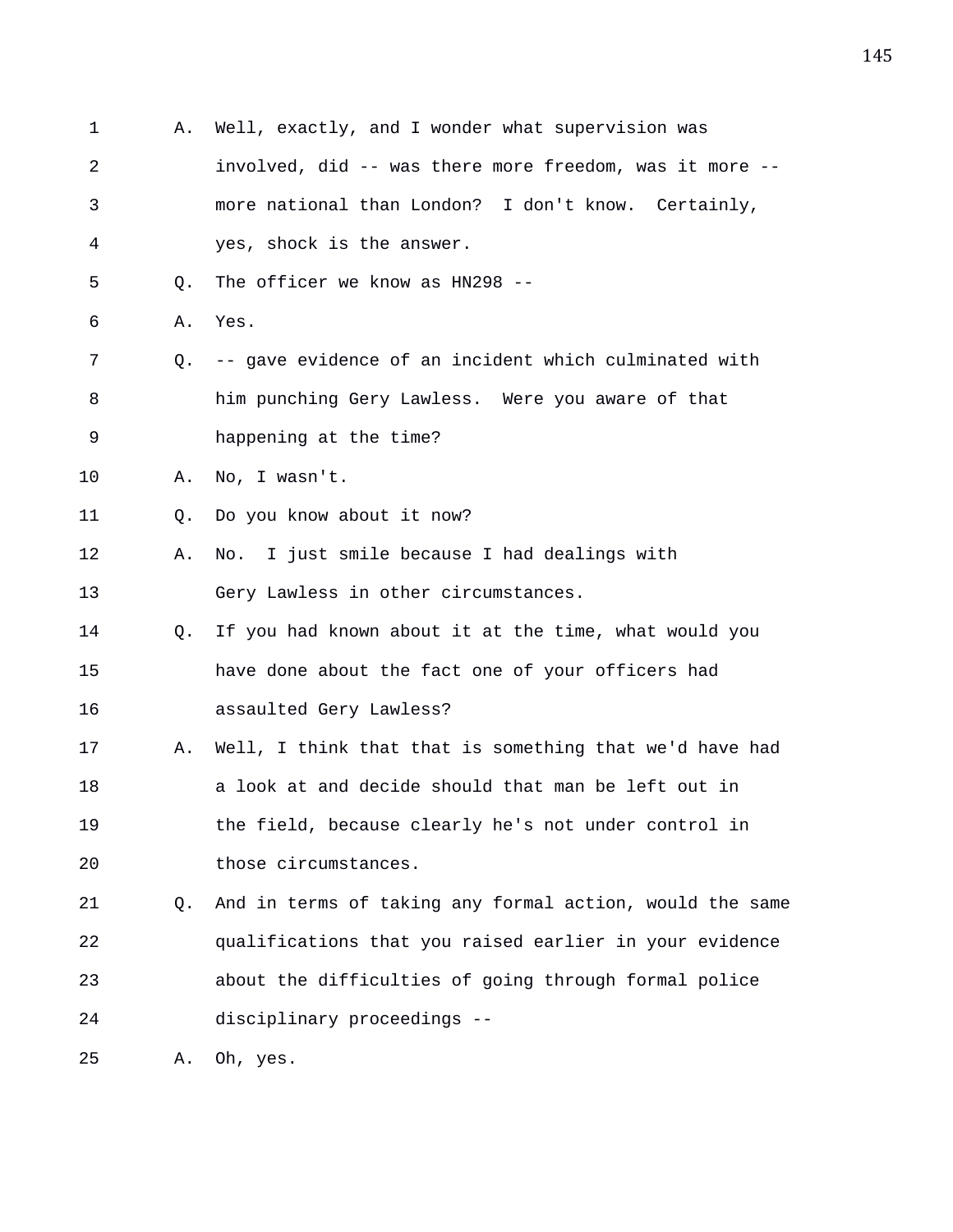1 A. Well, exactly, and I wonder what supervision was
2 involved, did -- was there more freedom, was it more --
3 more national than London? I don't know. Certainly,
4 yes, shock is the answer.
5 Q. The officer we know as HN298 --
6 A. Yes.
7 Q. -- gave evidence of an incident which culminated with
8 him punching Gery Lawless. Were you aware of that
9 happening at the time?
10 A. No, I wasn't.
11 Q. Do you know about it now?
12 A. No. I just smile because I had dealings with
13 Gery Lawless in other circumstances.
14 Q. If you had known about it at the time, what would you
15 have done about the fact one of your officers had
16 assaulted Gery Lawless?
17 A. Well, I think that that is something that we'd have had
18 a look at and decide should that man be left out in
19 the field, because clearly he's not under control in
20 those circumstances.
21 Q. And in terms of taking any formal action, would the same
22 qualifications that you raised earlier in your evidence
23 about the difficulties of going through formal police
24 disciplinary proceedings --
25 A. Oh, yes.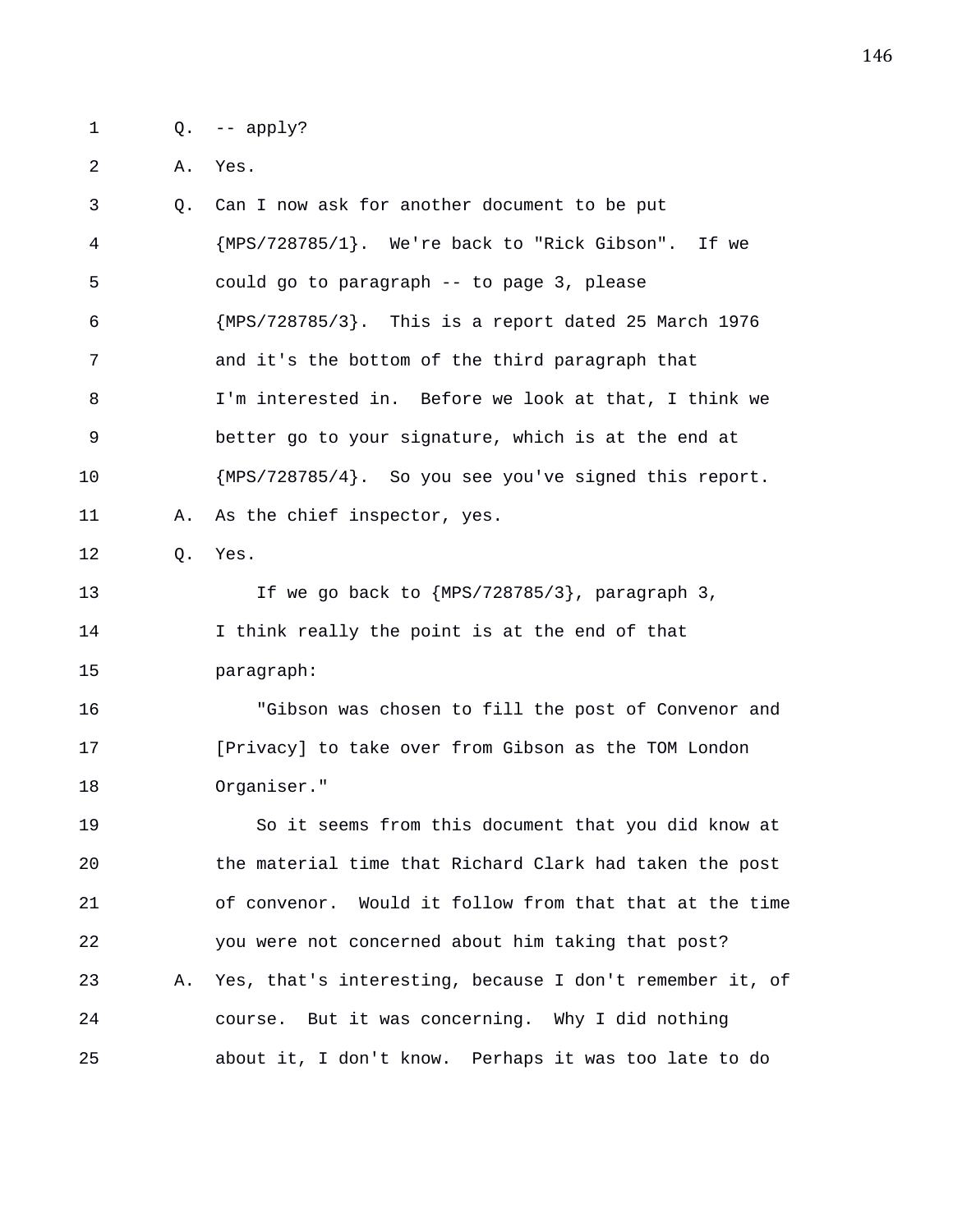1 Q. -- apply?

2 A. Yes.

3 Q. Can I now ask for another document to be put

4 {MPS/728785/1}. We're back to "Rick Gibson". If we

5 could go to paragraph -- to page 3, please

6 {MPS/728785/3}. This is a report dated 25 March 1976

7 and it's the bottom of the third paragraph that

8 I'm interested in. Before we look at that, I think we

9 better go to your signature, which is at the end at

10 {MPS/728785/4}. So you see you've signed this report.

11 A. As the chief inspector, yes.

12 Q. Yes.

13 If we go back to {MPS/728785/3}, paragraph 3,

14 I think really the point is at the end of that

15 paragraph:

16 "Gibson was chosen to fill the post of Convenor and

17 [Privacy] to take over from Gibson as the TOM London

18 Organiser."

19 So it seems from this document that you did know at

20 the material time that Richard Clark had taken the post

21 of convenor. Would it follow from that that at the time

22 you were not concerned about him taking that post?

23 A. Yes, that's interesting, because I don't remember it, of

24 course. But it was concerning. Why I did nothing

25 about it, I don't know. Perhaps it was too late to do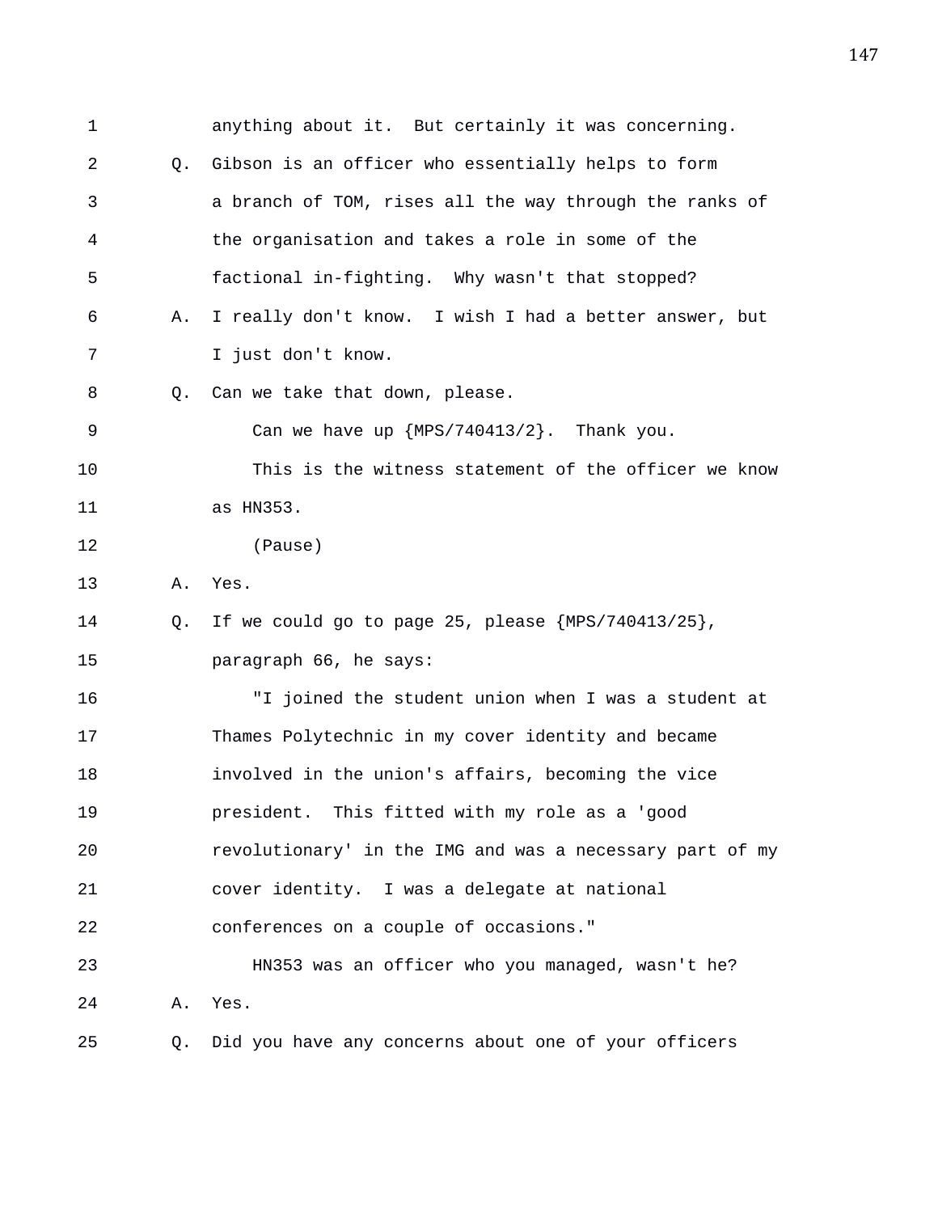1 anything about it. But certainly it was concerning.

2 Q. Gibson is an officer who essentially helps to form

3 a branch of TOM, rises all the way through the ranks of

4 the organisation and takes a role in some of the

5 factional in-fighting. Why wasn't that stopped?

6 A. I really don't know. I wish I had a better answer, but

7 I just don't know.

8 Q. Can we take that down, please.

9 Can we have up {MPS/740413/2}. Thank you.

10 This is the witness statement of the officer we know

11 as HN353.

12 (Pause)

13 A. Yes.

14 Q. If we could go to page 25, please {MPS/740413/25},

15 paragraph 66, he says:

16 "I joined the student union when I was a student at

17 Thames Polytechnic in my cover identity and became

18 involved in the union's affairs, becoming the vice

19 president. This fitted with my role as a 'good

20 revolutionary' in the IMG and was a necessary part of my

21 cover identity. I was a delegate at national

22 conferences on a couple of occasions."

23 HN353 was an officer who you managed, wasn't he?

24 A. Yes.

25 Q. Did you have any concerns about one of your officers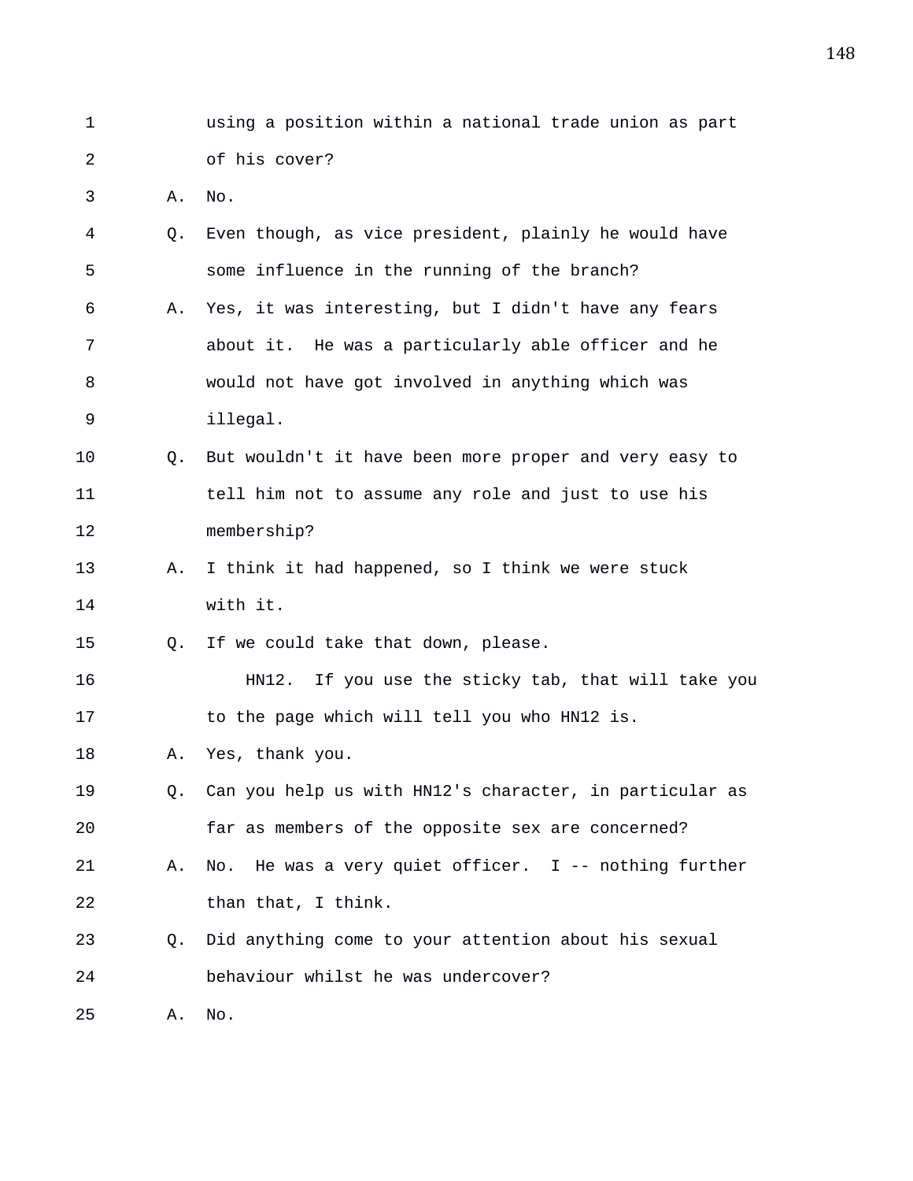1 using a position within a national trade union as part
2 of his cover?

3 A. No.

4 Q. Even though, as vice president, plainly he would have
5 some influence in the running of the branch?

6 A. Yes, it was interesting, but I didn't have any fears
7 about it. He was a particularly able officer and he
8 would not have got involved in anything which was
9 illegal.

10 Q. But wouldn't it have been more proper and very easy to
11 tell him not to assume any role and just to use his
12 membership?

13 A. I think it had happened, so I think we were stuck
14 with it.

15 Q. If we could take that down, please.

16 HN12. If you use the sticky tab, that will take you
17 to the page which will tell you who HN12 is.

18 A. Yes, thank you.

19 Q. Can you help us with HN12's character, in particular as
20 far as members of the opposite sex are concerned?

21 A. No. He was a very quiet officer. I -- nothing further
22 than that, I think.

23 Q. Did anything come to your attention about his sexual
24 behaviour whilst he was undercover?

25 A. No.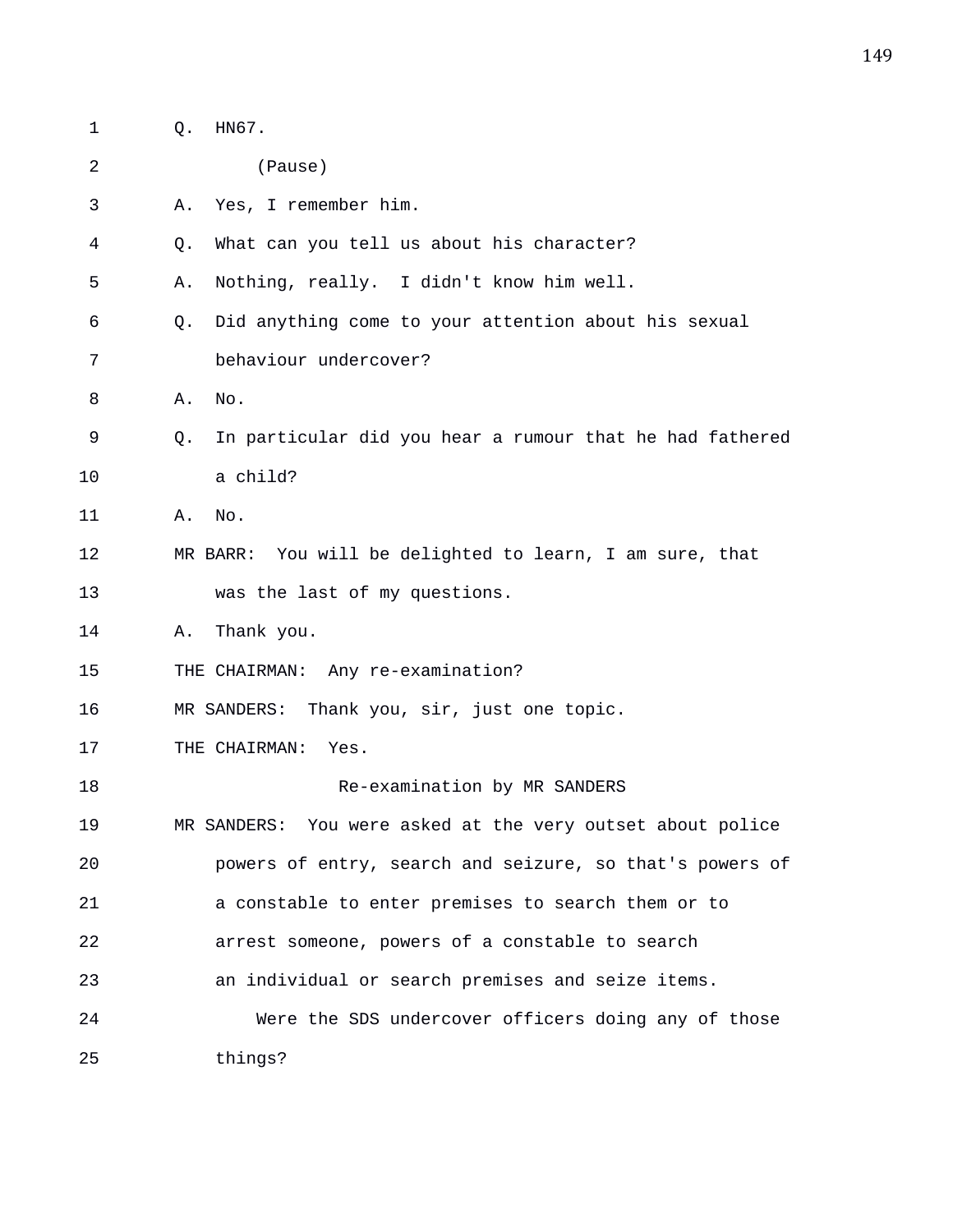Q. HN67.

(Pause)

A. Yes, I remember him.

Q. What can you tell us about his character?

A. Nothing, really. I didn't know him well.

Q. Did anything come to your attention about his sexual behaviour undercover?

A. No.

Q. In particular did you hear a rumour that he had fathered a child?

A. No.

MR BARR: You will be delighted to learn, I am sure, that was the last of my questions.

A. Thank you.

THE CHAIRMAN: Any re-examination?

MR SANDERS: Thank you, sir, just one topic.

THE CHAIRMAN: Yes.

Re-examination by MR SANDERS

MR SANDERS: You were asked at the very outset about police powers of entry, search and seizure, so that's powers of a constable to enter premises to search them or to arrest someone, powers of a constable to search an individual or search premises and seize items.

Were the SDS undercover officers doing any of those things?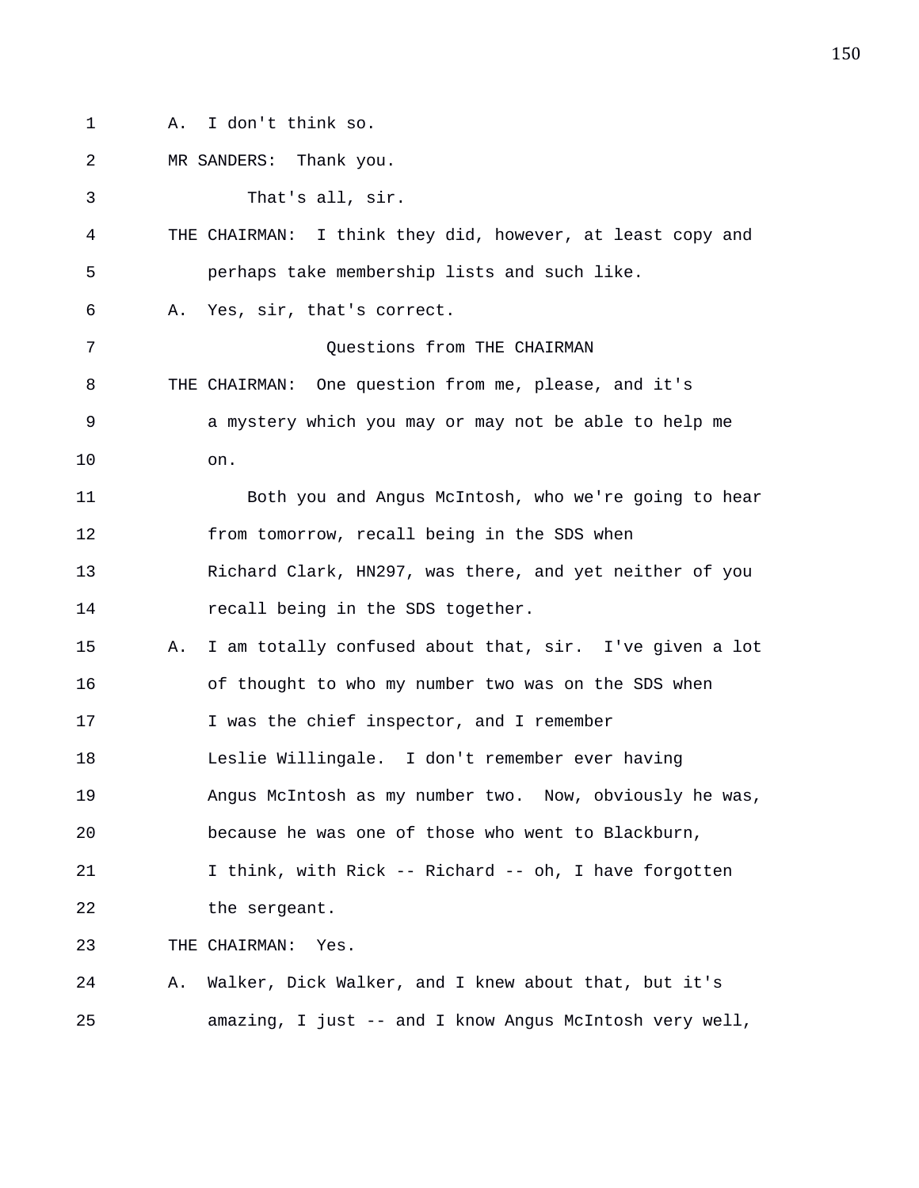A. I don't think so.

MR SANDERS: Thank you.

That's all, sir.

THE CHAIRMAN: I think they did, however, at least copy and perhaps take membership lists and such like.

A. Yes, sir, that's correct.

Questions from THE CHAIRMAN

THE CHAIRMAN: One question from me, please, and it's a mystery which you may or may not be able to help me on.

Both you and Angus McIntosh, who we're going to hear from tomorrow, recall being in the SDS when Richard Clark, HN297, was there, and yet neither of you recall being in the SDS together.

A. I am totally confused about that, sir. I've given a lot of thought to who my number two was on the SDS when I was the chief inspector, and I remember Leslie Willingale. I don't remember ever having Angus McIntosh as my number two. Now, obviously he was, because he was one of those who went to Blackburn, I think, with Rick -- Richard -- oh, I have forgotten the sergeant.

THE CHAIRMAN: Yes.

A. Walker, Dick Walker, and I knew about that, but it's amazing, I just -- and I know Angus McIntosh very well,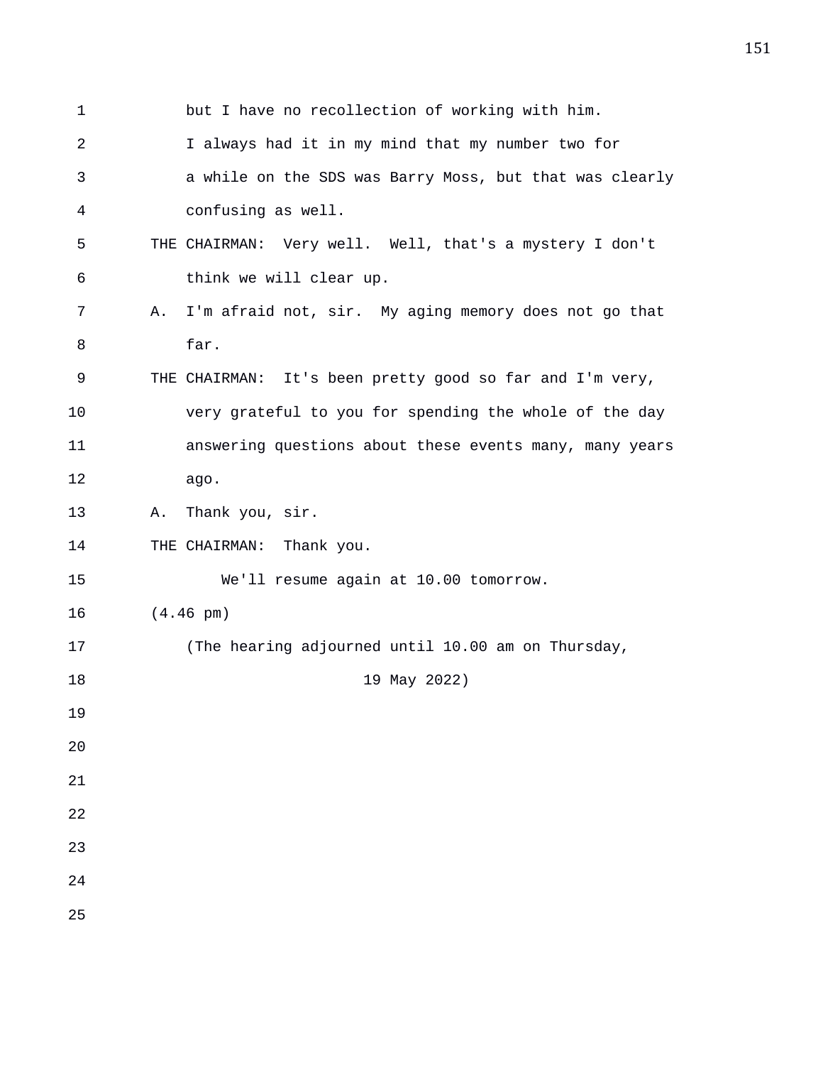but I have no recollection of working with him.

I always had it in my mind that my number two for a while on the SDS was Barry Moss, but that was clearly confusing as well.

THE CHAIRMAN: Very well. Well, that's a mystery I don't think we will clear up.

A. I'm afraid not, sir. My aging memory does not go that far.

THE CHAIRMAN: It's been pretty good so far and I'm very, very grateful to you for spending the whole of the day answering questions about these events many, many years ago.

A. Thank you, sir.

THE CHAIRMAN: Thank you.

We'll resume again at 10.00 tomorrow.

(4.46 pm)

(The hearing adjourned until 10.00 am on Thursday, 19 May 2022)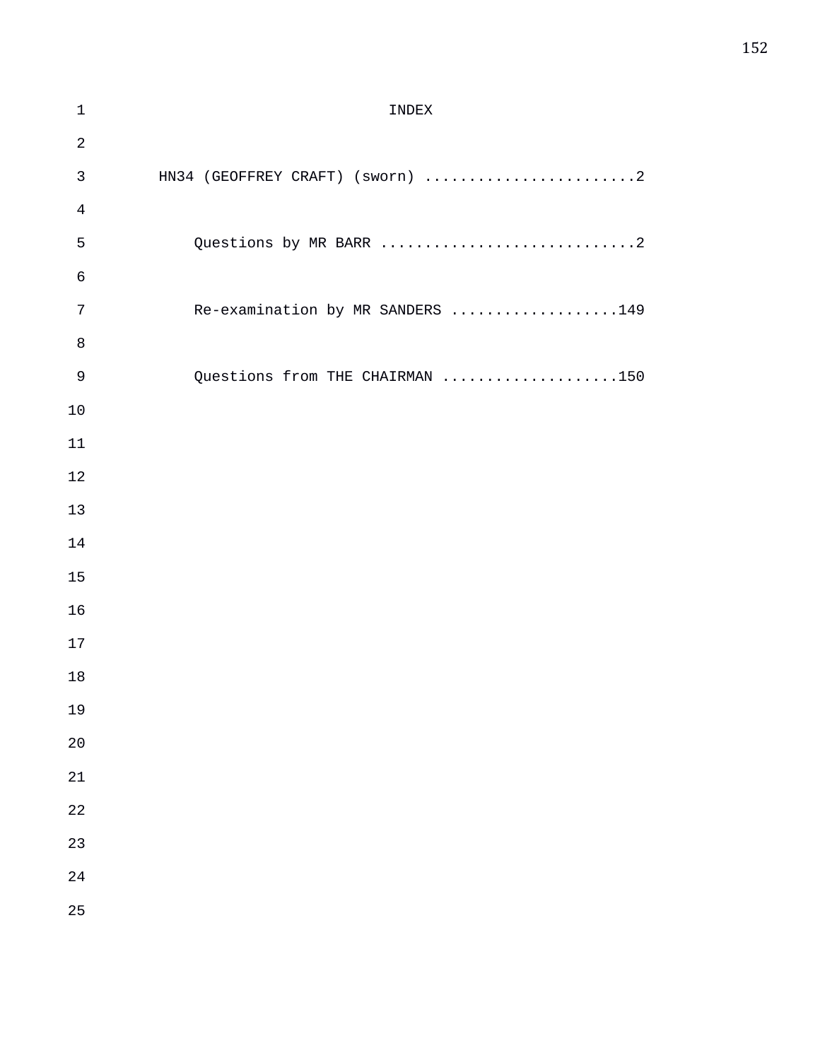# INDEX

HN34 (GEOFFREY CRAFT) (sworn) ........................2

Questions by MR BARR ............................2

Re-examination by MR SANDERS ...................149

Questions from THE CHAIRMAN ....................150